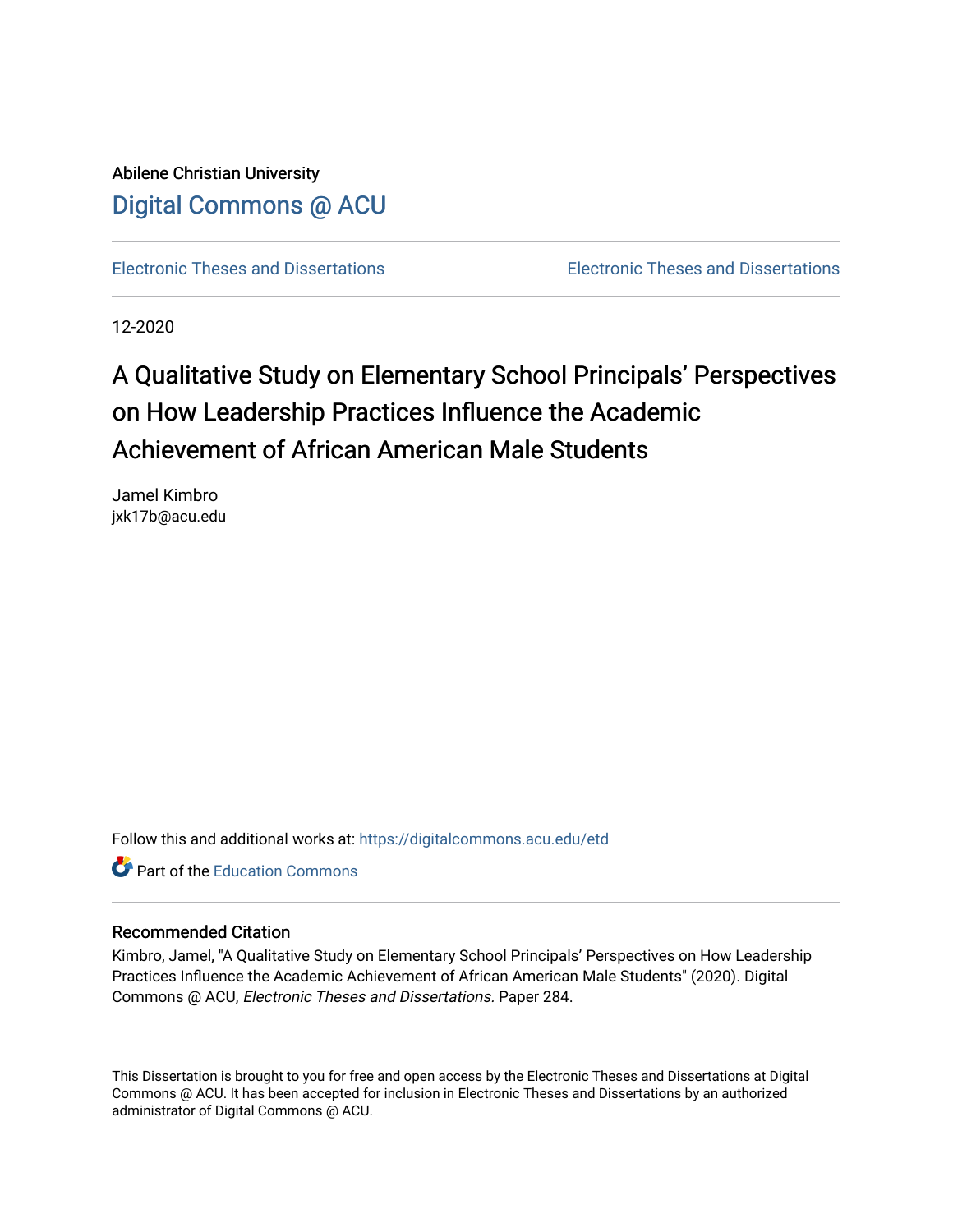Abilene Christian University

Digital Commons @ ACU

Electronic Theses and Dissertations | Electronic Theses and Dissertations

12-2020

# A Qualitative Study on Elementary School Principals' Perspectives on How Leadership Practices Influence the Academic Achievement of African American Male Students

Jamel Kimbro
jxk17b@acu.edu

Follow this and additional works at: https://digitalcommons.acu.edu/etd

Part of the Education Commons

## Recommended Citation

Kimbro, Jamel, "A Qualitative Study on Elementary School Principals' Perspectives on How Leadership Practices Influence the Academic Achievement of African American Male Students" (2020). Digital Commons @ ACU, *Electronic Theses and Dissertations.* Paper 284.

This Dissertation is brought to you for free and open access by the Electronic Theses and Dissertations at Digital Commons @ ACU. It has been accepted for inclusion in Electronic Theses and Dissertations by an authorized administrator of Digital Commons @ ACU.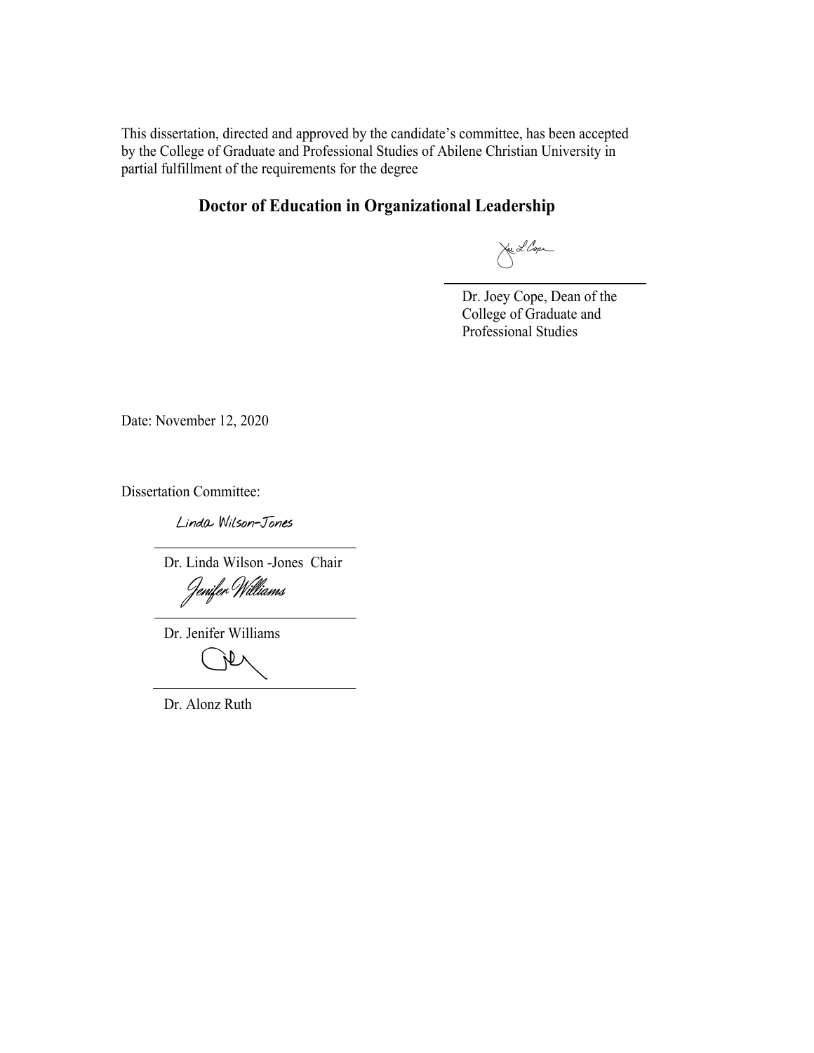This dissertation, directed and approved by the candidate's committee, has been accepted by the College of Graduate and Professional Studies of Abilene Christian University in partial fulfillment of the requirements for the degree

**Doctor of Education in Organizational Leadership**

Dr. Joey Cope, Dean of the College of Graduate and Professional Studies

Date: November 12, 2020

Dissertation Committee:

Linda Wilson-Jones

Dr. Linda Wilson -Jones Chair

Jenifer Williams

Dr. Jenifer Williams

Dr. Alonz Ruth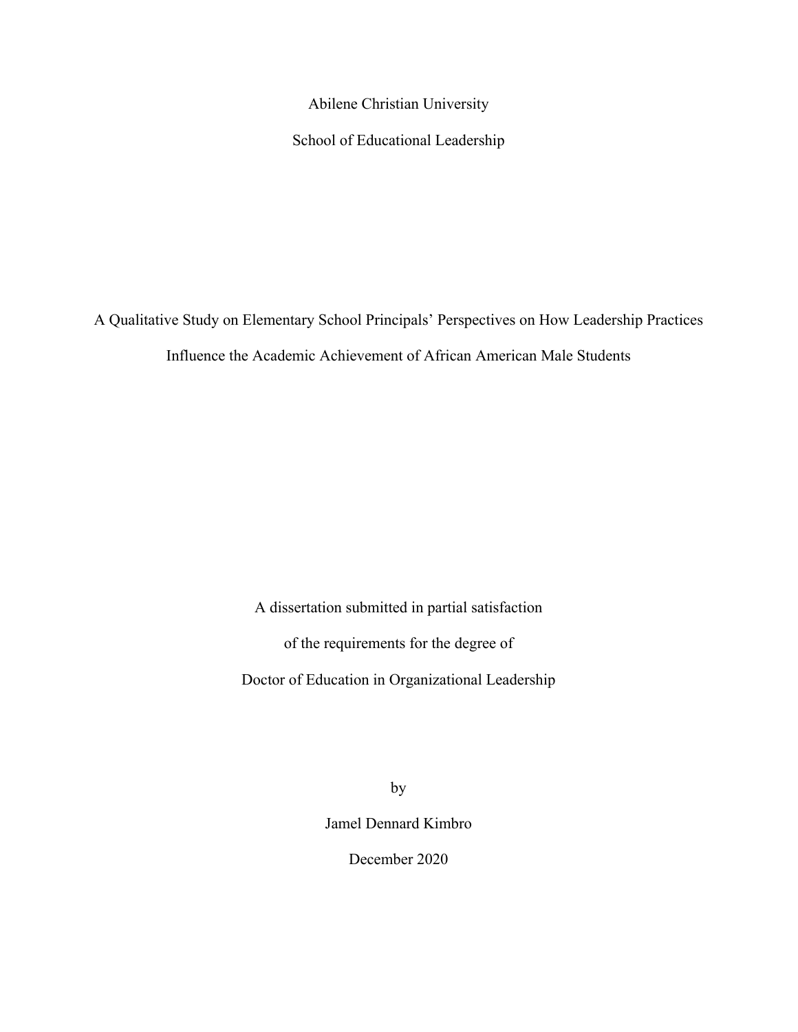Abilene Christian University

School of Educational Leadership

A Qualitative Study on Elementary School Principals' Perspectives on How Leadership Practices Influence the Academic Achievement of African American Male Students

A dissertation submitted in partial satisfaction

of the requirements for the degree of

Doctor of Education in Organizational Leadership

by

Jamel Dennard Kimbro

December 2020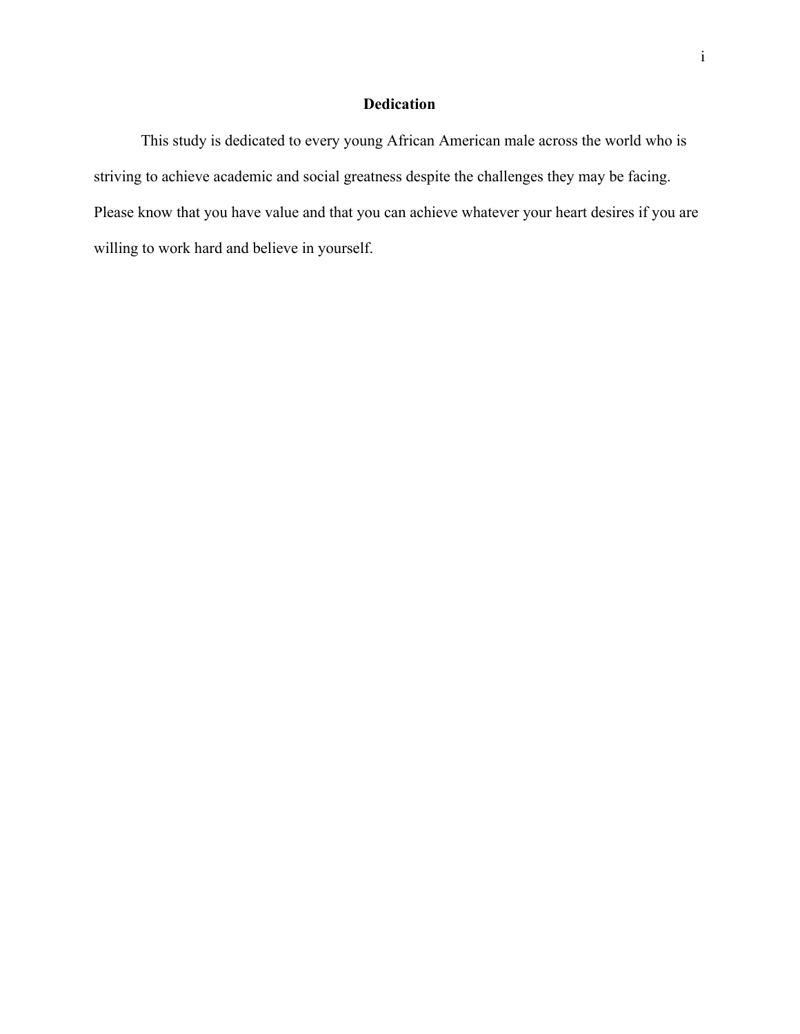# Dedication

This study is dedicated to every young African American male across the world who is striving to achieve academic and social greatness despite the challenges they may be facing. Please know that you have value and that you can achieve whatever your heart desires if you are willing to work hard and believe in yourself.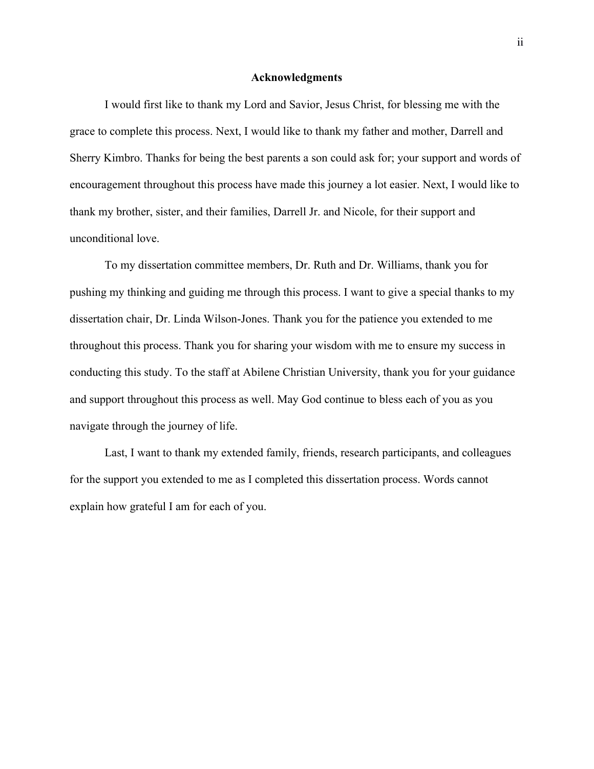## Acknowledgments

I would first like to thank my Lord and Savior, Jesus Christ, for blessing me with the grace to complete this process. Next, I would like to thank my father and mother, Darrell and Sherry Kimbro. Thanks for being the best parents a son could ask for; your support and words of encouragement throughout this process have made this journey a lot easier. Next, I would like to thank my brother, sister, and their families, Darrell Jr. and Nicole, for their support and unconditional love.

To my dissertation committee members, Dr. Ruth and Dr. Williams, thank you for pushing my thinking and guiding me through this process. I want to give a special thanks to my dissertation chair, Dr. Linda Wilson-Jones. Thank you for the patience you extended to me throughout this process. Thank you for sharing your wisdom with me to ensure my success in conducting this study. To the staff at Abilene Christian University, thank you for your guidance and support throughout this process as well. May God continue to bless each of you as you navigate through the journey of life.

Last, I want to thank my extended family, friends, research participants, and colleagues for the support you extended to me as I completed this dissertation process. Words cannot explain how grateful I am for each of you.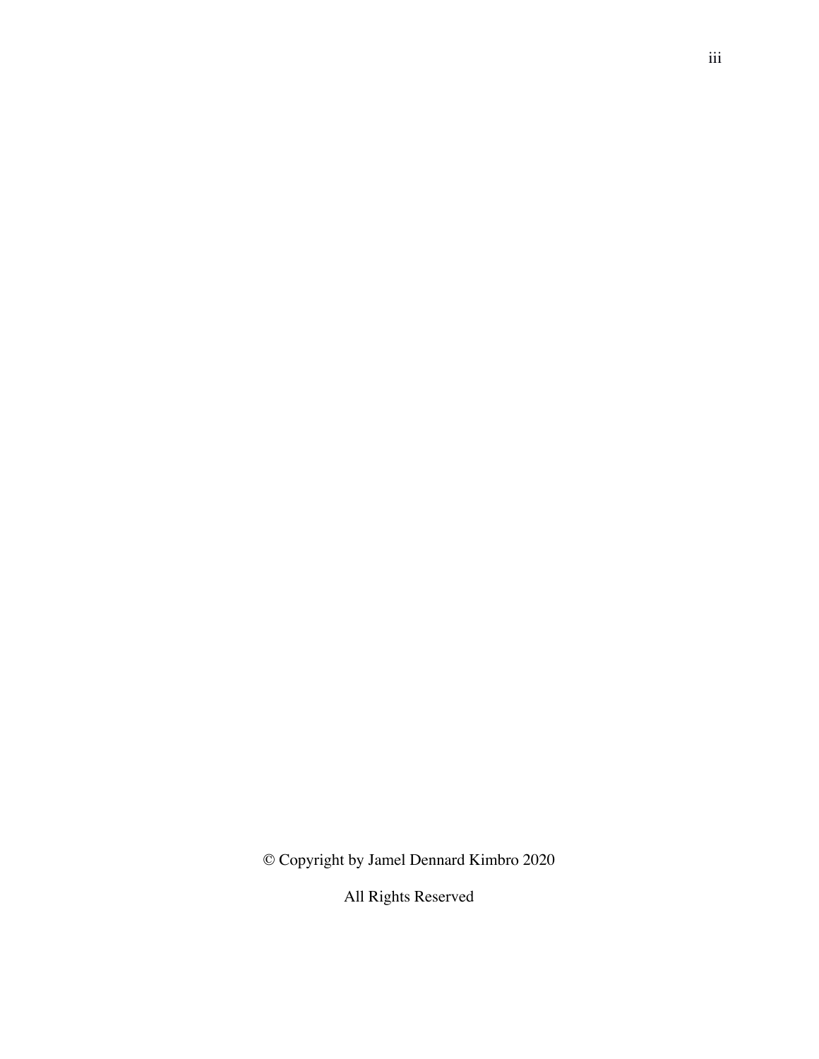© Copyright by Jamel Dennard Kimbro 2020

All Rights Reserved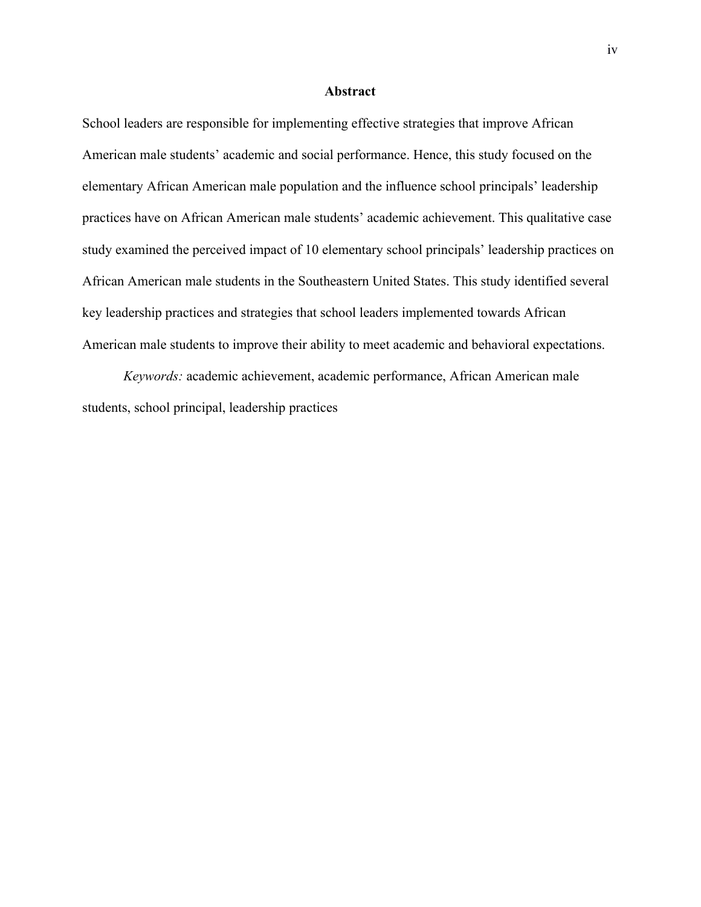# Abstract

School leaders are responsible for implementing effective strategies that improve African American male students' academic and social performance. Hence, this study focused on the elementary African American male population and the influence school principals' leadership practices have on African American male students' academic achievement. This qualitative case study examined the perceived impact of 10 elementary school principals' leadership practices on African American male students in the Southeastern United States. This study identified several key leadership practices and strategies that school leaders implemented towards African American male students to improve their ability to meet academic and behavioral expectations.

*Keywords:* academic achievement, academic performance, African American male students, school principal, leadership practices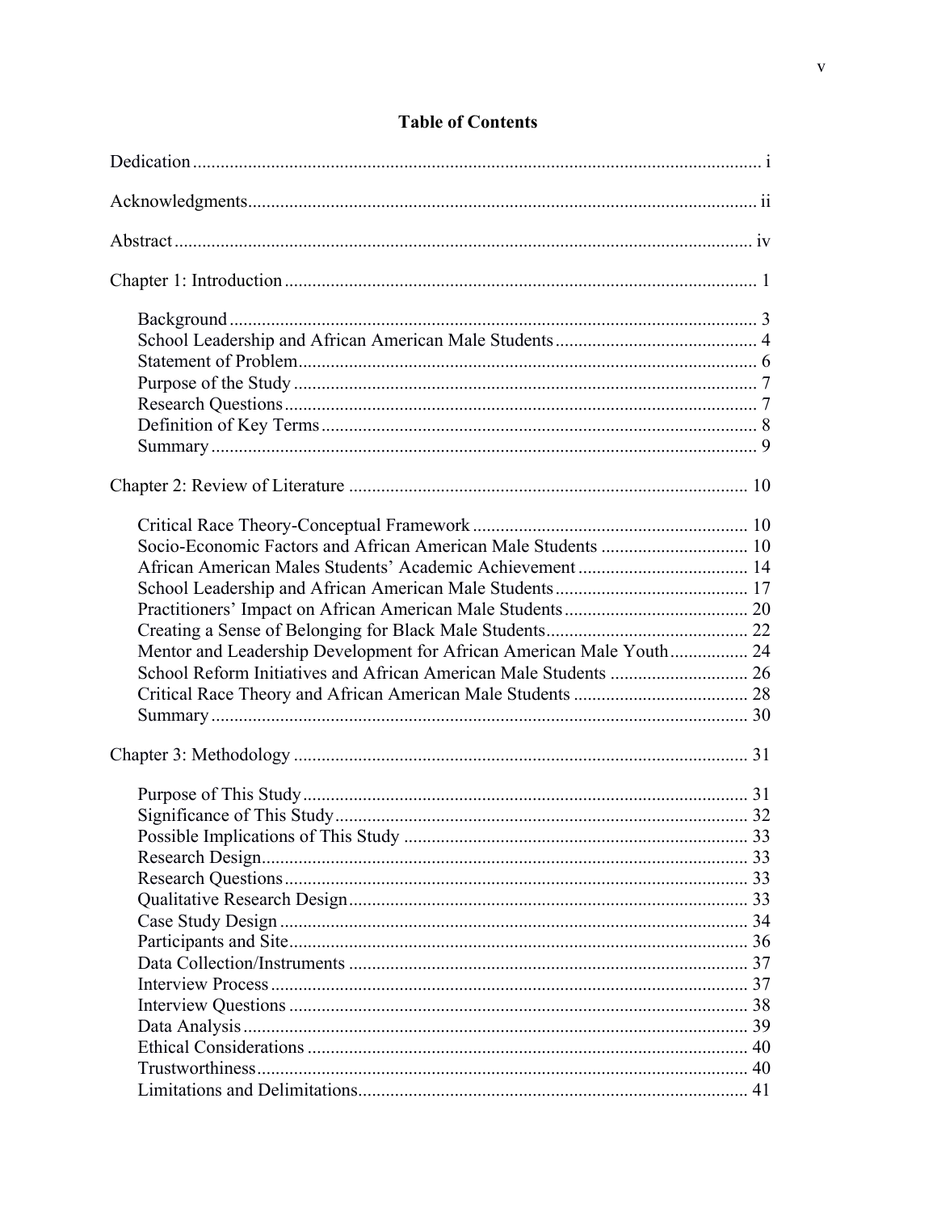# Table of Contents

Dedication ........................................................................................................................ i

Acknowledgments.......................................................................................................... ii

Abstract ......................................................................................................................... iv

Chapter 1: Introduction ................................................................................................... 1

- Background ............................................................................................................... 3
- School Leadership and African American Male Students ......................................... 4
- Statement of Problem................................................................................................. 6
- Purpose of the Study .................................................................................................. 7
- Research Questions .................................................................................................... 7
- Definition of Key Terms ............................................................................................. 8
- Summary .................................................................................................................... 9

Chapter 2: Review of Literature .................................................................................... 10

- Critical Race Theory-Conceptual Framework .......................................................... 10
- Socio-Economic Factors and African American Male Students ............................... 10
- African American Males Students' Academic Achievement ................................... 14
- School Leadership and African American Male Students ........................................ 17
- Practitioners' Impact on African American Male Students ....................................... 20
- Creating a Sense of Belonging for Black Male Students ........................................... 22
- Mentor and Leadership Development for African American Male Youth................ 24
- School Reform Initiatives and African American Male Students ............................. 26
- Critical Race Theory and African American Male Students ..................................... 28
- Summary .................................................................................................................. 30

Chapter 3: Methodology ................................................................................................ 31

- Purpose of This Study .............................................................................................. 31
- Significance of This Study ....................................................................................... 32
- Possible Implications of This Study ......................................................................... 33
- Research Design ....................................................................................................... 33
- Research Questions .................................................................................................. 33
- Qualitative Research Design .................................................................................... 33
- Case Study Design .................................................................................................... 34
- Participants and Site ................................................................................................. 36
- Data Collection/Instruments ..................................................................................... 37
- Interview Process ..................................................................................................... 37
- Interview Questions ................................................................................................. 38
- Data Analysis ........................................................................................................... 39
- Ethical Considerations .............................................................................................. 40
- Trustworthiness ........................................................................................................ 40
- Limitations and Delimitations .................................................................................. 41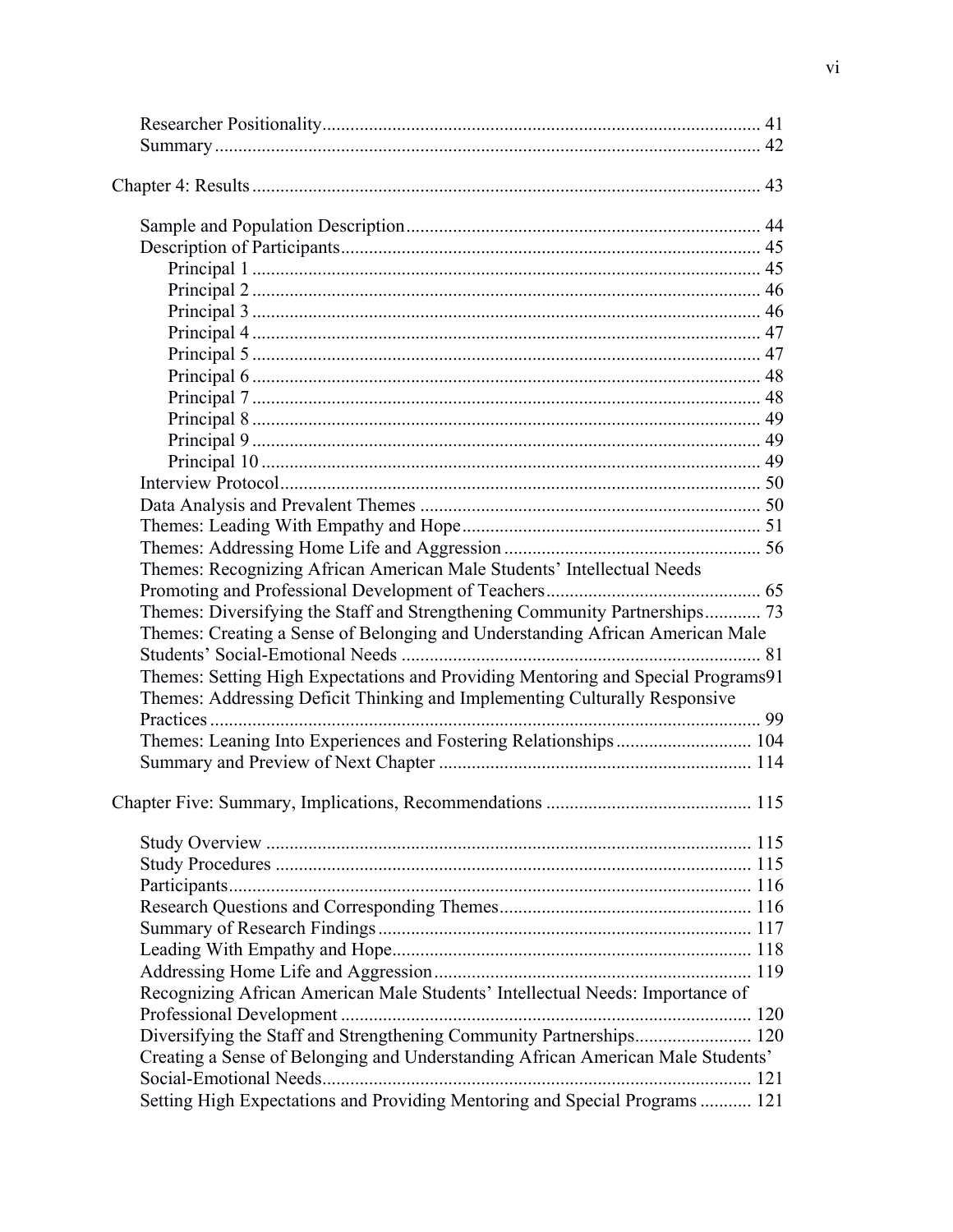Researcher Positionality 41
Summary 42

Chapter 4: Results 43

Sample and Population Description 44
Description of Participants 45
Principal 1 45
Principal 2 46
Principal 3 46
Principal 4 47
Principal 5 47
Principal 6 48
Principal 7 48
Principal 8 49
Principal 9 49
Principal 10 49
Interview Protocol 50
Data Analysis and Prevalent Themes 50
Themes: Leading With Empathy and Hope 51
Themes: Addressing Home Life and Aggression 56
Themes: Recognizing African American Male Students' Intellectual Needs Promoting and Professional Development of Teachers 65
Themes: Diversifying the Staff and Strengthening Community Partnerships 73
Themes: Creating a Sense of Belonging and Understanding African American Male Students' Social-Emotional Needs 81
Themes: Setting High Expectations and Providing Mentoring and Special Programs 91
Themes: Addressing Deficit Thinking and Implementing Culturally Responsive Practices 99
Themes: Leaning Into Experiences and Fostering Relationships 104
Summary and Preview of Next Chapter 114

Chapter Five: Summary, Implications, Recommendations 115

Study Overview 115
Study Procedures 115
Participants 116
Research Questions and Corresponding Themes 116
Summary of Research Findings 117
Leading With Empathy and Hope 118
Addressing Home Life and Aggression 119
Recognizing African American Male Students' Intellectual Needs: Importance of Professional Development 120
Diversifying the Staff and Strengthening Community Partnerships 120
Creating a Sense of Belonging and Understanding African American Male Students' Social-Emotional Needs 121
Setting High Expectations and Providing Mentoring and Special Programs 121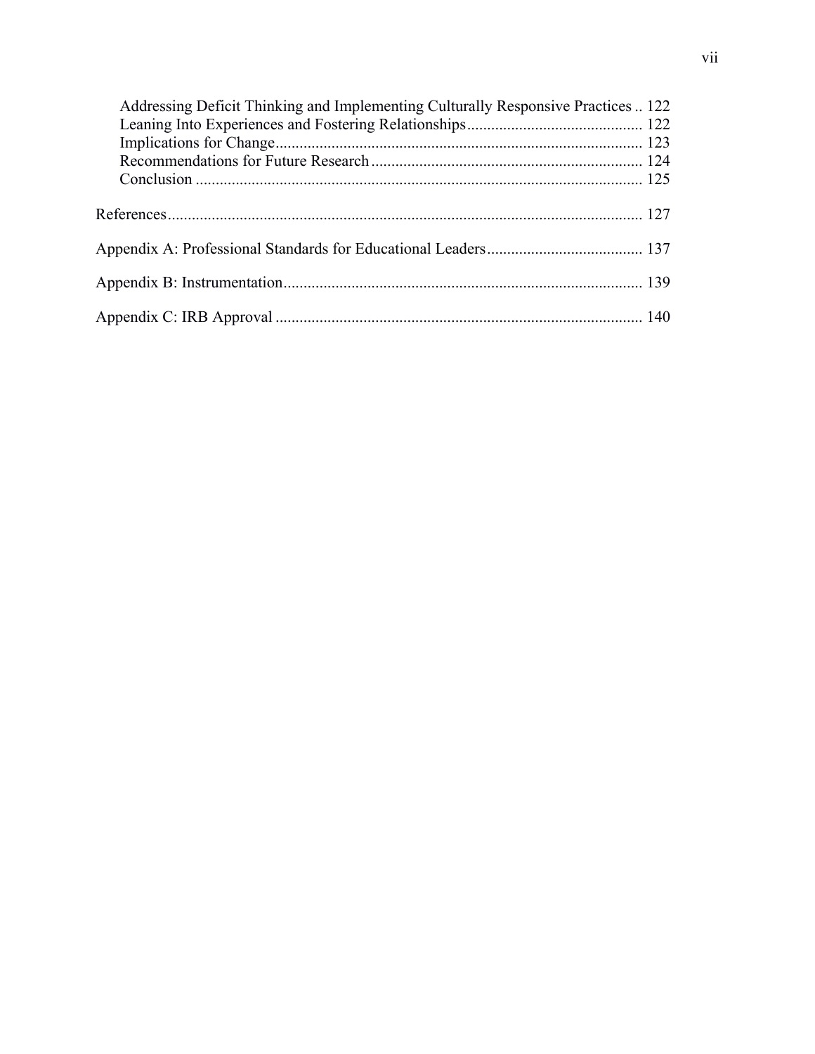Addressing Deficit Thinking and Implementing Culturally Responsive Practices .. 122
Leaning Into Experiences and Fostering Relationships ........................................... 122
Implications for Change ........................................................................................... 123
Recommendations for Future Research .................................................................... 124
Conclusion ............................................................................................................... 125

References ...................................................................................................................... 127

Appendix A: Professional Standards for Educational Leaders ....................................... 137

Appendix B: Instrumentation ......................................................................................... 139

Appendix C: IRB Approval ............................................................................................ 140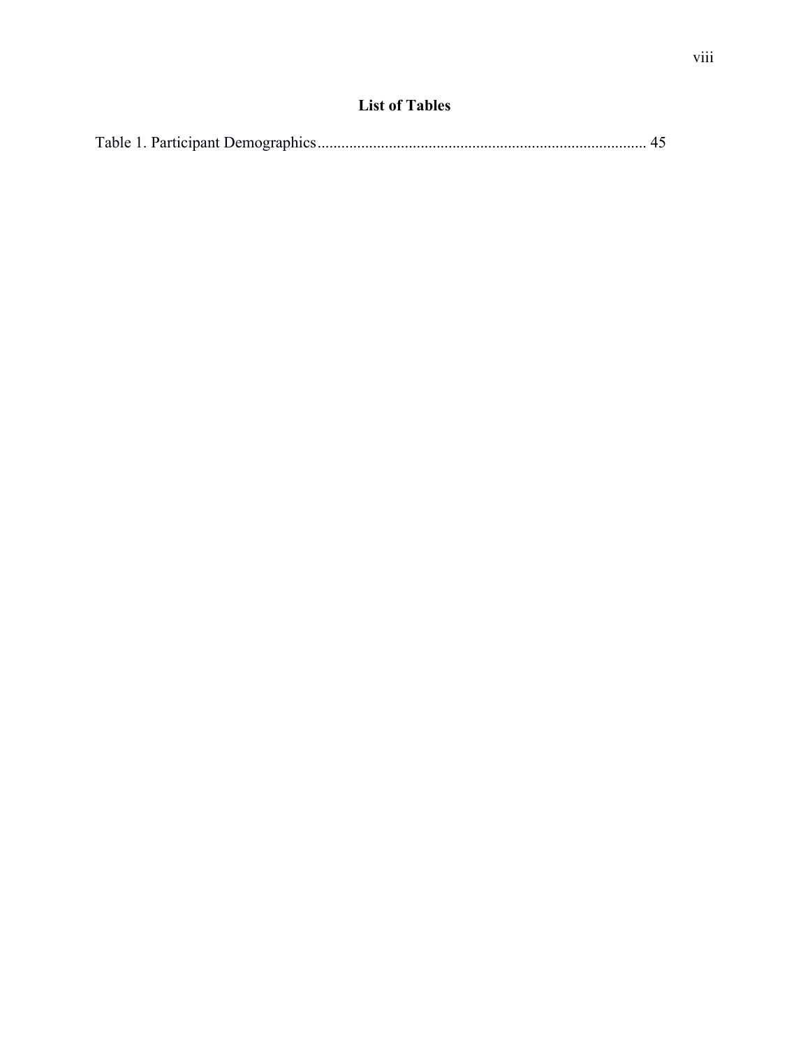# List of Tables

Table 1. Participant Demographics.................................................................................. 45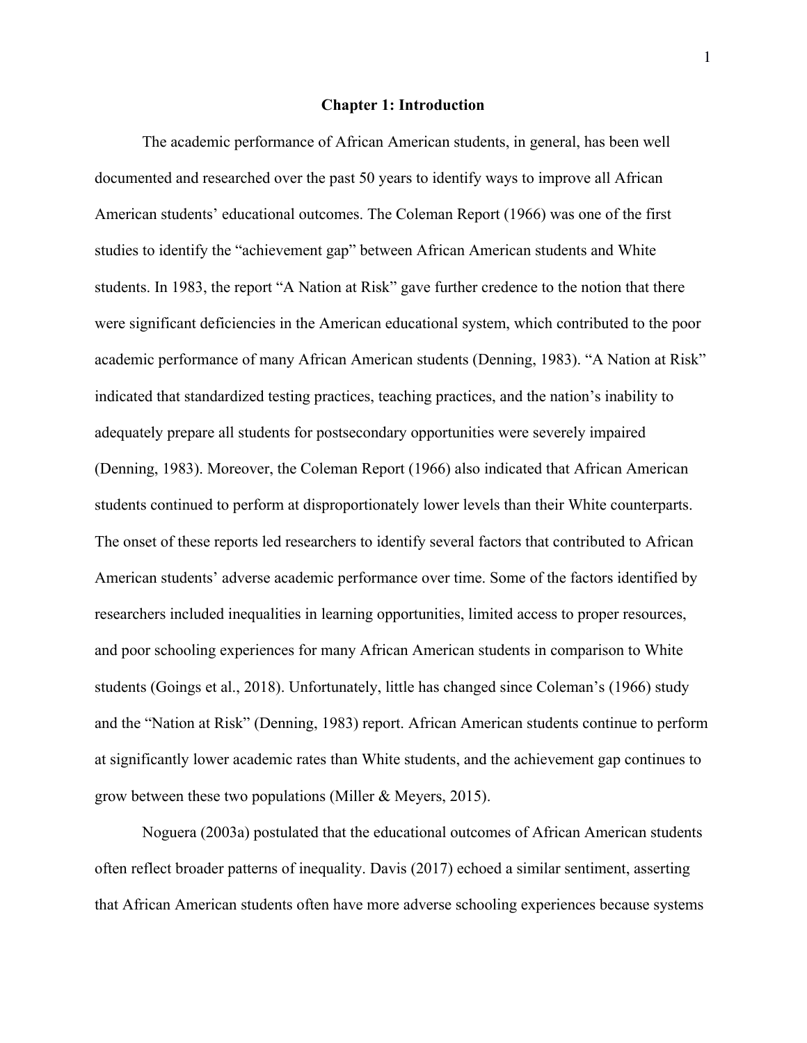# Chapter 1: Introduction

The academic performance of African American students, in general, has been well documented and researched over the past 50 years to identify ways to improve all African American students' educational outcomes. The Coleman Report (1966) was one of the first studies to identify the "achievement gap" between African American students and White students. In 1983, the report "A Nation at Risk" gave further credence to the notion that there were significant deficiencies in the American educational system, which contributed to the poor academic performance of many African American students (Denning, 1983). "A Nation at Risk" indicated that standardized testing practices, teaching practices, and the nation's inability to adequately prepare all students for postsecondary opportunities were severely impaired (Denning, 1983). Moreover, the Coleman Report (1966) also indicated that African American students continued to perform at disproportionately lower levels than their White counterparts. The onset of these reports led researchers to identify several factors that contributed to African American students' adverse academic performance over time. Some of the factors identified by researchers included inequalities in learning opportunities, limited access to proper resources, and poor schooling experiences for many African American students in comparison to White students (Goings et al., 2018). Unfortunately, little has changed since Coleman's (1966) study and the "Nation at Risk" (Denning, 1983) report. African American students continue to perform at significantly lower academic rates than White students, and the achievement gap continues to grow between these two populations (Miller & Meyers, 2015).

Noguera (2003a) postulated that the educational outcomes of African American students often reflect broader patterns of inequality. Davis (2017) echoed a similar sentiment, asserting that African American students often have more adverse schooling experiences because systems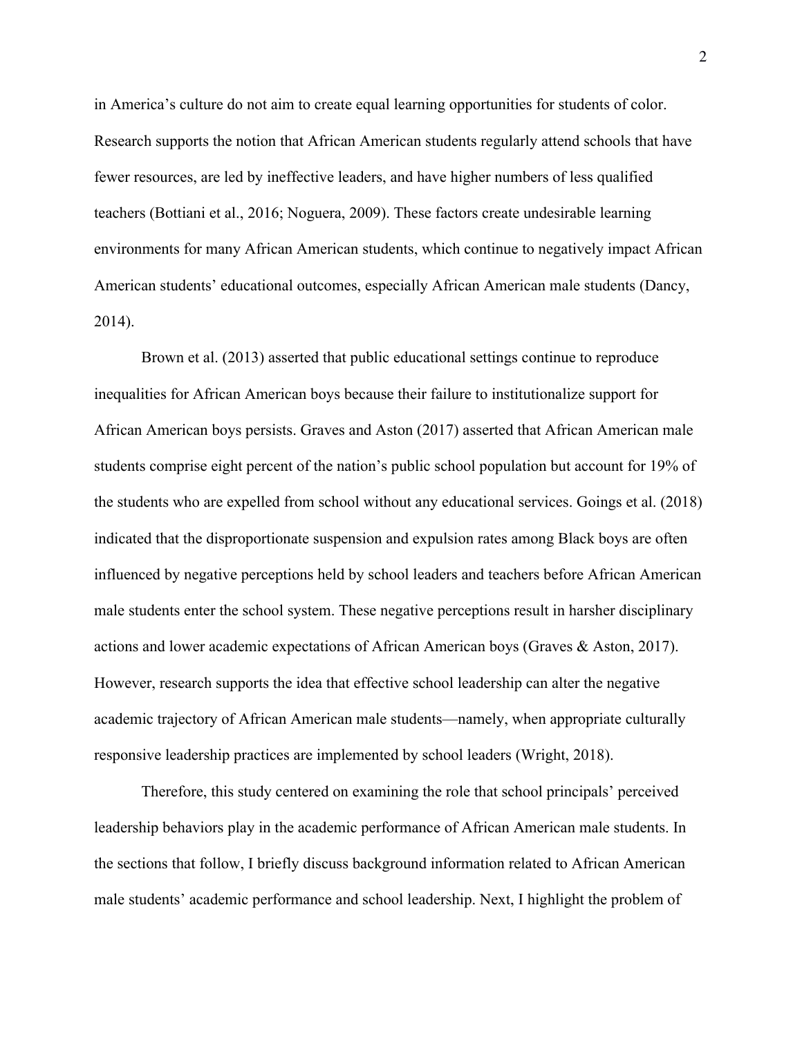in America's culture do not aim to create equal learning opportunities for students of color. Research supports the notion that African American students regularly attend schools that have fewer resources, are led by ineffective leaders, and have higher numbers of less qualified teachers (Bottiani et al., 2016; Noguera, 2009). These factors create undesirable learning environments for many African American students, which continue to negatively impact African American students' educational outcomes, especially African American male students (Dancy, 2014).

Brown et al. (2013) asserted that public educational settings continue to reproduce inequalities for African American boys because their failure to institutionalize support for African American boys persists. Graves and Aston (2017) asserted that African American male students comprise eight percent of the nation's public school population but account for 19% of the students who are expelled from school without any educational services. Goings et al. (2018) indicated that the disproportionate suspension and expulsion rates among Black boys are often influenced by negative perceptions held by school leaders and teachers before African American male students enter the school system. These negative perceptions result in harsher disciplinary actions and lower academic expectations of African American boys (Graves & Aston, 2017). However, research supports the idea that effective school leadership can alter the negative academic trajectory of African American male students—namely, when appropriate culturally responsive leadership practices are implemented by school leaders (Wright, 2018).

Therefore, this study centered on examining the role that school principals' perceived leadership behaviors play in the academic performance of African American male students. In the sections that follow, I briefly discuss background information related to African American male students' academic performance and school leadership. Next, I highlight the problem of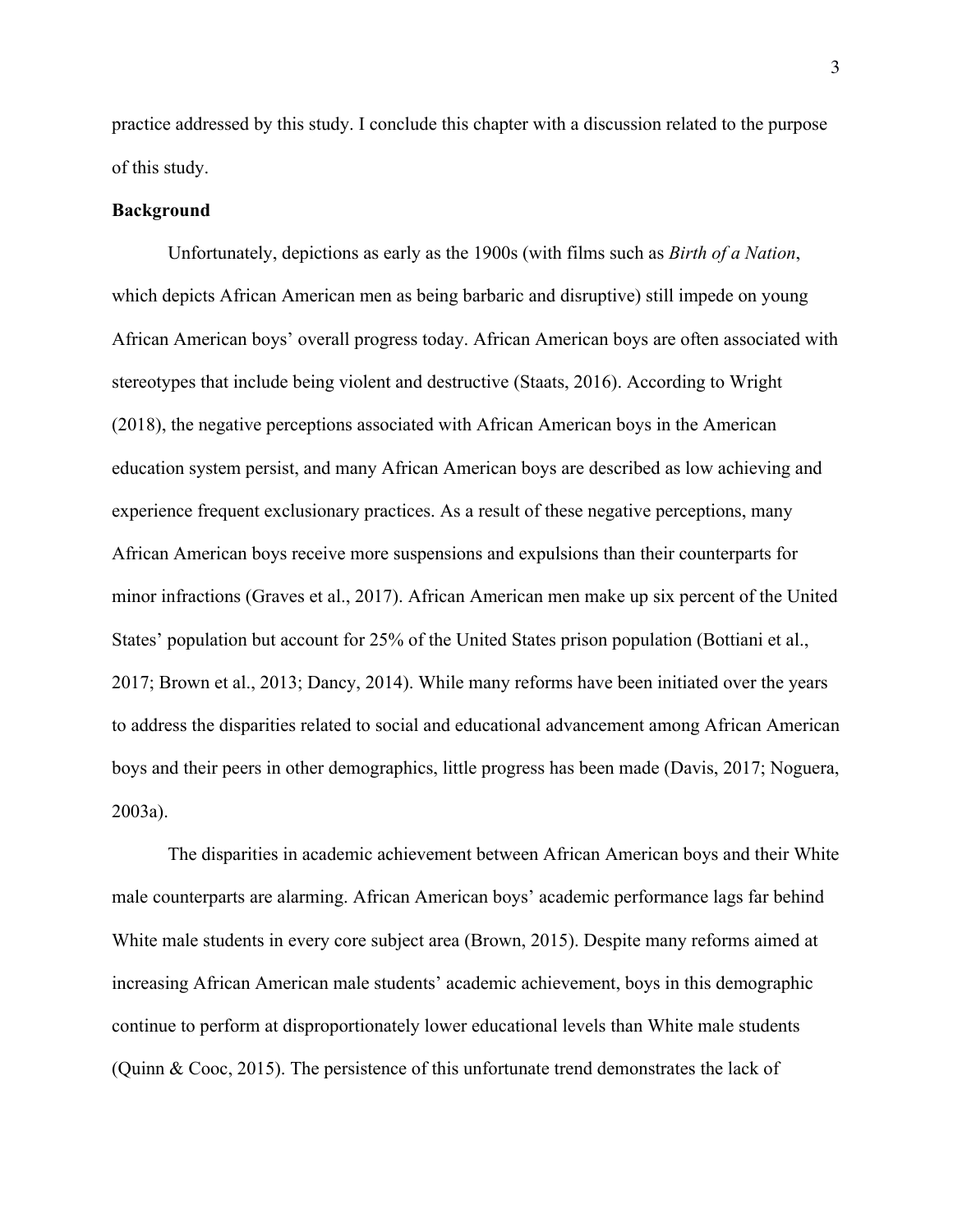practice addressed by this study. I conclude this chapter with a discussion related to the purpose of this study.

**Background**

Unfortunately, depictions as early as the 1900s (with films such as *Birth of a Nation*, which depicts African American men as being barbaric and disruptive) still impede on young African American boys' overall progress today. African American boys are often associated with stereotypes that include being violent and destructive (Staats, 2016). According to Wright (2018), the negative perceptions associated with African American boys in the American education system persist, and many African American boys are described as low achieving and experience frequent exclusionary practices. As a result of these negative perceptions, many African American boys receive more suspensions and expulsions than their counterparts for minor infractions (Graves et al., 2017). African American men make up six percent of the United States' population but account for 25% of the United States prison population (Bottiani et al., 2017; Brown et al., 2013; Dancy, 2014). While many reforms have been initiated over the years to address the disparities related to social and educational advancement among African American boys and their peers in other demographics, little progress has been made (Davis, 2017; Noguera, 2003a).

The disparities in academic achievement between African American boys and their White male counterparts are alarming. African American boys' academic performance lags far behind White male students in every core subject area (Brown, 2015). Despite many reforms aimed at increasing African American male students' academic achievement, boys in this demographic continue to perform at disproportionately lower educational levels than White male students (Quinn & Cooc, 2015). The persistence of this unfortunate trend demonstrates the lack of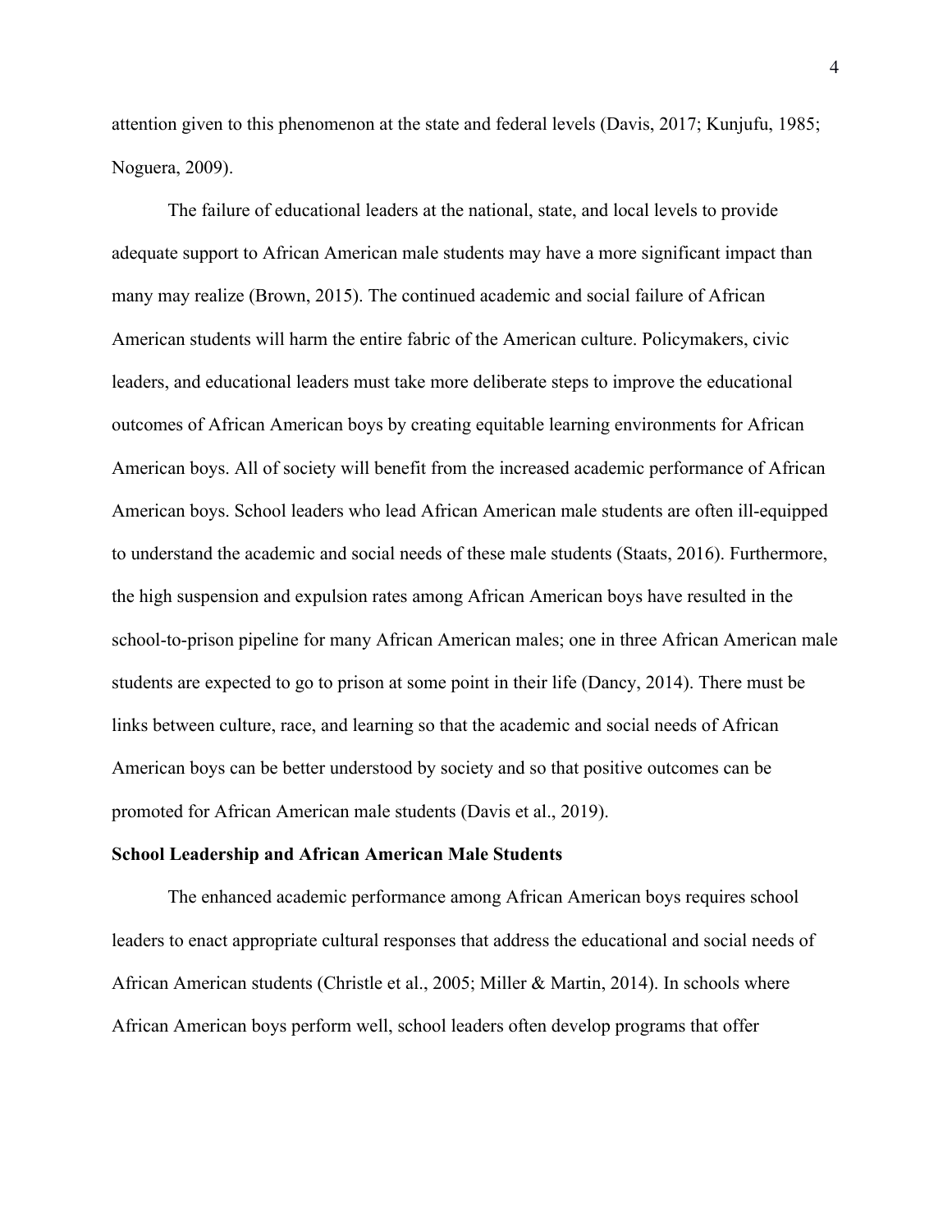attention given to this phenomenon at the state and federal levels (Davis, 2017; Kunjufu, 1985; Noguera, 2009).

The failure of educational leaders at the national, state, and local levels to provide adequate support to African American male students may have a more significant impact than many may realize (Brown, 2015). The continued academic and social failure of African American students will harm the entire fabric of the American culture. Policymakers, civic leaders, and educational leaders must take more deliberate steps to improve the educational outcomes of African American boys by creating equitable learning environments for African American boys. All of society will benefit from the increased academic performance of African American boys. School leaders who lead African American male students are often ill-equipped to understand the academic and social needs of these male students (Staats, 2016). Furthermore, the high suspension and expulsion rates among African American boys have resulted in the school-to-prison pipeline for many African American males; one in three African American male students are expected to go to prison at some point in their life (Dancy, 2014). There must be links between culture, race, and learning so that the academic and social needs of African American boys can be better understood by society and so that positive outcomes can be promoted for African American male students (Davis et al., 2019).

**School Leadership and African American Male Students**

The enhanced academic performance among African American boys requires school leaders to enact appropriate cultural responses that address the educational and social needs of African American students (Christle et al., 2005; Miller & Martin, 2014). In schools where African American boys perform well, school leaders often develop programs that offer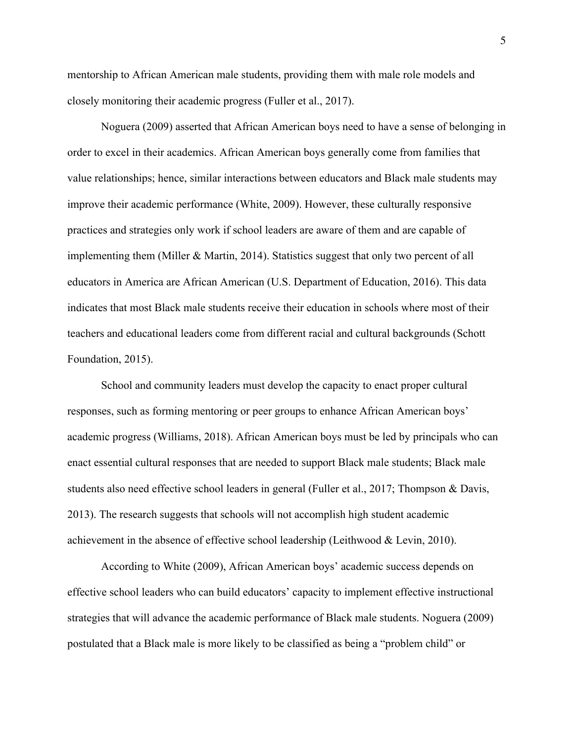mentorship to African American male students, providing them with male role models and closely monitoring their academic progress (Fuller et al., 2017).

Noguera (2009) asserted that African American boys need to have a sense of belonging in order to excel in their academics. African American boys generally come from families that value relationships; hence, similar interactions between educators and Black male students may improve their academic performance (White, 2009). However, these culturally responsive practices and strategies only work if school leaders are aware of them and are capable of implementing them (Miller & Martin, 2014). Statistics suggest that only two percent of all educators in America are African American (U.S. Department of Education, 2016). This data indicates that most Black male students receive their education in schools where most of their teachers and educational leaders come from different racial and cultural backgrounds (Schott Foundation, 2015).

School and community leaders must develop the capacity to enact proper cultural responses, such as forming mentoring or peer groups to enhance African American boys' academic progress (Williams, 2018). African American boys must be led by principals who can enact essential cultural responses that are needed to support Black male students; Black male students also need effective school leaders in general (Fuller et al., 2017; Thompson & Davis, 2013). The research suggests that schools will not accomplish high student academic achievement in the absence of effective school leadership (Leithwood & Levin, 2010).

According to White (2009), African American boys' academic success depends on effective school leaders who can build educators' capacity to implement effective instructional strategies that will advance the academic performance of Black male students. Noguera (2009) postulated that a Black male is more likely to be classified as being a "problem child" or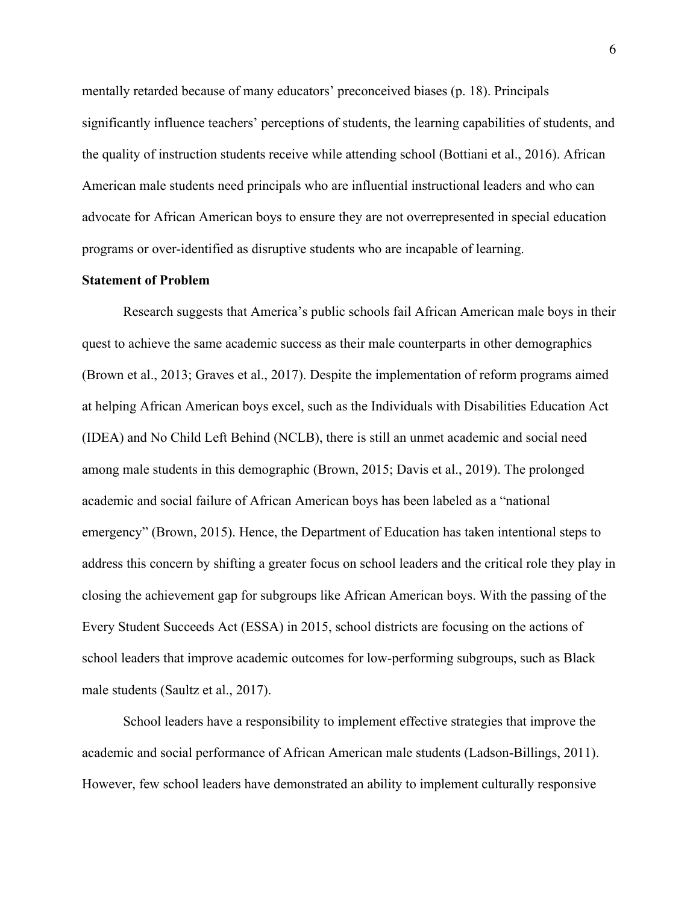mentally retarded because of many educators' preconceived biases (p. 18). Principals significantly influence teachers' perceptions of students, the learning capabilities of students, and the quality of instruction students receive while attending school (Bottiani et al., 2016). African American male students need principals who are influential instructional leaders and who can advocate for African American boys to ensure they are not overrepresented in special education programs or over-identified as disruptive students who are incapable of learning.

**Statement of Problem**

Research suggests that America's public schools fail African American male boys in their quest to achieve the same academic success as their male counterparts in other demographics (Brown et al., 2013; Graves et al., 2017). Despite the implementation of reform programs aimed at helping African American boys excel, such as the Individuals with Disabilities Education Act (IDEA) and No Child Left Behind (NCLB), there is still an unmet academic and social need among male students in this demographic (Brown, 2015; Davis et al., 2019). The prolonged academic and social failure of African American boys has been labeled as a "national emergency" (Brown, 2015). Hence, the Department of Education has taken intentional steps to address this concern by shifting a greater focus on school leaders and the critical role they play in closing the achievement gap for subgroups like African American boys. With the passing of the Every Student Succeeds Act (ESSA) in 2015, school districts are focusing on the actions of school leaders that improve academic outcomes for low-performing subgroups, such as Black male students (Saultz et al., 2017).

School leaders have a responsibility to implement effective strategies that improve the academic and social performance of African American male students (Ladson-Billings, 2011). However, few school leaders have demonstrated an ability to implement culturally responsive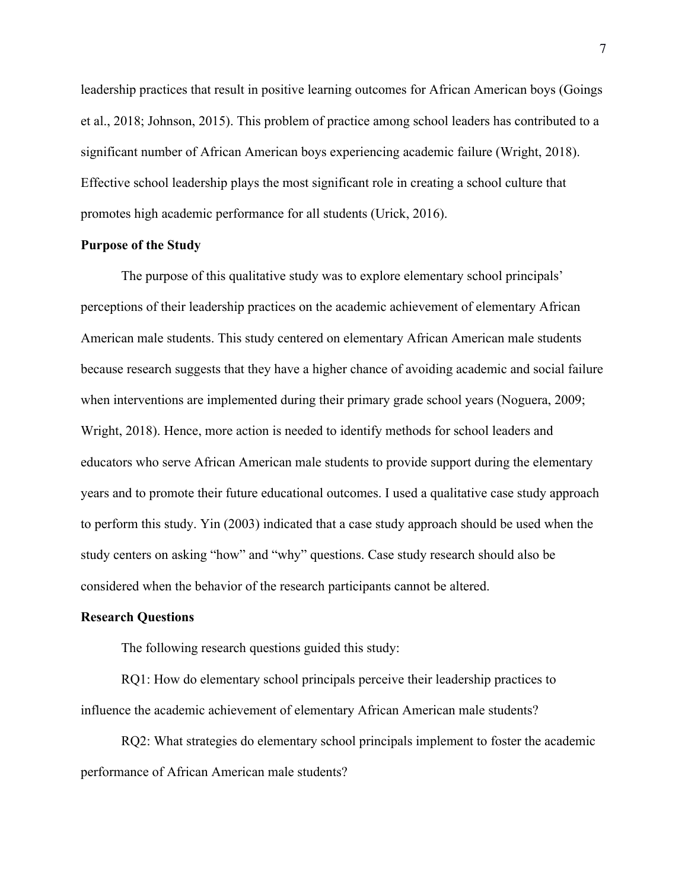leadership practices that result in positive learning outcomes for African American boys (Goings et al., 2018; Johnson, 2015). This problem of practice among school leaders has contributed to a significant number of African American boys experiencing academic failure (Wright, 2018). Effective school leadership plays the most significant role in creating a school culture that promotes high academic performance for all students (Urick, 2016).

## Purpose of the Study

The purpose of this qualitative study was to explore elementary school principals' perceptions of their leadership practices on the academic achievement of elementary African American male students. This study centered on elementary African American male students because research suggests that they have a higher chance of avoiding academic and social failure when interventions are implemented during their primary grade school years (Noguera, 2009; Wright, 2018). Hence, more action is needed to identify methods for school leaders and educators who serve African American male students to provide support during the elementary years and to promote their future educational outcomes. I used a qualitative case study approach to perform this study. Yin (2003) indicated that a case study approach should be used when the study centers on asking "how" and "why" questions. Case study research should also be considered when the behavior of the research participants cannot be altered.

## Research Questions

The following research questions guided this study:

RQ1: How do elementary school principals perceive their leadership practices to influence the academic achievement of elementary African American male students?

RQ2: What strategies do elementary school principals implement to foster the academic performance of African American male students?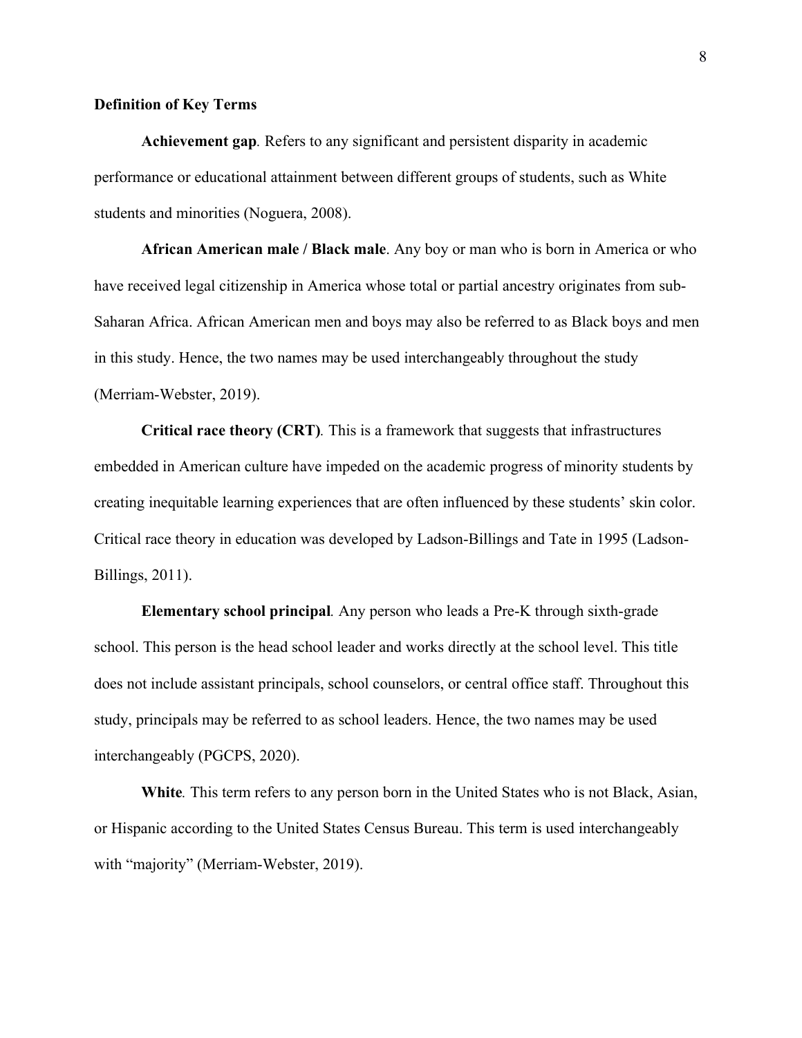**Definition of Key Terms**

**Achievement gap**. Refers to any significant and persistent disparity in academic performance or educational attainment between different groups of students, such as White students and minorities (Noguera, 2008).

**African American male / Black male**. Any boy or man who is born in America or who have received legal citizenship in America whose total or partial ancestry originates from sub-Saharan Africa. African American men and boys may also be referred to as Black boys and men in this study. Hence, the two names may be used interchangeably throughout the study (Merriam-Webster, 2019).

**Critical race theory (CRT)**. This is a framework that suggests that infrastructures embedded in American culture have impeded on the academic progress of minority students by creating inequitable learning experiences that are often influenced by these students' skin color. Critical race theory in education was developed by Ladson-Billings and Tate in 1995 (Ladson-Billings, 2011).

**Elementary school principal**. Any person who leads a Pre-K through sixth-grade school. This person is the head school leader and works directly at the school level. This title does not include assistant principals, school counselors, or central office staff. Throughout this study, principals may be referred to as school leaders. Hence, the two names may be used interchangeably (PGCPS, 2020).

**White**. This term refers to any person born in the United States who is not Black, Asian, or Hispanic according to the United States Census Bureau. This term is used interchangeably with "majority" (Merriam-Webster, 2019).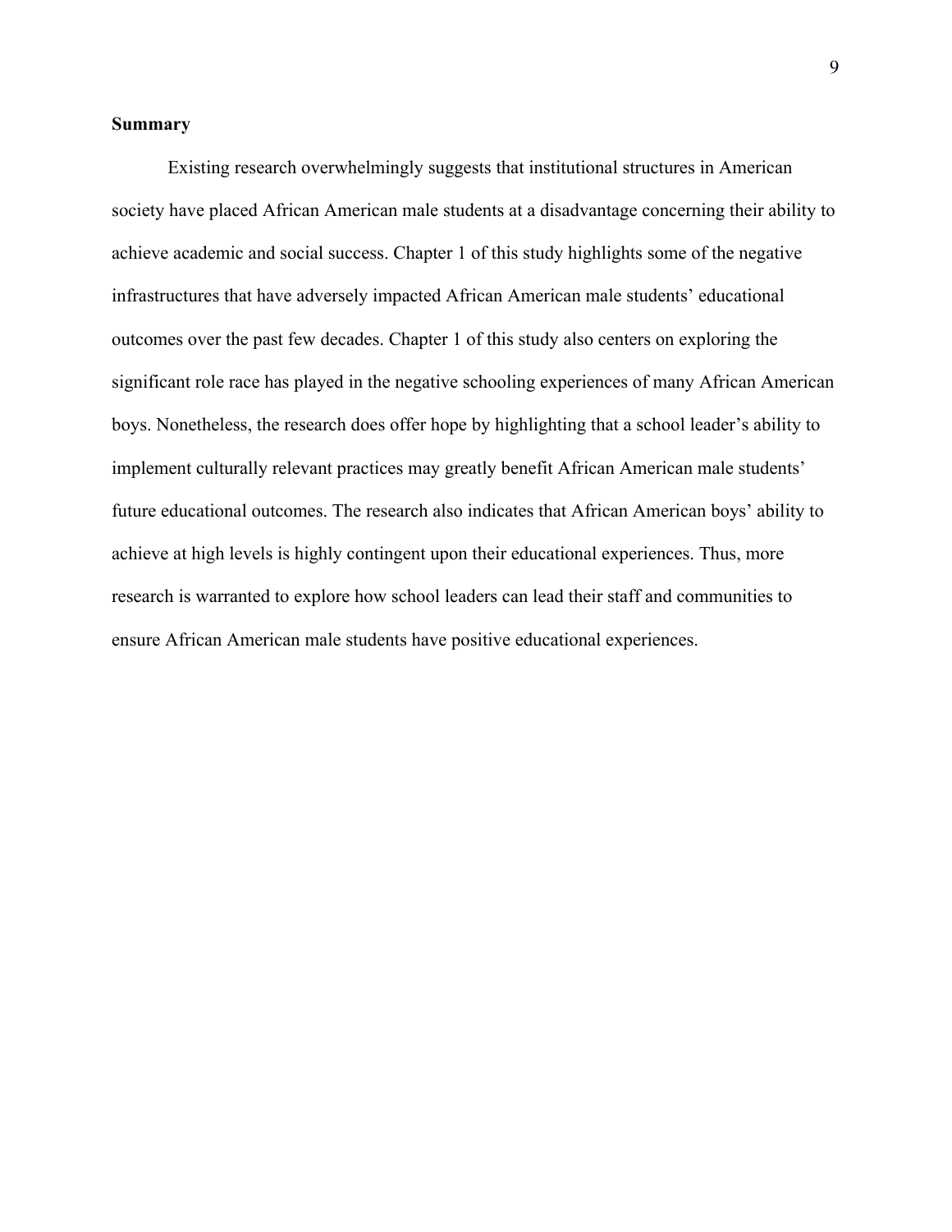## Summary

Existing research overwhelmingly suggests that institutional structures in American society have placed African American male students at a disadvantage concerning their ability to achieve academic and social success. Chapter 1 of this study highlights some of the negative infrastructures that have adversely impacted African American male students' educational outcomes over the past few decades. Chapter 1 of this study also centers on exploring the significant role race has played in the negative schooling experiences of many African American boys. Nonetheless, the research does offer hope by highlighting that a school leader's ability to implement culturally relevant practices may greatly benefit African American male students' future educational outcomes. The research also indicates that African American boys' ability to achieve at high levels is highly contingent upon their educational experiences. Thus, more research is warranted to explore how school leaders can lead their staff and communities to ensure African American male students have positive educational experiences.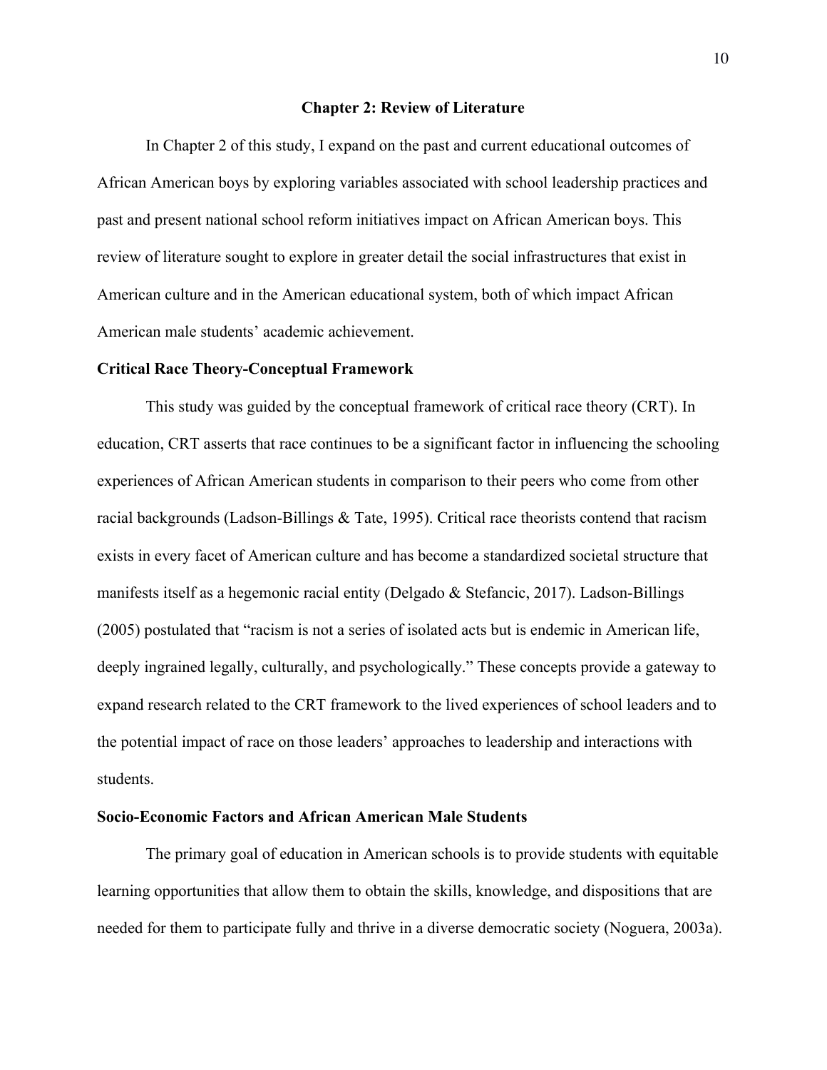# Chapter 2: Review of Literature

In Chapter 2 of this study, I expand on the past and current educational outcomes of African American boys by exploring variables associated with school leadership practices and past and present national school reform initiatives impact on African American boys. This review of literature sought to explore in greater detail the social infrastructures that exist in American culture and in the American educational system, both of which impact African American male students' academic achievement.

## Critical Race Theory-Conceptual Framework

This study was guided by the conceptual framework of critical race theory (CRT). In education, CRT asserts that race continues to be a significant factor in influencing the schooling experiences of African American students in comparison to their peers who come from other racial backgrounds (Ladson-Billings & Tate, 1995). Critical race theorists contend that racism exists in every facet of American culture and has become a standardized societal structure that manifests itself as a hegemonic racial entity (Delgado & Stefancic, 2017). Ladson-Billings (2005) postulated that "racism is not a series of isolated acts but is endemic in American life, deeply ingrained legally, culturally, and psychologically." These concepts provide a gateway to expand research related to the CRT framework to the lived experiences of school leaders and to the potential impact of race on those leaders' approaches to leadership and interactions with students.

## Socio-Economic Factors and African American Male Students

The primary goal of education in American schools is to provide students with equitable learning opportunities that allow them to obtain the skills, knowledge, and dispositions that are needed for them to participate fully and thrive in a diverse democratic society (Noguera, 2003a).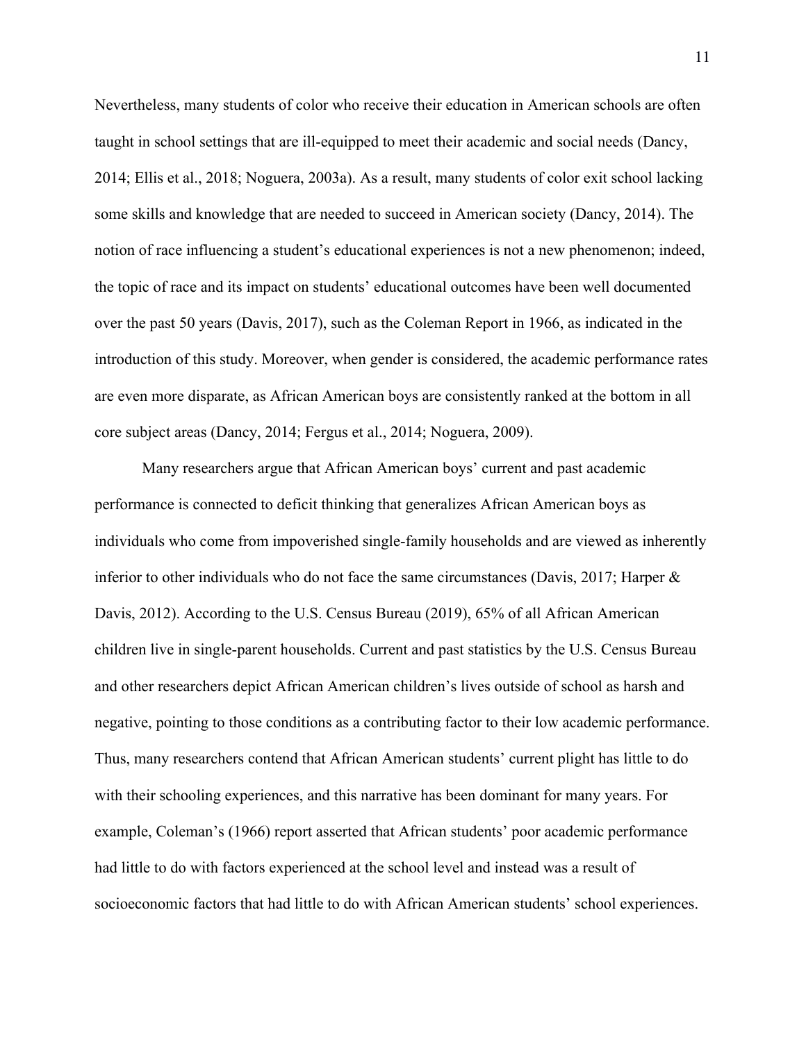Nevertheless, many students of color who receive their education in American schools are often taught in school settings that are ill-equipped to meet their academic and social needs (Dancy, 2014; Ellis et al., 2018; Noguera, 2003a). As a result, many students of color exit school lacking some skills and knowledge that are needed to succeed in American society (Dancy, 2014). The notion of race influencing a student's educational experiences is not a new phenomenon; indeed, the topic of race and its impact on students' educational outcomes have been well documented over the past 50 years (Davis, 2017), such as the Coleman Report in 1966, as indicated in the introduction of this study. Moreover, when gender is considered, the academic performance rates are even more disparate, as African American boys are consistently ranked at the bottom in all core subject areas (Dancy, 2014; Fergus et al., 2014; Noguera, 2009).

Many researchers argue that African American boys' current and past academic performance is connected to deficit thinking that generalizes African American boys as individuals who come from impoverished single-family households and are viewed as inherently inferior to other individuals who do not face the same circumstances (Davis, 2017; Harper & Davis, 2012). According to the U.S. Census Bureau (2019), 65% of all African American children live in single-parent households. Current and past statistics by the U.S. Census Bureau and other researchers depict African American children's lives outside of school as harsh and negative, pointing to those conditions as a contributing factor to their low academic performance. Thus, many researchers contend that African American students' current plight has little to do with their schooling experiences, and this narrative has been dominant for many years. For example, Coleman's (1966) report asserted that African students' poor academic performance had little to do with factors experienced at the school level and instead was a result of socioeconomic factors that had little to do with African American students' school experiences.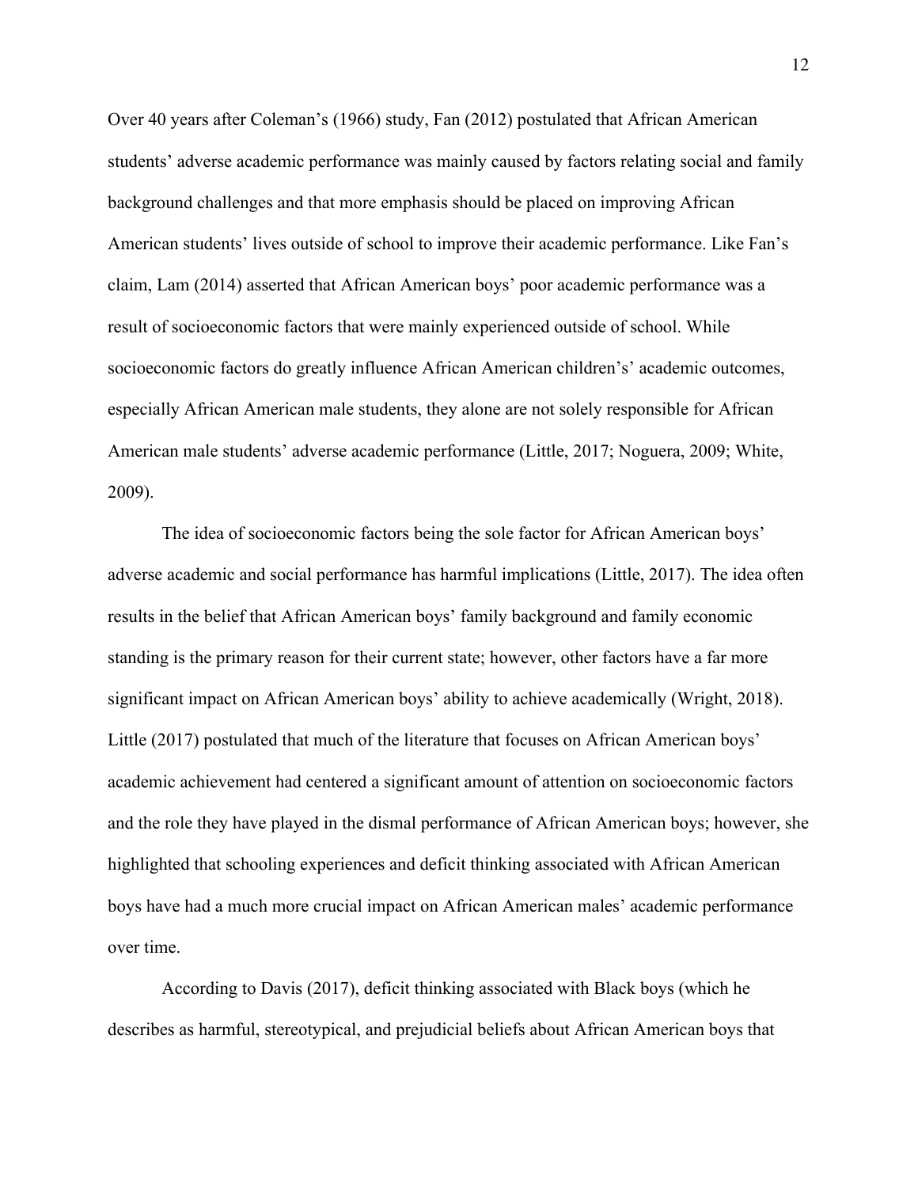Over 40 years after Coleman's (1966) study, Fan (2012) postulated that African American students' adverse academic performance was mainly caused by factors relating social and family background challenges and that more emphasis should be placed on improving African American students' lives outside of school to improve their academic performance. Like Fan's claim, Lam (2014) asserted that African American boys' poor academic performance was a result of socioeconomic factors that were mainly experienced outside of school. While socioeconomic factors do greatly influence African American children's' academic outcomes, especially African American male students, they alone are not solely responsible for African American male students' adverse academic performance (Little, 2017; Noguera, 2009; White, 2009).

The idea of socioeconomic factors being the sole factor for African American boys' adverse academic and social performance has harmful implications (Little, 2017). The idea often results in the belief that African American boys' family background and family economic standing is the primary reason for their current state; however, other factors have a far more significant impact on African American boys' ability to achieve academically (Wright, 2018). Little (2017) postulated that much of the literature that focuses on African American boys' academic achievement had centered a significant amount of attention on socioeconomic factors and the role they have played in the dismal performance of African American boys; however, she highlighted that schooling experiences and deficit thinking associated with African American boys have had a much more crucial impact on African American males' academic performance over time.

According to Davis (2017), deficit thinking associated with Black boys (which he describes as harmful, stereotypical, and prejudicial beliefs about African American boys that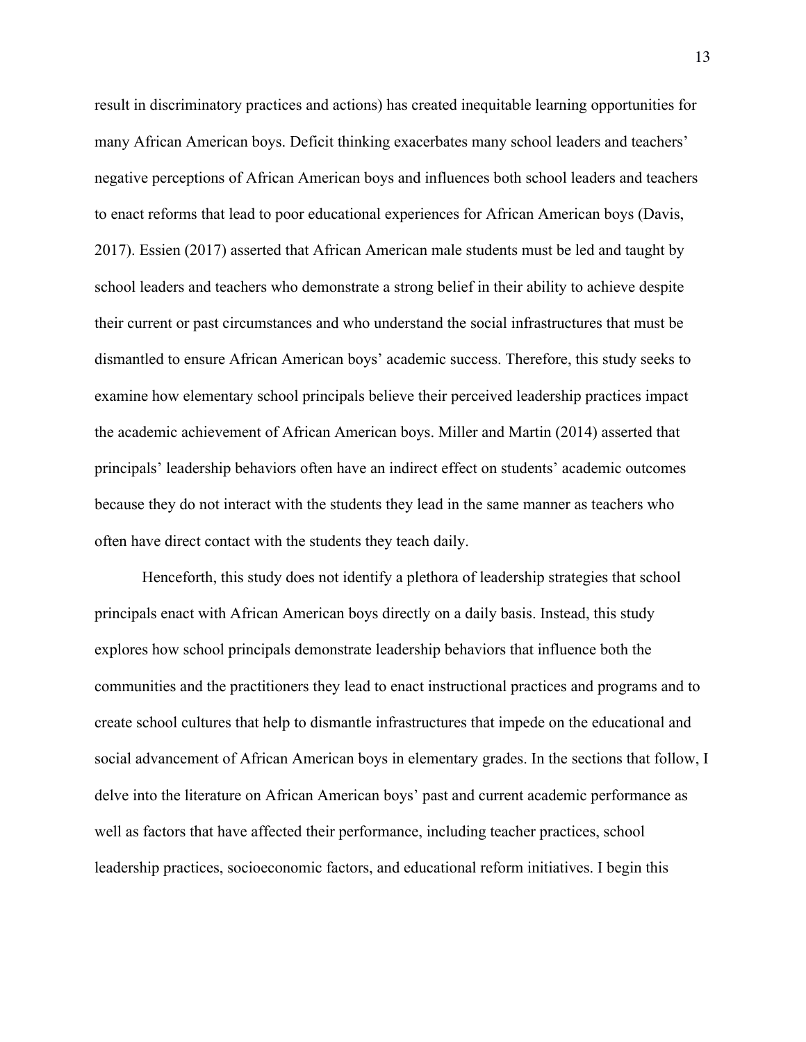result in discriminatory practices and actions) has created inequitable learning opportunities for many African American boys. Deficit thinking exacerbates many school leaders and teachers' negative perceptions of African American boys and influences both school leaders and teachers to enact reforms that lead to poor educational experiences for African American boys (Davis, 2017). Essien (2017) asserted that African American male students must be led and taught by school leaders and teachers who demonstrate a strong belief in their ability to achieve despite their current or past circumstances and who understand the social infrastructures that must be dismantled to ensure African American boys' academic success. Therefore, this study seeks to examine how elementary school principals believe their perceived leadership practices impact the academic achievement of African American boys. Miller and Martin (2014) asserted that principals' leadership behaviors often have an indirect effect on students' academic outcomes because they do not interact with the students they lead in the same manner as teachers who often have direct contact with the students they teach daily.

Henceforth, this study does not identify a plethora of leadership strategies that school principals enact with African American boys directly on a daily basis. Instead, this study explores how school principals demonstrate leadership behaviors that influence both the communities and the practitioners they lead to enact instructional practices and programs and to create school cultures that help to dismantle infrastructures that impede on the educational and social advancement of African American boys in elementary grades. In the sections that follow, I delve into the literature on African American boys' past and current academic performance as well as factors that have affected their performance, including teacher practices, school leadership practices, socioeconomic factors, and educational reform initiatives. I begin this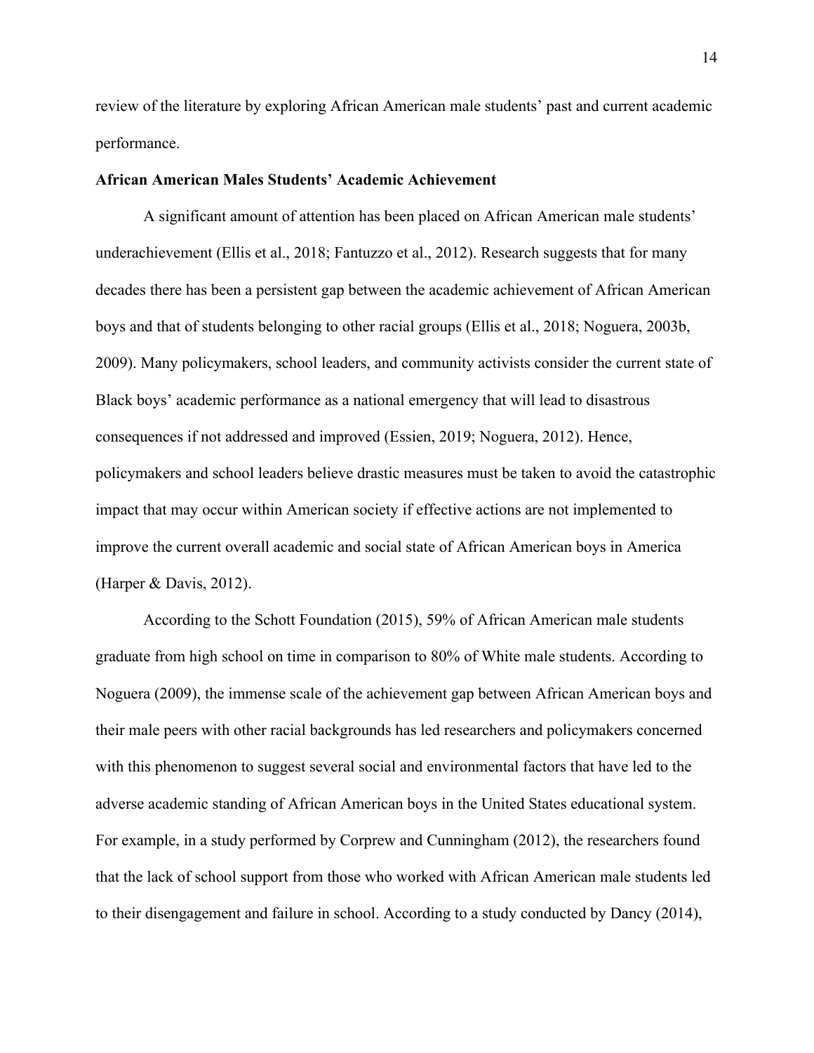review of the literature by exploring African American male students' past and current academic performance.

## African American Males Students' Academic Achievement

A significant amount of attention has been placed on African American male students' underachievement (Ellis et al., 2018; Fantuzzo et al., 2012). Research suggests that for many decades there has been a persistent gap between the academic achievement of African American boys and that of students belonging to other racial groups (Ellis et al., 2018; Noguera, 2003b, 2009). Many policymakers, school leaders, and community activists consider the current state of Black boys' academic performance as a national emergency that will lead to disastrous consequences if not addressed and improved (Essien, 2019; Noguera, 2012). Hence, policymakers and school leaders believe drastic measures must be taken to avoid the catastrophic impact that may occur within American society if effective actions are not implemented to improve the current overall academic and social state of African American boys in America (Harper & Davis, 2012).

According to the Schott Foundation (2015), 59% of African American male students graduate from high school on time in comparison to 80% of White male students. According to Noguera (2009), the immense scale of the achievement gap between African American boys and their male peers with other racial backgrounds has led researchers and policymakers concerned with this phenomenon to suggest several social and environmental factors that have led to the adverse academic standing of African American boys in the United States educational system. For example, in a study performed by Corprew and Cunningham (2012), the researchers found that the lack of school support from those who worked with African American male students led to their disengagement and failure in school. According to a study conducted by Dancy (2014),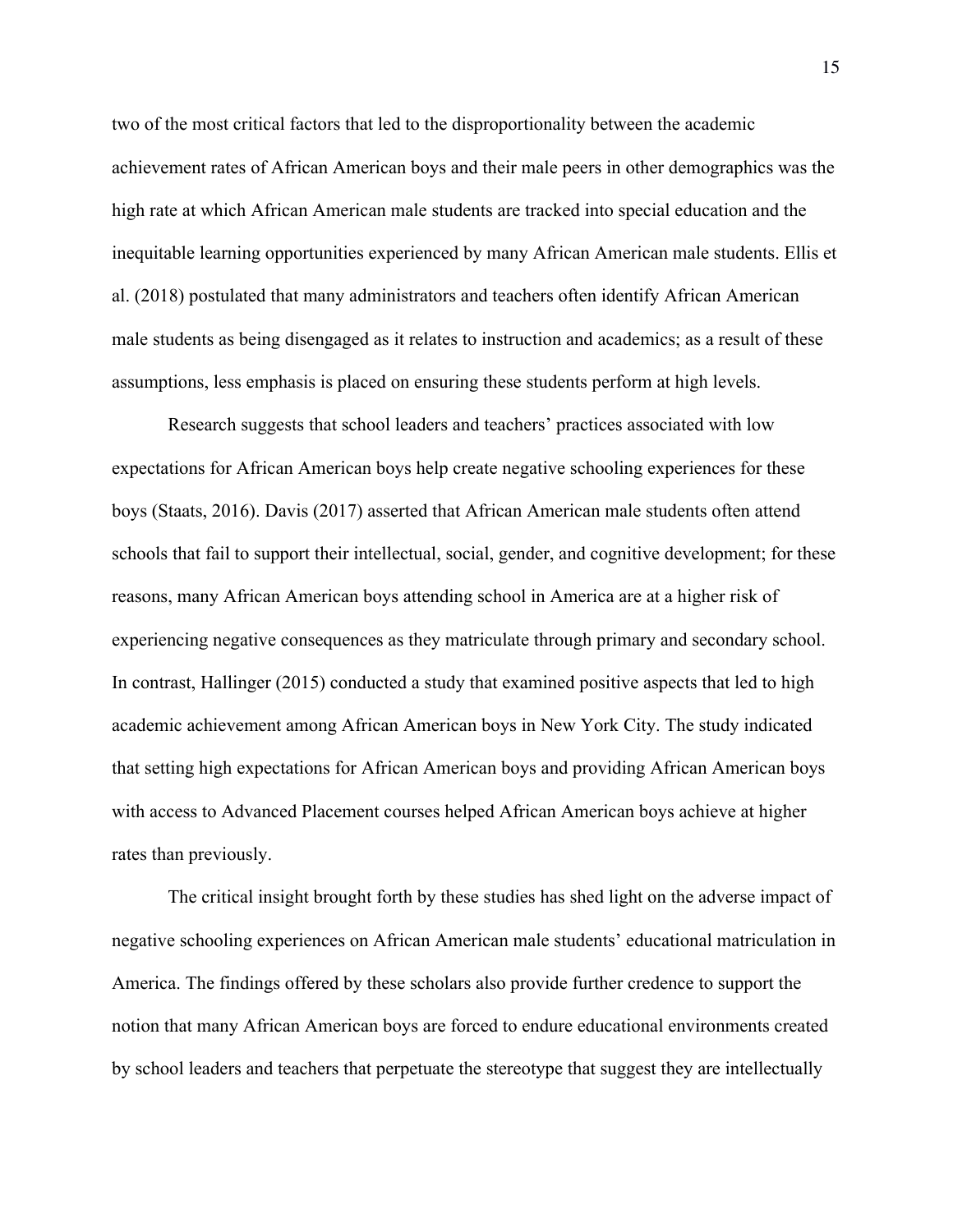two of the most critical factors that led to the disproportionality between the academic achievement rates of African American boys and their male peers in other demographics was the high rate at which African American male students are tracked into special education and the inequitable learning opportunities experienced by many African American male students. Ellis et al. (2018) postulated that many administrators and teachers often identify African American male students as being disengaged as it relates to instruction and academics; as a result of these assumptions, less emphasis is placed on ensuring these students perform at high levels.

Research suggests that school leaders and teachers' practices associated with low expectations for African American boys help create negative schooling experiences for these boys (Staats, 2016). Davis (2017) asserted that African American male students often attend schools that fail to support their intellectual, social, gender, and cognitive development; for these reasons, many African American boys attending school in America are at a higher risk of experiencing negative consequences as they matriculate through primary and secondary school. In contrast, Hallinger (2015) conducted a study that examined positive aspects that led to high academic achievement among African American boys in New York City. The study indicated that setting high expectations for African American boys and providing African American boys with access to Advanced Placement courses helped African American boys achieve at higher rates than previously.

The critical insight brought forth by these studies has shed light on the adverse impact of negative schooling experiences on African American male students' educational matriculation in America. The findings offered by these scholars also provide further credence to support the notion that many African American boys are forced to endure educational environments created by school leaders and teachers that perpetuate the stereotype that suggest they are intellectually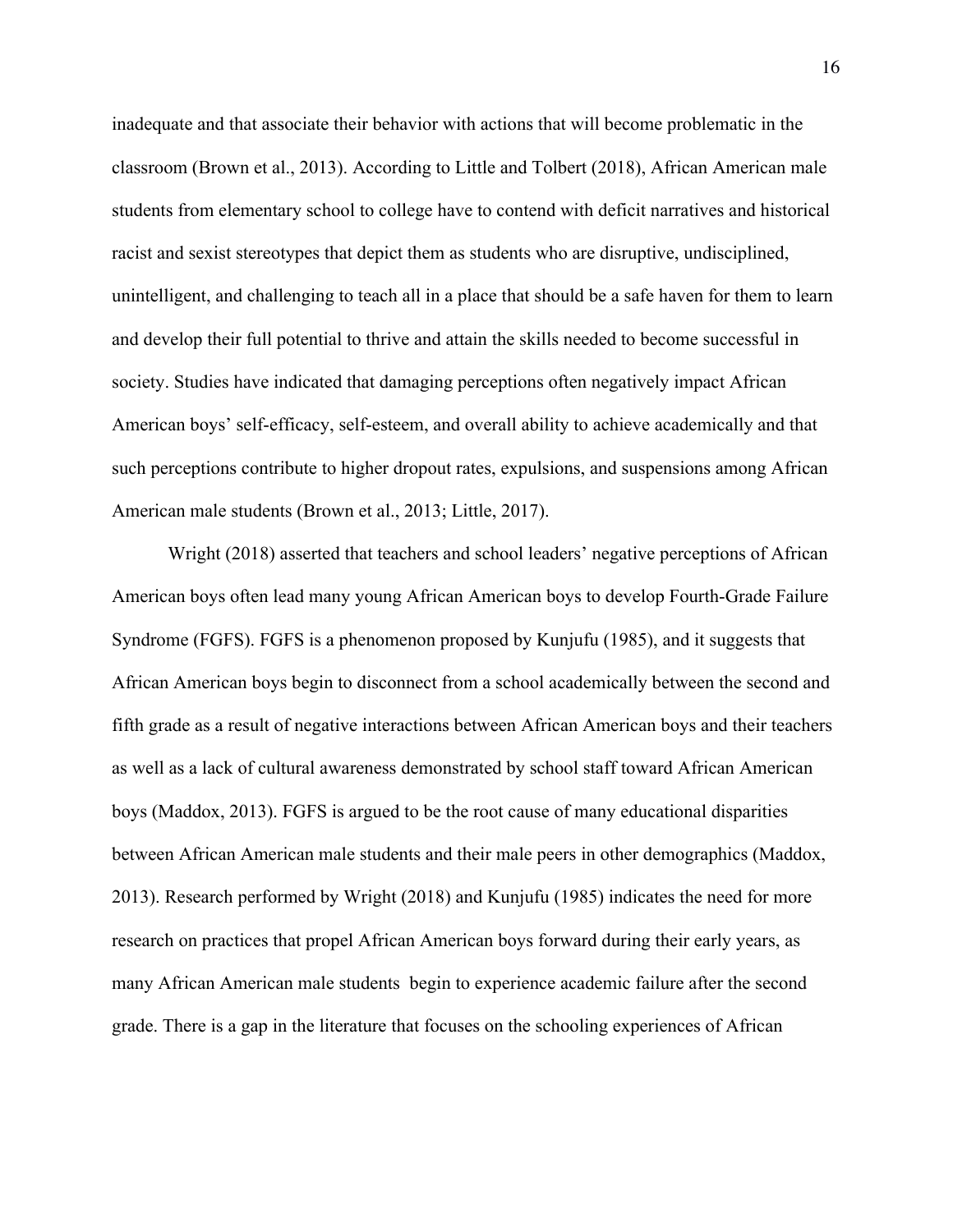inadequate and that associate their behavior with actions that will become problematic in the classroom (Brown et al., 2013). According to Little and Tolbert (2018), African American male students from elementary school to college have to contend with deficit narratives and historical racist and sexist stereotypes that depict them as students who are disruptive, undisciplined, unintelligent, and challenging to teach all in a place that should be a safe haven for them to learn and develop their full potential to thrive and attain the skills needed to become successful in society. Studies have indicated that damaging perceptions often negatively impact African American boys' self-efficacy, self-esteem, and overall ability to achieve academically and that such perceptions contribute to higher dropout rates, expulsions, and suspensions among African American male students (Brown et al., 2013; Little, 2017).

Wright (2018) asserted that teachers and school leaders' negative perceptions of African American boys often lead many young African American boys to develop Fourth-Grade Failure Syndrome (FGFS). FGFS is a phenomenon proposed by Kunjufu (1985), and it suggests that African American boys begin to disconnect from a school academically between the second and fifth grade as a result of negative interactions between African American boys and their teachers as well as a lack of cultural awareness demonstrated by school staff toward African American boys (Maddox, 2013). FGFS is argued to be the root cause of many educational disparities between African American male students and their male peers in other demographics (Maddox, 2013). Research performed by Wright (2018) and Kunjufu (1985) indicates the need for more research on practices that propel African American boys forward during their early years, as many African American male students begin to experience academic failure after the second grade. There is a gap in the literature that focuses on the schooling experiences of African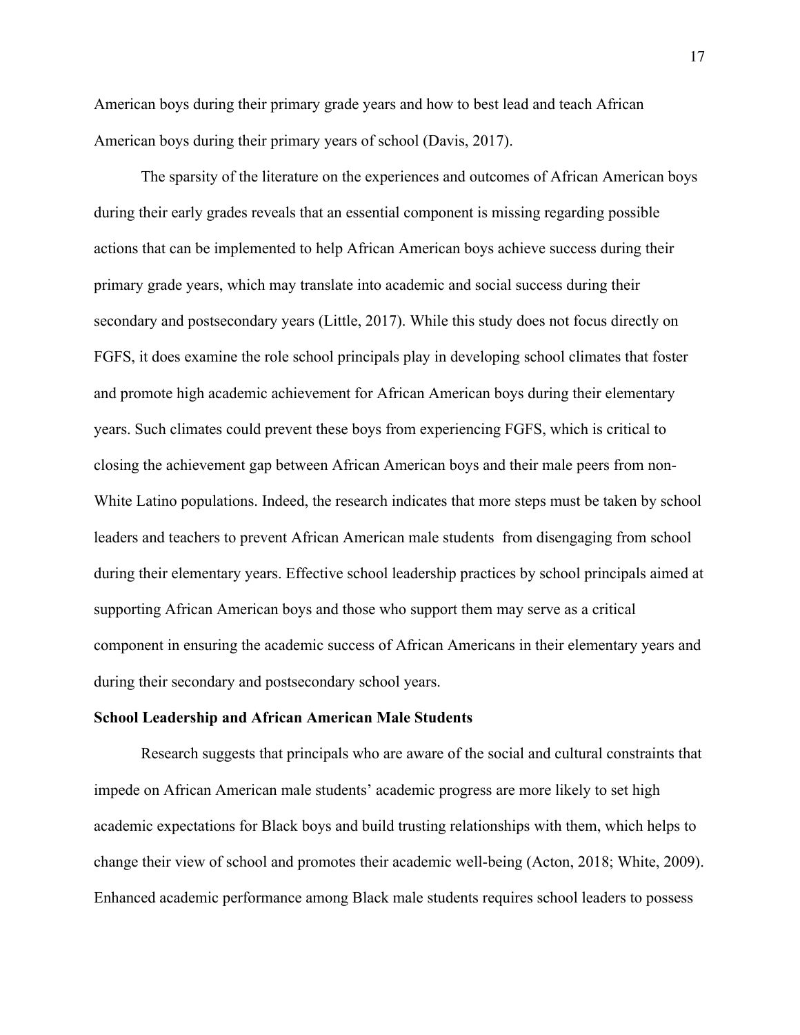American boys during their primary grade years and how to best lead and teach African American boys during their primary years of school (Davis, 2017).

The sparsity of the literature on the experiences and outcomes of African American boys during their early grades reveals that an essential component is missing regarding possible actions that can be implemented to help African American boys achieve success during their primary grade years, which may translate into academic and social success during their secondary and postsecondary years (Little, 2017). While this study does not focus directly on FGFS, it does examine the role school principals play in developing school climates that foster and promote high academic achievement for African American boys during their elementary years. Such climates could prevent these boys from experiencing FGFS, which is critical to closing the achievement gap between African American boys and their male peers from non-White Latino populations. Indeed, the research indicates that more steps must be taken by school leaders and teachers to prevent African American male students  from disengaging from school during their elementary years. Effective school leadership practices by school principals aimed at supporting African American boys and those who support them may serve as a critical component in ensuring the academic success of African Americans in their elementary years and during their secondary and postsecondary school years.

**School Leadership and African American Male Students**

Research suggests that principals who are aware of the social and cultural constraints that impede on African American male students' academic progress are more likely to set high academic expectations for Black boys and build trusting relationships with them, which helps to change their view of school and promotes their academic well-being (Acton, 2018; White, 2009). Enhanced academic performance among Black male students requires school leaders to possess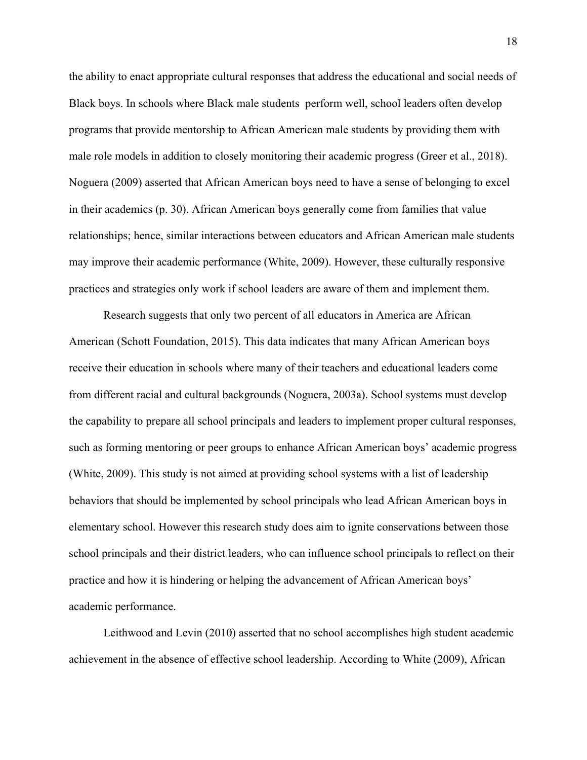the ability to enact appropriate cultural responses that address the educational and social needs of Black boys. In schools where Black male students  perform well, school leaders often develop programs that provide mentorship to African American male students by providing them with male role models in addition to closely monitoring their academic progress (Greer et al., 2018). Noguera (2009) asserted that African American boys need to have a sense of belonging to excel in their academics (p. 30). African American boys generally come from families that value relationships; hence, similar interactions between educators and African American male students may improve their academic performance (White, 2009). However, these culturally responsive practices and strategies only work if school leaders are aware of them and implement them.

Research suggests that only two percent of all educators in America are African American (Schott Foundation, 2015). This data indicates that many African American boys receive their education in schools where many of their teachers and educational leaders come from different racial and cultural backgrounds (Noguera, 2003a). School systems must develop the capability to prepare all school principals and leaders to implement proper cultural responses, such as forming mentoring or peer groups to enhance African American boys' academic progress (White, 2009). This study is not aimed at providing school systems with a list of leadership behaviors that should be implemented by school principals who lead African American boys in elementary school. However this research study does aim to ignite conservations between those school principals and their district leaders, who can influence school principals to reflect on their practice and how it is hindering or helping the advancement of African American boys' academic performance.

Leithwood and Levin (2010) asserted that no school accomplishes high student academic achievement in the absence of effective school leadership. According to White (2009), African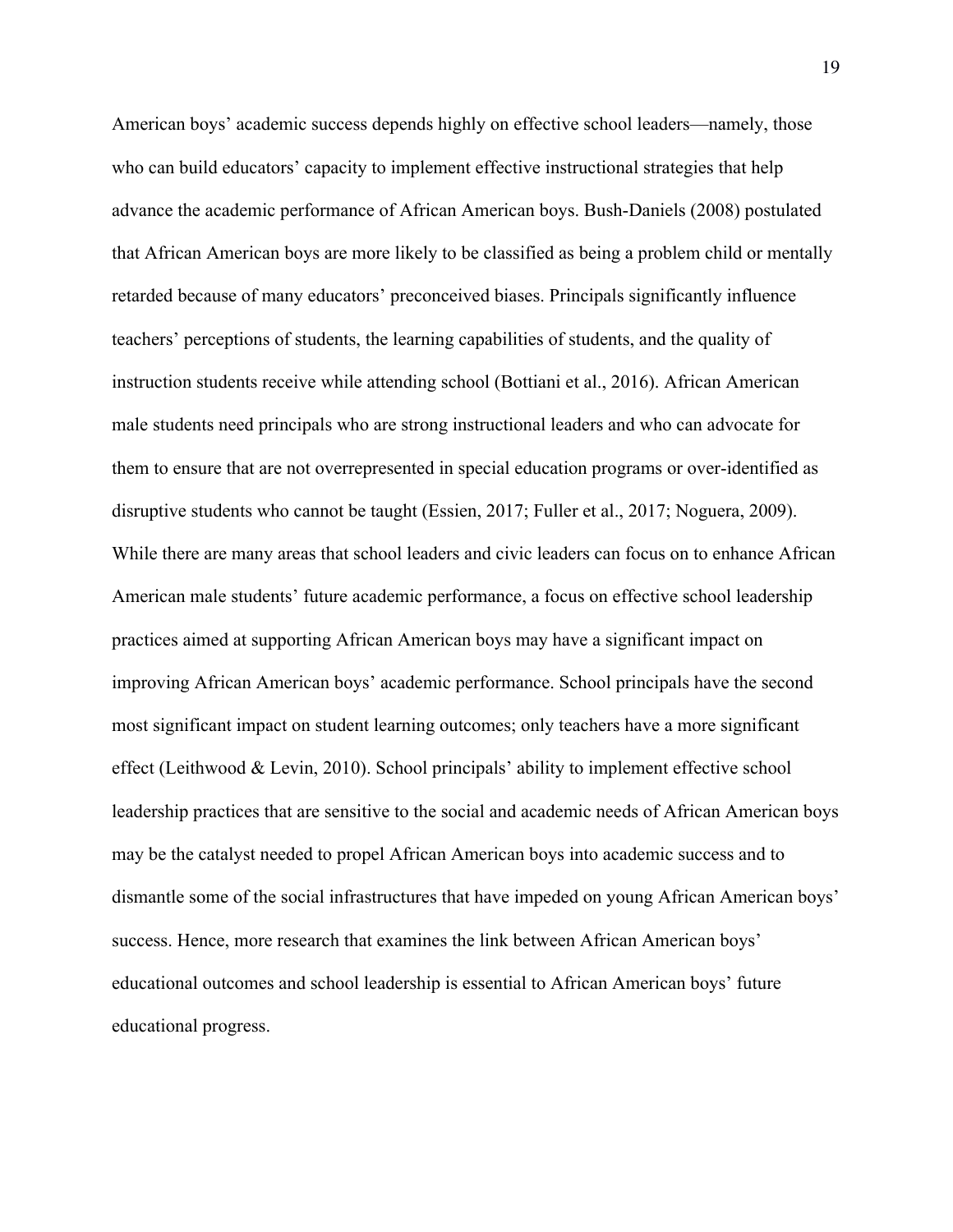American boys' academic success depends highly on effective school leaders—namely, those who can build educators' capacity to implement effective instructional strategies that help advance the academic performance of African American boys. Bush-Daniels (2008) postulated that African American boys are more likely to be classified as being a problem child or mentally retarded because of many educators' preconceived biases. Principals significantly influence teachers' perceptions of students, the learning capabilities of students, and the quality of instruction students receive while attending school (Bottiani et al., 2016). African American male students need principals who are strong instructional leaders and who can advocate for them to ensure that are not overrepresented in special education programs or over-identified as disruptive students who cannot be taught (Essien, 2017; Fuller et al., 2017; Noguera, 2009). While there are many areas that school leaders and civic leaders can focus on to enhance African American male students' future academic performance, a focus on effective school leadership practices aimed at supporting African American boys may have a significant impact on improving African American boys' academic performance. School principals have the second most significant impact on student learning outcomes; only teachers have a more significant effect (Leithwood & Levin, 2010). School principals' ability to implement effective school leadership practices that are sensitive to the social and academic needs of African American boys may be the catalyst needed to propel African American boys into academic success and to dismantle some of the social infrastructures that have impeded on young African American boys' success. Hence, more research that examines the link between African American boys' educational outcomes and school leadership is essential to African American boys' future educational progress.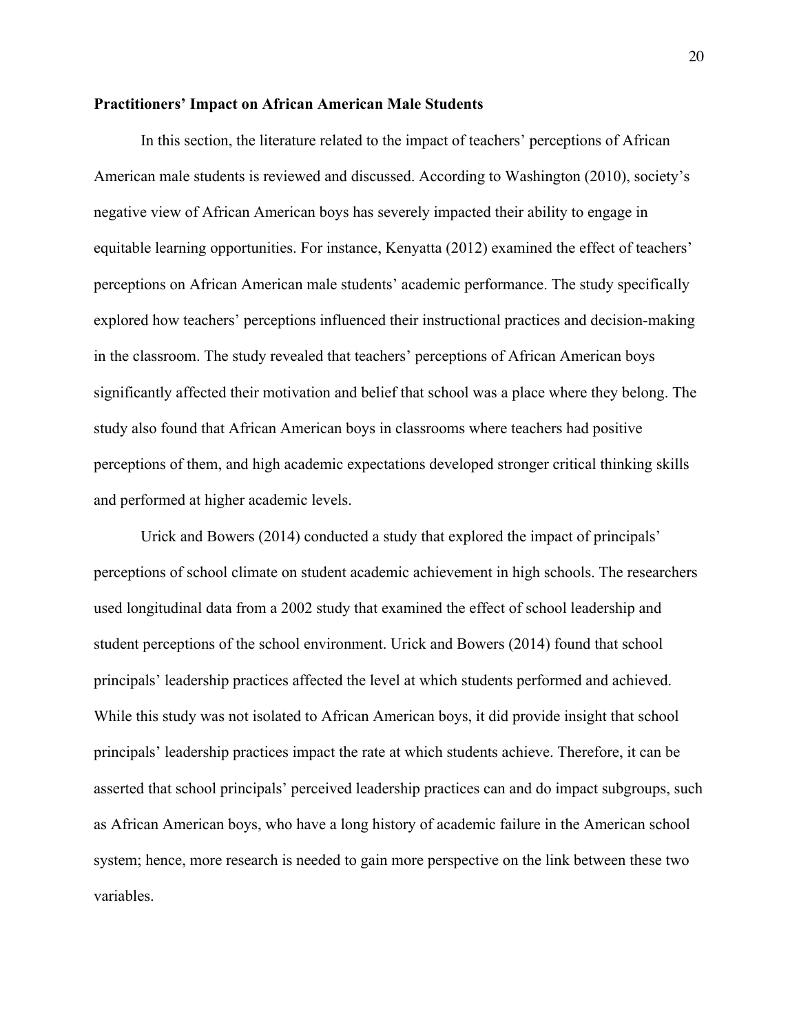**Practitioners' Impact on African American Male Students**

In this section, the literature related to the impact of teachers' perceptions of African American male students is reviewed and discussed. According to Washington (2010), society's negative view of African American boys has severely impacted their ability to engage in equitable learning opportunities. For instance, Kenyatta (2012) examined the effect of teachers' perceptions on African American male students' academic performance. The study specifically explored how teachers' perceptions influenced their instructional practices and decision-making in the classroom. The study revealed that teachers' perceptions of African American boys significantly affected their motivation and belief that school was a place where they belong. The study also found that African American boys in classrooms where teachers had positive perceptions of them, and high academic expectations developed stronger critical thinking skills and performed at higher academic levels.

Urick and Bowers (2014) conducted a study that explored the impact of principals' perceptions of school climate on student academic achievement in high schools. The researchers used longitudinal data from a 2002 study that examined the effect of school leadership and student perceptions of the school environment. Urick and Bowers (2014) found that school principals' leadership practices affected the level at which students performed and achieved. While this study was not isolated to African American boys, it did provide insight that school principals' leadership practices impact the rate at which students achieve. Therefore, it can be asserted that school principals' perceived leadership practices can and do impact subgroups, such as African American boys, who have a long history of academic failure in the American school system; hence, more research is needed to gain more perspective on the link between these two variables.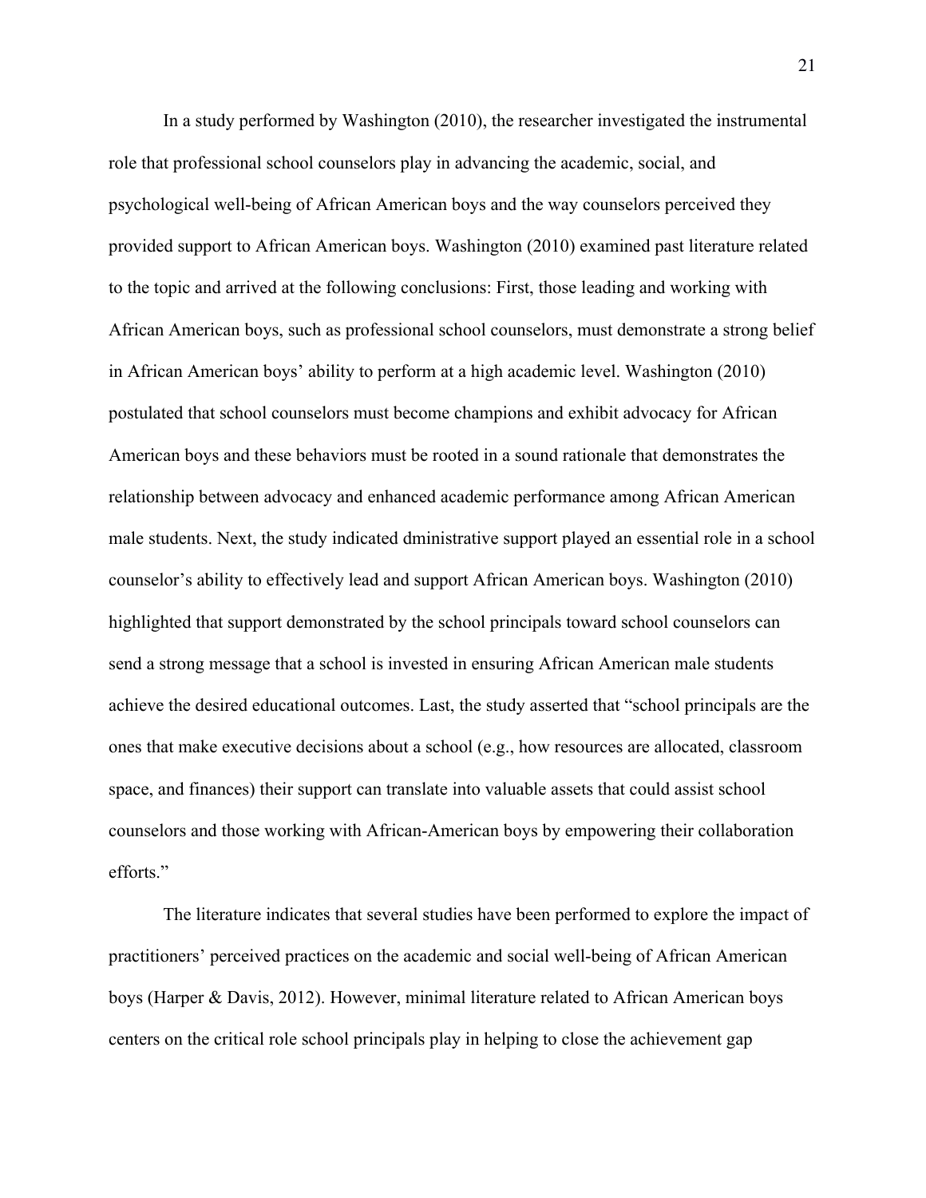In a study performed by Washington (2010), the researcher investigated the instrumental role that professional school counselors play in advancing the academic, social, and psychological well-being of African American boys and the way counselors perceived they provided support to African American boys. Washington (2010) examined past literature related to the topic and arrived at the following conclusions: First, those leading and working with African American boys, such as professional school counselors, must demonstrate a strong belief in African American boys' ability to perform at a high academic level. Washington (2010) postulated that school counselors must become champions and exhibit advocacy for African American boys and these behaviors must be rooted in a sound rationale that demonstrates the relationship between advocacy and enhanced academic performance among African American male students. Next, the study indicated dministrative support played an essential role in a school counselor's ability to effectively lead and support African American boys. Washington (2010) highlighted that support demonstrated by the school principals toward school counselors can send a strong message that a school is invested in ensuring African American male students achieve the desired educational outcomes. Last, the study asserted that "school principals are the ones that make executive decisions about a school (e.g., how resources are allocated, classroom space, and finances) their support can translate into valuable assets that could assist school counselors and those working with African-American boys by empowering their collaboration efforts."

The literature indicates that several studies have been performed to explore the impact of practitioners' perceived practices on the academic and social well-being of African American boys (Harper & Davis, 2012). However, minimal literature related to African American boys centers on the critical role school principals play in helping to close the achievement gap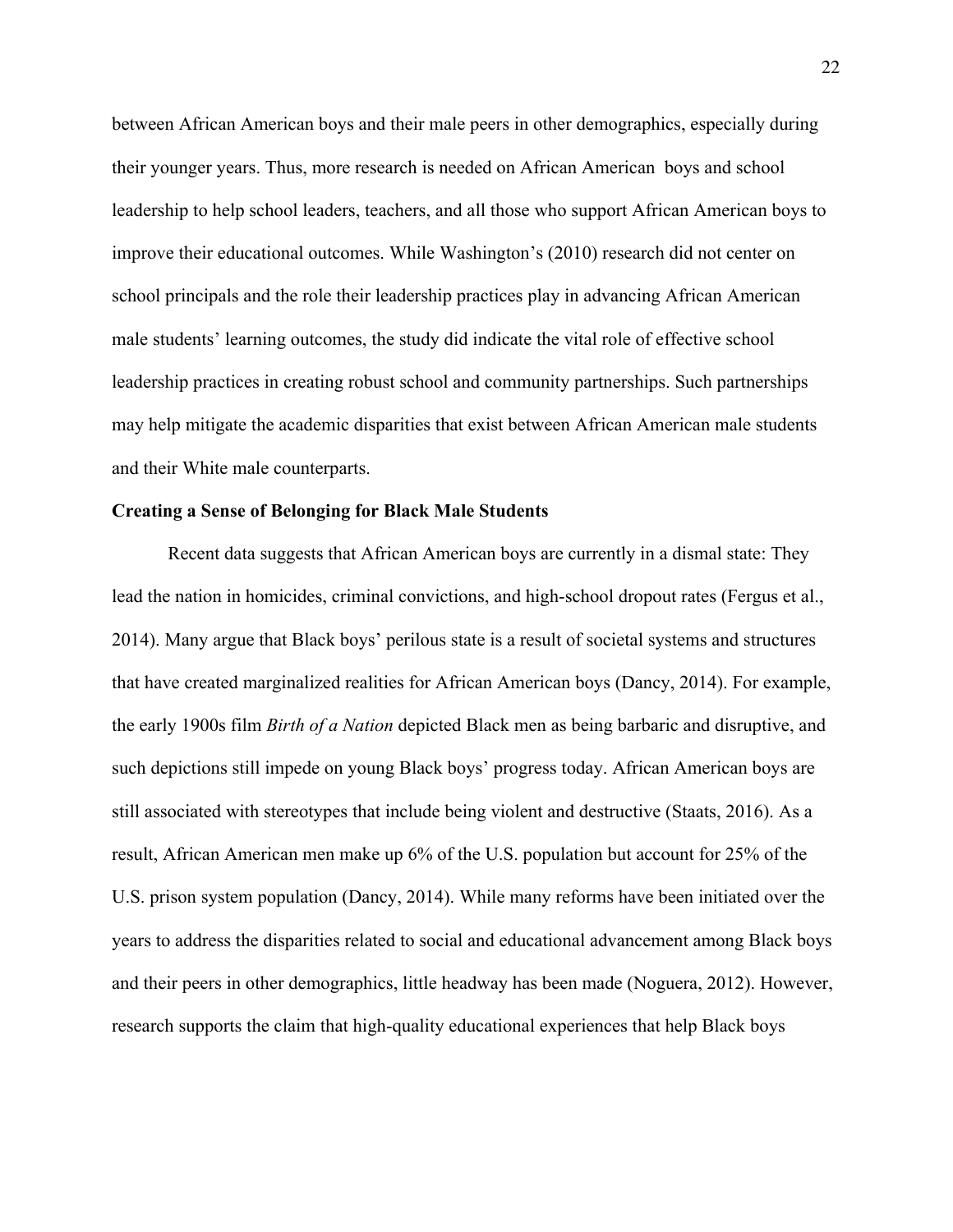between African American boys and their male peers in other demographics, especially during their younger years. Thus, more research is needed on African American boys and school leadership to help school leaders, teachers, and all those who support African American boys to improve their educational outcomes. While Washington's (2010) research did not center on school principals and the role their leadership practices play in advancing African American male students' learning outcomes, the study did indicate the vital role of effective school leadership practices in creating robust school and community partnerships. Such partnerships may help mitigate the academic disparities that exist between African American male students and their White male counterparts.

**Creating a Sense of Belonging for Black Male Students**

Recent data suggests that African American boys are currently in a dismal state: They lead the nation in homicides, criminal convictions, and high-school dropout rates (Fergus et al., 2014). Many argue that Black boys' perilous state is a result of societal systems and structures that have created marginalized realities for African American boys (Dancy, 2014). For example, the early 1900s film *Birth of a Nation* depicted Black men as being barbaric and disruptive, and such depictions still impede on young Black boys' progress today. African American boys are still associated with stereotypes that include being violent and destructive (Staats, 2016). As a result, African American men make up 6% of the U.S. population but account for 25% of the U.S. prison system population (Dancy, 2014). While many reforms have been initiated over the years to address the disparities related to social and educational advancement among Black boys and their peers in other demographics, little headway has been made (Noguera, 2012). However, research supports the claim that high-quality educational experiences that help Black boys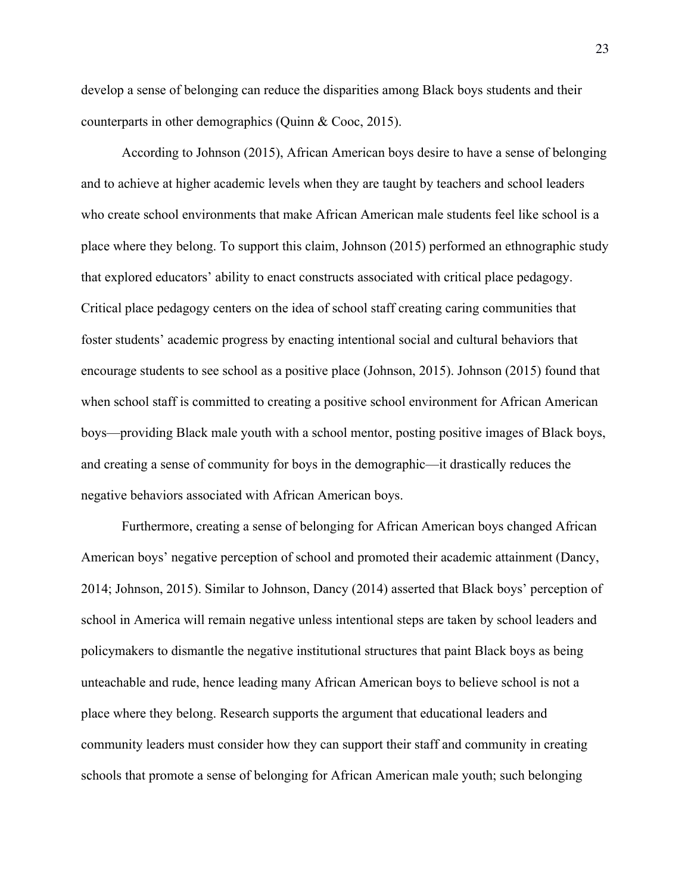develop a sense of belonging can reduce the disparities among Black boys students and their counterparts in other demographics (Quinn & Cooc, 2015).

According to Johnson (2015), African American boys desire to have a sense of belonging and to achieve at higher academic levels when they are taught by teachers and school leaders who create school environments that make African American male students feel like school is a place where they belong. To support this claim, Johnson (2015) performed an ethnographic study that explored educators' ability to enact constructs associated with critical place pedagogy. Critical place pedagogy centers on the idea of school staff creating caring communities that foster students' academic progress by enacting intentional social and cultural behaviors that encourage students to see school as a positive place (Johnson, 2015). Johnson (2015) found that when school staff is committed to creating a positive school environment for African American boys—providing Black male youth with a school mentor, posting positive images of Black boys, and creating a sense of community for boys in the demographic—it drastically reduces the negative behaviors associated with African American boys.

Furthermore, creating a sense of belonging for African American boys changed African American boys' negative perception of school and promoted their academic attainment (Dancy, 2014; Johnson, 2015). Similar to Johnson, Dancy (2014) asserted that Black boys' perception of school in America will remain negative unless intentional steps are taken by school leaders and policymakers to dismantle the negative institutional structures that paint Black boys as being unteachable and rude, hence leading many African American boys to believe school is not a place where they belong. Research supports the argument that educational leaders and community leaders must consider how they can support their staff and community in creating schools that promote a sense of belonging for African American male youth; such belonging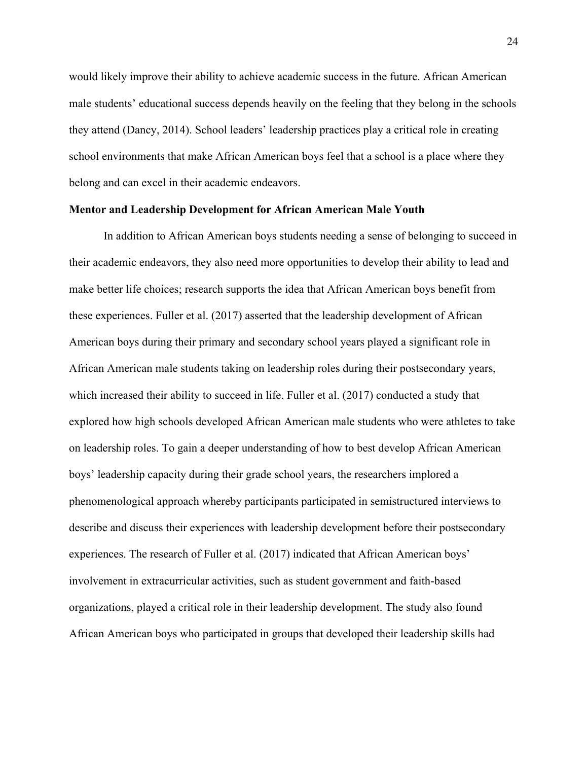would likely improve their ability to achieve academic success in the future. African American male students' educational success depends heavily on the feeling that they belong in the schools they attend (Dancy, 2014). School leaders' leadership practices play a critical role in creating school environments that make African American boys feel that a school is a place where they belong and can excel in their academic endeavors.

## Mentor and Leadership Development for African American Male Youth

In addition to African American boys students needing a sense of belonging to succeed in their academic endeavors, they also need more opportunities to develop their ability to lead and make better life choices; research supports the idea that African American boys benefit from these experiences. Fuller et al. (2017) asserted that the leadership development of African American boys during their primary and secondary school years played a significant role in African American male students taking on leadership roles during their postsecondary years, which increased their ability to succeed in life. Fuller et al. (2017) conducted a study that explored how high schools developed African American male students who were athletes to take on leadership roles. To gain a deeper understanding of how to best develop African American boys' leadership capacity during their grade school years, the researchers implored a phenomenological approach whereby participants participated in semistructured interviews to describe and discuss their experiences with leadership development before their postsecondary experiences. The research of Fuller et al. (2017) indicated that African American boys' involvement in extracurricular activities, such as student government and faith-based organizations, played a critical role in their leadership development. The study also found African American boys who participated in groups that developed their leadership skills had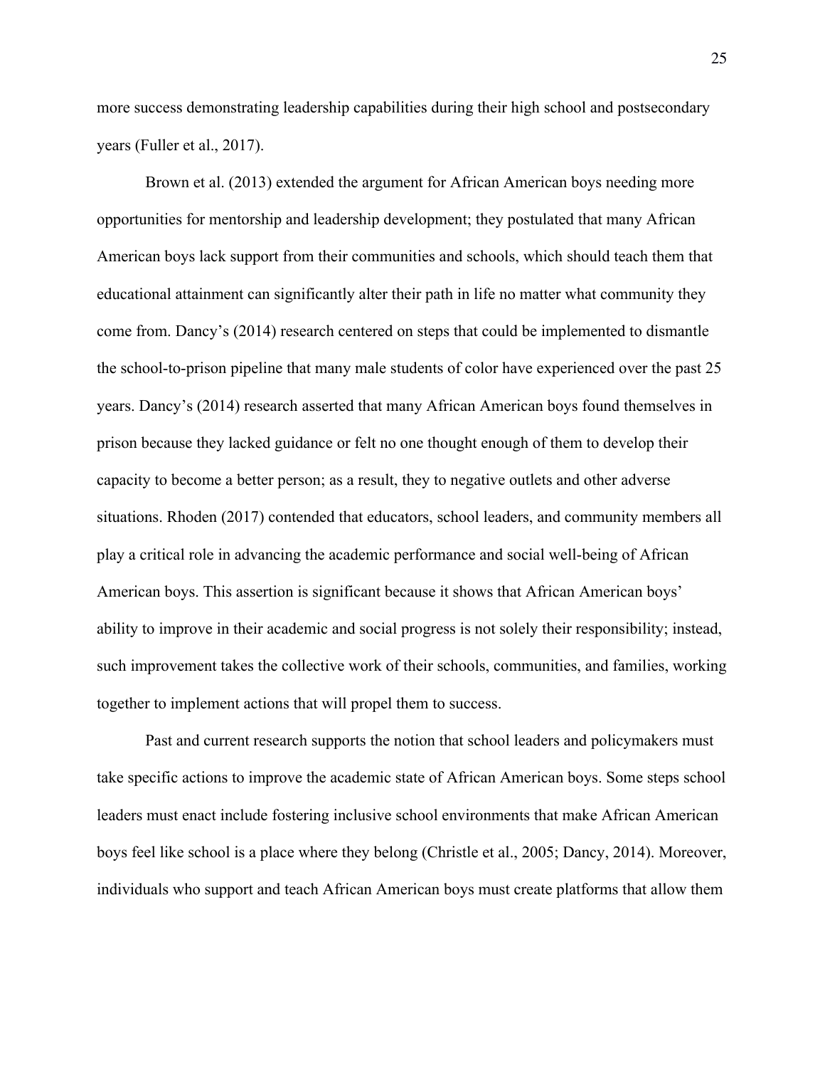more success demonstrating leadership capabilities during their high school and postsecondary years (Fuller et al., 2017).

Brown et al. (2013) extended the argument for African American boys needing more opportunities for mentorship and leadership development; they postulated that many African American boys lack support from their communities and schools, which should teach them that educational attainment can significantly alter their path in life no matter what community they come from. Dancy's (2014) research centered on steps that could be implemented to dismantle the school-to-prison pipeline that many male students of color have experienced over the past 25 years. Dancy's (2014) research asserted that many African American boys found themselves in prison because they lacked guidance or felt no one thought enough of them to develop their capacity to become a better person; as a result, they to negative outlets and other adverse situations. Rhoden (2017) contended that educators, school leaders, and community members all play a critical role in advancing the academic performance and social well-being of African American boys. This assertion is significant because it shows that African American boys' ability to improve in their academic and social progress is not solely their responsibility; instead, such improvement takes the collective work of their schools, communities, and families, working together to implement actions that will propel them to success.

Past and current research supports the notion that school leaders and policymakers must take specific actions to improve the academic state of African American boys. Some steps school leaders must enact include fostering inclusive school environments that make African American boys feel like school is a place where they belong (Christle et al., 2005; Dancy, 2014). Moreover, individuals who support and teach African American boys must create platforms that allow them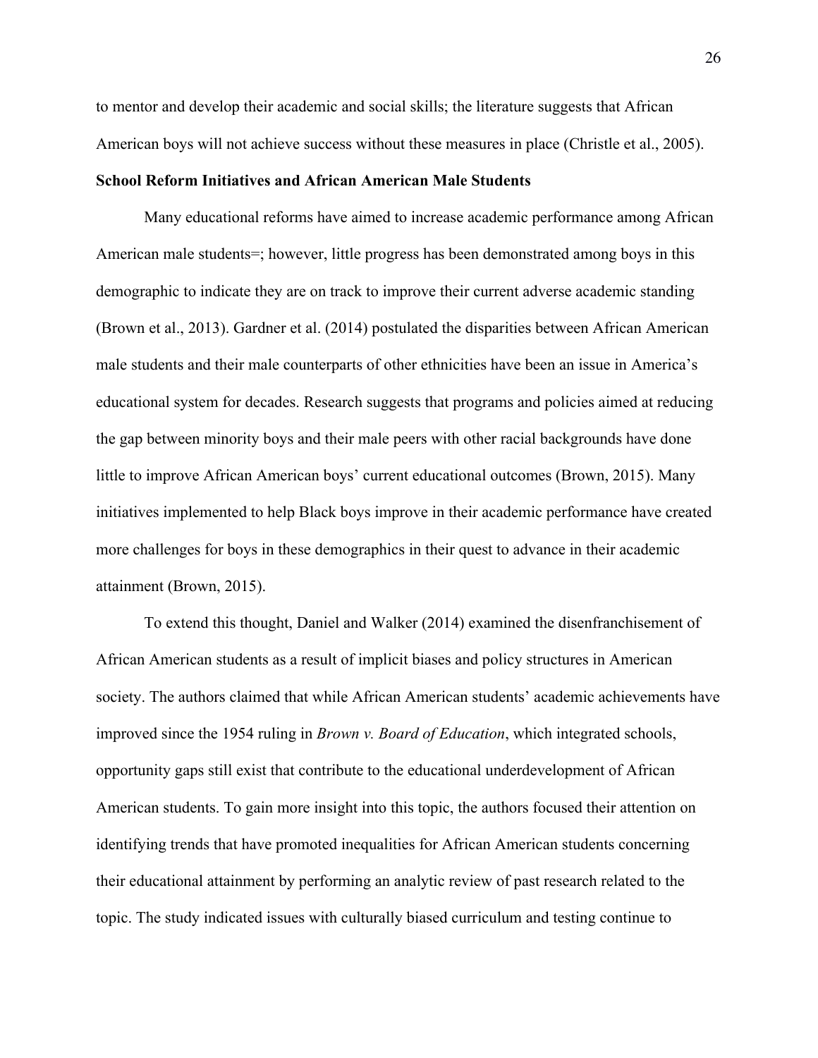to mentor and develop their academic and social skills; the literature suggests that African American boys will not achieve success without these measures in place (Christle et al., 2005).

**School Reform Initiatives and African American Male Students**

Many educational reforms have aimed to increase academic performance among African American male students=; however, little progress has been demonstrated among boys in this demographic to indicate they are on track to improve their current adverse academic standing (Brown et al., 2013). Gardner et al. (2014) postulated the disparities between African American male students and their male counterparts of other ethnicities have been an issue in America's educational system for decades. Research suggests that programs and policies aimed at reducing the gap between minority boys and their male peers with other racial backgrounds have done little to improve African American boys' current educational outcomes (Brown, 2015). Many initiatives implemented to help Black boys improve in their academic performance have created more challenges for boys in these demographics in their quest to advance in their academic attainment (Brown, 2015).

To extend this thought, Daniel and Walker (2014) examined the disenfranchisement of African American students as a result of implicit biases and policy structures in American society. The authors claimed that while African American students' academic achievements have improved since the 1954 ruling in *Brown v. Board of Education*, which integrated schools, opportunity gaps still exist that contribute to the educational underdevelopment of African American students. To gain more insight into this topic, the authors focused their attention on identifying trends that have promoted inequalities for African American students concerning their educational attainment by performing an analytic review of past research related to the topic. The study indicated issues with culturally biased curriculum and testing continue to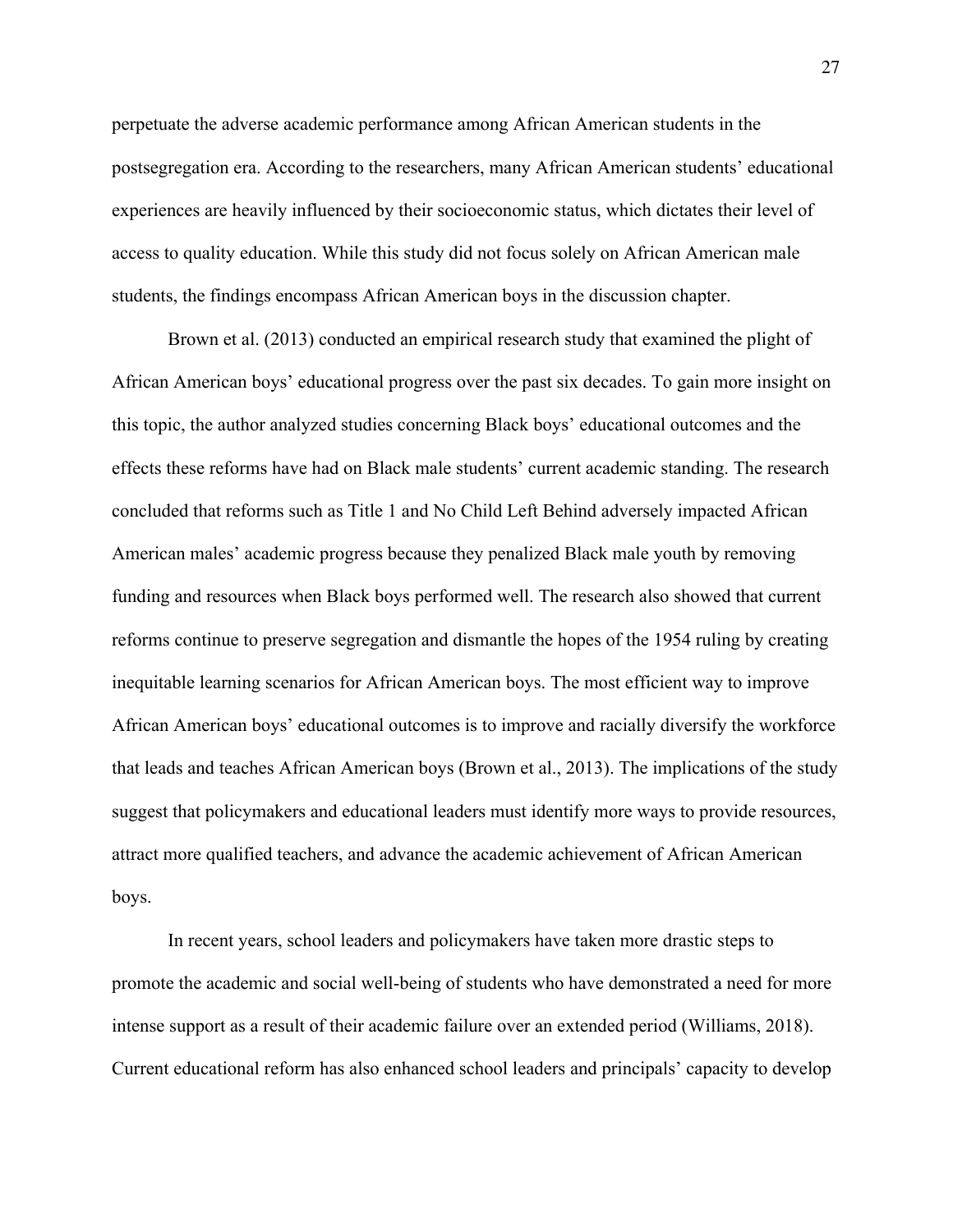perpetuate the adverse academic performance among African American students in the postsegregation era. According to the researchers, many African American students' educational experiences are heavily influenced by their socioeconomic status, which dictates their level of access to quality education. While this study did not focus solely on African American male students, the findings encompass African American boys in the discussion chapter.

Brown et al. (2013) conducted an empirical research study that examined the plight of African American boys' educational progress over the past six decades. To gain more insight on this topic, the author analyzed studies concerning Black boys' educational outcomes and the effects these reforms have had on Black male students' current academic standing. The research concluded that reforms such as Title 1 and No Child Left Behind adversely impacted African American males' academic progress because they penalized Black male youth by removing funding and resources when Black boys performed well. The research also showed that current reforms continue to preserve segregation and dismantle the hopes of the 1954 ruling by creating inequitable learning scenarios for African American boys. The most efficient way to improve African American boys' educational outcomes is to improve and racially diversify the workforce that leads and teaches African American boys (Brown et al., 2013). The implications of the study suggest that policymakers and educational leaders must identify more ways to provide resources, attract more qualified teachers, and advance the academic achievement of African American boys.

In recent years, school leaders and policymakers have taken more drastic steps to promote the academic and social well-being of students who have demonstrated a need for more intense support as a result of their academic failure over an extended period (Williams, 2018). Current educational reform has also enhanced school leaders and principals' capacity to develop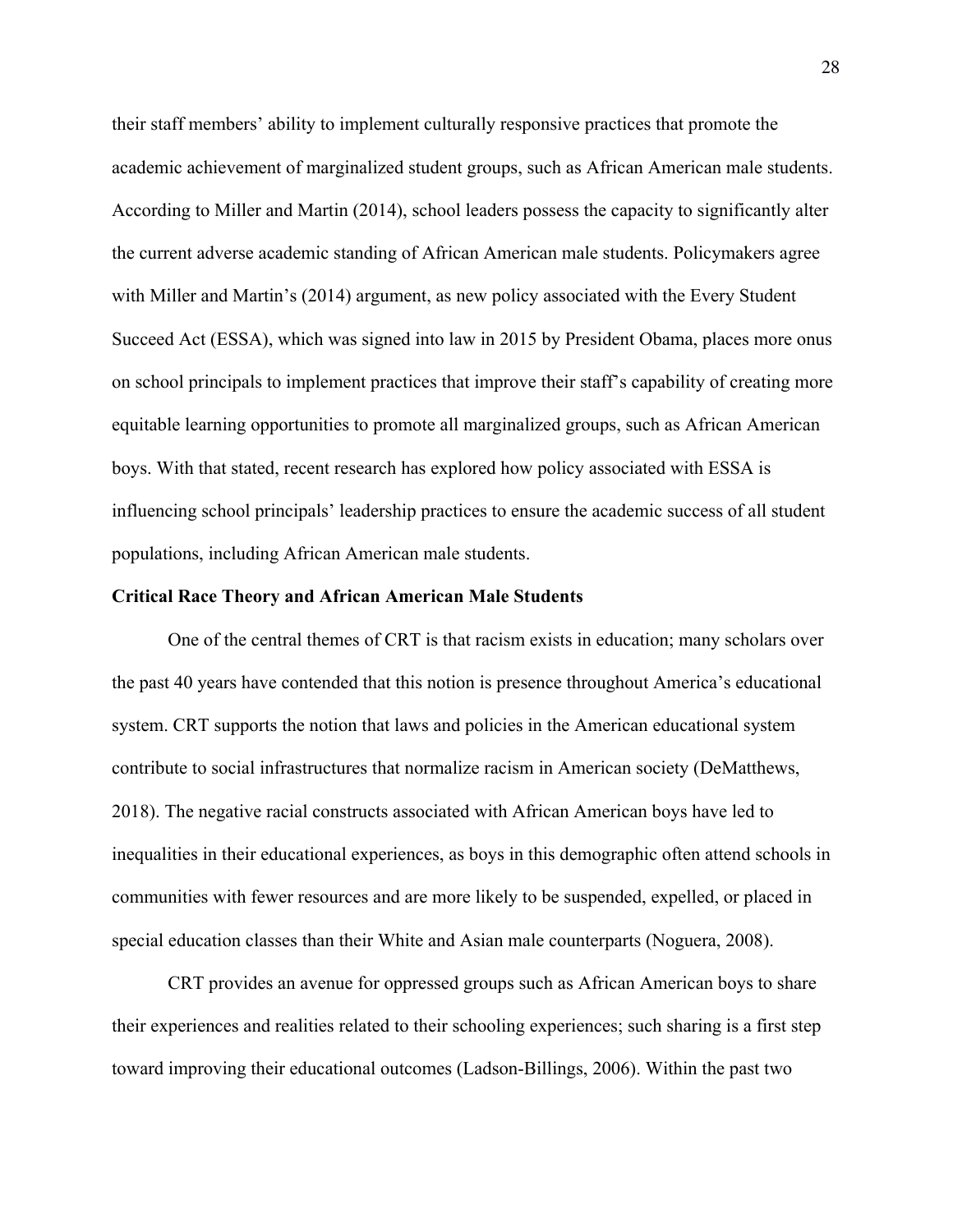their staff members' ability to implement culturally responsive practices that promote the academic achievement of marginalized student groups, such as African American male students. According to Miller and Martin (2014), school leaders possess the capacity to significantly alter the current adverse academic standing of African American male students. Policymakers agree with Miller and Martin's (2014) argument, as new policy associated with the Every Student Succeed Act (ESSA), which was signed into law in 2015 by President Obama, places more onus on school principals to implement practices that improve their staff's capability of creating more equitable learning opportunities to promote all marginalized groups, such as African American boys. With that stated, recent research has explored how policy associated with ESSA is influencing school principals' leadership practices to ensure the academic success of all student populations, including African American male students.

**Critical Race Theory and African American Male Students**

One of the central themes of CRT is that racism exists in education; many scholars over the past 40 years have contended that this notion is presence throughout America's educational system. CRT supports the notion that laws and policies in the American educational system contribute to social infrastructures that normalize racism in American society (DeMatthews, 2018). The negative racial constructs associated with African American boys have led to inequalities in their educational experiences, as boys in this demographic often attend schools in communities with fewer resources and are more likely to be suspended, expelled, or placed in special education classes than their White and Asian male counterparts (Noguera, 2008).

CRT provides an avenue for oppressed groups such as African American boys to share their experiences and realities related to their schooling experiences; such sharing is a first step toward improving their educational outcomes (Ladson-Billings, 2006). Within the past two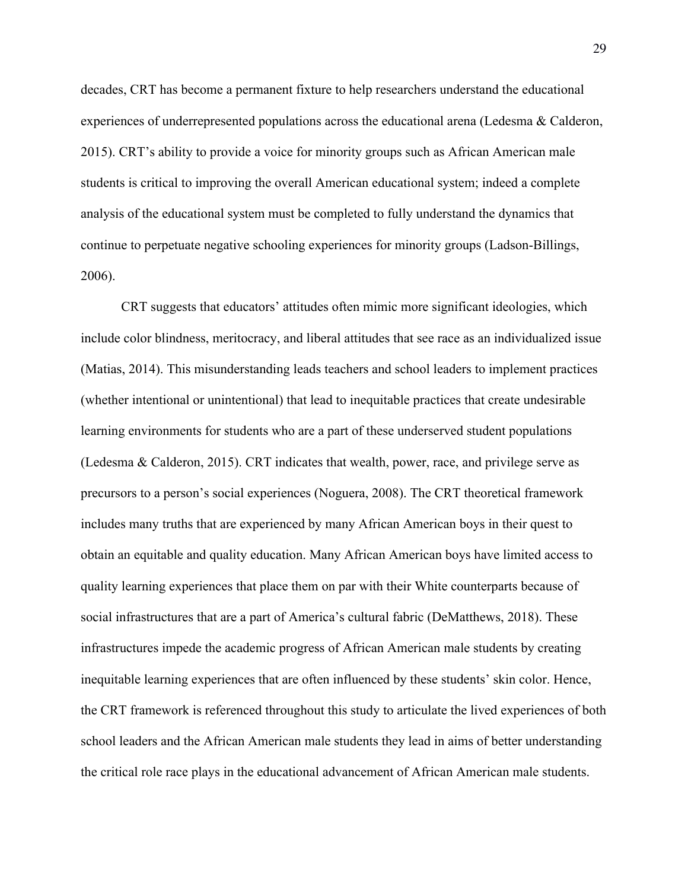decades, CRT has become a permanent fixture to help researchers understand the educational experiences of underrepresented populations across the educational arena (Ledesma & Calderon, 2015). CRT's ability to provide a voice for minority groups such as African American male students is critical to improving the overall American educational system; indeed a complete analysis of the educational system must be completed to fully understand the dynamics that continue to perpetuate negative schooling experiences for minority groups (Ladson-Billings, 2006).

CRT suggests that educators' attitudes often mimic more significant ideologies, which include color blindness, meritocracy, and liberal attitudes that see race as an individualized issue (Matias, 2014). This misunderstanding leads teachers and school leaders to implement practices (whether intentional or unintentional) that lead to inequitable practices that create undesirable learning environments for students who are a part of these underserved student populations (Ledesma & Calderon, 2015). CRT indicates that wealth, power, race, and privilege serve as precursors to a person's social experiences (Noguera, 2008). The CRT theoretical framework includes many truths that are experienced by many African American boys in their quest to obtain an equitable and quality education. Many African American boys have limited access to quality learning experiences that place them on par with their White counterparts because of social infrastructures that are a part of America's cultural fabric (DeMatthews, 2018). These infrastructures impede the academic progress of African American male students by creating inequitable learning experiences that are often influenced by these students' skin color. Hence, the CRT framework is referenced throughout this study to articulate the lived experiences of both school leaders and the African American male students they lead in aims of better understanding the critical role race plays in the educational advancement of African American male students.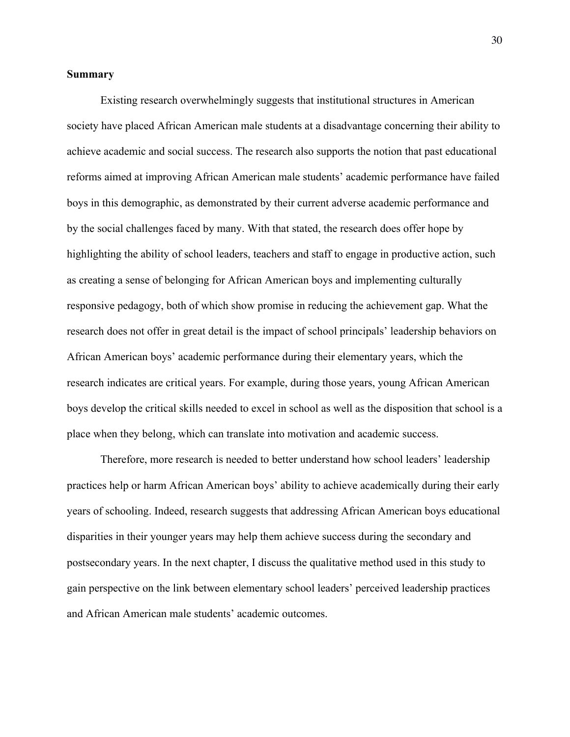**Summary**

Existing research overwhelmingly suggests that institutional structures in American society have placed African American male students at a disadvantage concerning their ability to achieve academic and social success. The research also supports the notion that past educational reforms aimed at improving African American male students' academic performance have failed boys in this demographic, as demonstrated by their current adverse academic performance and by the social challenges faced by many. With that stated, the research does offer hope by highlighting the ability of school leaders, teachers and staff to engage in productive action, such as creating a sense of belonging for African American boys and implementing culturally responsive pedagogy, both of which show promise in reducing the achievement gap. What the research does not offer in great detail is the impact of school principals' leadership behaviors on African American boys' academic performance during their elementary years, which the research indicates are critical years. For example, during those years, young African American boys develop the critical skills needed to excel in school as well as the disposition that school is a place when they belong, which can translate into motivation and academic success.

Therefore, more research is needed to better understand how school leaders' leadership practices help or harm African American boys' ability to achieve academically during their early years of schooling. Indeed, research suggests that addressing African American boys educational disparities in their younger years may help them achieve success during the secondary and postsecondary years. In the next chapter, I discuss the qualitative method used in this study to gain perspective on the link between elementary school leaders' perceived leadership practices and African American male students' academic outcomes.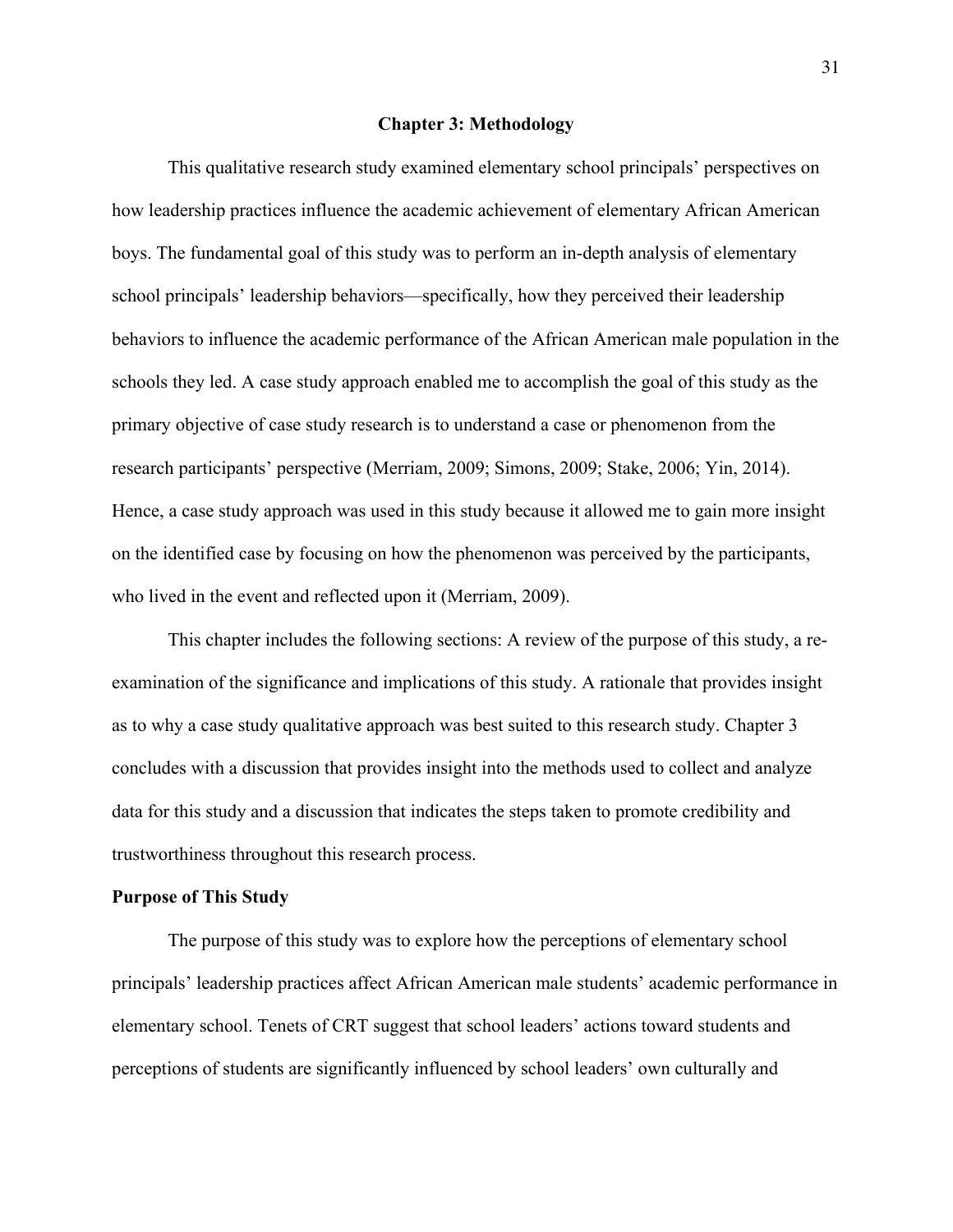# Chapter 3: Methodology

This qualitative research study examined elementary school principals' perspectives on how leadership practices influence the academic achievement of elementary African American boys. The fundamental goal of this study was to perform an in-depth analysis of elementary school principals' leadership behaviors—specifically, how they perceived their leadership behaviors to influence the academic performance of the African American male population in the schools they led. A case study approach enabled me to accomplish the goal of this study as the primary objective of case study research is to understand a case or phenomenon from the research participants' perspective (Merriam, 2009; Simons, 2009; Stake, 2006; Yin, 2014). Hence, a case study approach was used in this study because it allowed me to gain more insight on the identified case by focusing on how the phenomenon was perceived by the participants, who lived in the event and reflected upon it (Merriam, 2009).

This chapter includes the following sections: A review of the purpose of this study, a re-examination of the significance and implications of this study. A rationale that provides insight as to why a case study qualitative approach was best suited to this research study. Chapter 3 concludes with a discussion that provides insight into the methods used to collect and analyze data for this study and a discussion that indicates the steps taken to promote credibility and trustworthiness throughout this research process.

## Purpose of This Study

The purpose of this study was to explore how the perceptions of elementary school principals' leadership practices affect African American male students' academic performance in elementary school. Tenets of CRT suggest that school leaders' actions toward students and perceptions of students are significantly influenced by school leaders' own culturally and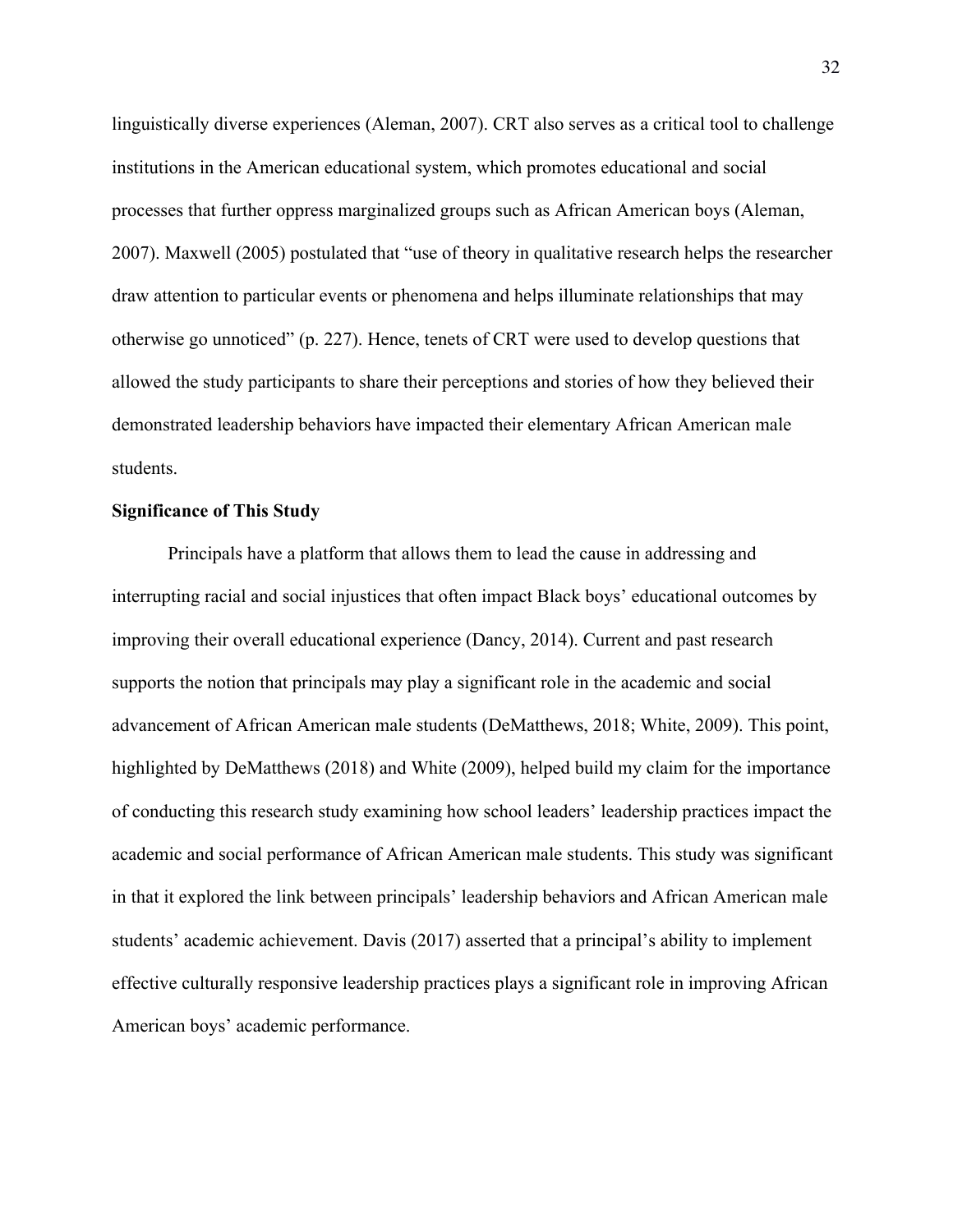linguistically diverse experiences (Aleman, 2007). CRT also serves as a critical tool to challenge institutions in the American educational system, which promotes educational and social processes that further oppress marginalized groups such as African American boys (Aleman, 2007). Maxwell (2005) postulated that "use of theory in qualitative research helps the researcher draw attention to particular events or phenomena and helps illuminate relationships that may otherwise go unnoticed" (p. 227). Hence, tenets of CRT were used to develop questions that allowed the study participants to share their perceptions and stories of how they believed their demonstrated leadership behaviors have impacted their elementary African American male students.

**Significance of This Study**

Principals have a platform that allows them to lead the cause in addressing and interrupting racial and social injustices that often impact Black boys' educational outcomes by improving their overall educational experience (Dancy, 2014). Current and past research supports the notion that principals may play a significant role in the academic and social advancement of African American male students (DeMatthews, 2018; White, 2009). This point, highlighted by DeMatthews (2018) and White (2009), helped build my claim for the importance of conducting this research study examining how school leaders' leadership practices impact the academic and social performance of African American male students. This study was significant in that it explored the link between principals' leadership behaviors and African American male students' academic achievement. Davis (2017) asserted that a principal's ability to implement effective culturally responsive leadership practices plays a significant role in improving African American boys' academic performance.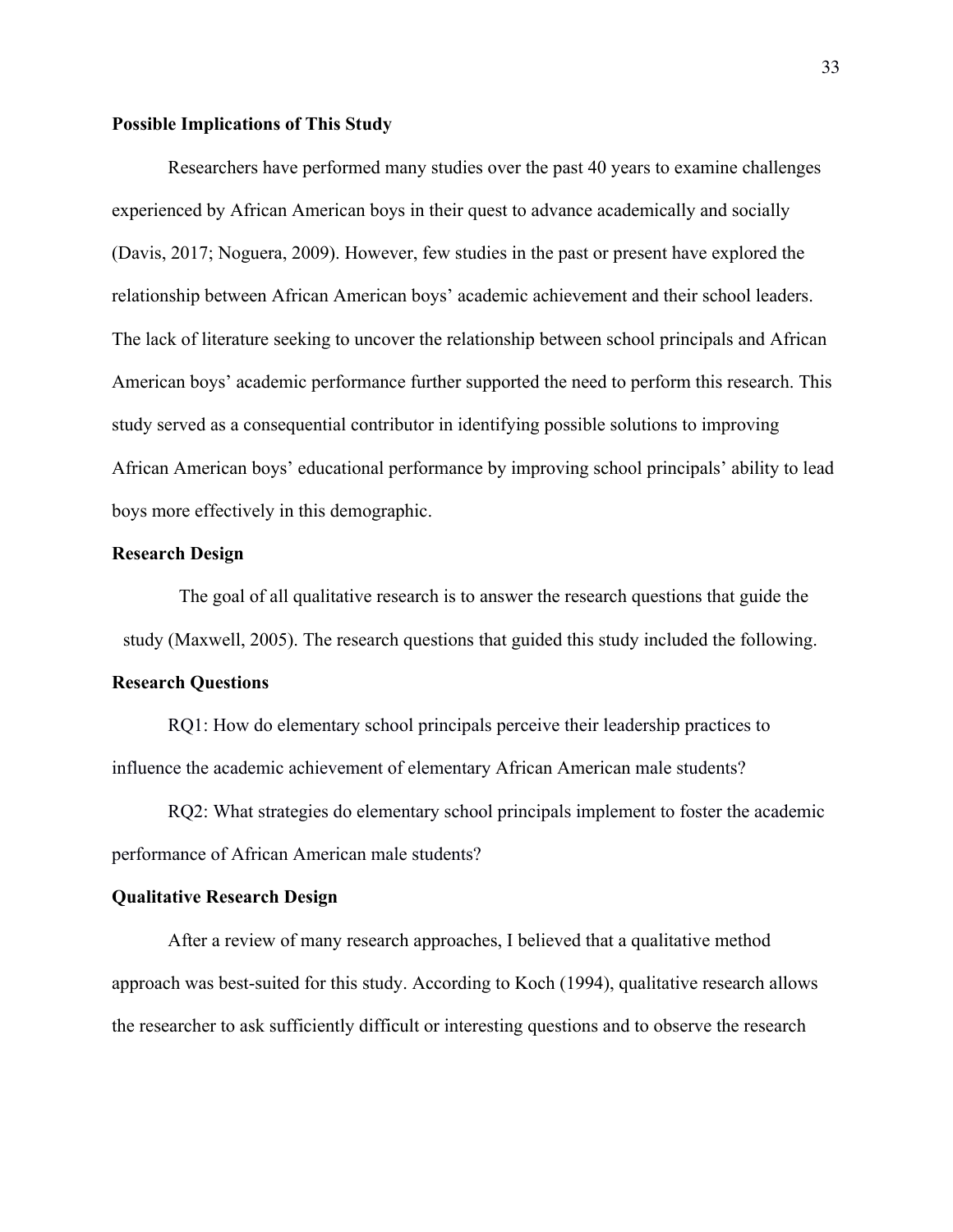**Possible Implications of This Study**

Researchers have performed many studies over the past 40 years to examine challenges experienced by African American boys in their quest to advance academically and socially (Davis, 2017; Noguera, 2009). However, few studies in the past or present have explored the relationship between African American boys' academic achievement and their school leaders. The lack of literature seeking to uncover the relationship between school principals and African American boys' academic performance further supported the need to perform this research. This study served as a consequential contributor in identifying possible solutions to improving African American boys' educational performance by improving school principals' ability to lead boys more effectively in this demographic.

**Research Design**

The goal of all qualitative research is to answer the research questions that guide the study (Maxwell, 2005). The research questions that guided this study included the following.

**Research Questions**

RQ1: How do elementary school principals perceive their leadership practices to influence the academic achievement of elementary African American male students?

RQ2: What strategies do elementary school principals implement to foster the academic performance of African American male students?

**Qualitative Research Design**

After a review of many research approaches, I believed that a qualitative method approach was best-suited for this study. According to Koch (1994), qualitative research allows the researcher to ask sufficiently difficult or interesting questions and to observe the research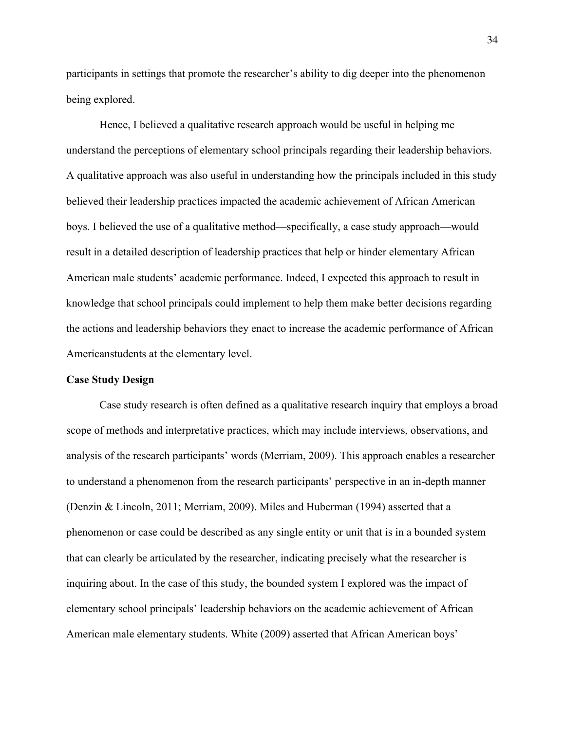participants in settings that promote the researcher's ability to dig deeper into the phenomenon being explored.

Hence, I believed a qualitative research approach would be useful in helping me understand the perceptions of elementary school principals regarding their leadership behaviors. A qualitative approach was also useful in understanding how the principals included in this study believed their leadership practices impacted the academic achievement of African American boys. I believed the use of a qualitative method—specifically, a case study approach—would result in a detailed description of leadership practices that help or hinder elementary African American male students' academic performance. Indeed, I expected this approach to result in knowledge that school principals could implement to help them make better decisions regarding the actions and leadership behaviors they enact to increase the academic performance of African Americanstudents at the elementary level.

**Case Study Design**

Case study research is often defined as a qualitative research inquiry that employs a broad scope of methods and interpretative practices, which may include interviews, observations, and analysis of the research participants' words (Merriam, 2009). This approach enables a researcher to understand a phenomenon from the research participants' perspective in an in-depth manner (Denzin & Lincoln, 2011; Merriam, 2009). Miles and Huberman (1994) asserted that a phenomenon or case could be described as any single entity or unit that is in a bounded system that can clearly be articulated by the researcher, indicating precisely what the researcher is inquiring about. In the case of this study, the bounded system I explored was the impact of elementary school principals' leadership behaviors on the academic achievement of African American male elementary students. White (2009) asserted that African American boys'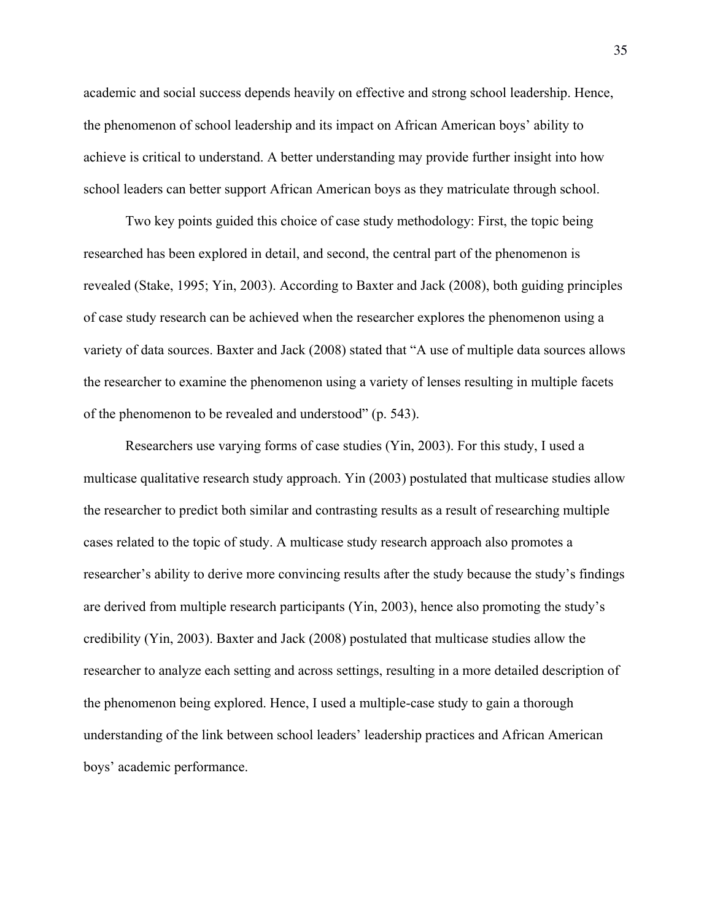academic and social success depends heavily on effective and strong school leadership. Hence, the phenomenon of school leadership and its impact on African American boys' ability to achieve is critical to understand. A better understanding may provide further insight into how school leaders can better support African American boys as they matriculate through school.

Two key points guided this choice of case study methodology: First, the topic being researched has been explored in detail, and second, the central part of the phenomenon is revealed (Stake, 1995; Yin, 2003). According to Baxter and Jack (2008), both guiding principles of case study research can be achieved when the researcher explores the phenomenon using a variety of data sources. Baxter and Jack (2008) stated that "A use of multiple data sources allows the researcher to examine the phenomenon using a variety of lenses resulting in multiple facets of the phenomenon to be revealed and understood" (p. 543).

Researchers use varying forms of case studies (Yin, 2003). For this study, I used a multicase qualitative research study approach. Yin (2003) postulated that multicase studies allow the researcher to predict both similar and contrasting results as a result of researching multiple cases related to the topic of study. A multicase study research approach also promotes a researcher's ability to derive more convincing results after the study because the study's findings are derived from multiple research participants (Yin, 2003), hence also promoting the study's credibility (Yin, 2003). Baxter and Jack (2008) postulated that multicase studies allow the researcher to analyze each setting and across settings, resulting in a more detailed description of the phenomenon being explored. Hence, I used a multiple-case study to gain a thorough understanding of the link between school leaders' leadership practices and African American boys' academic performance.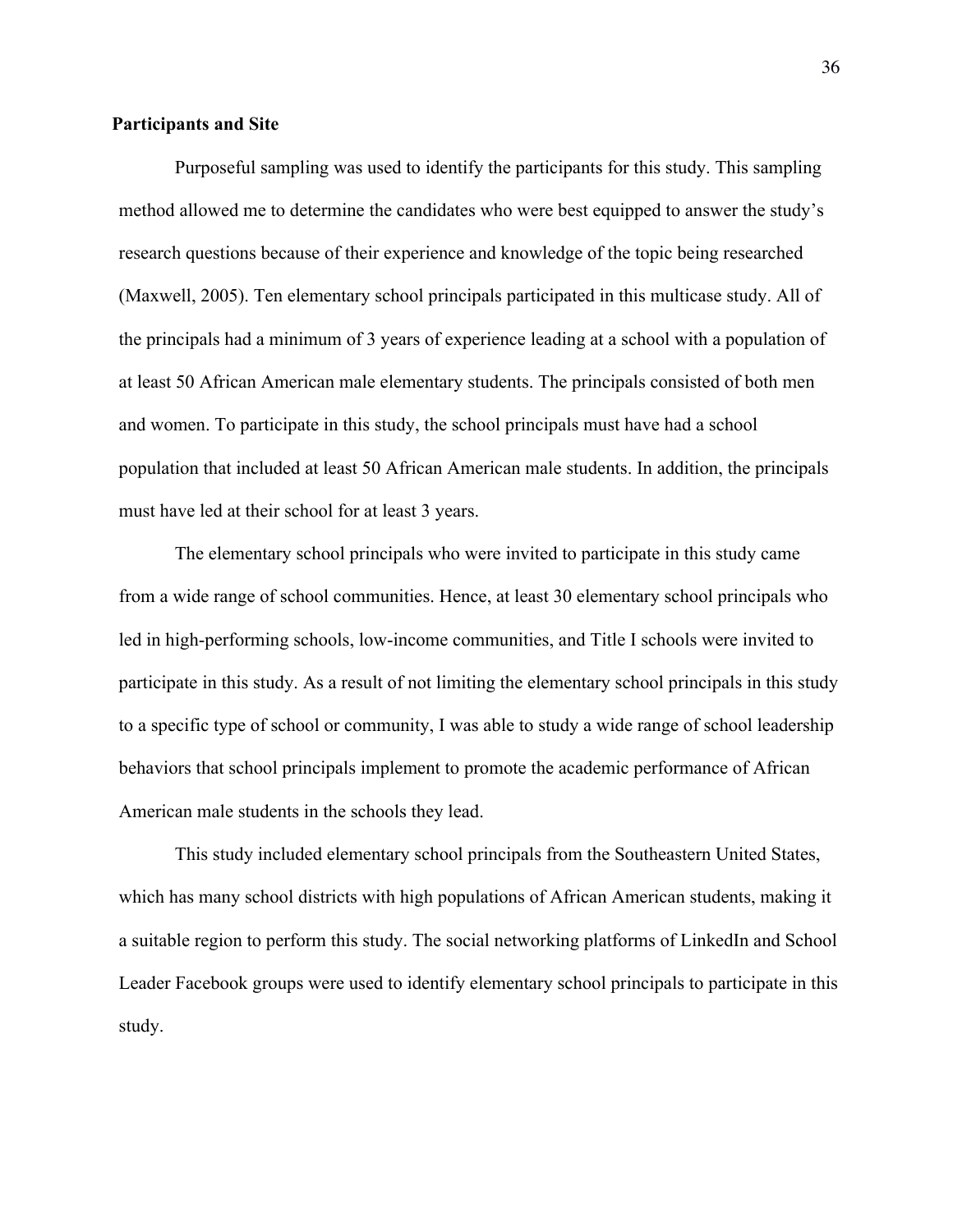## Participants and Site

Purposeful sampling was used to identify the participants for this study. This sampling method allowed me to determine the candidates who were best equipped to answer the study's research questions because of their experience and knowledge of the topic being researched (Maxwell, 2005). Ten elementary school principals participated in this multicase study. All of the principals had a minimum of 3 years of experience leading at a school with a population of at least 50 African American male elementary students. The principals consisted of both men and women. To participate in this study, the school principals must have had a school population that included at least 50 African American male students. In addition, the principals must have led at their school for at least 3 years.

The elementary school principals who were invited to participate in this study came from a wide range of school communities. Hence, at least 30 elementary school principals who led in high-performing schools, low-income communities, and Title I schools were invited to participate in this study. As a result of not limiting the elementary school principals in this study to a specific type of school or community, I was able to study a wide range of school leadership behaviors that school principals implement to promote the academic performance of African American male students in the schools they lead.

This study included elementary school principals from the Southeastern United States, which has many school districts with high populations of African American students, making it a suitable region to perform this study. The social networking platforms of LinkedIn and School Leader Facebook groups were used to identify elementary school principals to participate in this study.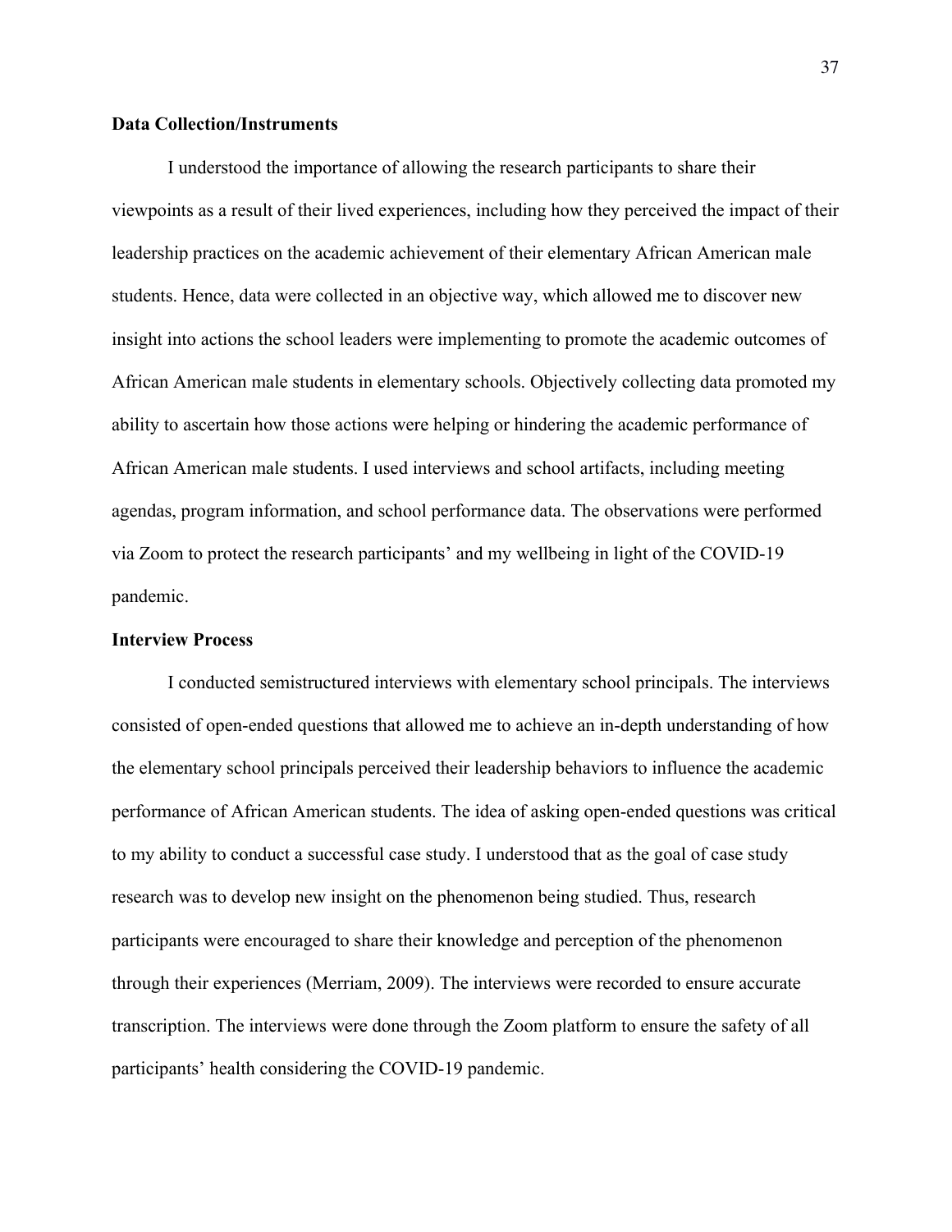### Data Collection/Instruments

I understood the importance of allowing the research participants to share their viewpoints as a result of their lived experiences, including how they perceived the impact of their leadership practices on the academic achievement of their elementary African American male students. Hence, data were collected in an objective way, which allowed me to discover new insight into actions the school leaders were implementing to promote the academic outcomes of African American male students in elementary schools. Objectively collecting data promoted my ability to ascertain how those actions were helping or hindering the academic performance of African American male students. I used interviews and school artifacts, including meeting agendas, program information, and school performance data. The observations were performed via Zoom to protect the research participants' and my wellbeing in light of the COVID-19 pandemic.

### Interview Process

I conducted semistructured interviews with elementary school principals. The interviews consisted of open-ended questions that allowed me to achieve an in-depth understanding of how the elementary school principals perceived their leadership behaviors to influence the academic performance of African American students. The idea of asking open-ended questions was critical to my ability to conduct a successful case study. I understood that as the goal of case study research was to develop new insight on the phenomenon being studied. Thus, research participants were encouraged to share their knowledge and perception of the phenomenon through their experiences (Merriam, 2009). The interviews were recorded to ensure accurate transcription. The interviews were done through the Zoom platform to ensure the safety of all participants' health considering the COVID-19 pandemic.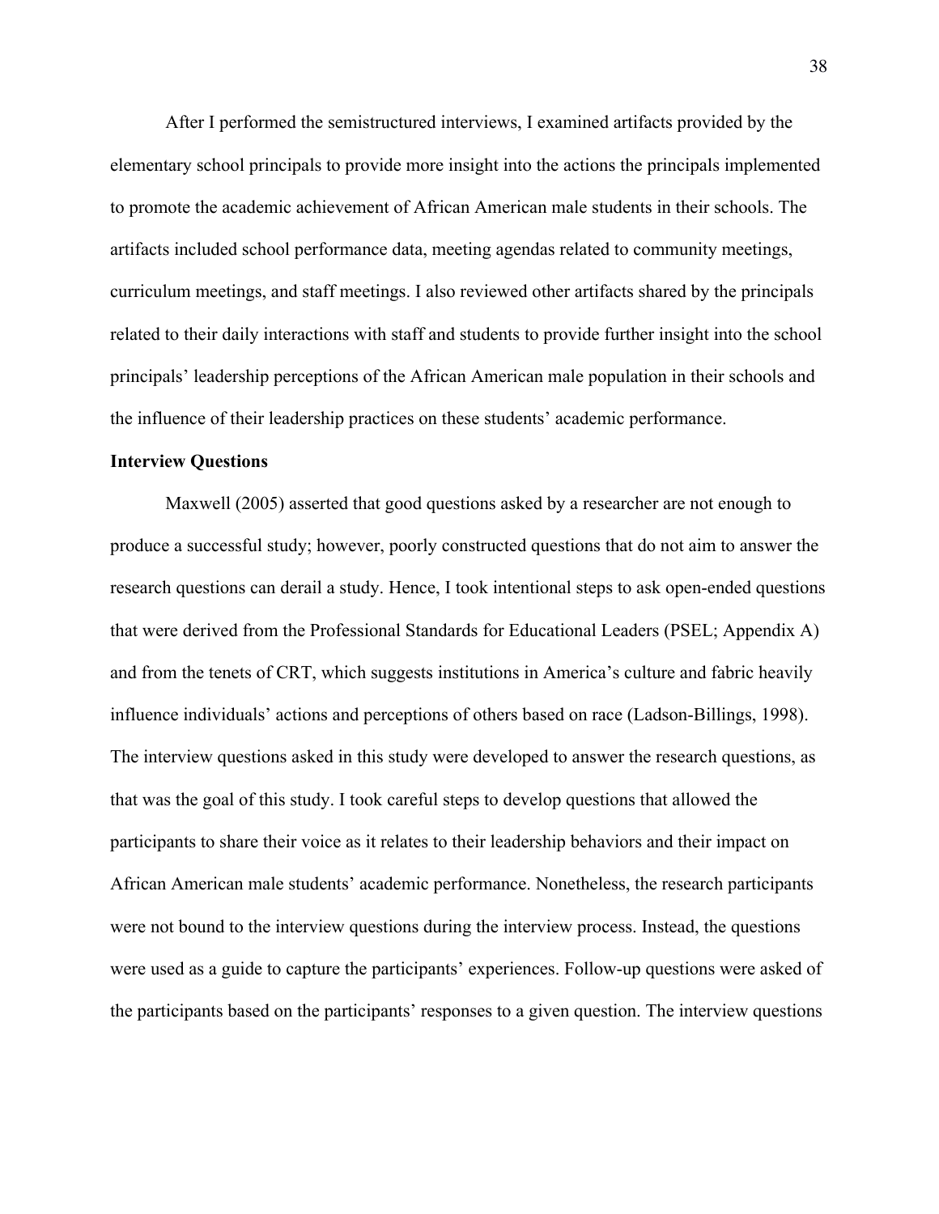After I performed the semistructured interviews, I examined artifacts provided by the elementary school principals to provide more insight into the actions the principals implemented to promote the academic achievement of African American male students in their schools. The artifacts included school performance data, meeting agendas related to community meetings, curriculum meetings, and staff meetings. I also reviewed other artifacts shared by the principals related to their daily interactions with staff and students to provide further insight into the school principals' leadership perceptions of the African American male population in their schools and the influence of their leadership practices on these students' academic performance.

**Interview Questions**

Maxwell (2005) asserted that good questions asked by a researcher are not enough to produce a successful study; however, poorly constructed questions that do not aim to answer the research questions can derail a study. Hence, I took intentional steps to ask open-ended questions that were derived from the Professional Standards for Educational Leaders (PSEL; Appendix A) and from the tenets of CRT, which suggests institutions in America's culture and fabric heavily influence individuals' actions and perceptions of others based on race (Ladson-Billings, 1998). The interview questions asked in this study were developed to answer the research questions, as that was the goal of this study. I took careful steps to develop questions that allowed the participants to share their voice as it relates to their leadership behaviors and their impact on African American male students' academic performance. Nonetheless, the research participants were not bound to the interview questions during the interview process. Instead, the questions were used as a guide to capture the participants' experiences. Follow-up questions were asked of the participants based on the participants' responses to a given question. The interview questions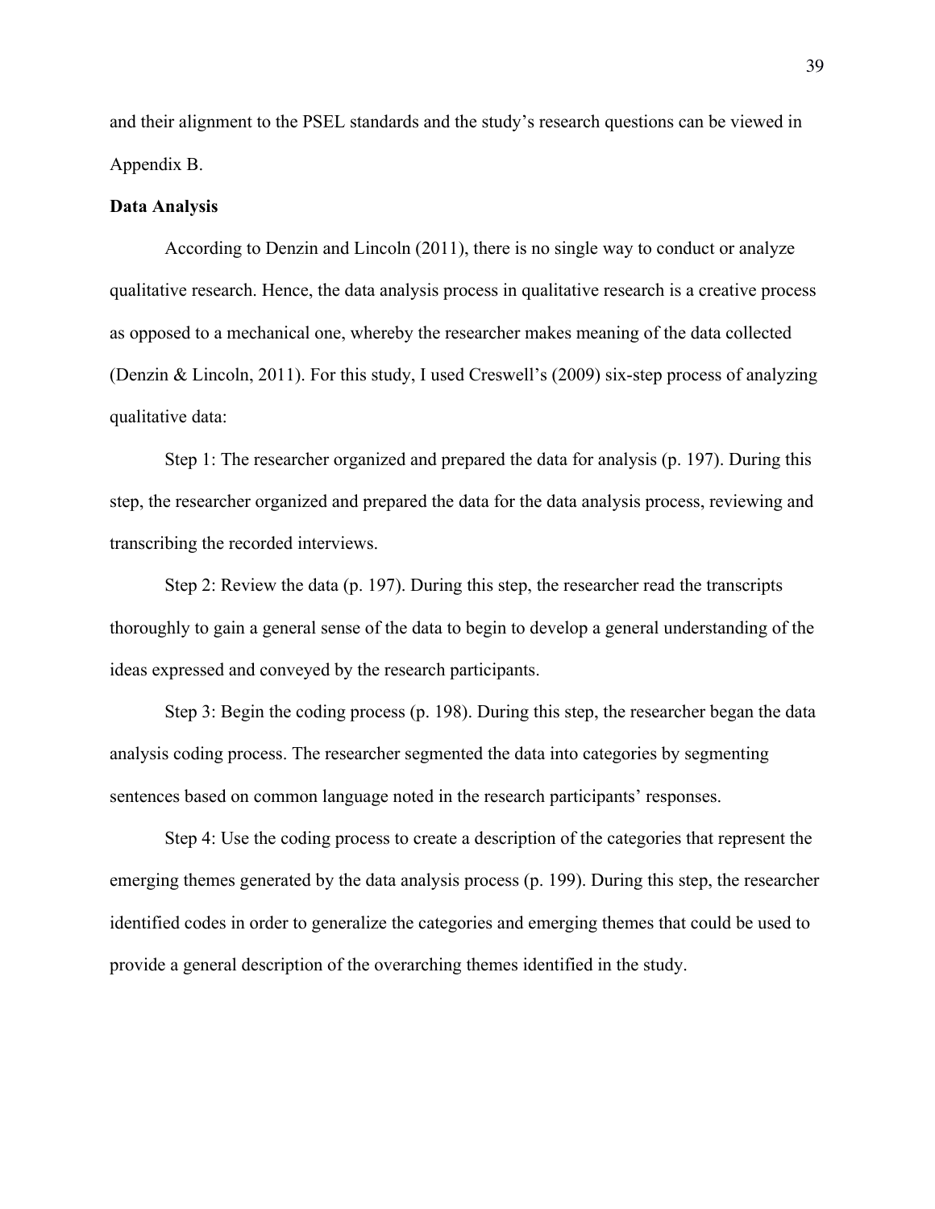and their alignment to the PSEL standards and the study's research questions can be viewed in Appendix B.

**Data Analysis**

According to Denzin and Lincoln (2011), there is no single way to conduct or analyze qualitative research. Hence, the data analysis process in qualitative research is a creative process as opposed to a mechanical one, whereby the researcher makes meaning of the data collected (Denzin & Lincoln, 2011). For this study, I used Creswell's (2009) six-step process of analyzing qualitative data:

Step 1: The researcher organized and prepared the data for analysis (p. 197). During this step, the researcher organized and prepared the data for the data analysis process, reviewing and transcribing the recorded interviews.

Step 2: Review the data (p. 197). During this step, the researcher read the transcripts thoroughly to gain a general sense of the data to begin to develop a general understanding of the ideas expressed and conveyed by the research participants.

Step 3: Begin the coding process (p. 198). During this step, the researcher began the data analysis coding process. The researcher segmented the data into categories by segmenting sentences based on common language noted in the research participants' responses.

Step 4: Use the coding process to create a description of the categories that represent the emerging themes generated by the data analysis process (p. 199). During this step, the researcher identified codes in order to generalize the categories and emerging themes that could be used to provide a general description of the overarching themes identified in the study.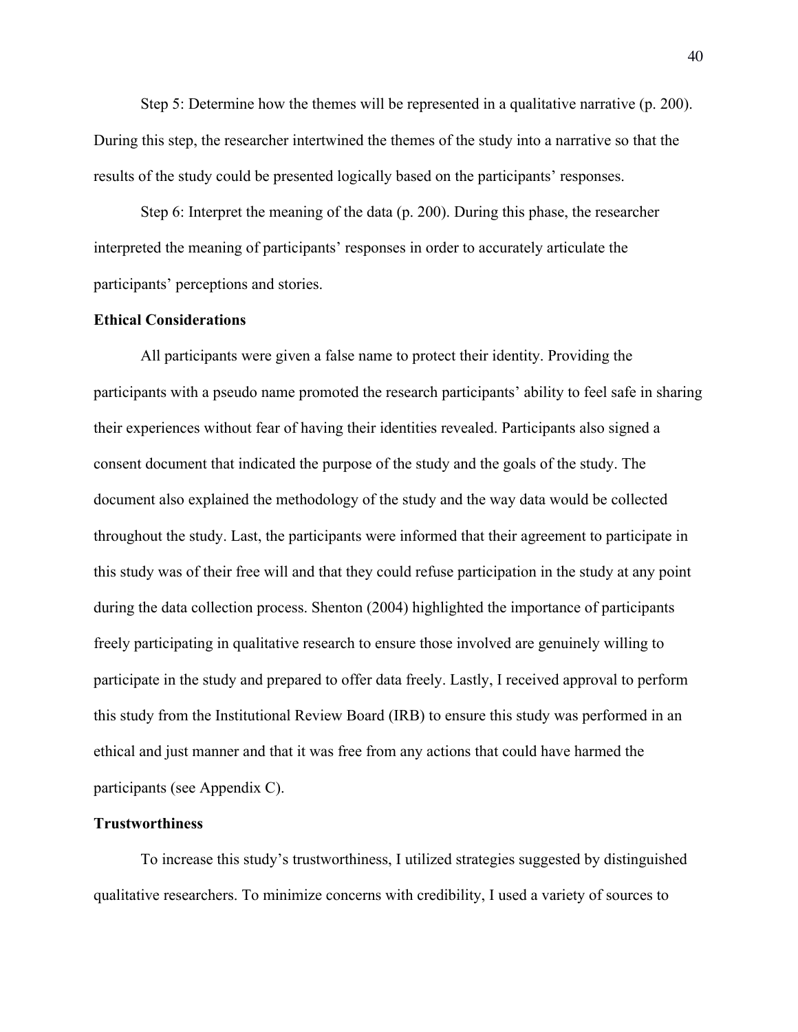Step 5: Determine how the themes will be represented in a qualitative narrative (p. 200). During this step, the researcher intertwined the themes of the study into a narrative so that the results of the study could be presented logically based on the participants' responses.

Step 6: Interpret the meaning of the data (p. 200). During this phase, the researcher interpreted the meaning of participants' responses in order to accurately articulate the participants' perceptions and stories.

**Ethical Considerations**

All participants were given a false name to protect their identity. Providing the participants with a pseudo name promoted the research participants' ability to feel safe in sharing their experiences without fear of having their identities revealed. Participants also signed a consent document that indicated the purpose of the study and the goals of the study. The document also explained the methodology of the study and the way data would be collected throughout the study. Last, the participants were informed that their agreement to participate in this study was of their free will and that they could refuse participation in the study at any point during the data collection process. Shenton (2004) highlighted the importance of participants freely participating in qualitative research to ensure those involved are genuinely willing to participate in the study and prepared to offer data freely. Lastly, I received approval to perform this study from the Institutional Review Board (IRB) to ensure this study was performed in an ethical and just manner and that it was free from any actions that could have harmed the participants (see Appendix C).

**Trustworthiness**

To increase this study's trustworthiness, I utilized strategies suggested by distinguished qualitative researchers. To minimize concerns with credibility, I used a variety of sources to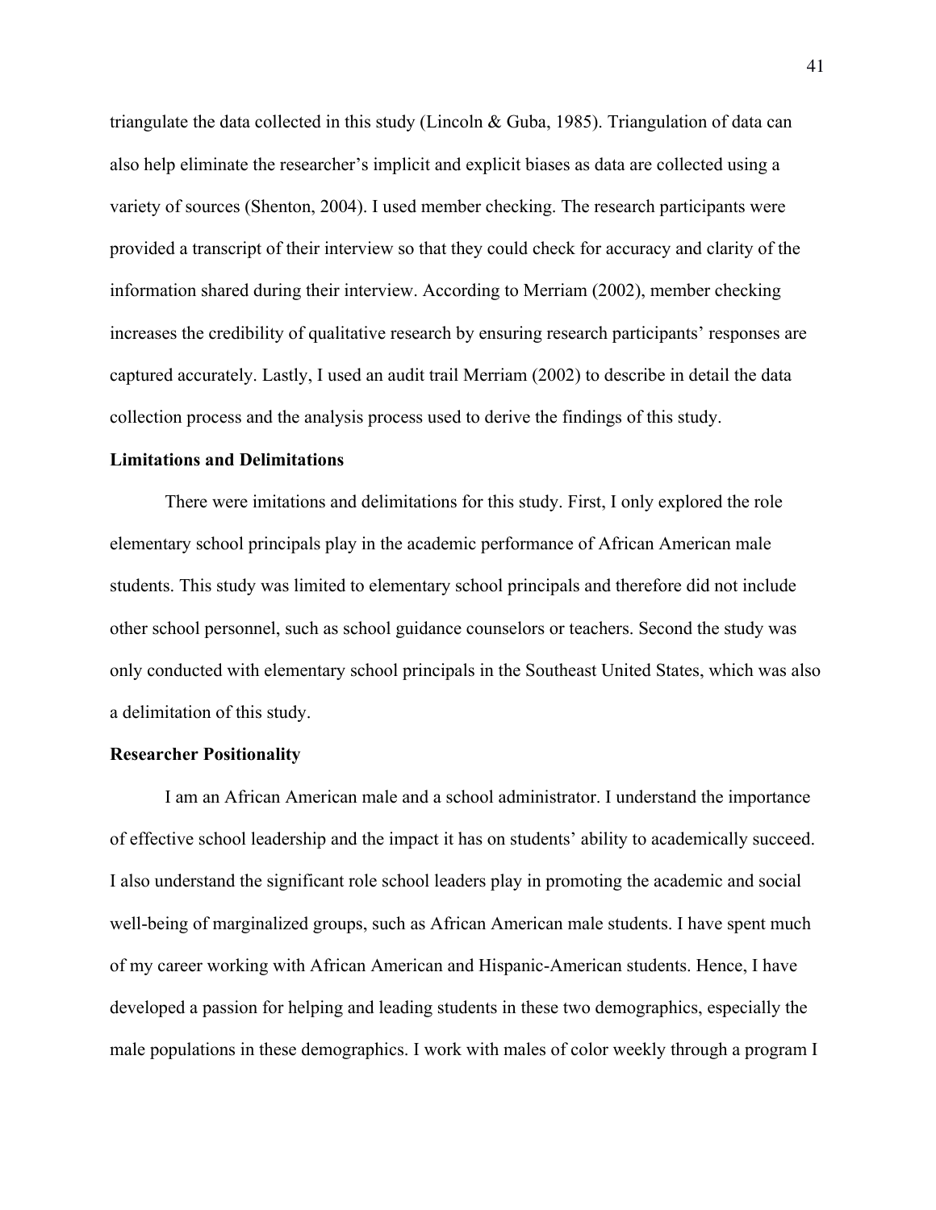triangulate the data collected in this study (Lincoln & Guba, 1985). Triangulation of data can also help eliminate the researcher's implicit and explicit biases as data are collected using a variety of sources (Shenton, 2004). I used member checking. The research participants were provided a transcript of their interview so that they could check for accuracy and clarity of the information shared during their interview. According to Merriam (2002), member checking increases the credibility of qualitative research by ensuring research participants' responses are captured accurately. Lastly, I used an audit trail Merriam (2002) to describe in detail the data collection process and the analysis process used to derive the findings of this study.

### Limitations and Delimitations

There were imitations and delimitations for this study. First, I only explored the role elementary school principals play in the academic performance of African American male students. This study was limited to elementary school principals and therefore did not include other school personnel, such as school guidance counselors or teachers. Second the study was only conducted with elementary school principals in the Southeast United States, which was also a delimitation of this study.

### Researcher Positionality

I am an African American male and a school administrator. I understand the importance of effective school leadership and the impact it has on students' ability to academically succeed. I also understand the significant role school leaders play in promoting the academic and social well-being of marginalized groups, such as African American male students. I have spent much of my career working with African American and Hispanic-American students. Hence, I have developed a passion for helping and leading students in these two demographics, especially the male populations in these demographics. I work with males of color weekly through a program I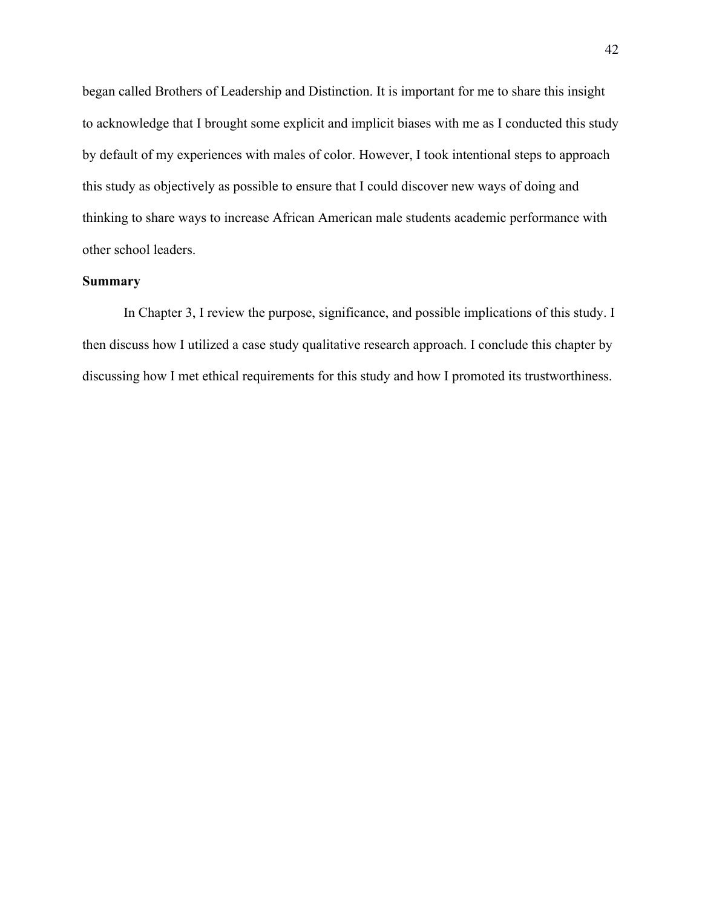began called Brothers of Leadership and Distinction. It is important for me to share this insight to acknowledge that I brought some explicit and implicit biases with me as I conducted this study by default of my experiences with males of color. However, I took intentional steps to approach this study as objectively as possible to ensure that I could discover new ways of doing and thinking to share ways to increase African American male students academic performance with other school leaders.

## Summary

In Chapter 3, I review the purpose, significance, and possible implications of this study. I then discuss how I utilized a case study qualitative research approach. I conclude this chapter by discussing how I met ethical requirements for this study and how I promoted its trustworthiness.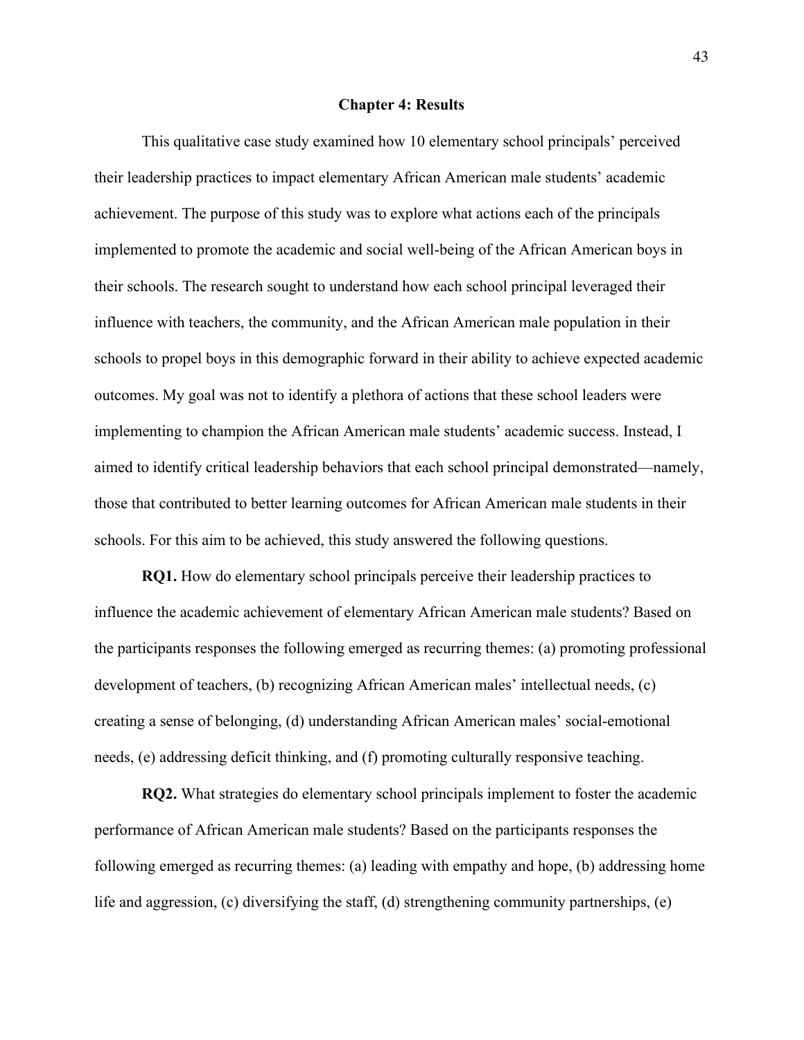# Chapter 4: Results

This qualitative case study examined how 10 elementary school principals' perceived their leadership practices to impact elementary African American male students' academic achievement. The purpose of this study was to explore what actions each of the principals implemented to promote the academic and social well-being of the African American boys in their schools. The research sought to understand how each school principal leveraged their influence with teachers, the community, and the African American male population in their schools to propel boys in this demographic forward in their ability to achieve expected academic outcomes. My goal was not to identify a plethora of actions that these school leaders were implementing to champion the African American male students' academic success. Instead, I aimed to identify critical leadership behaviors that each school principal demonstrated—namely, those that contributed to better learning outcomes for African American male students in their schools. For this aim to be achieved, this study answered the following questions.

**RQ1.** How do elementary school principals perceive their leadership practices to influence the academic achievement of elementary African American male students? Based on the participants responses the following emerged as recurring themes: (a) promoting professional development of teachers, (b) recognizing African American males' intellectual needs, (c) creating a sense of belonging, (d) understanding African American males' social-emotional needs, (e) addressing deficit thinking, and (f) promoting culturally responsive teaching.

**RQ2.** What strategies do elementary school principals implement to foster the academic performance of African American male students? Based on the participants responses the following emerged as recurring themes: (a) leading with empathy and hope, (b) addressing home life and aggression, (c) diversifying the staff, (d) strengthening community partnerships, (e)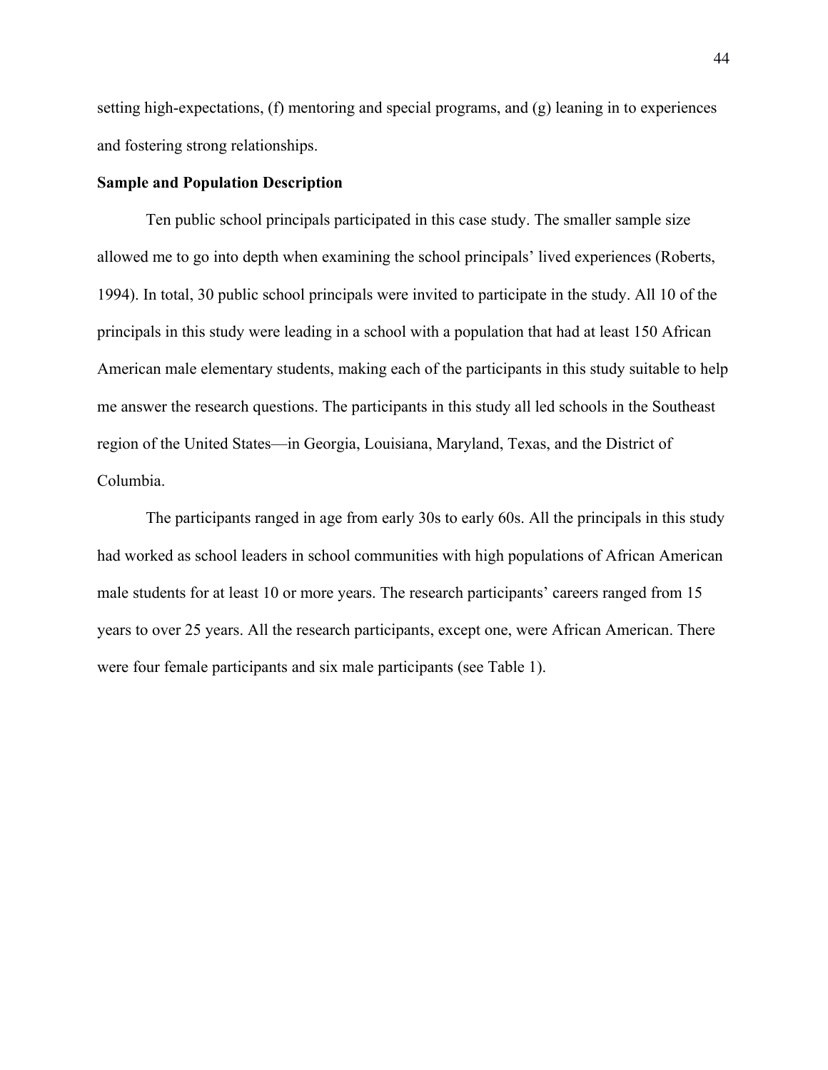setting high-expectations, (f) mentoring and special programs, and (g) leaning in to experiences and fostering strong relationships.

**Sample and Population Description**

Ten public school principals participated in this case study. The smaller sample size allowed me to go into depth when examining the school principals' lived experiences (Roberts, 1994). In total, 30 public school principals were invited to participate in the study. All 10 of the principals in this study were leading in a school with a population that had at least 150 African American male elementary students, making each of the participants in this study suitable to help me answer the research questions. The participants in this study all led schools in the Southeast region of the United States—in Georgia, Louisiana, Maryland, Texas, and the District of Columbia.

The participants ranged in age from early 30s to early 60s. All the principals in this study had worked as school leaders in school communities with high populations of African American male students for at least 10 or more years. The research participants' careers ranged from 15 years to over 25 years. All the research participants, except one, were African American. There were four female participants and six male participants (see Table 1).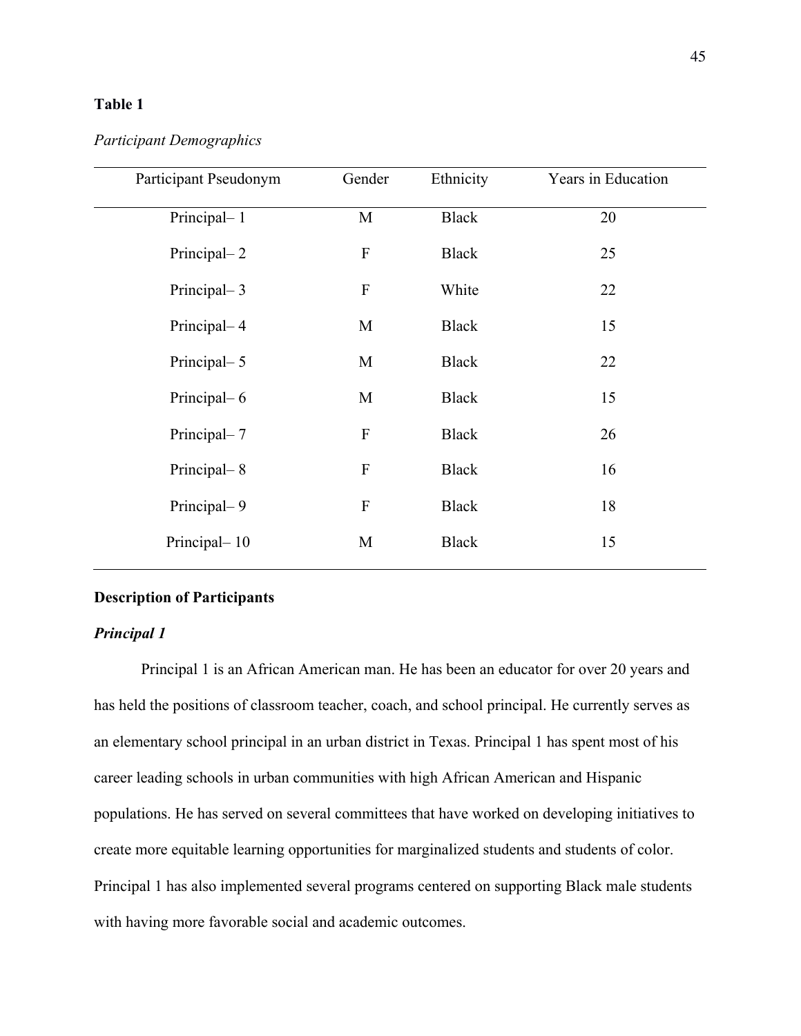**Table 1**

*Participant Demographics*

| Participant Pseudonym | Gender | Ethnicity | Years in Education |
|---|---|---|---|
| Principal– 1 | M | Black | 20 |
| Principal– 2 | F | Black | 25 |
| Principal– 3 | F | White | 22 |
| Principal– 4 | M | Black | 15 |
| Principal– 5 | M | Black | 22 |
| Principal– 6 | M | Black | 15 |
| Principal– 7 | F | Black | 26 |
| Principal– 8 | F | Black | 16 |
| Principal– 9 | F | Black | 18 |
| Principal– 10 | M | Black | 15 |

## Description of Participants

### *Principal 1*

Principal 1 is an African American man. He has been an educator for over 20 years and has held the positions of classroom teacher, coach, and school principal. He currently serves as an elementary school principal in an urban district in Texas. Principal 1 has spent most of his career leading schools in urban communities with high African American and Hispanic populations. He has served on several committees that have worked on developing initiatives to create more equitable learning opportunities for marginalized students and students of color. Principal 1 has also implemented several programs centered on supporting Black male students with having more favorable social and academic outcomes.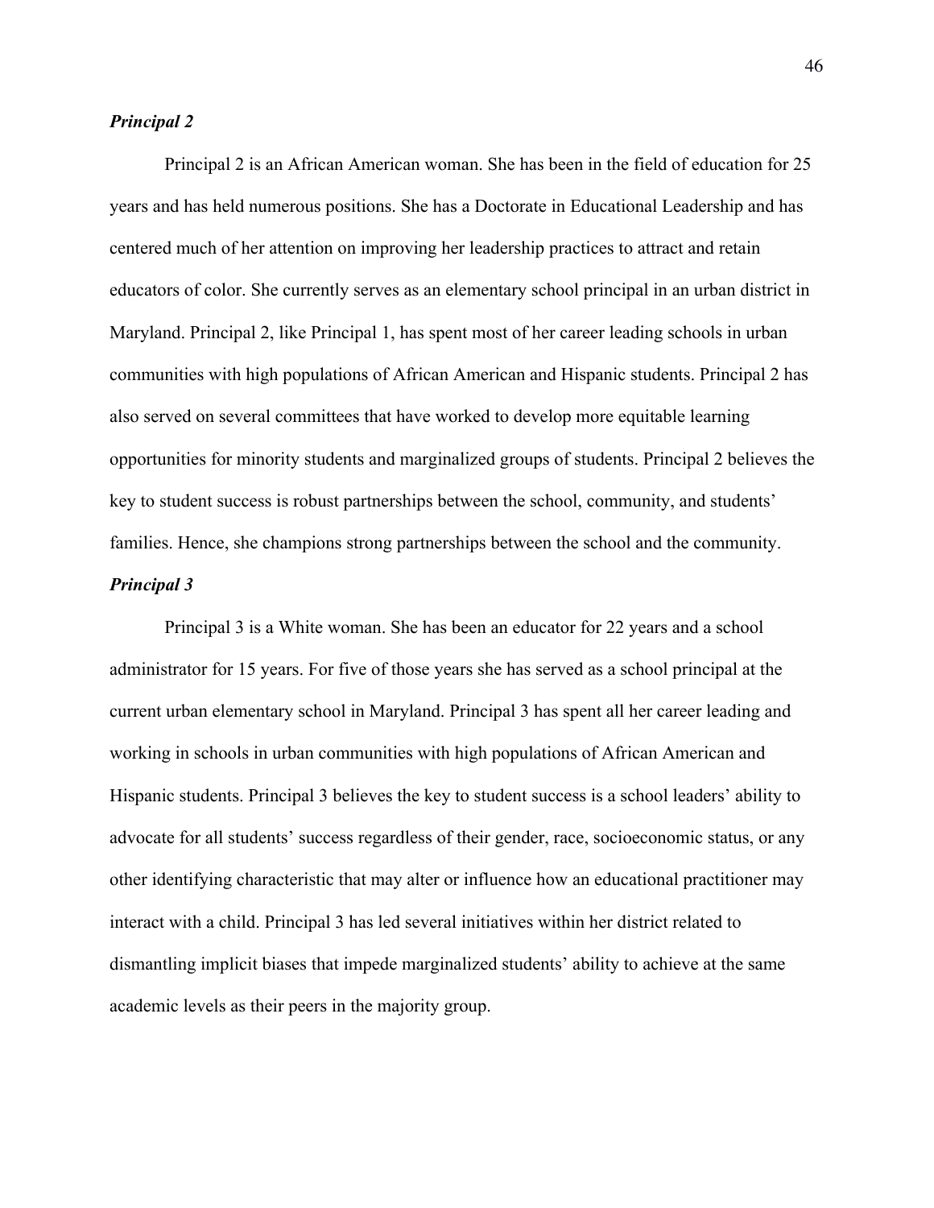### ***Principal 2***

Principal 2 is an African American woman. She has been in the field of education for 25 years and has held numerous positions. She has a Doctorate in Educational Leadership and has centered much of her attention on improving her leadership practices to attract and retain educators of color. She currently serves as an elementary school principal in an urban district in Maryland. Principal 2, like Principal 1, has spent most of her career leading schools in urban communities with high populations of African American and Hispanic students. Principal 2 has also served on several committees that have worked to develop more equitable learning opportunities for minority students and marginalized groups of students. Principal 2 believes the key to student success is robust partnerships between the school, community, and students' families. Hence, she champions strong partnerships between the school and the community.

### ***Principal 3***

Principal 3 is a White woman. She has been an educator for 22 years and a school administrator for 15 years. For five of those years she has served as a school principal at the current urban elementary school in Maryland. Principal 3 has spent all her career leading and working in schools in urban communities with high populations of African American and Hispanic students. Principal 3 believes the key to student success is a school leaders' ability to advocate for all students' success regardless of their gender, race, socioeconomic status, or any other identifying characteristic that may alter or influence how an educational practitioner may interact with a child. Principal 3 has led several initiatives within her district related to dismantling implicit biases that impede marginalized students' ability to achieve at the same academic levels as their peers in the majority group.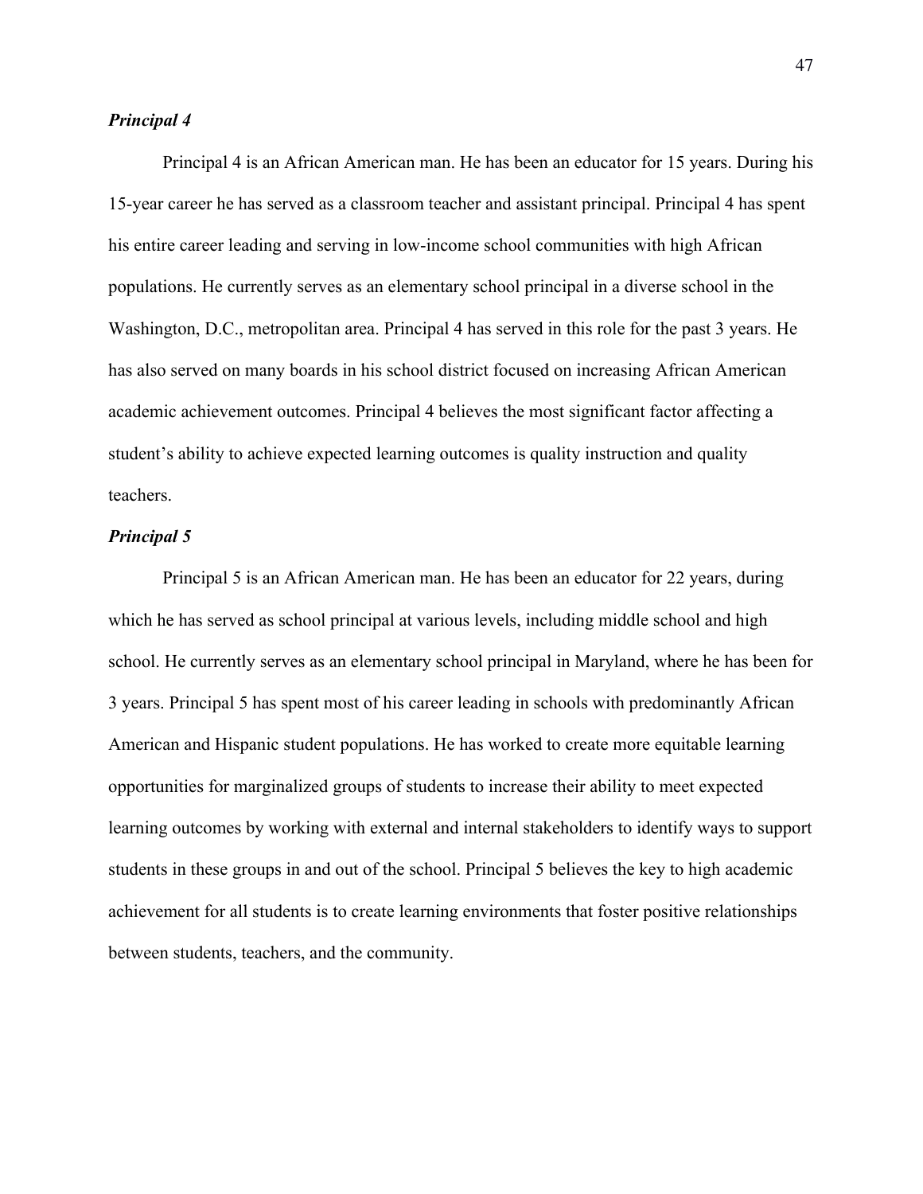### *Principal 4*

Principal 4 is an African American man. He has been an educator for 15 years. During his 15-year career he has served as a classroom teacher and assistant principal. Principal 4 has spent his entire career leading and serving in low-income school communities with high African populations. He currently serves as an elementary school principal in a diverse school in the Washington, D.C., metropolitan area. Principal 4 has served in this role for the past 3 years. He has also served on many boards in his school district focused on increasing African American academic achievement outcomes. Principal 4 believes the most significant factor affecting a student's ability to achieve expected learning outcomes is quality instruction and quality teachers.

### *Principal 5*

Principal 5 is an African American man. He has been an educator for 22 years, during which he has served as school principal at various levels, including middle school and high school. He currently serves as an elementary school principal in Maryland, where he has been for 3 years. Principal 5 has spent most of his career leading in schools with predominantly African American and Hispanic student populations. He has worked to create more equitable learning opportunities for marginalized groups of students to increase their ability to meet expected learning outcomes by working with external and internal stakeholders to identify ways to support students in these groups in and out of the school. Principal 5 believes the key to high academic achievement for all students is to create learning environments that foster positive relationships between students, teachers, and the community.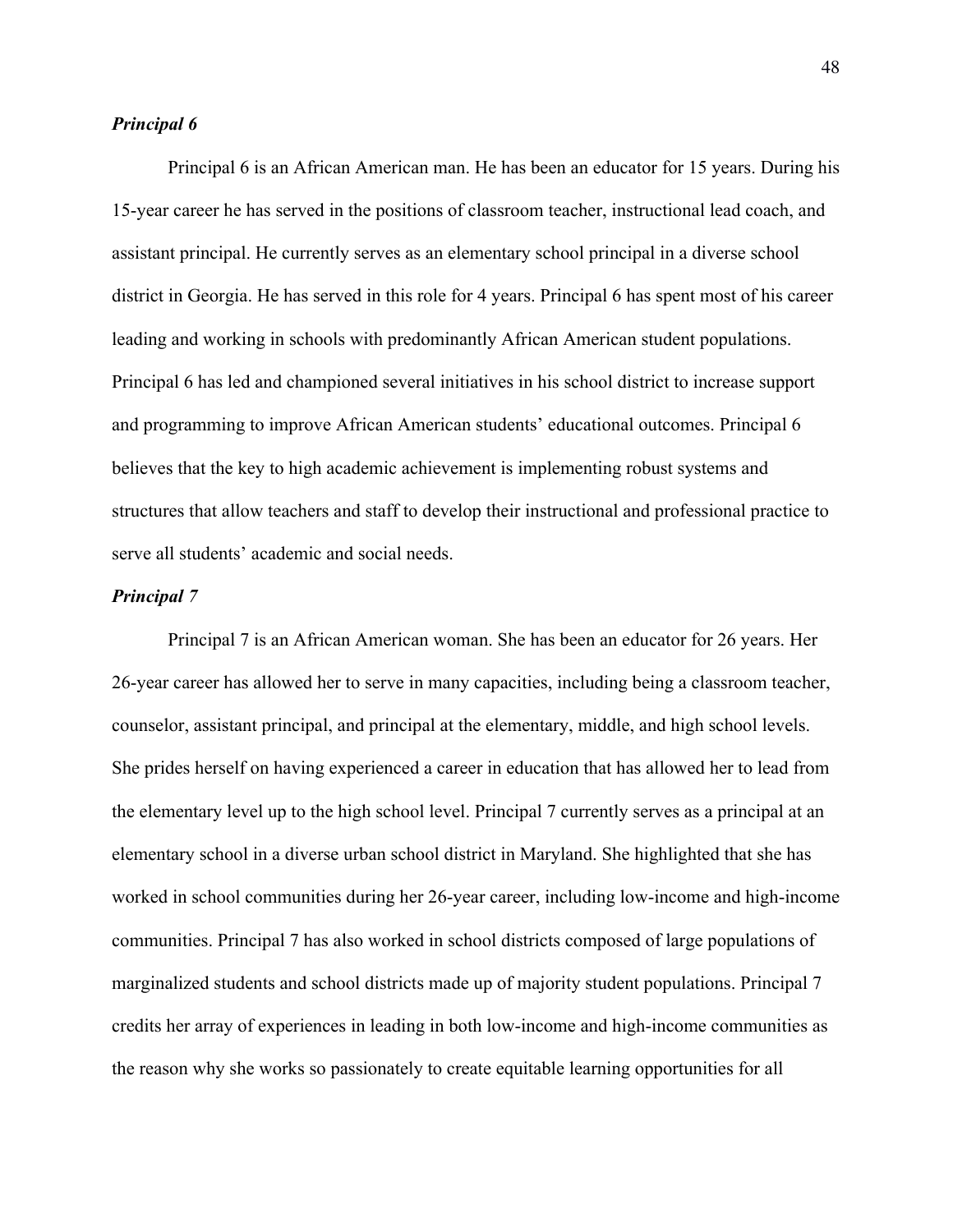### *Principal 6*

Principal 6 is an African American man. He has been an educator for 15 years. During his 15-year career he has served in the positions of classroom teacher, instructional lead coach, and assistant principal. He currently serves as an elementary school principal in a diverse school district in Georgia. He has served in this role for 4 years. Principal 6 has spent most of his career leading and working in schools with predominantly African American student populations. Principal 6 has led and championed several initiatives in his school district to increase support and programming to improve African American students' educational outcomes. Principal 6 believes that the key to high academic achievement is implementing robust systems and structures that allow teachers and staff to develop their instructional and professional practice to serve all students' academic and social needs.

### *Principal 7*

Principal 7 is an African American woman. She has been an educator for 26 years. Her 26-year career has allowed her to serve in many capacities, including being a classroom teacher, counselor, assistant principal, and principal at the elementary, middle, and high school levels. She prides herself on having experienced a career in education that has allowed her to lead from the elementary level up to the high school level. Principal 7 currently serves as a principal at an elementary school in a diverse urban school district in Maryland. She highlighted that she has worked in school communities during her 26-year career, including low-income and high-income communities. Principal 7 has also worked in school districts composed of large populations of marginalized students and school districts made up of majority student populations. Principal 7 credits her array of experiences in leading in both low-income and high-income communities as the reason why she works so passionately to create equitable learning opportunities for all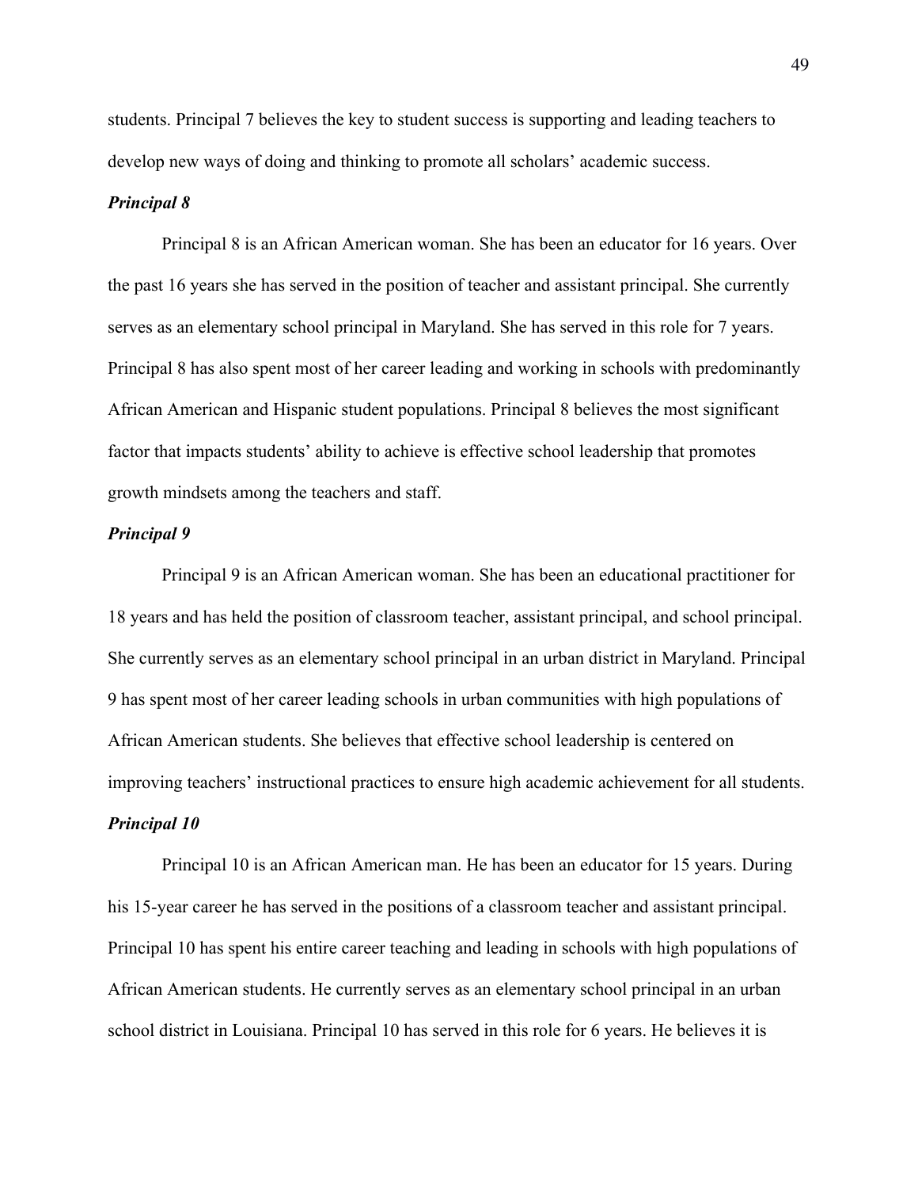students. Principal 7 believes the key to student success is supporting and leading teachers to develop new ways of doing and thinking to promote all scholars' academic success.

***Principal 8***

Principal 8 is an African American woman. She has been an educator for 16 years. Over the past 16 years she has served in the position of teacher and assistant principal. She currently serves as an elementary school principal in Maryland. She has served in this role for 7 years. Principal 8 has also spent most of her career leading and working in schools with predominantly African American and Hispanic student populations. Principal 8 believes the most significant factor that impacts students' ability to achieve is effective school leadership that promotes growth mindsets among the teachers and staff.

***Principal 9***

Principal 9 is an African American woman. She has been an educational practitioner for 18 years and has held the position of classroom teacher, assistant principal, and school principal. She currently serves as an elementary school principal in an urban district in Maryland. Principal 9 has spent most of her career leading schools in urban communities with high populations of African American students. She believes that effective school leadership is centered on improving teachers' instructional practices to ensure high academic achievement for all students.

***Principal 10***

Principal 10 is an African American man. He has been an educator for 15 years. During his 15-year career he has served in the positions of a classroom teacher and assistant principal. Principal 10 has spent his entire career teaching and leading in schools with high populations of African American students. He currently serves as an elementary school principal in an urban school district in Louisiana. Principal 10 has served in this role for 6 years. He believes it is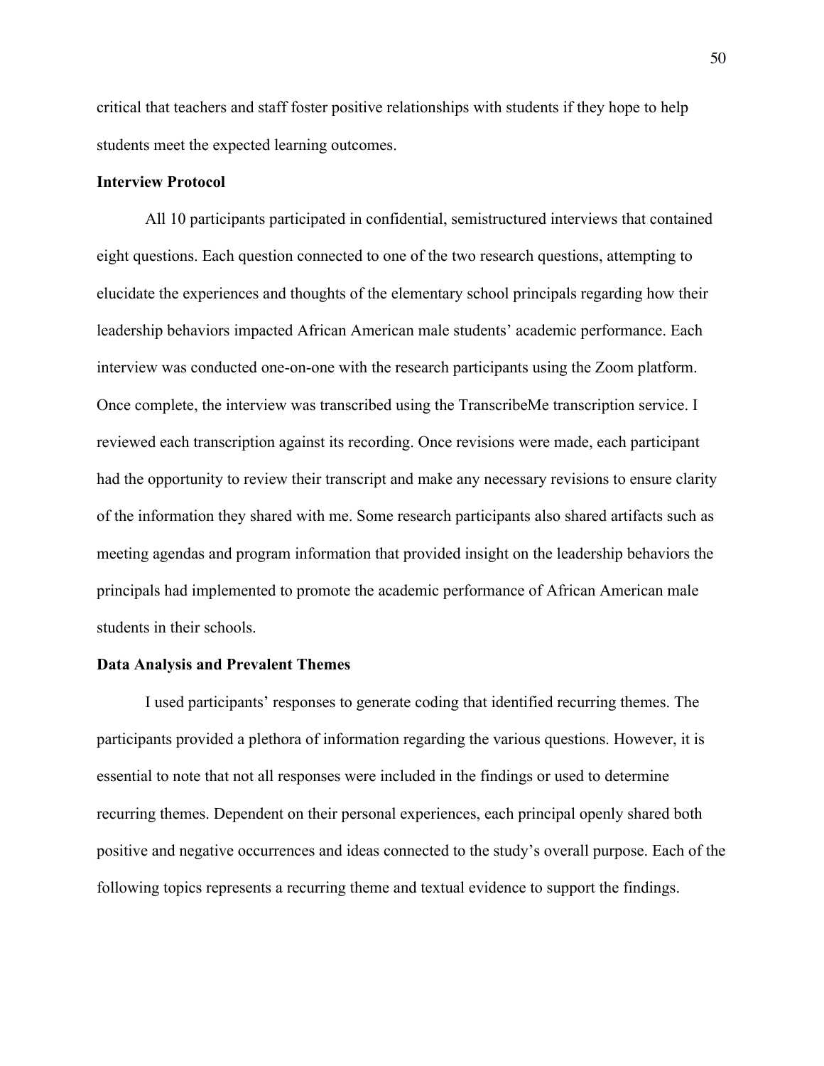critical that teachers and staff foster positive relationships with students if they hope to help students meet the expected learning outcomes.

**Interview Protocol**

All 10 participants participated in confidential, semistructured interviews that contained eight questions. Each question connected to one of the two research questions, attempting to elucidate the experiences and thoughts of the elementary school principals regarding how their leadership behaviors impacted African American male students' academic performance. Each interview was conducted one-on-one with the research participants using the Zoom platform. Once complete, the interview was transcribed using the TranscribeMe transcription service. I reviewed each transcription against its recording. Once revisions were made, each participant had the opportunity to review their transcript and make any necessary revisions to ensure clarity of the information they shared with me. Some research participants also shared artifacts such as meeting agendas and program information that provided insight on the leadership behaviors the principals had implemented to promote the academic performance of African American male students in their schools.

**Data Analysis and Prevalent Themes**

I used participants' responses to generate coding that identified recurring themes. The participants provided a plethora of information regarding the various questions. However, it is essential to note that not all responses were included in the findings or used to determine recurring themes. Dependent on their personal experiences, each principal openly shared both positive and negative occurrences and ideas connected to the study's overall purpose. Each of the following topics represents a recurring theme and textual evidence to support the findings.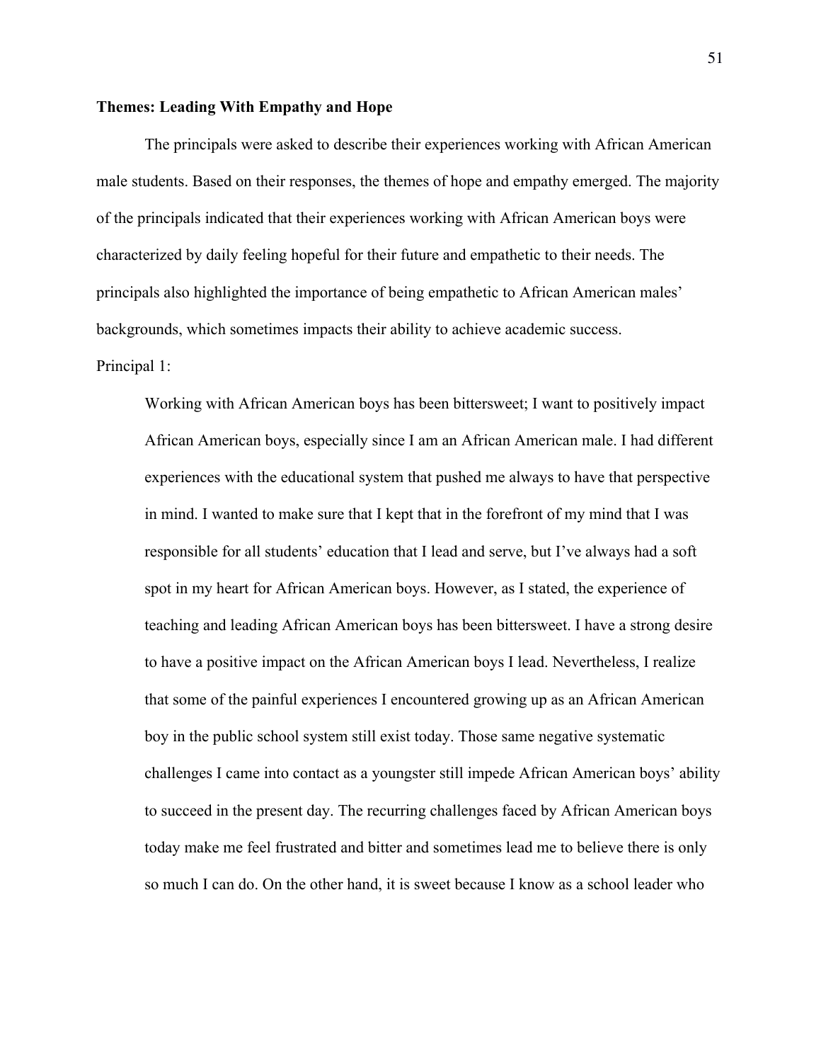### Themes: Leading With Empathy and Hope

The principals were asked to describe their experiences working with African American male students. Based on their responses, the themes of hope and empathy emerged. The majority of the principals indicated that their experiences working with African American boys were characterized by daily feeling hopeful for their future and empathetic to their needs. The principals also highlighted the importance of being empathetic to African American males' backgrounds, which sometimes impacts their ability to achieve academic success.

Principal 1:

> Working with African American boys has been bittersweet; I want to positively impact African American boys, especially since I am an African American male. I had different experiences with the educational system that pushed me always to have that perspective in mind. I wanted to make sure that I kept that in the forefront of my mind that I was responsible for all students' education that I lead and serve, but I've always had a soft spot in my heart for African American boys. However, as I stated, the experience of teaching and leading African American boys has been bittersweet. I have a strong desire to have a positive impact on the African American boys I lead. Nevertheless, I realize that some of the painful experiences I encountered growing up as an African American boy in the public school system still exist today. Those same negative systematic challenges I came into contact as a youngster still impede African American boys' ability to succeed in the present day. The recurring challenges faced by African American boys today make me feel frustrated and bitter and sometimes lead me to believe there is only so much I can do. On the other hand, it is sweet because I know as a school leader who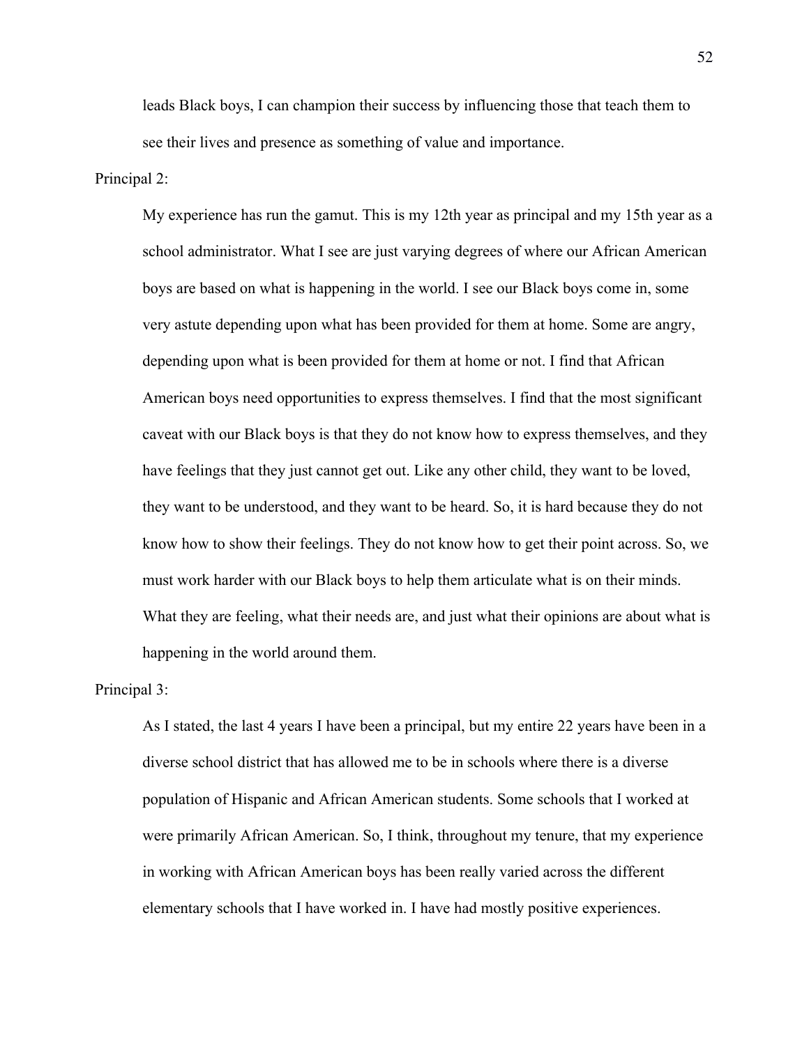leads Black boys, I can champion their success by influencing those that teach them to see their lives and presence as something of value and importance.

Principal 2:

My experience has run the gamut. This is my 12th year as principal and my 15th year as a school administrator. What I see are just varying degrees of where our African American boys are based on what is happening in the world. I see our Black boys come in, some very astute depending upon what has been provided for them at home. Some are angry, depending upon what is been provided for them at home or not. I find that African American boys need opportunities to express themselves. I find that the most significant caveat with our Black boys is that they do not know how to express themselves, and they have feelings that they just cannot get out. Like any other child, they want to be loved, they want to be understood, and they want to be heard. So, it is hard because they do not know how to show their feelings. They do not know how to get their point across. So, we must work harder with our Black boys to help them articulate what is on their minds. What they are feeling, what their needs are, and just what their opinions are about what is happening in the world around them.

Principal 3:

As I stated, the last 4 years I have been a principal, but my entire 22 years have been in a diverse school district that has allowed me to be in schools where there is a diverse population of Hispanic and African American students. Some schools that I worked at were primarily African American. So, I think, throughout my tenure, that my experience in working with African American boys has been really varied across the different elementary schools that I have worked in. I have had mostly positive experiences.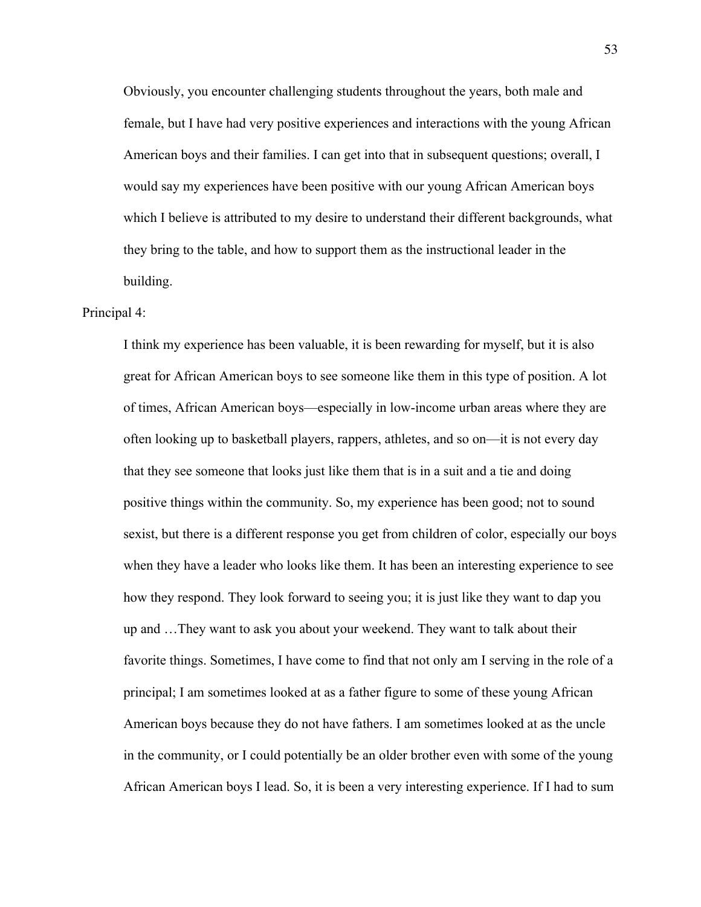Obviously, you encounter challenging students throughout the years, both male and female, but I have had very positive experiences and interactions with the young African American boys and their families. I can get into that in subsequent questions; overall, I would say my experiences have been positive with our young African American boys which I believe is attributed to my desire to understand their different backgrounds, what they bring to the table, and how to support them as the instructional leader in the building.

Principal 4:

I think my experience has been valuable, it is been rewarding for myself, but it is also great for African American boys to see someone like them in this type of position. A lot of times, African American boys—especially in low-income urban areas where they are often looking up to basketball players, rappers, athletes, and so on—it is not every day that they see someone that looks just like them that is in a suit and a tie and doing positive things within the community. So, my experience has been good; not to sound sexist, but there is a different response you get from children of color, especially our boys when they have a leader who looks like them. It has been an interesting experience to see how they respond. They look forward to seeing you; it is just like they want to dap you up and …They want to ask you about your weekend. They want to talk about their favorite things. Sometimes, I have come to find that not only am I serving in the role of a principal; I am sometimes looked at as a father figure to some of these young African American boys because they do not have fathers. I am sometimes looked at as the uncle in the community, or I could potentially be an older brother even with some of the young African American boys I lead. So, it is been a very interesting experience. If I had to sum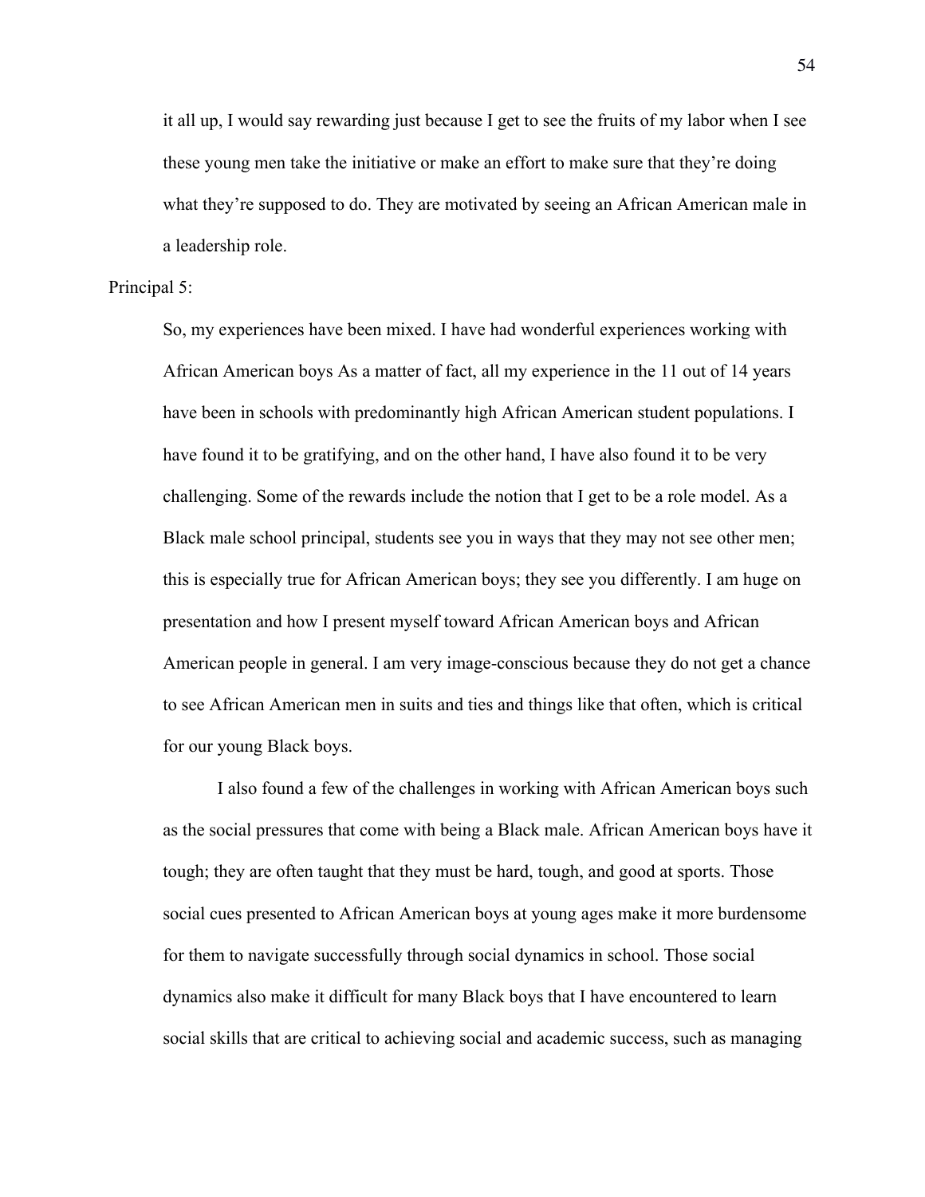it all up, I would say rewarding just because I get to see the fruits of my labor when I see these young men take the initiative or make an effort to make sure that they're doing what they're supposed to do. They are motivated by seeing an African American male in a leadership role.

Principal 5:

> So, my experiences have been mixed. I have had wonderful experiences working with African American boys As a matter of fact, all my experience in the 11 out of 14 years have been in schools with predominantly high African American student populations. I have found it to be gratifying, and on the other hand, I have also found it to be very challenging. Some of the rewards include the notion that I get to be a role model. As a Black male school principal, students see you in ways that they may not see other men; this is especially true for African American boys; they see you differently. I am huge on presentation and how I present myself toward African American boys and African American people in general. I am very image-conscious because they do not get a chance to see African American men in suits and ties and things like that often, which is critical for our young Black boys.
>
> I also found a few of the challenges in working with African American boys such as the social pressures that come with being a Black male. African American boys have it tough; they are often taught that they must be hard, tough, and good at sports. Those social cues presented to African American boys at young ages make it more burdensome for them to navigate successfully through social dynamics in school. Those social dynamics also make it difficult for many Black boys that I have encountered to learn social skills that are critical to achieving social and academic success, such as managing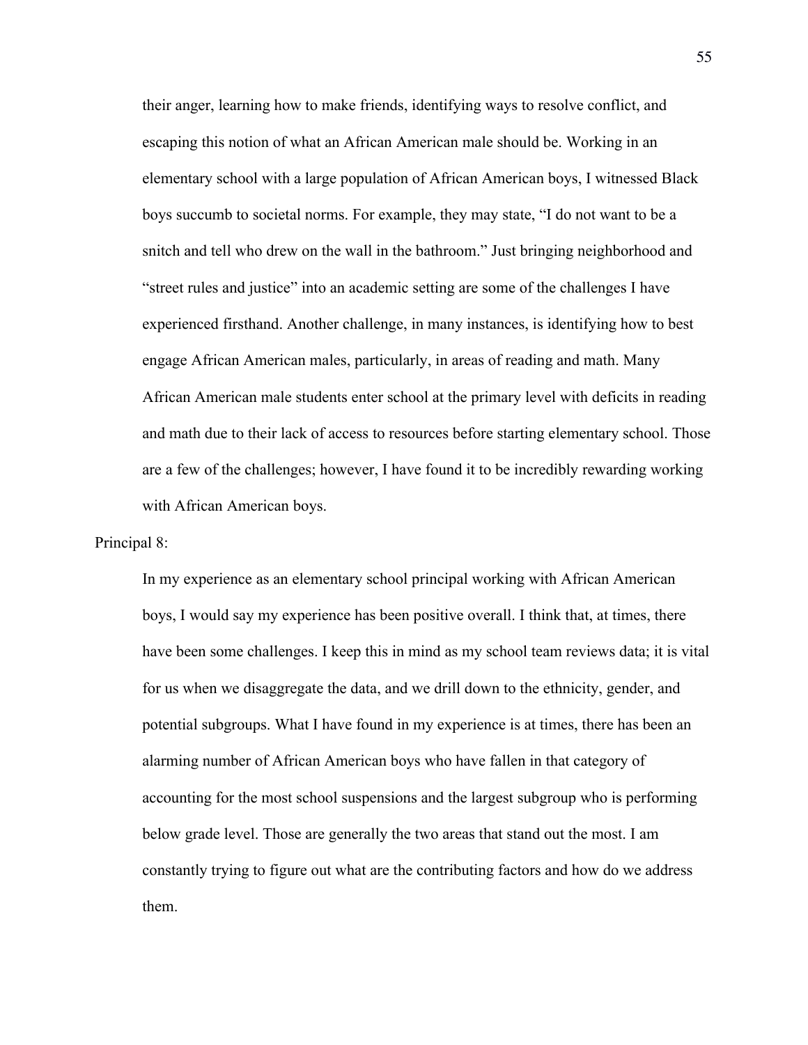their anger, learning how to make friends, identifying ways to resolve conflict, and escaping this notion of what an African American male should be. Working in an elementary school with a large population of African American boys, I witnessed Black boys succumb to societal norms. For example, they may state, "I do not want to be a snitch and tell who drew on the wall in the bathroom." Just bringing neighborhood and "street rules and justice" into an academic setting are some of the challenges I have experienced firsthand. Another challenge, in many instances, is identifying how to best engage African American males, particularly, in areas of reading and math. Many African American male students enter school at the primary level with deficits in reading and math due to their lack of access to resources before starting elementary school. Those are a few of the challenges; however, I have found it to be incredibly rewarding working with African American boys.

Principal 8:

> In my experience as an elementary school principal working with African American boys, I would say my experience has been positive overall. I think that, at times, there have been some challenges. I keep this in mind as my school team reviews data; it is vital for us when we disaggregate the data, and we drill down to the ethnicity, gender, and potential subgroups. What I have found in my experience is at times, there has been an alarming number of African American boys who have fallen in that category of accounting for the most school suspensions and the largest subgroup who is performing below grade level. Those are generally the two areas that stand out the most. I am constantly trying to figure out what are the contributing factors and how do we address them.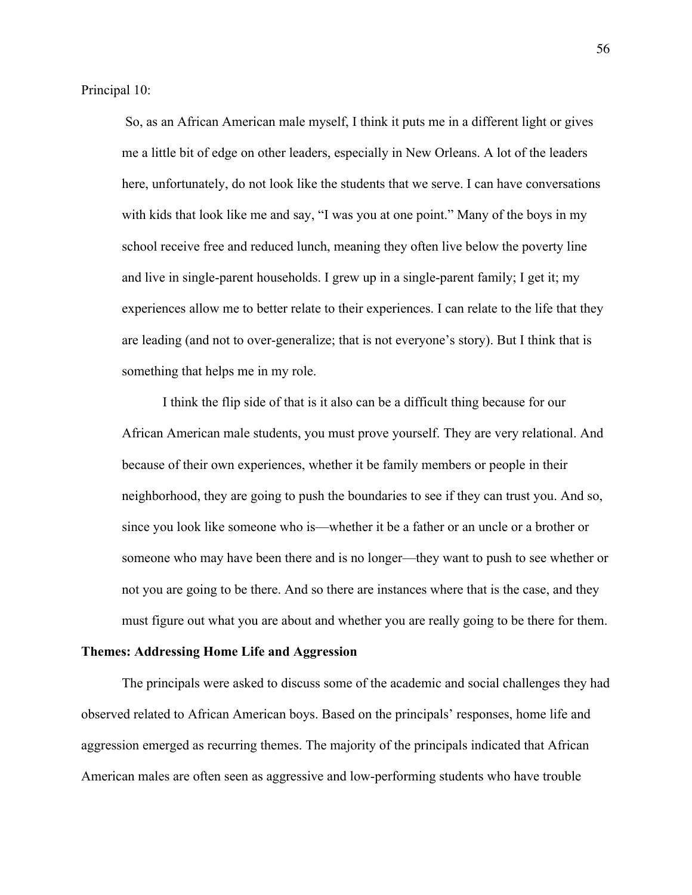Principal 10:

> So, as an African American male myself, I think it puts me in a different light or gives me a little bit of edge on other leaders, especially in New Orleans. A lot of the leaders here, unfortunately, do not look like the students that we serve. I can have conversations with kids that look like me and say, "I was you at one point." Many of the boys in my school receive free and reduced lunch, meaning they often live below the poverty line and live in single-parent households. I grew up in a single-parent family; I get it; my experiences allow me to better relate to their experiences. I can relate to the life that they are leading (and not to over-generalize; that is not everyone's story). But I think that is something that helps me in my role.
>
> I think the flip side of that is it also can be a difficult thing because for our African American male students, you must prove yourself. They are very relational. And because of their own experiences, whether it be family members or people in their neighborhood, they are going to push the boundaries to see if they can trust you. And so, since you look like someone who is—whether it be a father or an uncle or a brother or someone who may have been there and is no longer—they want to push to see whether or not you are going to be there. And so there are instances where that is the case, and they must figure out what you are about and whether you are really going to be there for them.

**Themes: Addressing Home Life and Aggression**

The principals were asked to discuss some of the academic and social challenges they had observed related to African American boys. Based on the principals' responses, home life and aggression emerged as recurring themes. The majority of the principals indicated that African American males are often seen as aggressive and low-performing students who have trouble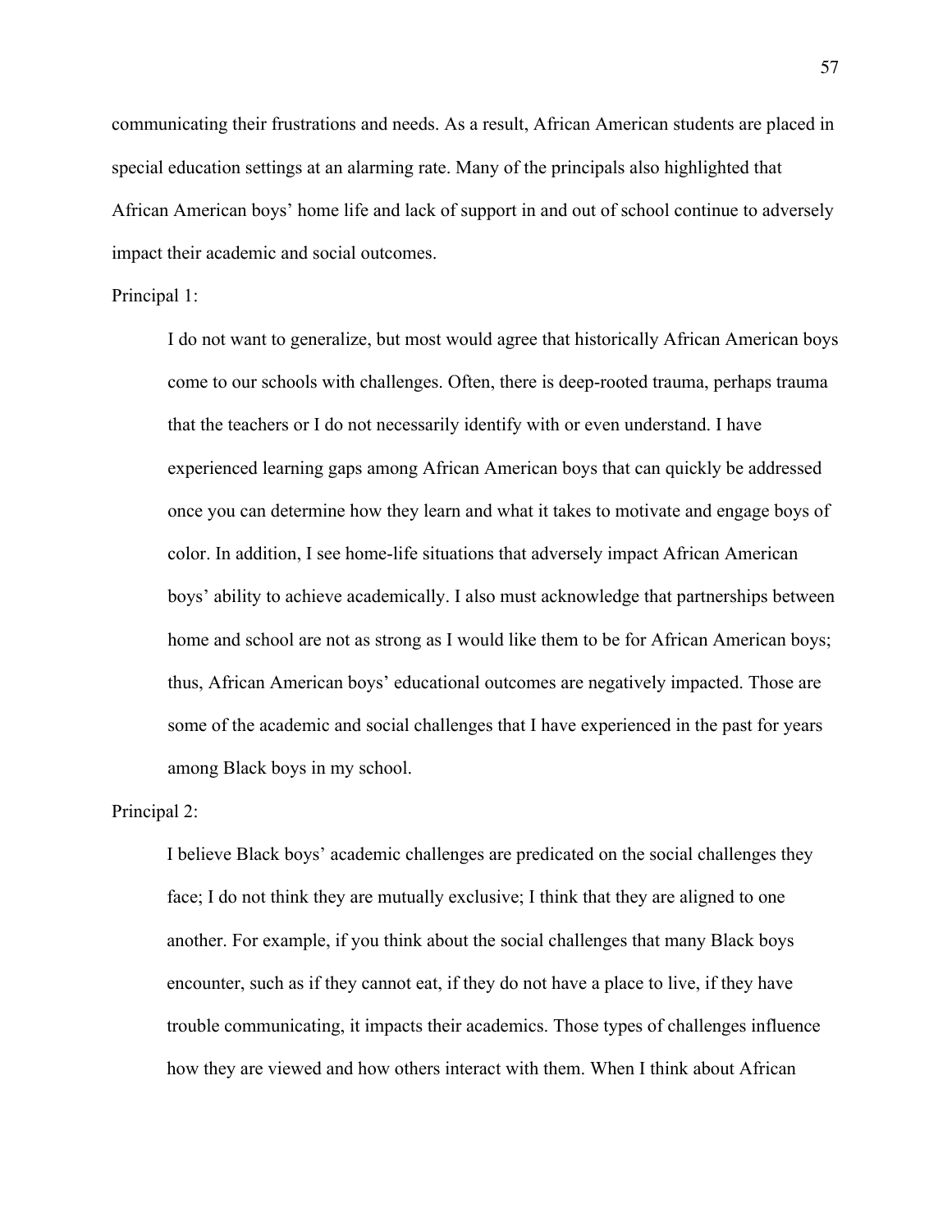communicating their frustrations and needs. As a result, African American students are placed in special education settings at an alarming rate. Many of the principals also highlighted that African American boys' home life and lack of support in and out of school continue to adversely impact their academic and social outcomes.

Principal 1:

> I do not want to generalize, but most would agree that historically African American boys come to our schools with challenges. Often, there is deep-rooted trauma, perhaps trauma that the teachers or I do not necessarily identify with or even understand. I have experienced learning gaps among African American boys that can quickly be addressed once you can determine how they learn and what it takes to motivate and engage boys of color. In addition, I see home-life situations that adversely impact African American boys' ability to achieve academically. I also must acknowledge that partnerships between home and school are not as strong as I would like them to be for African American boys; thus, African American boys' educational outcomes are negatively impacted. Those are some of the academic and social challenges that I have experienced in the past for years among Black boys in my school.

Principal 2:

> I believe Black boys' academic challenges are predicated on the social challenges they face; I do not think they are mutually exclusive; I think that they are aligned to one another. For example, if you think about the social challenges that many Black boys encounter, such as if they cannot eat, if they do not have a place to live, if they have trouble communicating, it impacts their academics. Those types of challenges influence how they are viewed and how others interact with them. When I think about African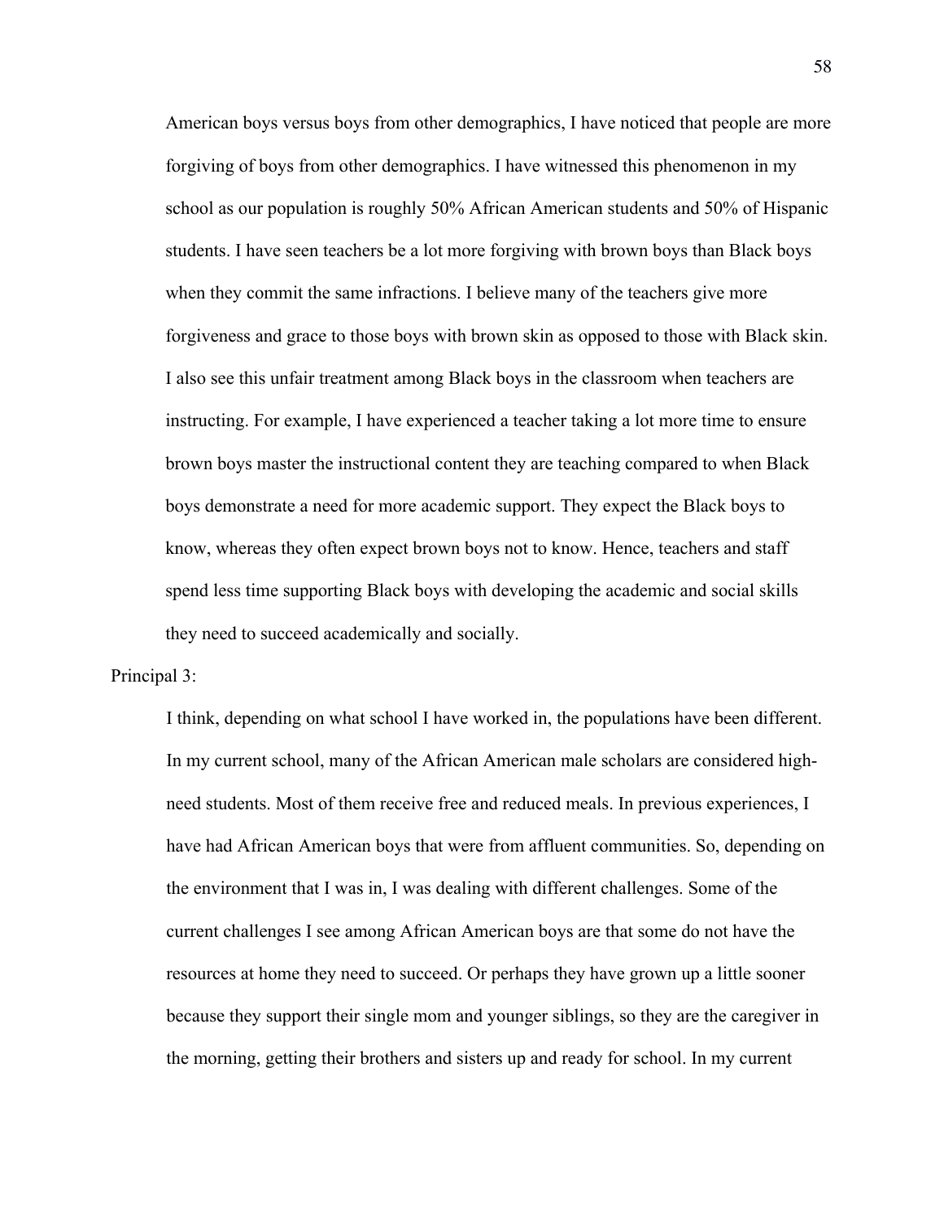American boys versus boys from other demographics, I have noticed that people are more forgiving of boys from other demographics. I have witnessed this phenomenon in my school as our population is roughly 50% African American students and 50% of Hispanic students. I have seen teachers be a lot more forgiving with brown boys than Black boys when they commit the same infractions. I believe many of the teachers give more forgiveness and grace to those boys with brown skin as opposed to those with Black skin. I also see this unfair treatment among Black boys in the classroom when teachers are instructing. For example, I have experienced a teacher taking a lot more time to ensure brown boys master the instructional content they are teaching compared to when Black boys demonstrate a need for more academic support. They expect the Black boys to know, whereas they often expect brown boys not to know. Hence, teachers and staff spend less time supporting Black boys with developing the academic and social skills they need to succeed academically and socially.

Principal 3:

> I think, depending on what school I have worked in, the populations have been different. In my current school, many of the African American male scholars are considered high-need students. Most of them receive free and reduced meals. In previous experiences, I have had African American boys that were from affluent communities. So, depending on the environment that I was in, I was dealing with different challenges. Some of the current challenges I see among African American boys are that some do not have the resources at home they need to succeed. Or perhaps they have grown up a little sooner because they support their single mom and younger siblings, so they are the caregiver in the morning, getting their brothers and sisters up and ready for school. In my current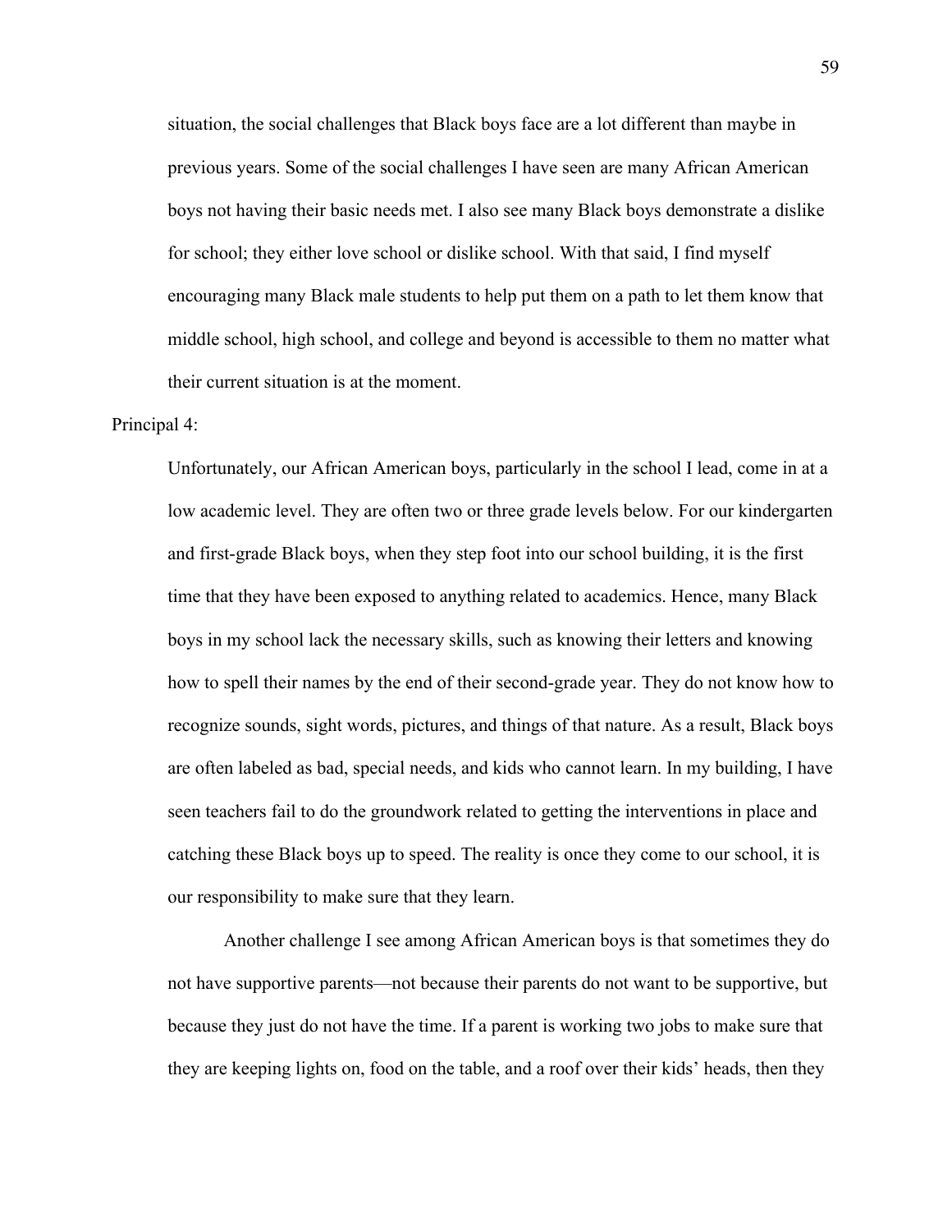situation, the social challenges that Black boys face are a lot different than maybe in previous years. Some of the social challenges I have seen are many African American boys not having their basic needs met. I also see many Black boys demonstrate a dislike for school; they either love school or dislike school. With that said, I find myself encouraging many Black male students to help put them on a path to let them know that middle school, high school, and college and beyond is accessible to them no matter what their current situation is at the moment.

Principal 4:

Unfortunately, our African American boys, particularly in the school I lead, come in at a low academic level. They are often two or three grade levels below. For our kindergarten and first-grade Black boys, when they step foot into our school building, it is the first time that they have been exposed to anything related to academics. Hence, many Black boys in my school lack the necessary skills, such as knowing their letters and knowing how to spell their names by the end of their second-grade year. They do not know how to recognize sounds, sight words, pictures, and things of that nature. As a result, Black boys are often labeled as bad, special needs, and kids who cannot learn. In my building, I have seen teachers fail to do the groundwork related to getting the interventions in place and catching these Black boys up to speed. The reality is once they come to our school, it is our responsibility to make sure that they learn.

Another challenge I see among African American boys is that sometimes they do not have supportive parents—not because their parents do not want to be supportive, but because they just do not have the time. If a parent is working two jobs to make sure that they are keeping lights on, food on the table, and a roof over their kids' heads, then they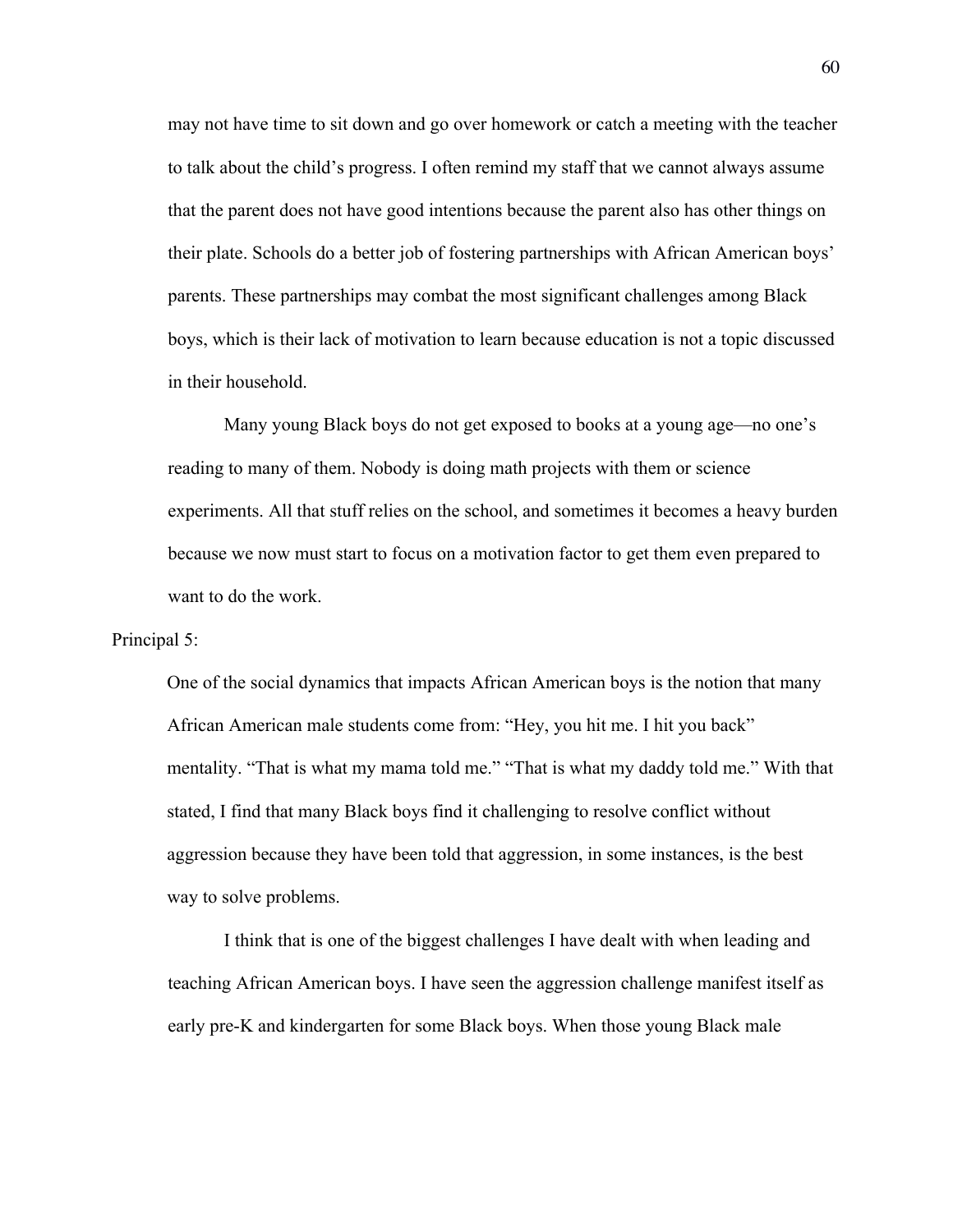may not have time to sit down and go over homework or catch a meeting with the teacher to talk about the child's progress. I often remind my staff that we cannot always assume that the parent does not have good intentions because the parent also has other things on their plate. Schools do a better job of fostering partnerships with African American boys' parents. These partnerships may combat the most significant challenges among Black boys, which is their lack of motivation to learn because education is not a topic discussed in their household.

Many young Black boys do not get exposed to books at a young age—no one's reading to many of them. Nobody is doing math projects with them or science experiments. All that stuff relies on the school, and sometimes it becomes a heavy burden because we now must start to focus on a motivation factor to get them even prepared to want to do the work.

Principal 5:

One of the social dynamics that impacts African American boys is the notion that many African American male students come from: "Hey, you hit me. I hit you back" mentality. "That is what my mama told me." "That is what my daddy told me." With that stated, I find that many Black boys find it challenging to resolve conflict without aggression because they have been told that aggression, in some instances, is the best way to solve problems.

I think that is one of the biggest challenges I have dealt with when leading and teaching African American boys. I have seen the aggression challenge manifest itself as early pre-K and kindergarten for some Black boys. When those young Black male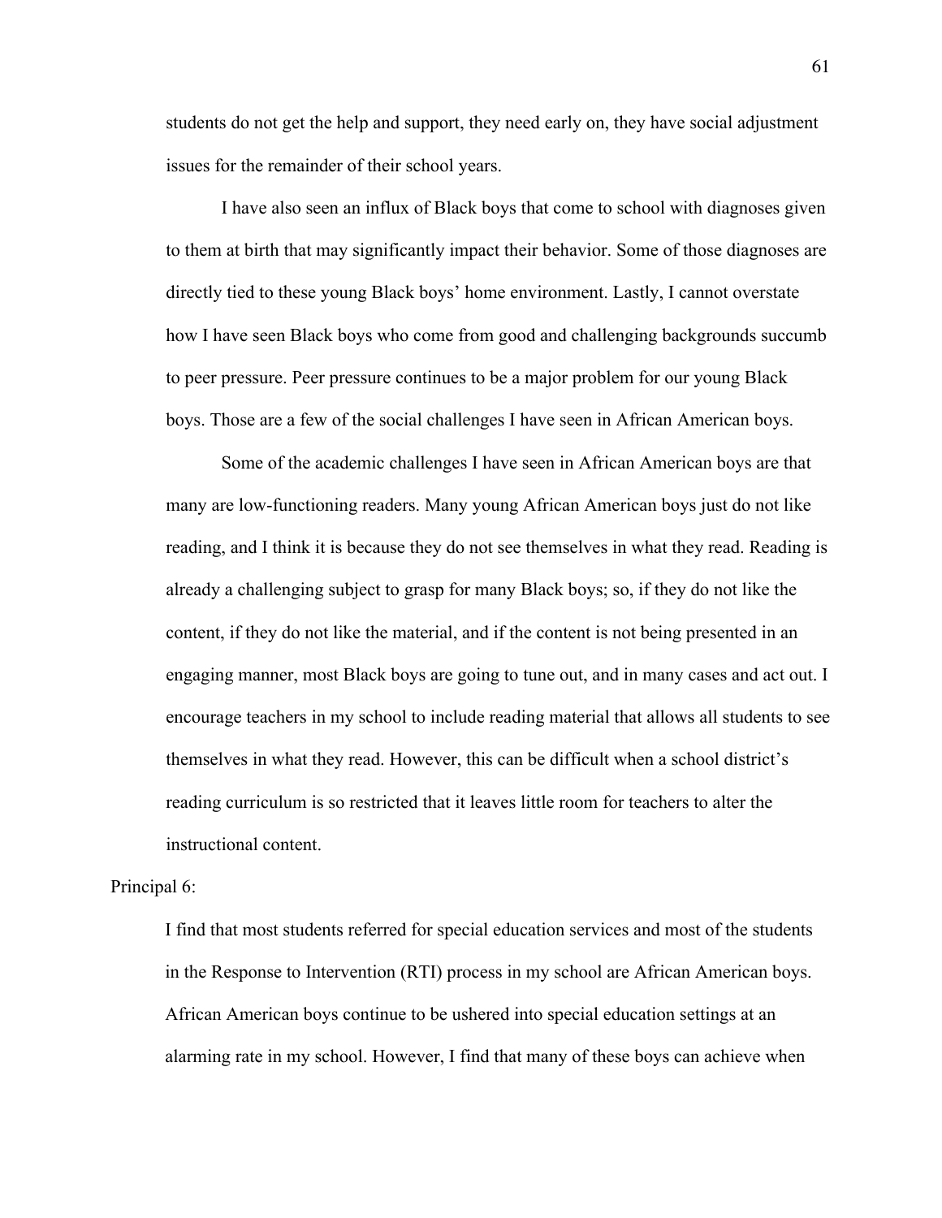students do not get the help and support, they need early on, they have social adjustment issues for the remainder of their school years.

I have also seen an influx of Black boys that come to school with diagnoses given to them at birth that may significantly impact their behavior. Some of those diagnoses are directly tied to these young Black boys' home environment. Lastly, I cannot overstate how I have seen Black boys who come from good and challenging backgrounds succumb to peer pressure. Peer pressure continues to be a major problem for our young Black boys. Those are a few of the social challenges I have seen in African American boys.

Some of the academic challenges I have seen in African American boys are that many are low-functioning readers. Many young African American boys just do not like reading, and I think it is because they do not see themselves in what they read. Reading is already a challenging subject to grasp for many Black boys; so, if they do not like the content, if they do not like the material, and if the content is not being presented in an engaging manner, most Black boys are going to tune out, and in many cases and act out. I encourage teachers in my school to include reading material that allows all students to see themselves in what they read. However, this can be difficult when a school district's reading curriculum is so restricted that it leaves little room for teachers to alter the instructional content.

Principal 6:

I find that most students referred for special education services and most of the students in the Response to Intervention (RTI) process in my school are African American boys. African American boys continue to be ushered into special education settings at an alarming rate in my school. However, I find that many of these boys can achieve when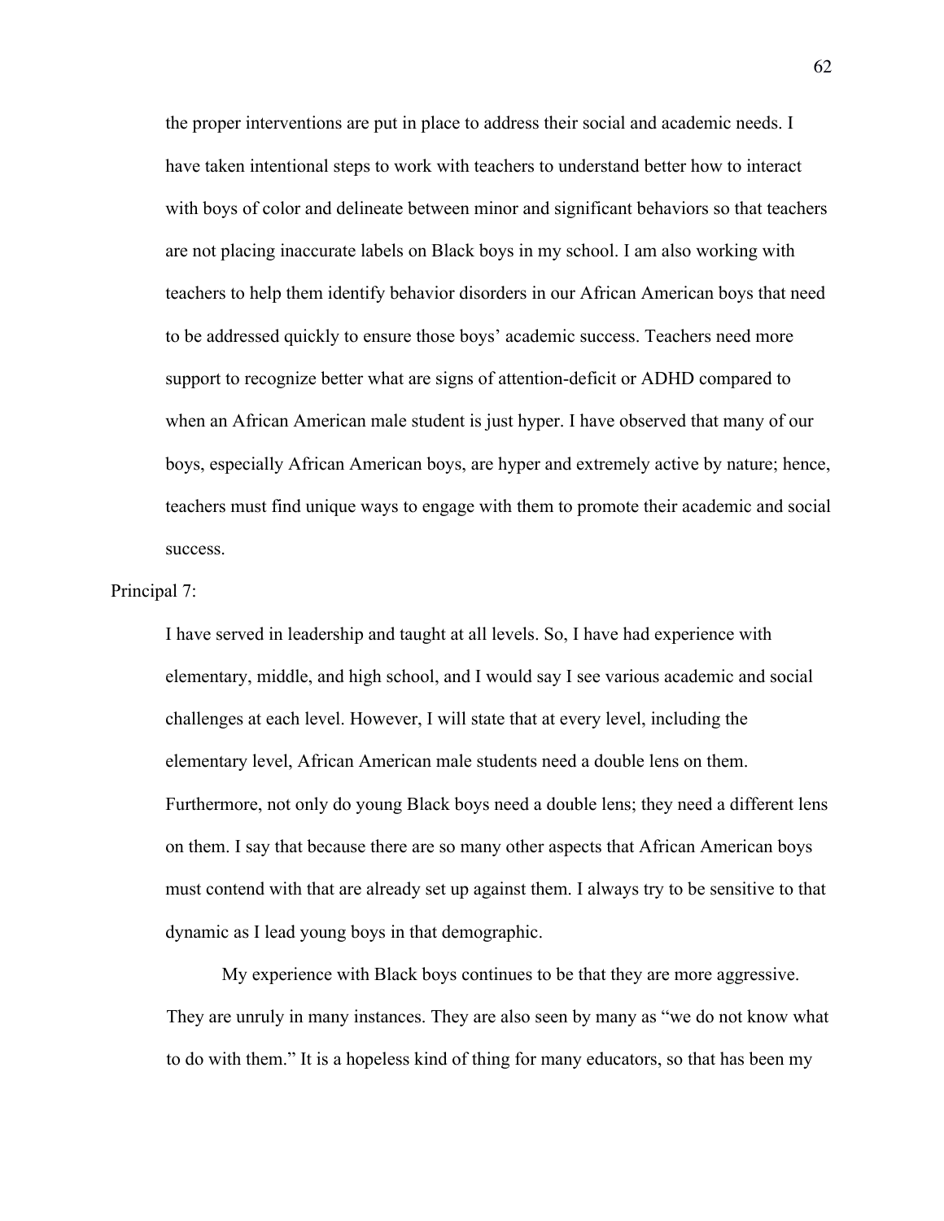the proper interventions are put in place to address their social and academic needs. I have taken intentional steps to work with teachers to understand better how to interact with boys of color and delineate between minor and significant behaviors so that teachers are not placing inaccurate labels on Black boys in my school. I am also working with teachers to help them identify behavior disorders in our African American boys that need to be addressed quickly to ensure those boys' academic success. Teachers need more support to recognize better what are signs of attention-deficit or ADHD compared to when an African American male student is just hyper. I have observed that many of our boys, especially African American boys, are hyper and extremely active by nature; hence, teachers must find unique ways to engage with them to promote their academic and social success.

Principal 7:

> I have served in leadership and taught at all levels. So, I have had experience with elementary, middle, and high school, and I would say I see various academic and social challenges at each level. However, I will state that at every level, including the elementary level, African American male students need a double lens on them. Furthermore, not only do young Black boys need a double lens; they need a different lens on them. I say that because there are so many other aspects that African American boys must contend with that are already set up against them. I always try to be sensitive to that dynamic as I lead young boys in that demographic.
>
> My experience with Black boys continues to be that they are more aggressive. They are unruly in many instances. They are also seen by many as "we do not know what to do with them." It is a hopeless kind of thing for many educators, so that has been my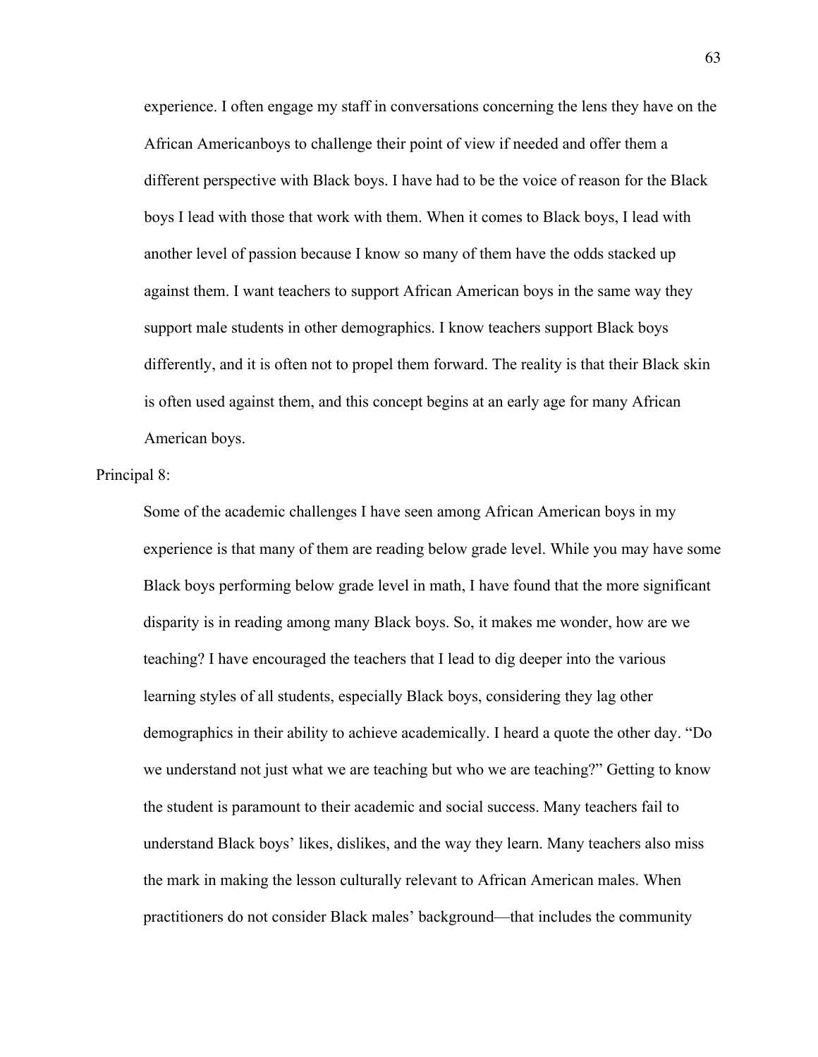experience. I often engage my staff in conversations concerning the lens they have on the African Americanboys to challenge their point of view if needed and offer them a different perspective with Black boys. I have had to be the voice of reason for the Black boys I lead with those that work with them. When it comes to Black boys, I lead with another level of passion because I know so many of them have the odds stacked up against them. I want teachers to support African American boys in the same way they support male students in other demographics. I know teachers support Black boys differently, and it is often not to propel them forward. The reality is that their Black skin is often used against them, and this concept begins at an early age for many African American boys.

Principal 8:

> Some of the academic challenges I have seen among African American boys in my experience is that many of them are reading below grade level. While you may have some Black boys performing below grade level in math, I have found that the more significant disparity is in reading among many Black boys. So, it makes me wonder, how are we teaching? I have encouraged the teachers that I lead to dig deeper into the various learning styles of all students, especially Black boys, considering they lag other demographics in their ability to achieve academically. I heard a quote the other day. "Do we understand not just what we are teaching but who we are teaching?" Getting to know the student is paramount to their academic and social success. Many teachers fail to understand Black boys' likes, dislikes, and the way they learn. Many teachers also miss the mark in making the lesson culturally relevant to African American males. When practitioners do not consider Black males' background—that includes the community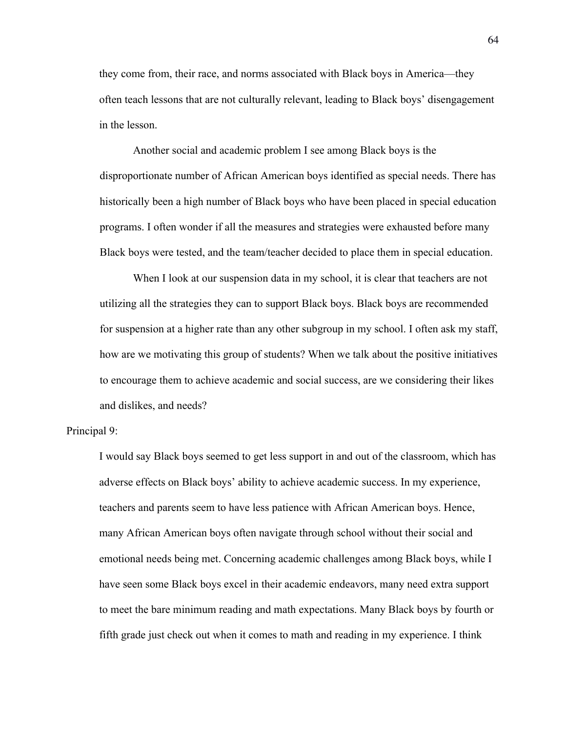they come from, their race, and norms associated with Black boys in America—they often teach lessons that are not culturally relevant, leading to Black boys' disengagement in the lesson.

Another social and academic problem I see among Black boys is the disproportionate number of African American boys identified as special needs. There has historically been a high number of Black boys who have been placed in special education programs. I often wonder if all the measures and strategies were exhausted before many Black boys were tested, and the team/teacher decided to place them in special education.

When I look at our suspension data in my school, it is clear that teachers are not utilizing all the strategies they can to support Black boys. Black boys are recommended for suspension at a higher rate than any other subgroup in my school. I often ask my staff, how are we motivating this group of students? When we talk about the positive initiatives to encourage them to achieve academic and social success, are we considering their likes and dislikes, and needs?

Principal 9:

I would say Black boys seemed to get less support in and out of the classroom, which has adverse effects on Black boys' ability to achieve academic success. In my experience, teachers and parents seem to have less patience with African American boys. Hence, many African American boys often navigate through school without their social and emotional needs being met. Concerning academic challenges among Black boys, while I have seen some Black boys excel in their academic endeavors, many need extra support to meet the bare minimum reading and math expectations. Many Black boys by fourth or fifth grade just check out when it comes to math and reading in my experience. I think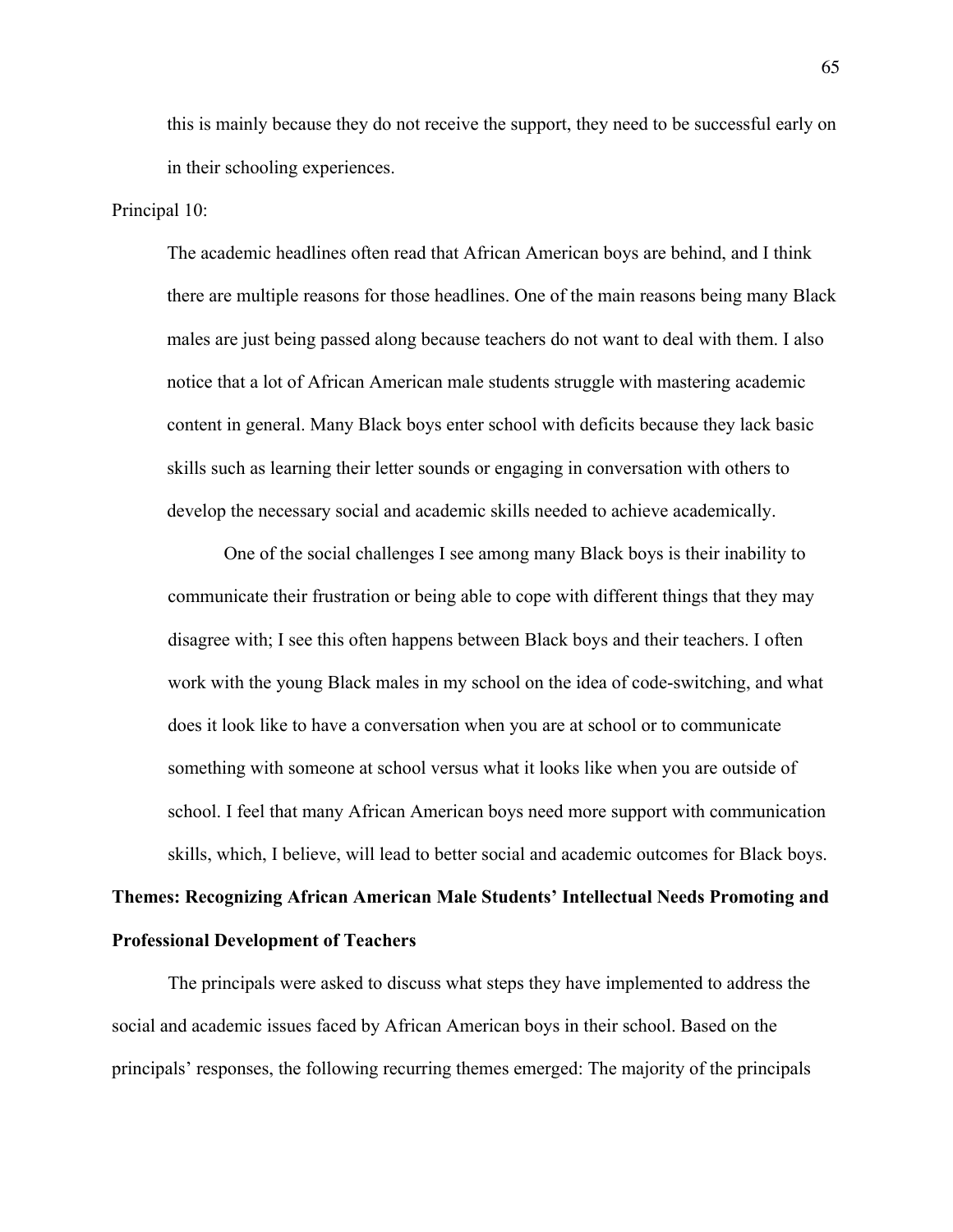> this is mainly because they do not receive the support, they need to be successful early on in their schooling experiences.

Principal 10:

> The academic headlines often read that African American boys are behind, and I think there are multiple reasons for those headlines. One of the main reasons being many Black males are just being passed along because teachers do not want to deal with them. I also notice that a lot of African American male students struggle with mastering academic content in general. Many Black boys enter school with deficits because they lack basic skills such as learning their letter sounds or engaging in conversation with others to develop the necessary social and academic skills needed to achieve academically.
>
> One of the social challenges I see among many Black boys is their inability to communicate their frustration or being able to cope with different things that they may disagree with; I see this often happens between Black boys and their teachers. I often work with the young Black males in my school on the idea of code-switching, and what does it look like to have a conversation when you are at school or to communicate something with someone at school versus what it looks like when you are outside of school. I feel that many African American boys need more support with communication skills, which, I believe, will lead to better social and academic outcomes for Black boys.

**Themes: Recognizing African American Male Students' Intellectual Needs Promoting and Professional Development of Teachers**

The principals were asked to discuss what steps they have implemented to address the social and academic issues faced by African American boys in their school. Based on the principals' responses, the following recurring themes emerged: The majority of the principals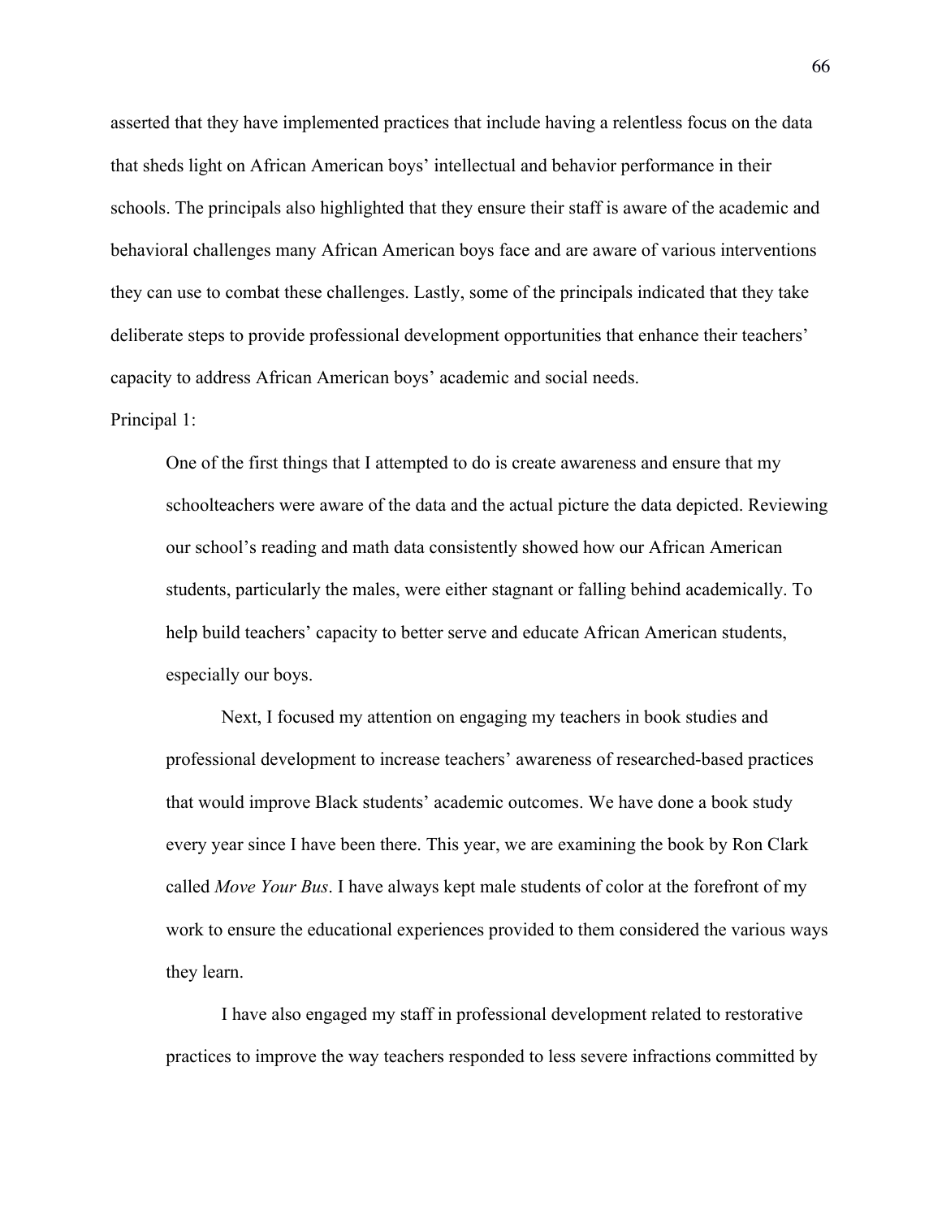asserted that they have implemented practices that include having a relentless focus on the data that sheds light on African American boys' intellectual and behavior performance in their schools. The principals also highlighted that they ensure their staff is aware of the academic and behavioral challenges many African American boys face and are aware of various interventions they can use to combat these challenges. Lastly, some of the principals indicated that they take deliberate steps to provide professional development opportunities that enhance their teachers' capacity to address African American boys' academic and social needs.

Principal 1:

> One of the first things that I attempted to do is create awareness and ensure that my schoolteachers were aware of the data and the actual picture the data depicted. Reviewing our school's reading and math data consistently showed how our African American students, particularly the males, were either stagnant or falling behind academically. To help build teachers' capacity to better serve and educate African American students, especially our boys.
>
> Next, I focused my attention on engaging my teachers in book studies and professional development to increase teachers' awareness of researched-based practices that would improve Black students' academic outcomes. We have done a book study every year since I have been there. This year, we are examining the book by Ron Clark called *Move Your Bus*. I have always kept male students of color at the forefront of my work to ensure the educational experiences provided to them considered the various ways they learn.
>
> I have also engaged my staff in professional development related to restorative practices to improve the way teachers responded to less severe infractions committed by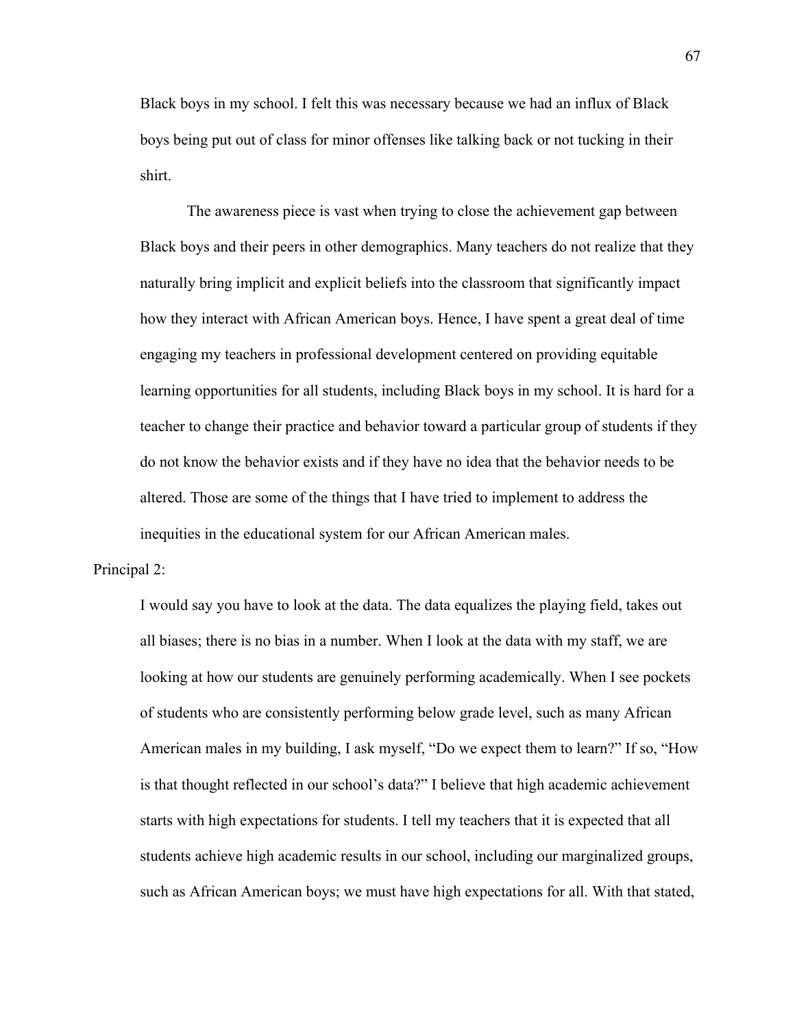Black boys in my school. I felt this was necessary because we had an influx of Black boys being put out of class for minor offenses like talking back or not tucking in their shirt.

The awareness piece is vast when trying to close the achievement gap between Black boys and their peers in other demographics. Many teachers do not realize that they naturally bring implicit and explicit beliefs into the classroom that significantly impact how they interact with African American boys. Hence, I have spent a great deal of time engaging my teachers in professional development centered on providing equitable learning opportunities for all students, including Black boys in my school. It is hard for a teacher to change their practice and behavior toward a particular group of students if they do not know the behavior exists and if they have no idea that the behavior needs to be altered. Those are some of the things that I have tried to implement to address the inequities in the educational system for our African American males.

Principal 2:

I would say you have to look at the data. The data equalizes the playing field, takes out all biases; there is no bias in a number. When I look at the data with my staff, we are looking at how our students are genuinely performing academically. When I see pockets of students who are consistently performing below grade level, such as many African American males in my building, I ask myself, "Do we expect them to learn?" If so, "How is that thought reflected in our school's data?" I believe that high academic achievement starts with high expectations for students. I tell my teachers that it is expected that all students achieve high academic results in our school, including our marginalized groups, such as African American boys; we must have high expectations for all. With that stated,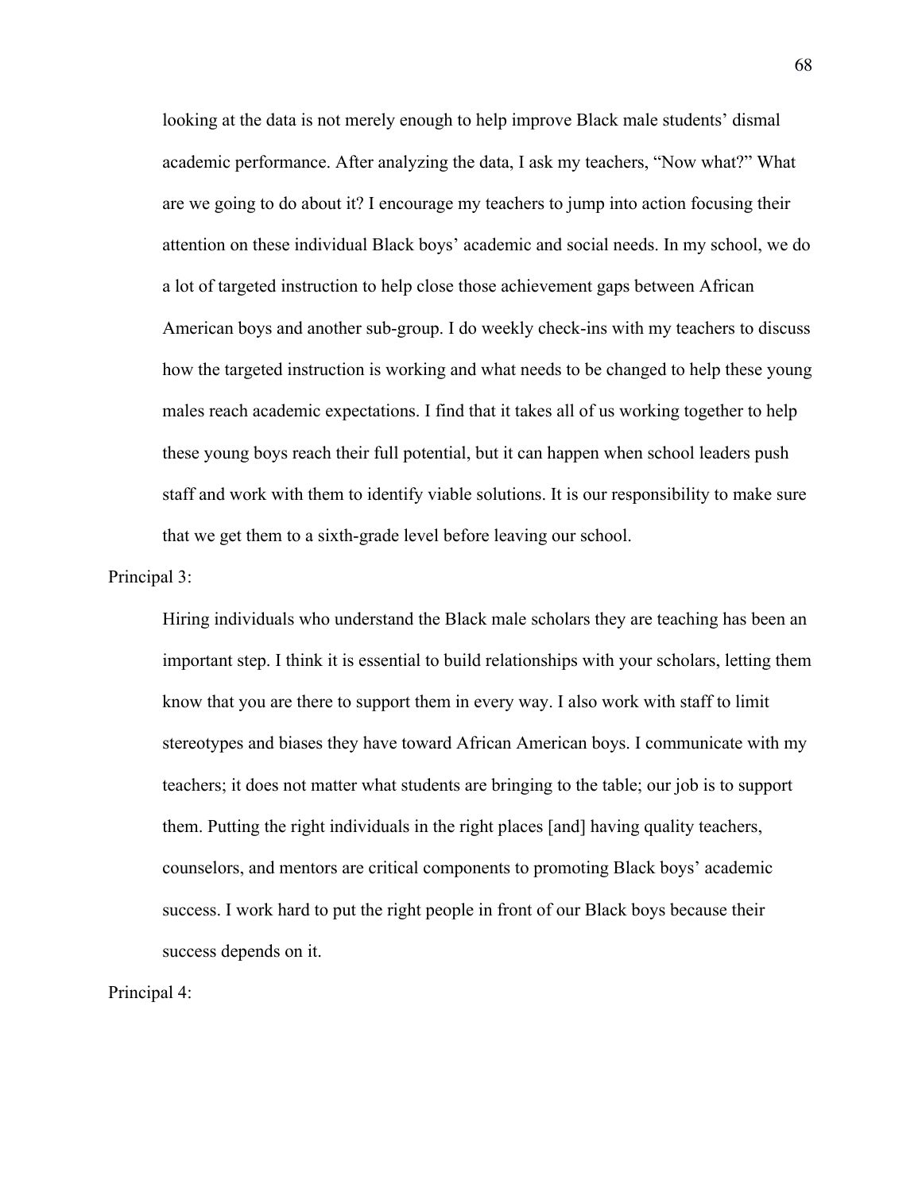looking at the data is not merely enough to help improve Black male students' dismal academic performance. After analyzing the data, I ask my teachers, "Now what?" What are we going to do about it? I encourage my teachers to jump into action focusing their attention on these individual Black boys' academic and social needs. In my school, we do a lot of targeted instruction to help close those achievement gaps between African American boys and another sub-group. I do weekly check-ins with my teachers to discuss how the targeted instruction is working and what needs to be changed to help these young males reach academic expectations. I find that it takes all of us working together to help these young boys reach their full potential, but it can happen when school leaders push staff and work with them to identify viable solutions. It is our responsibility to make sure that we get them to a sixth-grade level before leaving our school.

Principal 3:

> Hiring individuals who understand the Black male scholars they are teaching has been an important step. I think it is essential to build relationships with your scholars, letting them know that you are there to support them in every way. I also work with staff to limit stereotypes and biases they have toward African American boys. I communicate with my teachers; it does not matter what students are bringing to the table; our job is to support them. Putting the right individuals in the right places [and] having quality teachers, counselors, and mentors are critical components to promoting Black boys' academic success. I work hard to put the right people in front of our Black boys because their success depends on it.

Principal 4: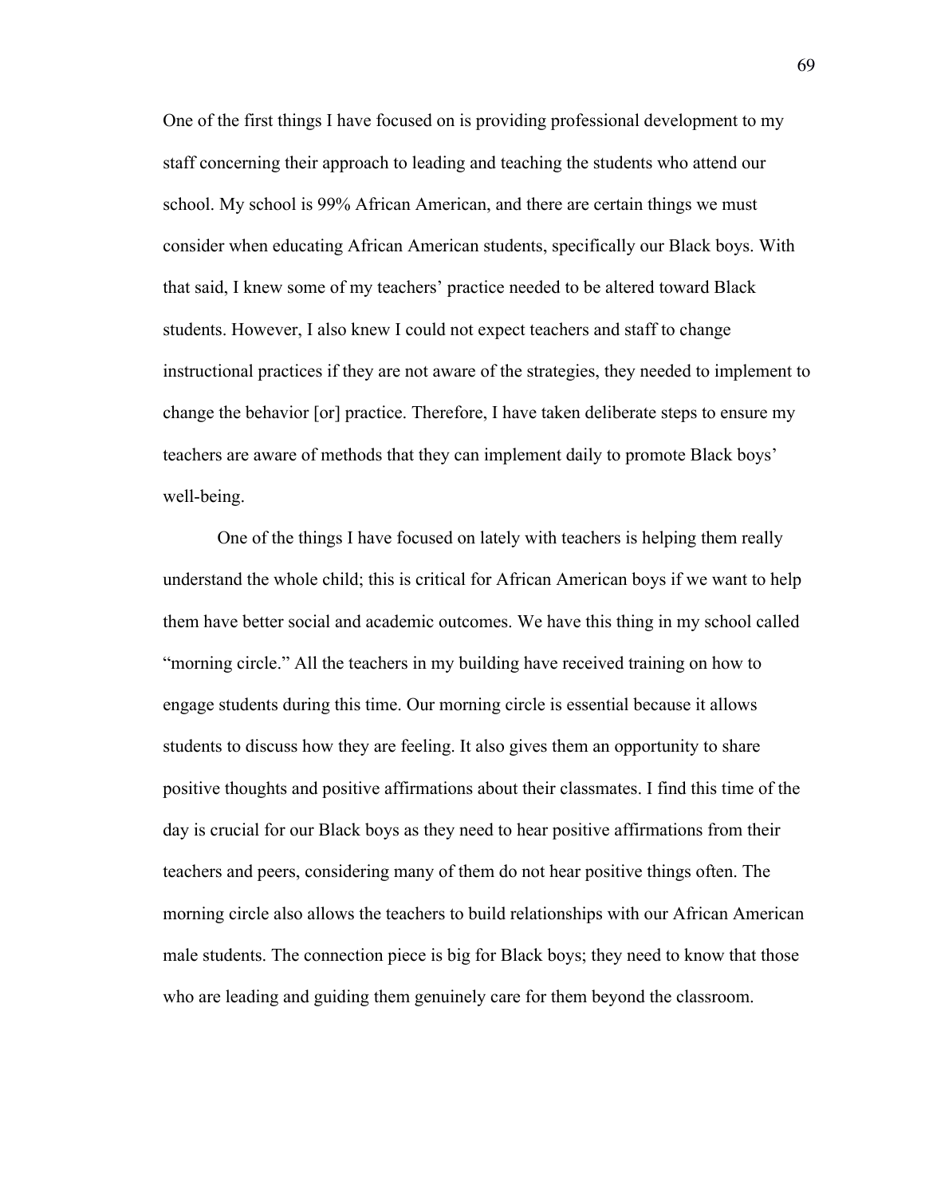One of the first things I have focused on is providing professional development to my staff concerning their approach to leading and teaching the students who attend our school. My school is 99% African American, and there are certain things we must consider when educating African American students, specifically our Black boys. With that said, I knew some of my teachers' practice needed to be altered toward Black students. However, I also knew I could not expect teachers and staff to change instructional practices if they are not aware of the strategies, they needed to implement to change the behavior [or] practice. Therefore, I have taken deliberate steps to ensure my teachers are aware of methods that they can implement daily to promote Black boys' well-being.

One of the things I have focused on lately with teachers is helping them really understand the whole child; this is critical for African American boys if we want to help them have better social and academic outcomes. We have this thing in my school called "morning circle." All the teachers in my building have received training on how to engage students during this time. Our morning circle is essential because it allows students to discuss how they are feeling. It also gives them an opportunity to share positive thoughts and positive affirmations about their classmates. I find this time of the day is crucial for our Black boys as they need to hear positive affirmations from their teachers and peers, considering many of them do not hear positive things often. The morning circle also allows the teachers to build relationships with our African American male students. The connection piece is big for Black boys; they need to know that those who are leading and guiding them genuinely care for them beyond the classroom.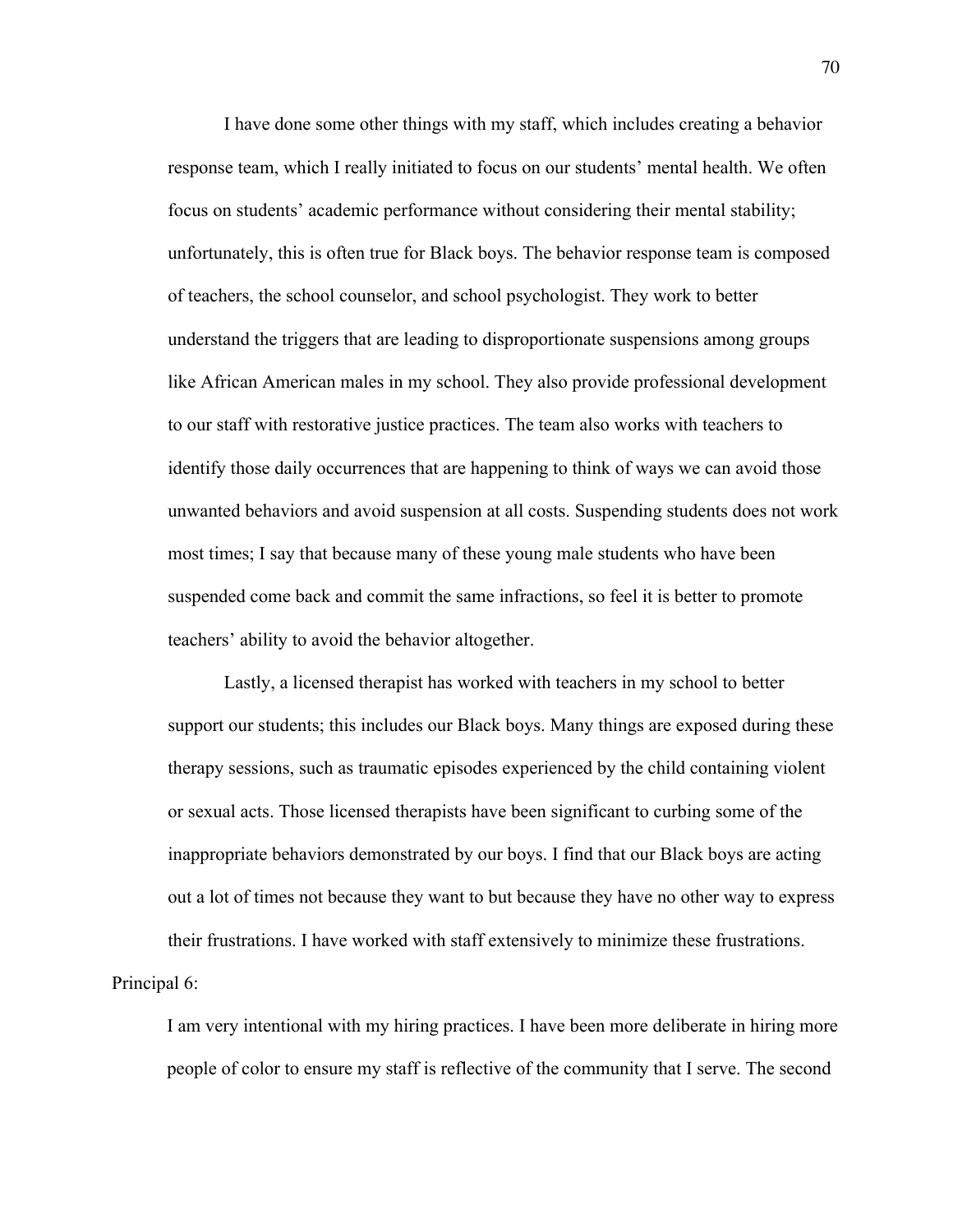I have done some other things with my staff, which includes creating a behavior response team, which I really initiated to focus on our students' mental health. We often focus on students' academic performance without considering their mental stability; unfortunately, this is often true for Black boys. The behavior response team is composed of teachers, the school counselor, and school psychologist. They work to better understand the triggers that are leading to disproportionate suspensions among groups like African American males in my school. They also provide professional development to our staff with restorative justice practices. The team also works with teachers to identify those daily occurrences that are happening to think of ways we can avoid those unwanted behaviors and avoid suspension at all costs. Suspending students does not work most times; I say that because many of these young male students who have been suspended come back and commit the same infractions, so feel it is better to promote teachers' ability to avoid the behavior altogether.

Lastly, a licensed therapist has worked with teachers in my school to better support our students; this includes our Black boys. Many things are exposed during these therapy sessions, such as traumatic episodes experienced by the child containing violent or sexual acts. Those licensed therapists have been significant to curbing some of the inappropriate behaviors demonstrated by our boys. I find that our Black boys are acting out a lot of times not because they want to but because they have no other way to express their frustrations. I have worked with staff extensively to minimize these frustrations.

Principal 6:

I am very intentional with my hiring practices. I have been more deliberate in hiring more people of color to ensure my staff is reflective of the community that I serve. The second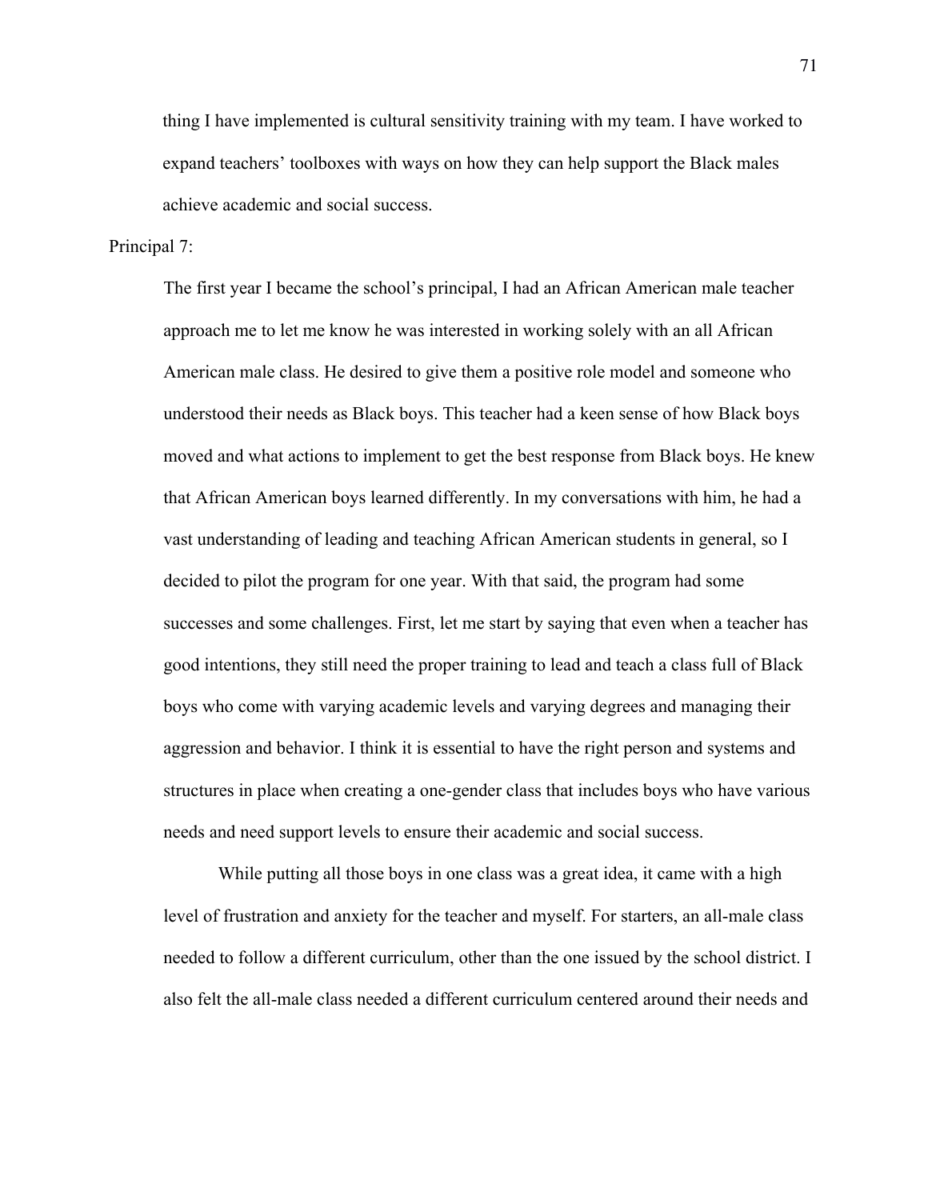thing I have implemented is cultural sensitivity training with my team. I have worked to expand teachers' toolboxes with ways on how they can help support the Black males achieve academic and social success.

Principal 7:

> The first year I became the school's principal, I had an African American male teacher approach me to let me know he was interested in working solely with an all African American male class. He desired to give them a positive role model and someone who understood their needs as Black boys. This teacher had a keen sense of how Black boys moved and what actions to implement to get the best response from Black boys. He knew that African American boys learned differently. In my conversations with him, he had a vast understanding of leading and teaching African American students in general, so I decided to pilot the program for one year. With that said, the program had some successes and some challenges. First, let me start by saying that even when a teacher has good intentions, they still need the proper training to lead and teach a class full of Black boys who come with varying academic levels and varying degrees and managing their aggression and behavior. I think it is essential to have the right person and systems and structures in place when creating a one-gender class that includes boys who have various needs and need support levels to ensure their academic and social success.
>
> While putting all those boys in one class was a great idea, it came with a high level of frustration and anxiety for the teacher and myself. For starters, an all-male class needed to follow a different curriculum, other than the one issued by the school district. I also felt the all-male class needed a different curriculum centered around their needs and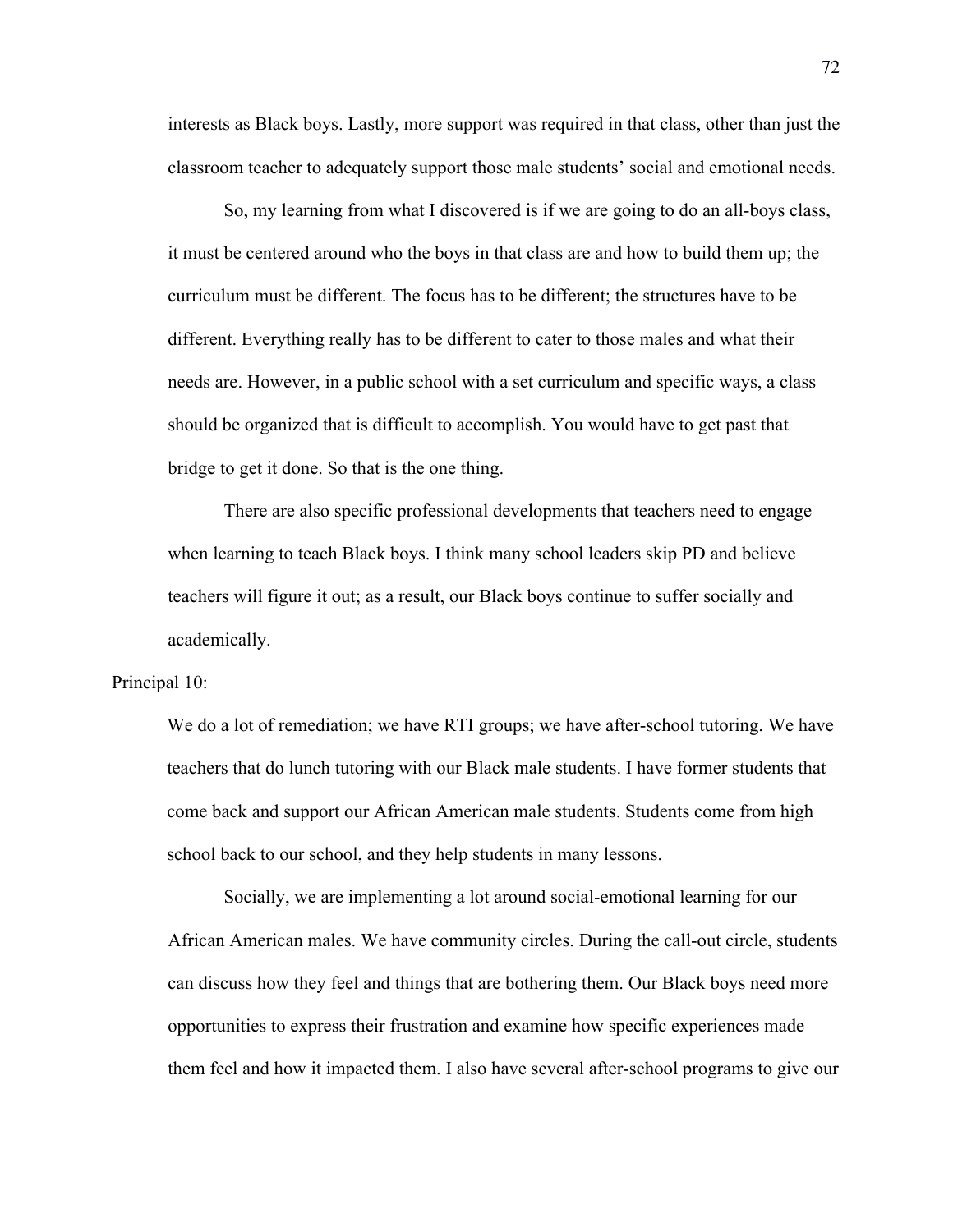interests as Black boys. Lastly, more support was required in that class, other than just the classroom teacher to adequately support those male students' social and emotional needs.

So, my learning from what I discovered is if we are going to do an all-boys class, it must be centered around who the boys in that class are and how to build them up; the curriculum must be different. The focus has to be different; the structures have to be different. Everything really has to be different to cater to those males and what their needs are. However, in a public school with a set curriculum and specific ways, a class should be organized that is difficult to accomplish. You would have to get past that bridge to get it done. So that is the one thing.

There are also specific professional developments that teachers need to engage when learning to teach Black boys. I think many school leaders skip PD and believe teachers will figure it out; as a result, our Black boys continue to suffer socially and academically.

Principal 10:

We do a lot of remediation; we have RTI groups; we have after-school tutoring. We have teachers that do lunch tutoring with our Black male students. I have former students that come back and support our African American male students. Students come from high school back to our school, and they help students in many lessons.

Socially, we are implementing a lot around social-emotional learning for our African American males. We have community circles. During the call-out circle, students can discuss how they feel and things that are bothering them. Our Black boys need more opportunities to express their frustration and examine how specific experiences made them feel and how it impacted them. I also have several after-school programs to give our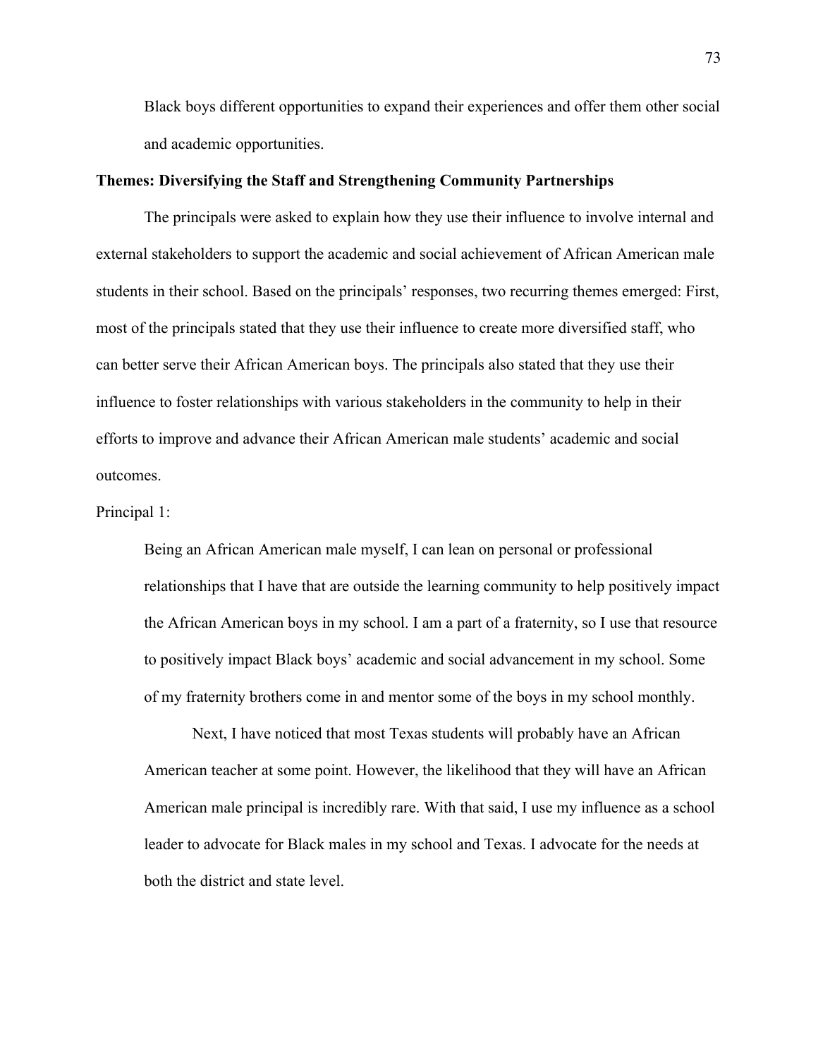Black boys different opportunities to expand their experiences and offer them other social and academic opportunities.

**Themes: Diversifying the Staff and Strengthening Community Partnerships**

The principals were asked to explain how they use their influence to involve internal and external stakeholders to support the academic and social achievement of African American male students in their school. Based on the principals' responses, two recurring themes emerged: First, most of the principals stated that they use their influence to create more diversified staff, who can better serve their African American boys. The principals also stated that they use their influence to foster relationships with various stakeholders in the community to help in their efforts to improve and advance their African American male students' academic and social outcomes.

Principal 1:

> Being an African American male myself, I can lean on personal or professional relationships that I have that are outside the learning community to help positively impact the African American boys in my school. I am a part of a fraternity, so I use that resource to positively impact Black boys' academic and social advancement in my school. Some of my fraternity brothers come in and mentor some of the boys in my school monthly.
>
> Next, I have noticed that most Texas students will probably have an African American teacher at some point. However, the likelihood that they will have an African American male principal is incredibly rare. With that said, I use my influence as a school leader to advocate for Black males in my school and Texas. I advocate for the needs at both the district and state level.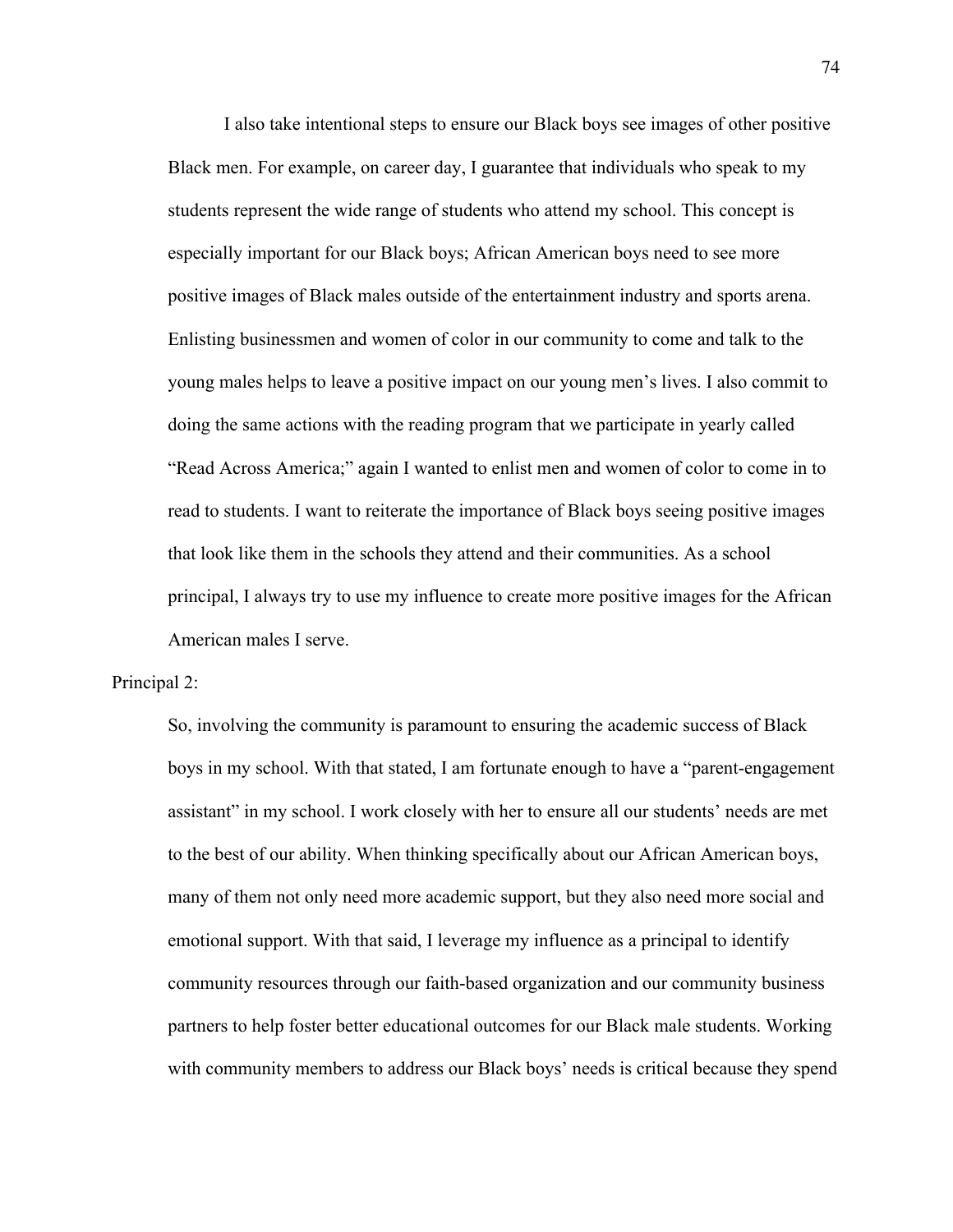I also take intentional steps to ensure our Black boys see images of other positive Black men. For example, on career day, I guarantee that individuals who speak to my students represent the wide range of students who attend my school. This concept is especially important for our Black boys; African American boys need to see more positive images of Black males outside of the entertainment industry and sports arena. Enlisting businessmen and women of color in our community to come and talk to the young males helps to leave a positive impact on our young men's lives. I also commit to doing the same actions with the reading program that we participate in yearly called "Read Across America;" again I wanted to enlist men and women of color to come in to read to students. I want to reiterate the importance of Black boys seeing positive images that look like them in the schools they attend and their communities. As a school principal, I always try to use my influence to create more positive images for the African American males I serve.

Principal 2:

So, involving the community is paramount to ensuring the academic success of Black boys in my school. With that stated, I am fortunate enough to have a "parent-engagement assistant" in my school. I work closely with her to ensure all our students' needs are met to the best of our ability. When thinking specifically about our African American boys, many of them not only need more academic support, but they also need more social and emotional support. With that said, I leverage my influence as a principal to identify community resources through our faith-based organization and our community business partners to help foster better educational outcomes for our Black male students. Working with community members to address our Black boys' needs is critical because they spend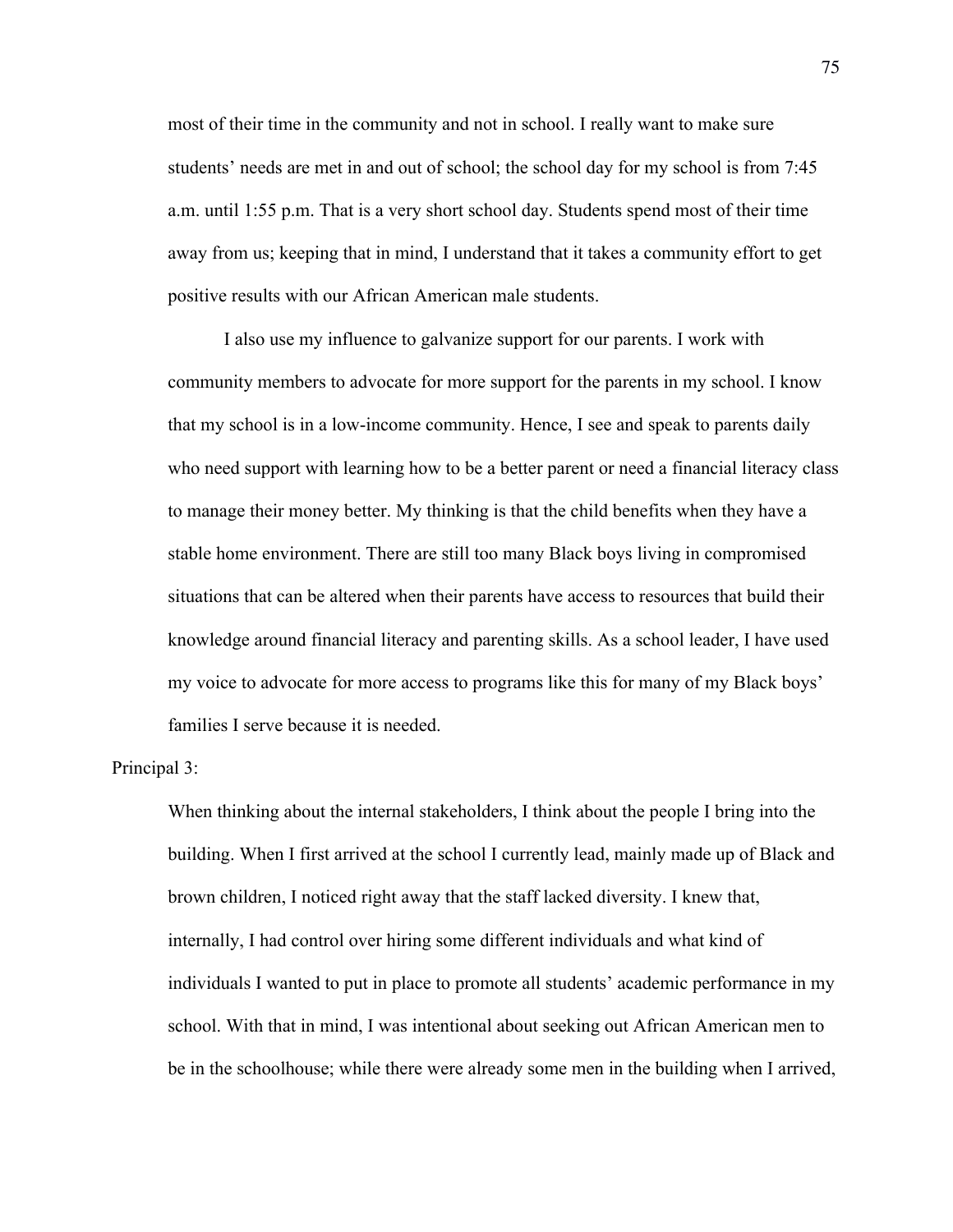most of their time in the community and not in school. I really want to make sure students' needs are met in and out of school; the school day for my school is from 7:45 a.m. until 1:55 p.m. That is a very short school day. Students spend most of their time away from us; keeping that in mind, I understand that it takes a community effort to get positive results with our African American male students.

I also use my influence to galvanize support for our parents. I work with community members to advocate for more support for the parents in my school. I know that my school is in a low-income community. Hence, I see and speak to parents daily who need support with learning how to be a better parent or need a financial literacy class to manage their money better. My thinking is that the child benefits when they have a stable home environment. There are still too many Black boys living in compromised situations that can be altered when their parents have access to resources that build their knowledge around financial literacy and parenting skills. As a school leader, I have used my voice to advocate for more access to programs like this for many of my Black boys' families I serve because it is needed.

Principal 3:

When thinking about the internal stakeholders, I think about the people I bring into the building. When I first arrived at the school I currently lead, mainly made up of Black and brown children, I noticed right away that the staff lacked diversity. I knew that, internally, I had control over hiring some different individuals and what kind of individuals I wanted to put in place to promote all students' academic performance in my school. With that in mind, I was intentional about seeking out African American men to be in the schoolhouse; while there were already some men in the building when I arrived,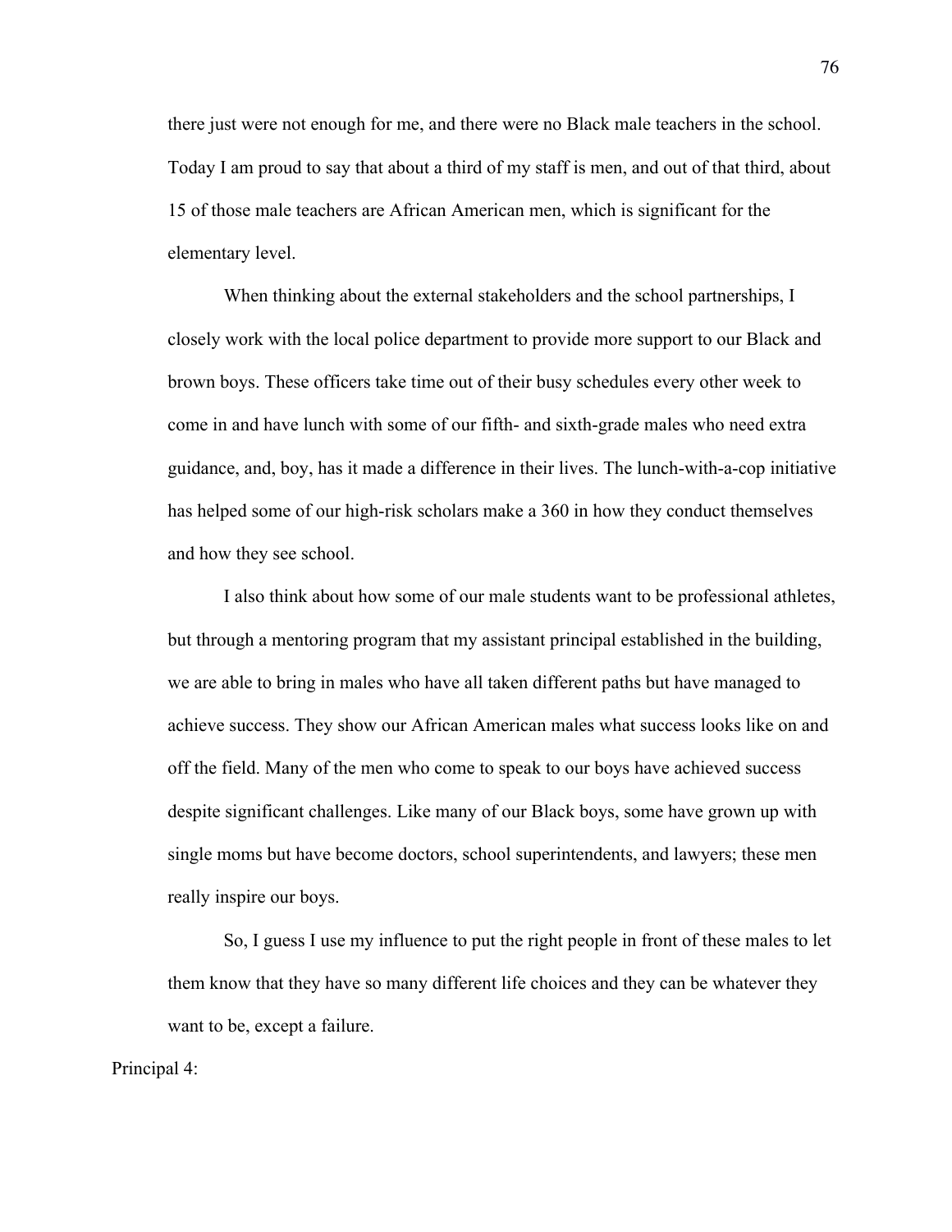there just were not enough for me, and there were no Black male teachers in the school. Today I am proud to say that about a third of my staff is men, and out of that third, about 15 of those male teachers are African American men, which is significant for the elementary level.

When thinking about the external stakeholders and the school partnerships, I closely work with the local police department to provide more support to our Black and brown boys. These officers take time out of their busy schedules every other week to come in and have lunch with some of our fifth- and sixth-grade males who need extra guidance, and, boy, has it made a difference in their lives. The lunch-with-a-cop initiative has helped some of our high-risk scholars make a 360 in how they conduct themselves and how they see school.

I also think about how some of our male students want to be professional athletes, but through a mentoring program that my assistant principal established in the building, we are able to bring in males who have all taken different paths but have managed to achieve success. They show our African American males what success looks like on and off the field. Many of the men who come to speak to our boys have achieved success despite significant challenges. Like many of our Black boys, some have grown up with single moms but have become doctors, school superintendents, and lawyers; these men really inspire our boys.

So, I guess I use my influence to put the right people in front of these males to let them know that they have so many different life choices and they can be whatever they want to be, except a failure.

Principal 4: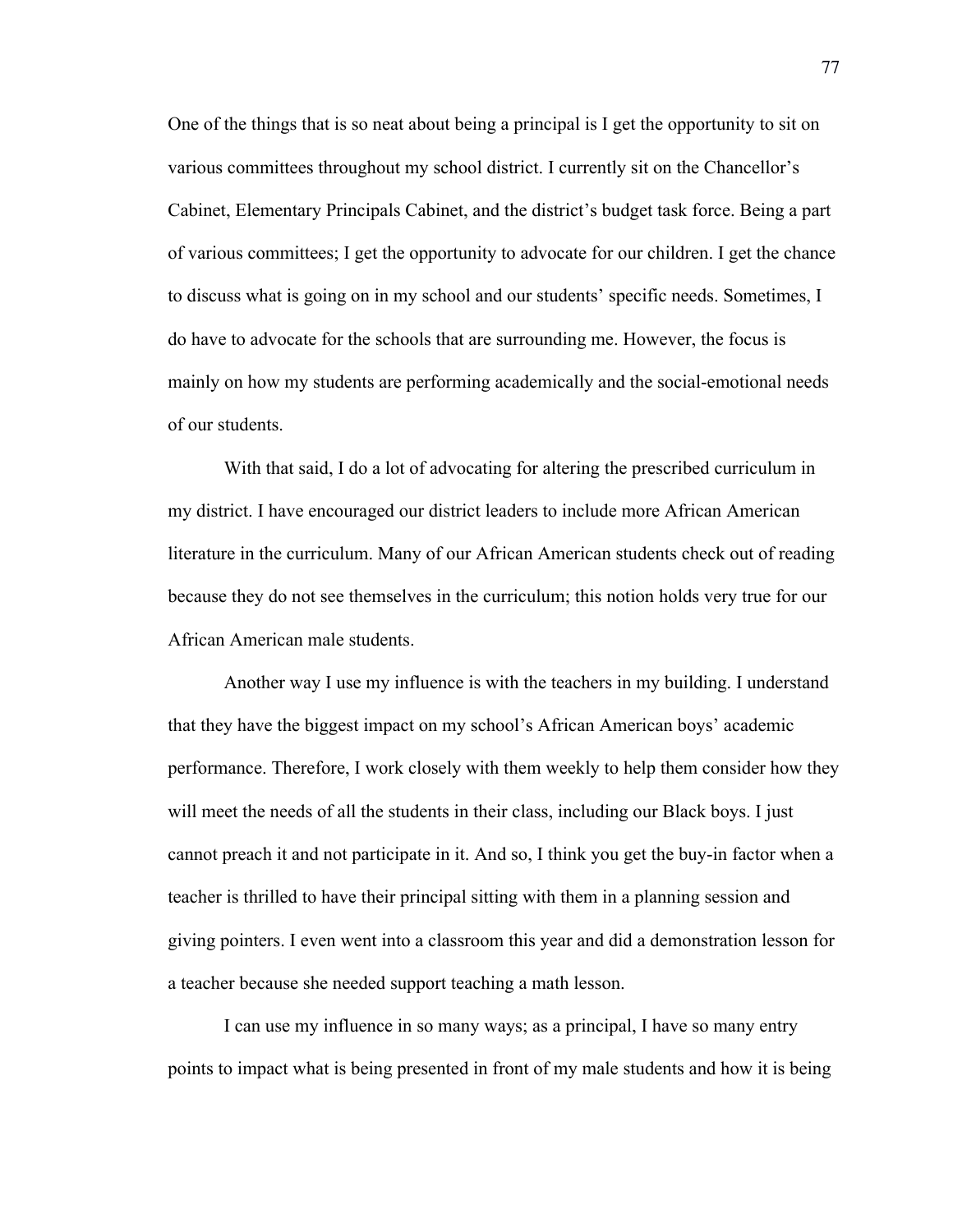One of the things that is so neat about being a principal is I get the opportunity to sit on various committees throughout my school district. I currently sit on the Chancellor's Cabinet, Elementary Principals Cabinet, and the district's budget task force. Being a part of various committees; I get the opportunity to advocate for our children. I get the chance to discuss what is going on in my school and our students' specific needs. Sometimes, I do have to advocate for the schools that are surrounding me. However, the focus is mainly on how my students are performing academically and the social-emotional needs of our students.

With that said, I do a lot of advocating for altering the prescribed curriculum in my district. I have encouraged our district leaders to include more African American literature in the curriculum. Many of our African American students check out of reading because they do not see themselves in the curriculum; this notion holds very true for our African American male students.

Another way I use my influence is with the teachers in my building. I understand that they have the biggest impact on my school's African American boys' academic performance. Therefore, I work closely with them weekly to help them consider how they will meet the needs of all the students in their class, including our Black boys. I just cannot preach it and not participate in it. And so, I think you get the buy-in factor when a teacher is thrilled to have their principal sitting with them in a planning session and giving pointers. I even went into a classroom this year and did a demonstration lesson for a teacher because she needed support teaching a math lesson.

I can use my influence in so many ways; as a principal, I have so many entry points to impact what is being presented in front of my male students and how it is being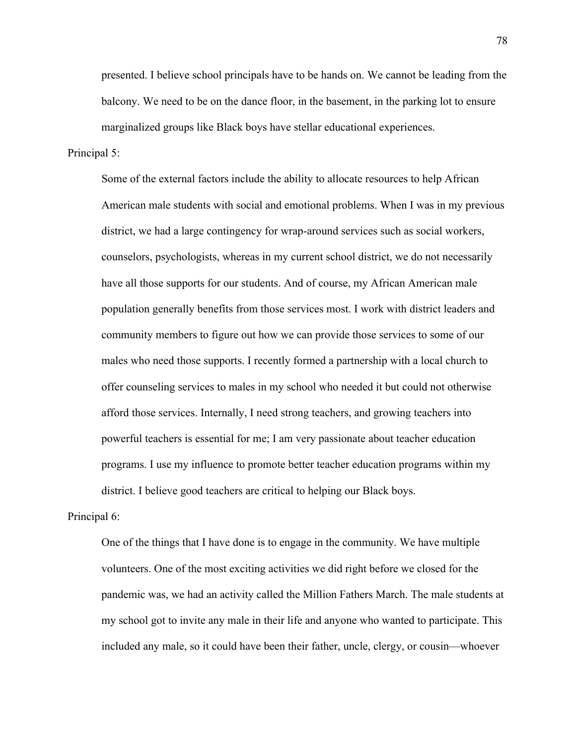presented. I believe school principals have to be hands on. We cannot be leading from the balcony. We need to be on the dance floor, in the basement, in the parking lot to ensure marginalized groups like Black boys have stellar educational experiences.

Principal 5:

> Some of the external factors include the ability to allocate resources to help African American male students with social and emotional problems. When I was in my previous district, we had a large contingency for wrap-around services such as social workers, counselors, psychologists, whereas in my current school district, we do not necessarily have all those supports for our students. And of course, my African American male population generally benefits from those services most. I work with district leaders and community members to figure out how we can provide those services to some of our males who need those supports. I recently formed a partnership with a local church to offer counseling services to males in my school who needed it but could not otherwise afford those services. Internally, I need strong teachers, and growing teachers into powerful teachers is essential for me; I am very passionate about teacher education programs. I use my influence to promote better teacher education programs within my district. I believe good teachers are critical to helping our Black boys.

Principal 6:

> One of the things that I have done is to engage in the community. We have multiple volunteers. One of the most exciting activities we did right before we closed for the pandemic was, we had an activity called the Million Fathers March. The male students at my school got to invite any male in their life and anyone who wanted to participate. This included any male, so it could have been their father, uncle, clergy, or cousin—whoever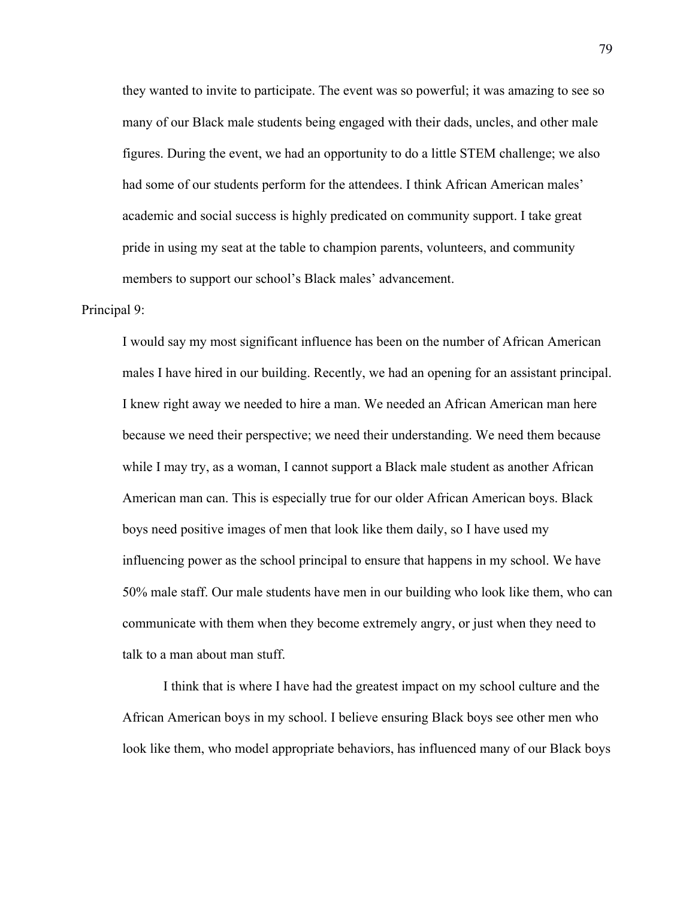they wanted to invite to participate. The event was so powerful; it was amazing to see so many of our Black male students being engaged with their dads, uncles, and other male figures. During the event, we had an opportunity to do a little STEM challenge; we also had some of our students perform for the attendees. I think African American males' academic and social success is highly predicated on community support. I take great pride in using my seat at the table to champion parents, volunteers, and community members to support our school's Black males' advancement.

Principal 9:

I would say my most significant influence has been on the number of African American males I have hired in our building. Recently, we had an opening for an assistant principal. I knew right away we needed to hire a man. We needed an African American man here because we need their perspective; we need their understanding. We need them because while I may try, as a woman, I cannot support a Black male student as another African American man can. This is especially true for our older African American boys. Black boys need positive images of men that look like them daily, so I have used my influencing power as the school principal to ensure that happens in my school. We have 50% male staff. Our male students have men in our building who look like them, who can communicate with them when they become extremely angry, or just when they need to talk to a man about man stuff.

I think that is where I have had the greatest impact on my school culture and the African American boys in my school. I believe ensuring Black boys see other men who look like them, who model appropriate behaviors, has influenced many of our Black boys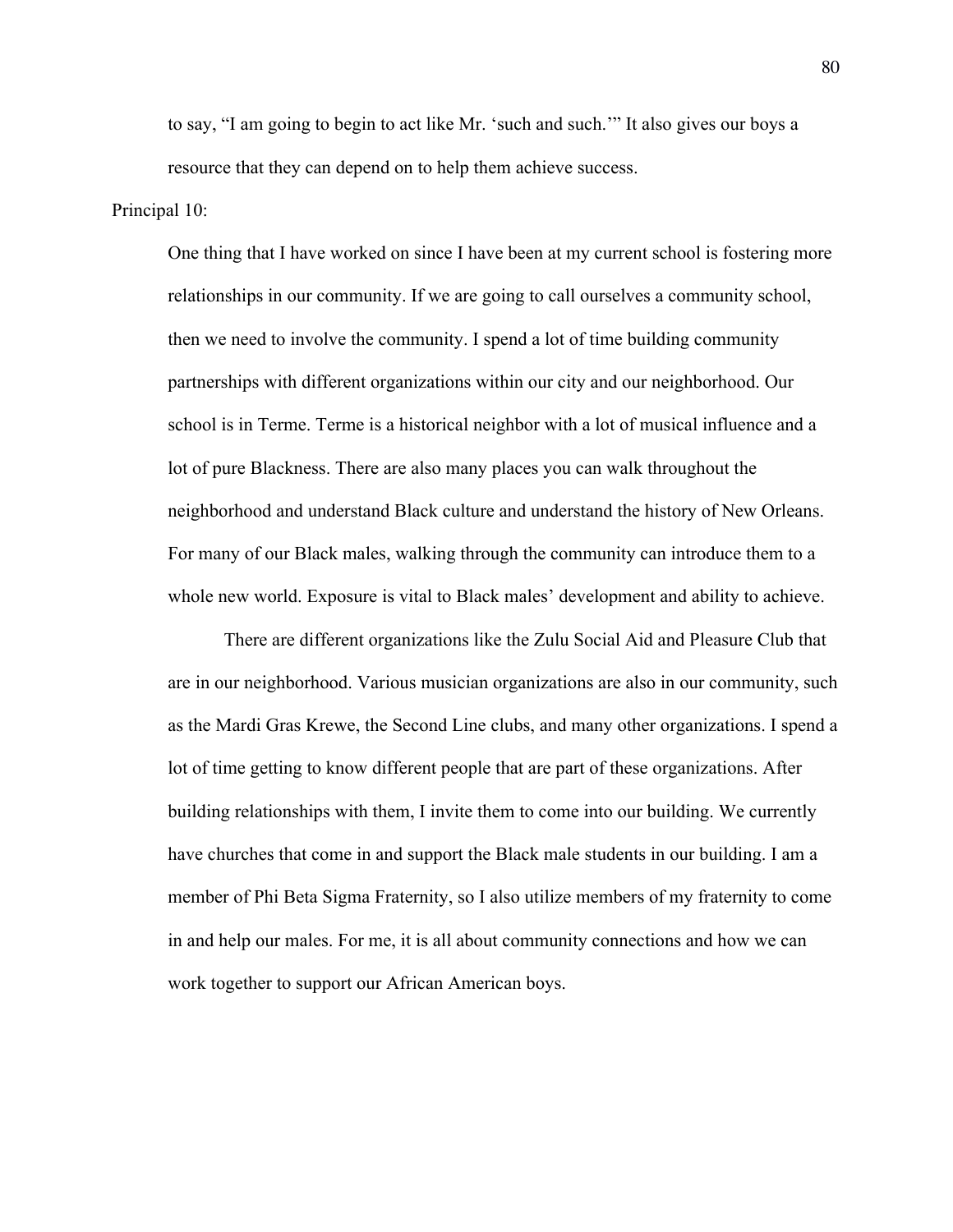to say, "I am going to begin to act like Mr. 'such and such.'" It also gives our boys a resource that they can depend on to help them achieve success.

Principal 10:

> One thing that I have worked on since I have been at my current school is fostering more relationships in our community. If we are going to call ourselves a community school, then we need to involve the community. I spend a lot of time building community partnerships with different organizations within our city and our neighborhood. Our school is in Terme. Terme is a historical neighbor with a lot of musical influence and a lot of pure Blackness. There are also many places you can walk throughout the neighborhood and understand Black culture and understand the history of New Orleans. For many of our Black males, walking through the community can introduce them to a whole new world. Exposure is vital to Black males' development and ability to achieve.
>
> There are different organizations like the Zulu Social Aid and Pleasure Club that are in our neighborhood. Various musician organizations are also in our community, such as the Mardi Gras Krewe, the Second Line clubs, and many other organizations. I spend a lot of time getting to know different people that are part of these organizations. After building relationships with them, I invite them to come into our building. We currently have churches that come in and support the Black male students in our building. I am a member of Phi Beta Sigma Fraternity, so I also utilize members of my fraternity to come in and help our males. For me, it is all about community connections and how we can work together to support our African American boys.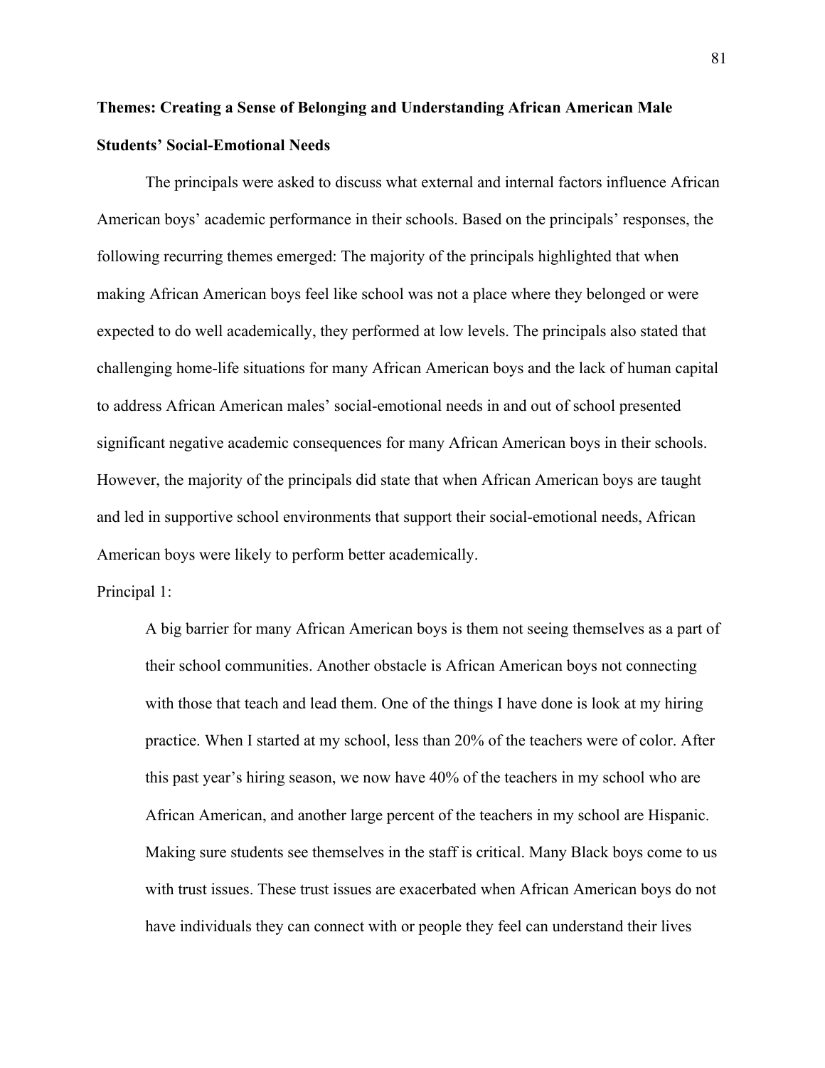**Themes: Creating a Sense of Belonging and Understanding African American Male Students' Social-Emotional Needs**

The principals were asked to discuss what external and internal factors influence African American boys' academic performance in their schools. Based on the principals' responses, the following recurring themes emerged: The majority of the principals highlighted that when making African American boys feel like school was not a place where they belonged or were expected to do well academically, they performed at low levels. The principals also stated that challenging home-life situations for many African American boys and the lack of human capital to address African American males' social-emotional needs in and out of school presented significant negative academic consequences for many African American boys in their schools. However, the majority of the principals did state that when African American boys are taught and led in supportive school environments that support their social-emotional needs, African American boys were likely to perform better academically.

Principal 1:

> A big barrier for many African American boys is them not seeing themselves as a part of their school communities. Another obstacle is African American boys not connecting with those that teach and lead them. One of the things I have done is look at my hiring practice. When I started at my school, less than 20% of the teachers were of color. After this past year's hiring season, we now have 40% of the teachers in my school who are African American, and another large percent of the teachers in my school are Hispanic. Making sure students see themselves in the staff is critical. Many Black boys come to us with trust issues. These trust issues are exacerbated when African American boys do not have individuals they can connect with or people they feel can understand their lives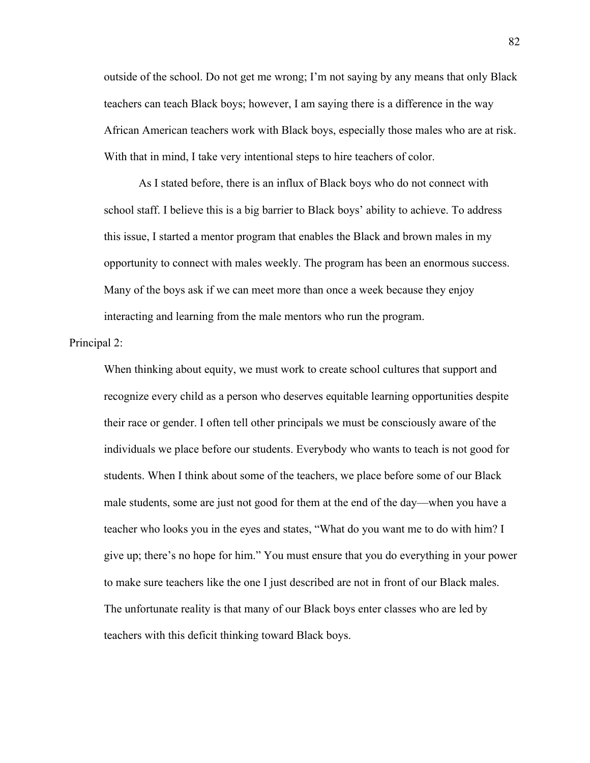outside of the school. Do not get me wrong; I'm not saying by any means that only Black teachers can teach Black boys; however, I am saying there is a difference in the way African American teachers work with Black boys, especially those males who are at risk. With that in mind, I take very intentional steps to hire teachers of color.

As I stated before, there is an influx of Black boys who do not connect with school staff. I believe this is a big barrier to Black boys' ability to achieve. To address this issue, I started a mentor program that enables the Black and brown males in my opportunity to connect with males weekly. The program has been an enormous success. Many of the boys ask if we can meet more than once a week because they enjoy interacting and learning from the male mentors who run the program.

Principal 2:

When thinking about equity, we must work to create school cultures that support and recognize every child as a person who deserves equitable learning opportunities despite their race or gender. I often tell other principals we must be consciously aware of the individuals we place before our students. Everybody who wants to teach is not good for students. When I think about some of the teachers, we place before some of our Black male students, some are just not good for them at the end of the day—when you have a teacher who looks you in the eyes and states, "What do you want me to do with him? I give up; there's no hope for him." You must ensure that you do everything in your power to make sure teachers like the one I just described are not in front of our Black males. The unfortunate reality is that many of our Black boys enter classes who are led by teachers with this deficit thinking toward Black boys.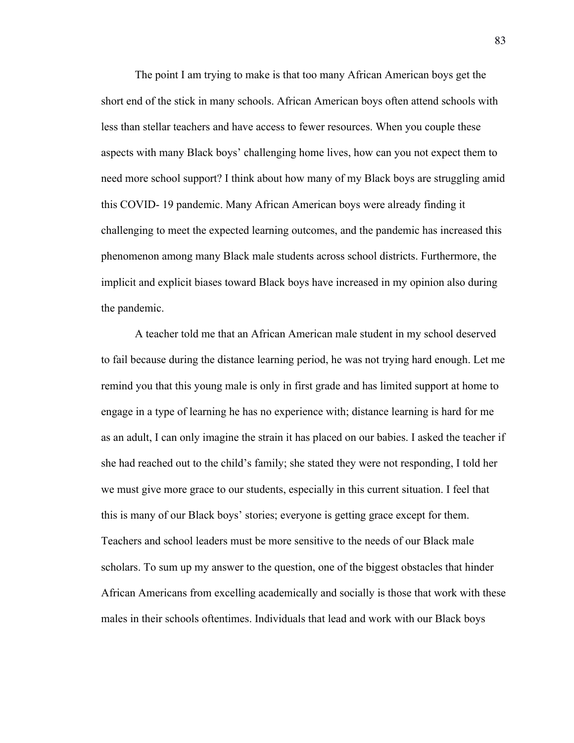The point I am trying to make is that too many African American boys get the short end of the stick in many schools. African American boys often attend schools with less than stellar teachers and have access to fewer resources. When you couple these aspects with many Black boys' challenging home lives, how can you not expect them to need more school support? I think about how many of my Black boys are struggling amid this COVID- 19 pandemic. Many African American boys were already finding it challenging to meet the expected learning outcomes, and the pandemic has increased this phenomenon among many Black male students across school districts. Furthermore, the implicit and explicit biases toward Black boys have increased in my opinion also during the pandemic.

A teacher told me that an African American male student in my school deserved to fail because during the distance learning period, he was not trying hard enough. Let me remind you that this young male is only in first grade and has limited support at home to engage in a type of learning he has no experience with; distance learning is hard for me as an adult, I can only imagine the strain it has placed on our babies. I asked the teacher if she had reached out to the child's family; she stated they were not responding, I told her we must give more grace to our students, especially in this current situation. I feel that this is many of our Black boys' stories; everyone is getting grace except for them. Teachers and school leaders must be more sensitive to the needs of our Black male scholars. To sum up my answer to the question, one of the biggest obstacles that hinder African Americans from excelling academically and socially is those that work with these males in their schools oftentimes. Individuals that lead and work with our Black boys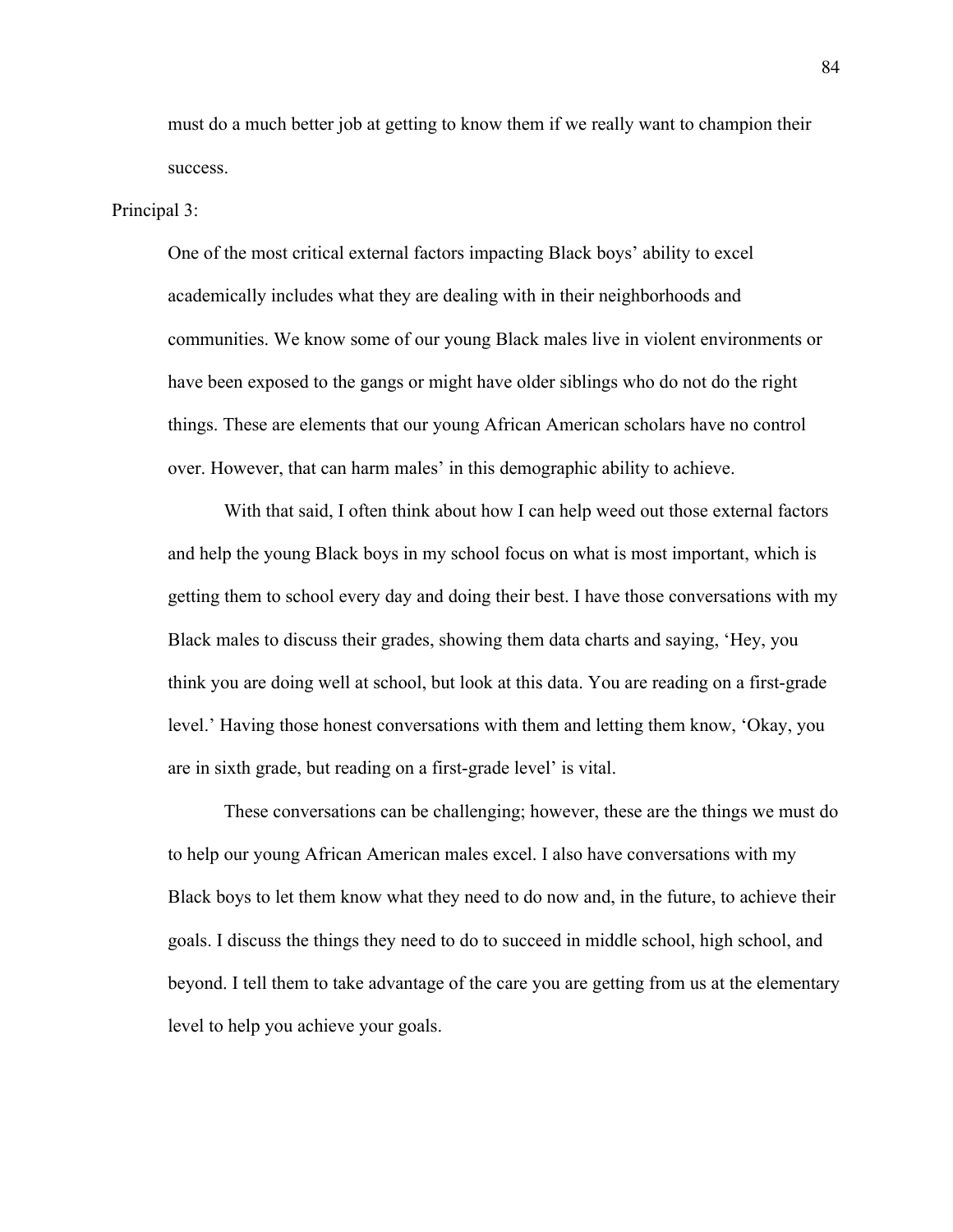must do a much better job at getting to know them if we really want to champion their success.

Principal 3:

> One of the most critical external factors impacting Black boys' ability to excel academically includes what they are dealing with in their neighborhoods and communities. We know some of our young Black males live in violent environments or have been exposed to the gangs or might have older siblings who do not do the right things. These are elements that our young African American scholars have no control over. However, that can harm males' in this demographic ability to achieve.
>
> With that said, I often think about how I can help weed out those external factors and help the young Black boys in my school focus on what is most important, which is getting them to school every day and doing their best. I have those conversations with my Black males to discuss their grades, showing them data charts and saying, 'Hey, you think you are doing well at school, but look at this data. You are reading on a first-grade level.' Having those honest conversations with them and letting them know, 'Okay, you are in sixth grade, but reading on a first-grade level' is vital.
>
> These conversations can be challenging; however, these are the things we must do to help our young African American males excel. I also have conversations with my Black boys to let them know what they need to do now and, in the future, to achieve their goals. I discuss the things they need to do to succeed in middle school, high school, and beyond. I tell them to take advantage of the care you are getting from us at the elementary level to help you achieve your goals.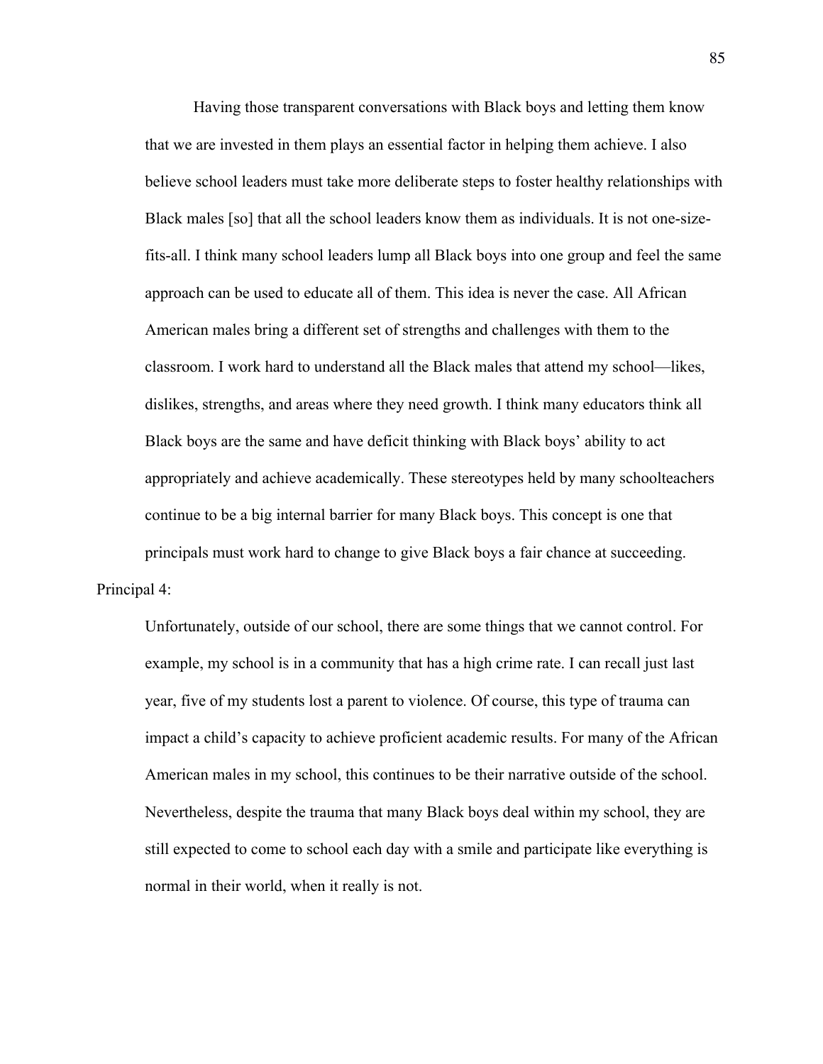Having those transparent conversations with Black boys and letting them know that we are invested in them plays an essential factor in helping them achieve. I also believe school leaders must take more deliberate steps to foster healthy relationships with Black males [so] that all the school leaders know them as individuals. It is not one-size-fits-all. I think many school leaders lump all Black boys into one group and feel the same approach can be used to educate all of them. This idea is never the case. All African American males bring a different set of strengths and challenges with them to the classroom. I work hard to understand all the Black males that attend my school—likes, dislikes, strengths, and areas where they need growth. I think many educators think all Black boys are the same and have deficit thinking with Black boys' ability to act appropriately and achieve academically. These stereotypes held by many schoolteachers continue to be a big internal barrier for many Black boys. This concept is one that principals must work hard to change to give Black boys a fair chance at succeeding.

Principal 4:

> Unfortunately, outside of our school, there are some things that we cannot control. For example, my school is in a community that has a high crime rate. I can recall just last year, five of my students lost a parent to violence. Of course, this type of trauma can impact a child's capacity to achieve proficient academic results. For many of the African American males in my school, this continues to be their narrative outside of the school. Nevertheless, despite the trauma that many Black boys deal within my school, they are still expected to come to school each day with a smile and participate like everything is normal in their world, when it really is not.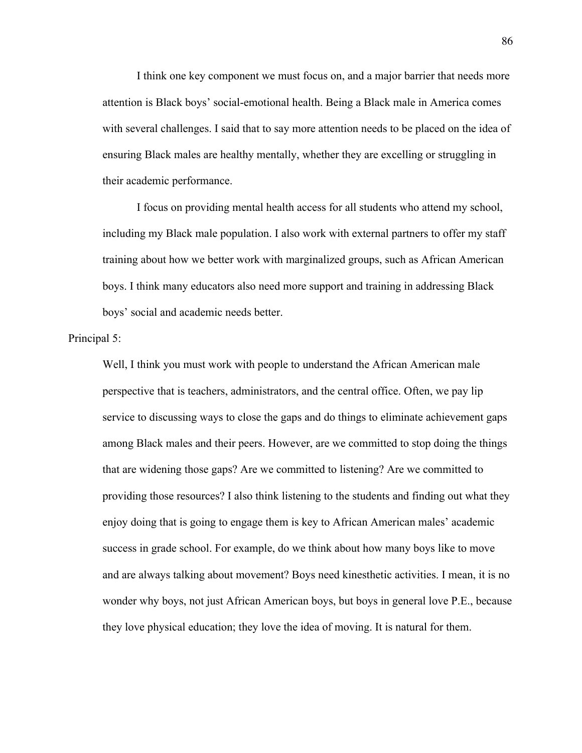I think one key component we must focus on, and a major barrier that needs more attention is Black boys' social-emotional health. Being a Black male in America comes with several challenges. I said that to say more attention needs to be placed on the idea of ensuring Black males are healthy mentally, whether they are excelling or struggling in their academic performance.

I focus on providing mental health access for all students who attend my school, including my Black male population. I also work with external partners to offer my staff training about how we better work with marginalized groups, such as African American boys. I think many educators also need more support and training in addressing Black boys' social and academic needs better.

Principal 5:

Well, I think you must work with people to understand the African American male perspective that is teachers, administrators, and the central office. Often, we pay lip service to discussing ways to close the gaps and do things to eliminate achievement gaps among Black males and their peers. However, are we committed to stop doing the things that are widening those gaps? Are we committed to listening? Are we committed to providing those resources? I also think listening to the students and finding out what they enjoy doing that is going to engage them is key to African American males' academic success in grade school. For example, do we think about how many boys like to move and are always talking about movement? Boys need kinesthetic activities. I mean, it is no wonder why boys, not just African American boys, but boys in general love P.E., because they love physical education; they love the idea of moving. It is natural for them.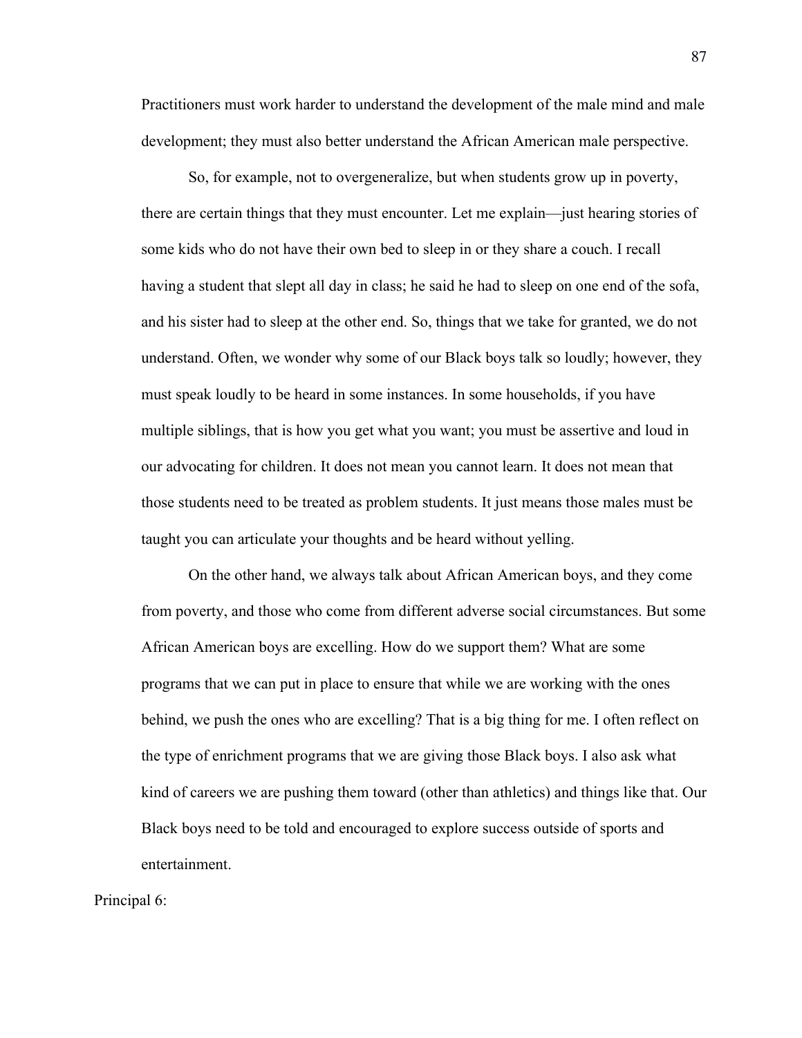Practitioners must work harder to understand the development of the male mind and male development; they must also better understand the African American male perspective.

So, for example, not to overgeneralize, but when students grow up in poverty, there are certain things that they must encounter. Let me explain—just hearing stories of some kids who do not have their own bed to sleep in or they share a couch. I recall having a student that slept all day in class; he said he had to sleep on one end of the sofa, and his sister had to sleep at the other end. So, things that we take for granted, we do not understand. Often, we wonder why some of our Black boys talk so loudly; however, they must speak loudly to be heard in some instances. In some households, if you have multiple siblings, that is how you get what you want; you must be assertive and loud in our advocating for children. It does not mean you cannot learn. It does not mean that those students need to be treated as problem students. It just means those males must be taught you can articulate your thoughts and be heard without yelling.

On the other hand, we always talk about African American boys, and they come from poverty, and those who come from different adverse social circumstances. But some African American boys are excelling. How do we support them? What are some programs that we can put in place to ensure that while we are working with the ones behind, we push the ones who are excelling? That is a big thing for me. I often reflect on the type of enrichment programs that we are giving those Black boys. I also ask what kind of careers we are pushing them toward (other than athletics) and things like that. Our Black boys need to be told and encouraged to explore success outside of sports and entertainment.

Principal 6: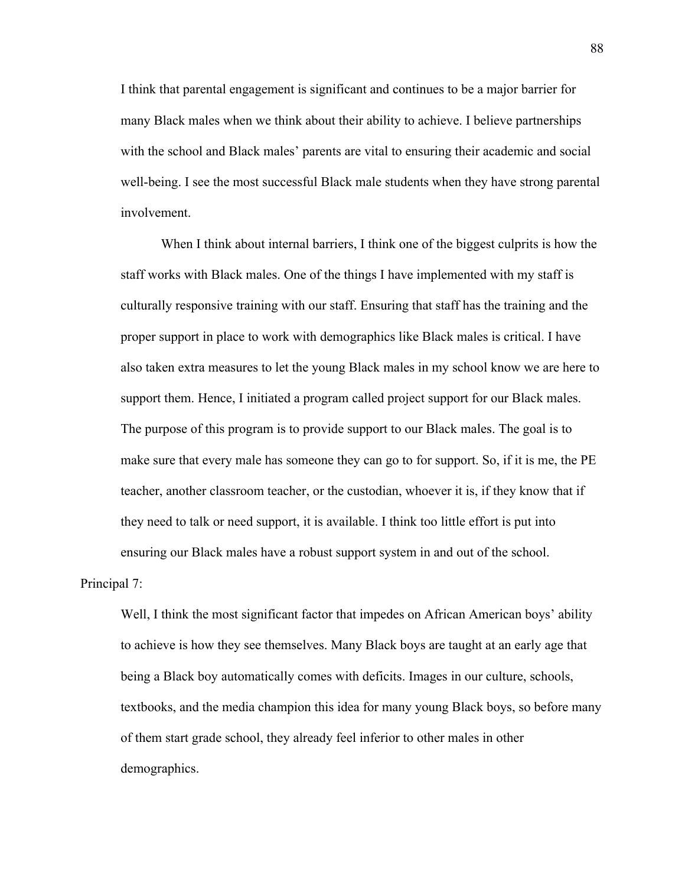I think that parental engagement is significant and continues to be a major barrier for many Black males when we think about their ability to achieve. I believe partnerships with the school and Black males' parents are vital to ensuring their academic and social well-being. I see the most successful Black male students when they have strong parental involvement.

When I think about internal barriers, I think one of the biggest culprits is how the staff works with Black males. One of the things I have implemented with my staff is culturally responsive training with our staff. Ensuring that staff has the training and the proper support in place to work with demographics like Black males is critical. I have also taken extra measures to let the young Black males in my school know we are here to support them. Hence, I initiated a program called project support for our Black males. The purpose of this program is to provide support to our Black males. The goal is to make sure that every male has someone they can go to for support. So, if it is me, the PE teacher, another classroom teacher, or the custodian, whoever it is, if they know that if they need to talk or need support, it is available. I think too little effort is put into ensuring our Black males have a robust support system in and out of the school.

Principal 7:

Well, I think the most significant factor that impedes on African American boys' ability to achieve is how they see themselves. Many Black boys are taught at an early age that being a Black boy automatically comes with deficits. Images in our culture, schools, textbooks, and the media champion this idea for many young Black boys, so before many of them start grade school, they already feel inferior to other males in other demographics.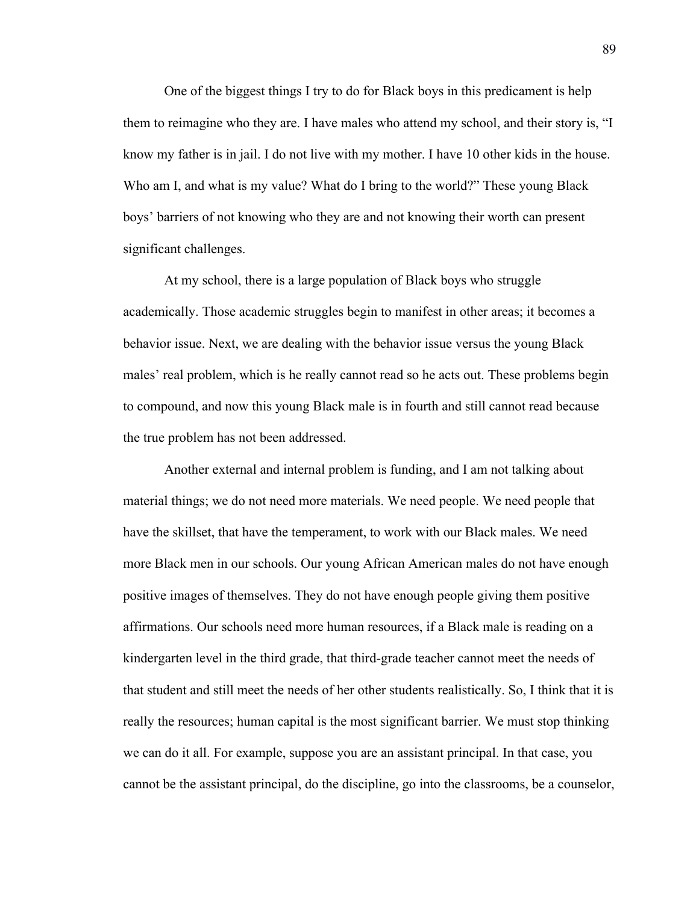One of the biggest things I try to do for Black boys in this predicament is help them to reimagine who they are. I have males who attend my school, and their story is, "I know my father is in jail. I do not live with my mother. I have 10 other kids in the house. Who am I, and what is my value? What do I bring to the world?" These young Black boys' barriers of not knowing who they are and not knowing their worth can present significant challenges.

At my school, there is a large population of Black boys who struggle academically. Those academic struggles begin to manifest in other areas; it becomes a behavior issue. Next, we are dealing with the behavior issue versus the young Black males' real problem, which is he really cannot read so he acts out. These problems begin to compound, and now this young Black male is in fourth and still cannot read because the true problem has not been addressed.

Another external and internal problem is funding, and I am not talking about material things; we do not need more materials. We need people. We need people that have the skillset, that have the temperament, to work with our Black males. We need more Black men in our schools. Our young African American males do not have enough positive images of themselves. They do not have enough people giving them positive affirmations. Our schools need more human resources, if a Black male is reading on a kindergarten level in the third grade, that third-grade teacher cannot meet the needs of that student and still meet the needs of her other students realistically. So, I think that it is really the resources; human capital is the most significant barrier. We must stop thinking we can do it all. For example, suppose you are an assistant principal. In that case, you cannot be the assistant principal, do the discipline, go into the classrooms, be a counselor,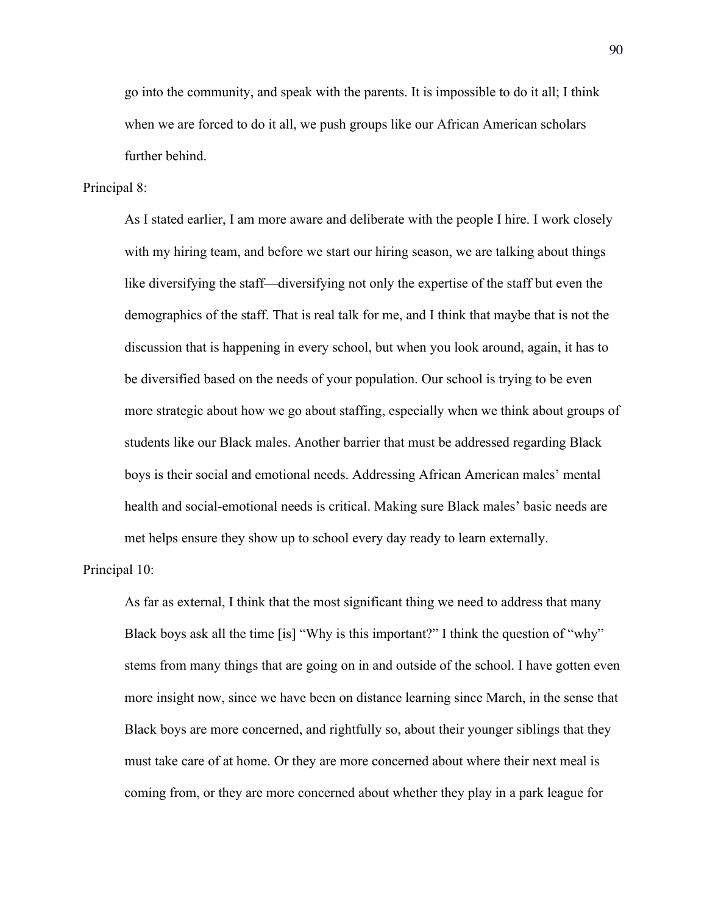go into the community, and speak with the parents. It is impossible to do it all; I think when we are forced to do it all, we push groups like our African American scholars further behind.

Principal 8:

> As I stated earlier, I am more aware and deliberate with the people I hire. I work closely with my hiring team, and before we start our hiring season, we are talking about things like diversifying the staff—diversifying not only the expertise of the staff but even the demographics of the staff. That is real talk for me, and I think that maybe that is not the discussion that is happening in every school, but when you look around, again, it has to be diversified based on the needs of your population. Our school is trying to be even more strategic about how we go about staffing, especially when we think about groups of students like our Black males. Another barrier that must be addressed regarding Black boys is their social and emotional needs. Addressing African American males' mental health and social-emotional needs is critical. Making sure Black males' basic needs are met helps ensure they show up to school every day ready to learn externally.

Principal 10:

> As far as external, I think that the most significant thing we need to address that many Black boys ask all the time [is] "Why is this important?" I think the question of "why" stems from many things that are going on in and outside of the school. I have gotten even more insight now, since we have been on distance learning since March, in the sense that Black boys are more concerned, and rightfully so, about their younger siblings that they must take care of at home. Or they are more concerned about where their next meal is coming from, or they are more concerned about whether they play in a park league for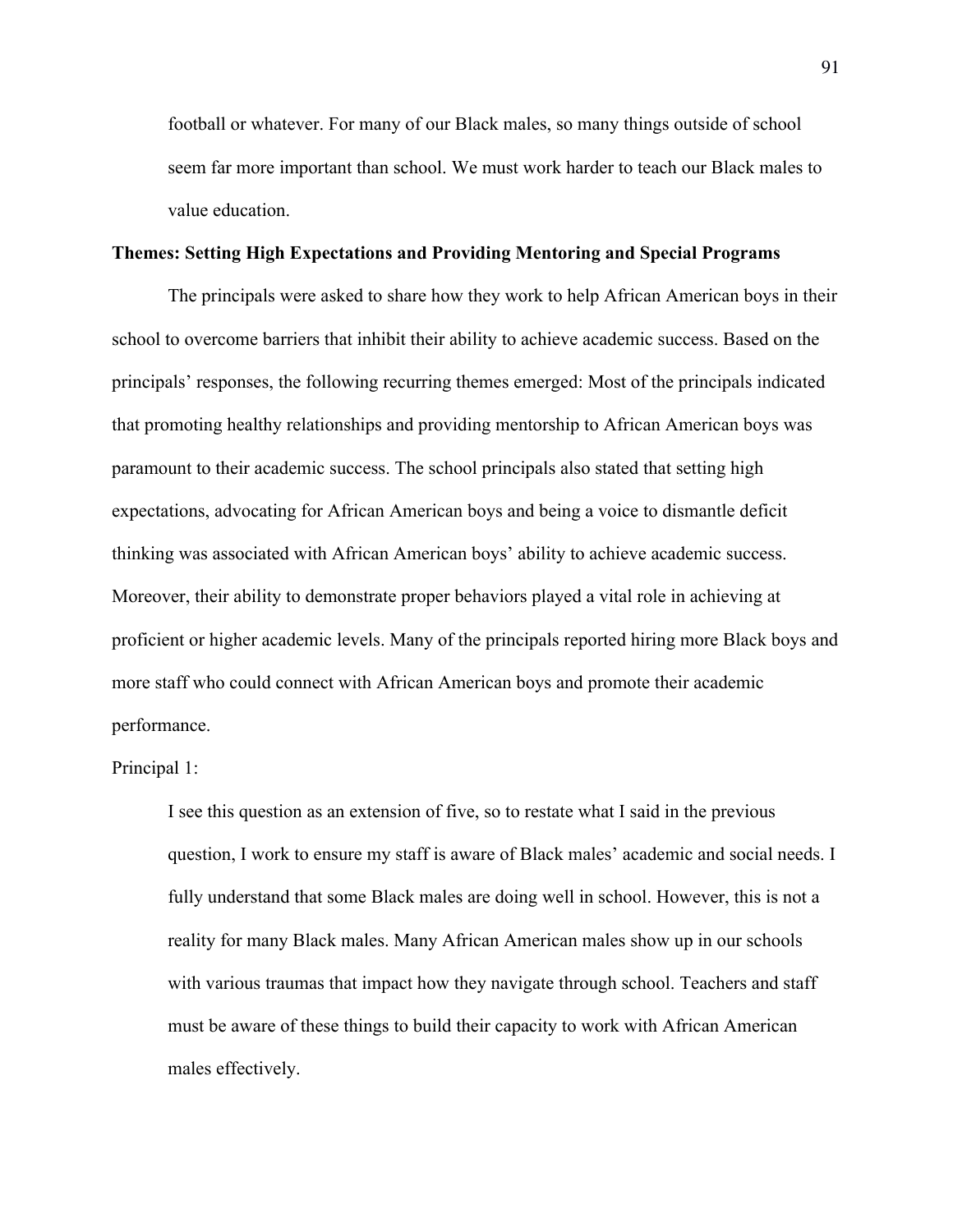> football or whatever. For many of our Black males, so many things outside of school seem far more important than school. We must work harder to teach our Black males to value education.

**Themes: Setting High Expectations and Providing Mentoring and Special Programs**

The principals were asked to share how they work to help African American boys in their school to overcome barriers that inhibit their ability to achieve academic success. Based on the principals' responses, the following recurring themes emerged: Most of the principals indicated that promoting healthy relationships and providing mentorship to African American boys was paramount to their academic success. The school principals also stated that setting high expectations, advocating for African American boys and being a voice to dismantle deficit thinking was associated with African American boys' ability to achieve academic success. Moreover, their ability to demonstrate proper behaviors played a vital role in achieving at proficient or higher academic levels. Many of the principals reported hiring more Black boys and more staff who could connect with African American boys and promote their academic performance.

Principal 1:

> I see this question as an extension of five, so to restate what I said in the previous question, I work to ensure my staff is aware of Black males' academic and social needs. I fully understand that some Black males are doing well in school. However, this is not a reality for many Black males. Many African American males show up in our schools with various traumas that impact how they navigate through school. Teachers and staff must be aware of these things to build their capacity to work with African American males effectively.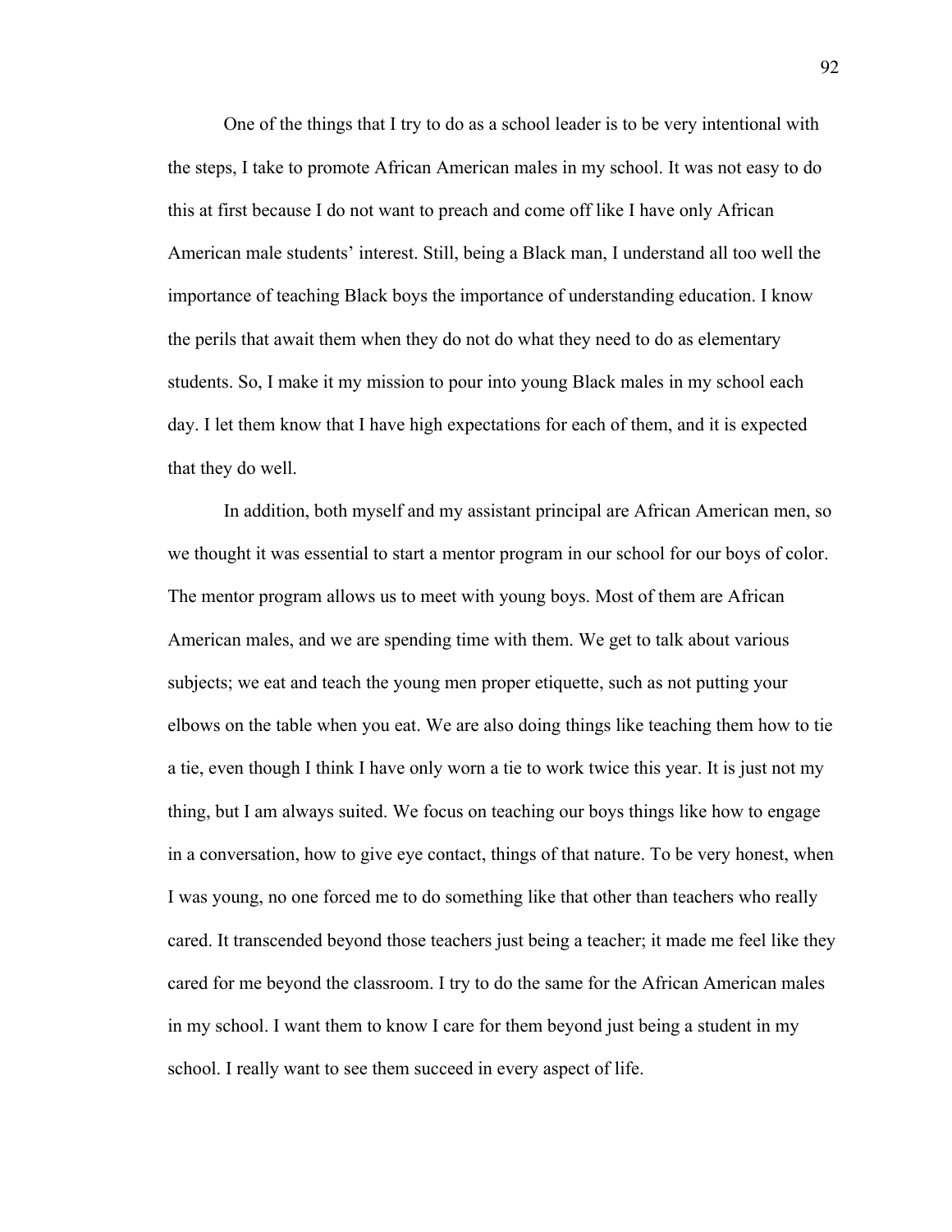One of the things that I try to do as a school leader is to be very intentional with the steps, I take to promote African American males in my school. It was not easy to do this at first because I do not want to preach and come off like I have only African American male students' interest. Still, being a Black man, I understand all too well the importance of teaching Black boys the importance of understanding education. I know the perils that await them when they do not do what they need to do as elementary students. So, I make it my mission to pour into young Black males in my school each day. I let them know that I have high expectations for each of them, and it is expected that they do well.

In addition, both myself and my assistant principal are African American men, so we thought it was essential to start a mentor program in our school for our boys of color. The mentor program allows us to meet with young boys. Most of them are African American males, and we are spending time with them. We get to talk about various subjects; we eat and teach the young men proper etiquette, such as not putting your elbows on the table when you eat. We are also doing things like teaching them how to tie a tie, even though I think I have only worn a tie to work twice this year. It is just not my thing, but I am always suited. We focus on teaching our boys things like how to engage in a conversation, how to give eye contact, things of that nature. To be very honest, when I was young, no one forced me to do something like that other than teachers who really cared. It transcended beyond those teachers just being a teacher; it made me feel like they cared for me beyond the classroom. I try to do the same for the African American males in my school. I want them to know I care for them beyond just being a student in my school. I really want to see them succeed in every aspect of life.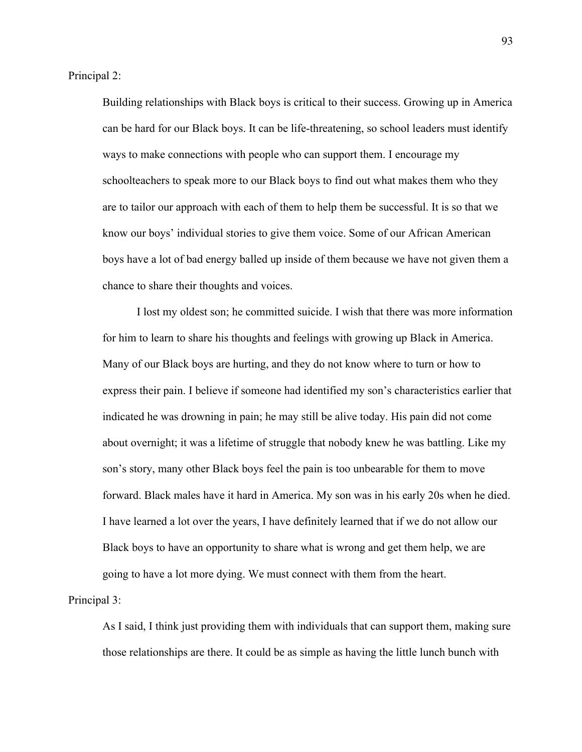Principal 2:

> Building relationships with Black boys is critical to their success. Growing up in America can be hard for our Black boys. It can be life-threatening, so school leaders must identify ways to make connections with people who can support them. I encourage my schoolteachers to speak more to our Black boys to find out what makes them who they are to tailor our approach with each of them to help them be successful. It is so that we know our boys' individual stories to give them voice. Some of our African American boys have a lot of bad energy balled up inside of them because we have not given them a chance to share their thoughts and voices.
>
> I lost my oldest son; he committed suicide. I wish that there was more information for him to learn to share his thoughts and feelings with growing up Black in America. Many of our Black boys are hurting, and they do not know where to turn or how to express their pain. I believe if someone had identified my son's characteristics earlier that indicated he was drowning in pain; he may still be alive today. His pain did not come about overnight; it was a lifetime of struggle that nobody knew he was battling. Like my son's story, many other Black boys feel the pain is too unbearable for them to move forward. Black males have it hard in America. My son was in his early 20s when he died. I have learned a lot over the years, I have definitely learned that if we do not allow our Black boys to have an opportunity to share what is wrong and get them help, we are going to have a lot more dying. We must connect with them from the heart.

Principal 3:

> As I said, I think just providing them with individuals that can support them, making sure those relationships are there. It could be as simple as having the little lunch bunch with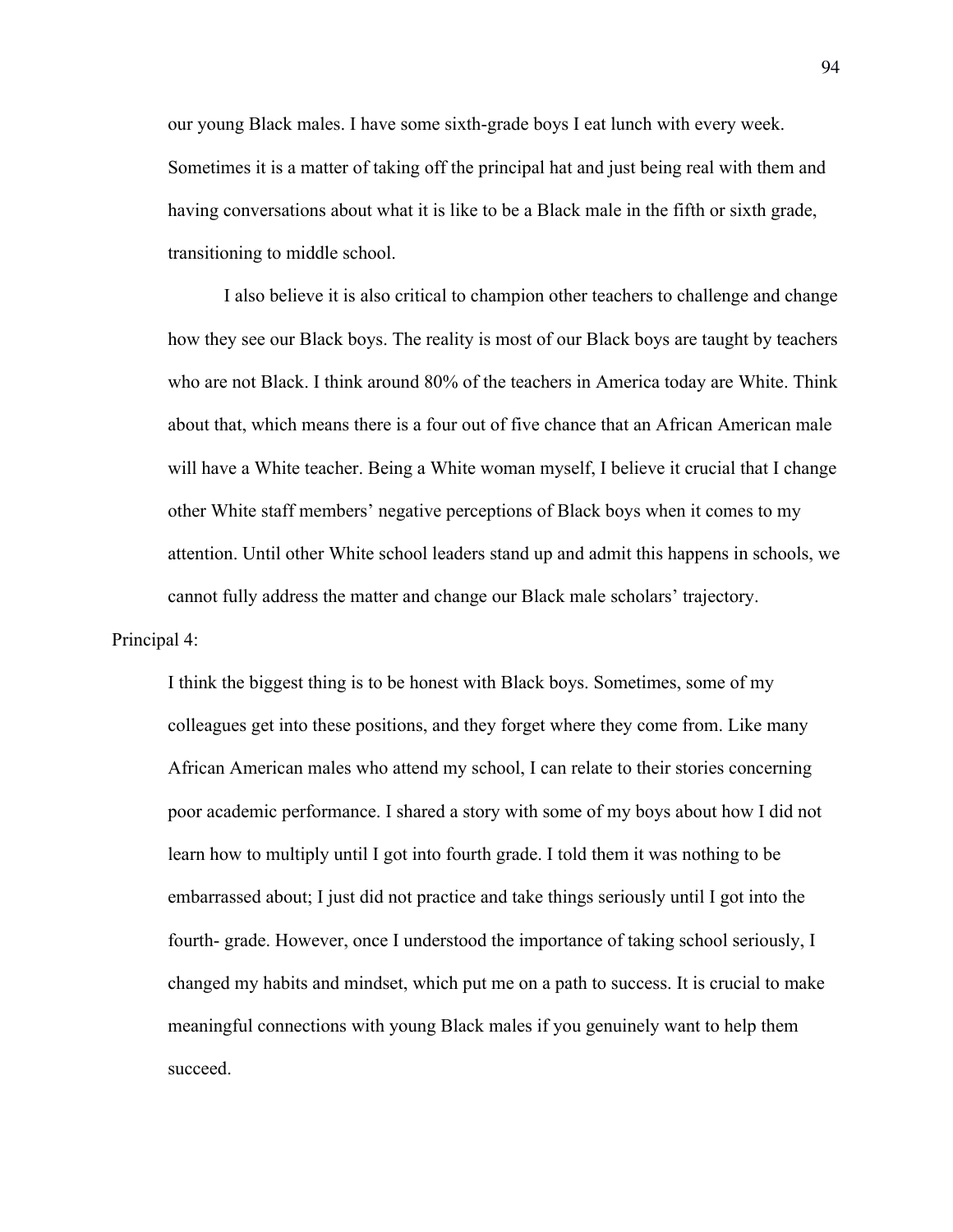our young Black males. I have some sixth-grade boys I eat lunch with every week. Sometimes it is a matter of taking off the principal hat and just being real with them and having conversations about what it is like to be a Black male in the fifth or sixth grade, transitioning to middle school.

I also believe it is also critical to champion other teachers to challenge and change how they see our Black boys. The reality is most of our Black boys are taught by teachers who are not Black. I think around 80% of the teachers in America today are White. Think about that, which means there is a four out of five chance that an African American male will have a White teacher. Being a White woman myself, I believe it crucial that I change other White staff members' negative perceptions of Black boys when it comes to my attention. Until other White school leaders stand up and admit this happens in schools, we cannot fully address the matter and change our Black male scholars' trajectory.

Principal 4:

I think the biggest thing is to be honest with Black boys. Sometimes, some of my colleagues get into these positions, and they forget where they come from. Like many African American males who attend my school, I can relate to their stories concerning poor academic performance. I shared a story with some of my boys about how I did not learn how to multiply until I got into fourth grade. I told them it was nothing to be embarrassed about; I just did not practice and take things seriously until I got into the fourth- grade. However, once I understood the importance of taking school seriously, I changed my habits and mindset, which put me on a path to success. It is crucial to make meaningful connections with young Black males if you genuinely want to help them succeed.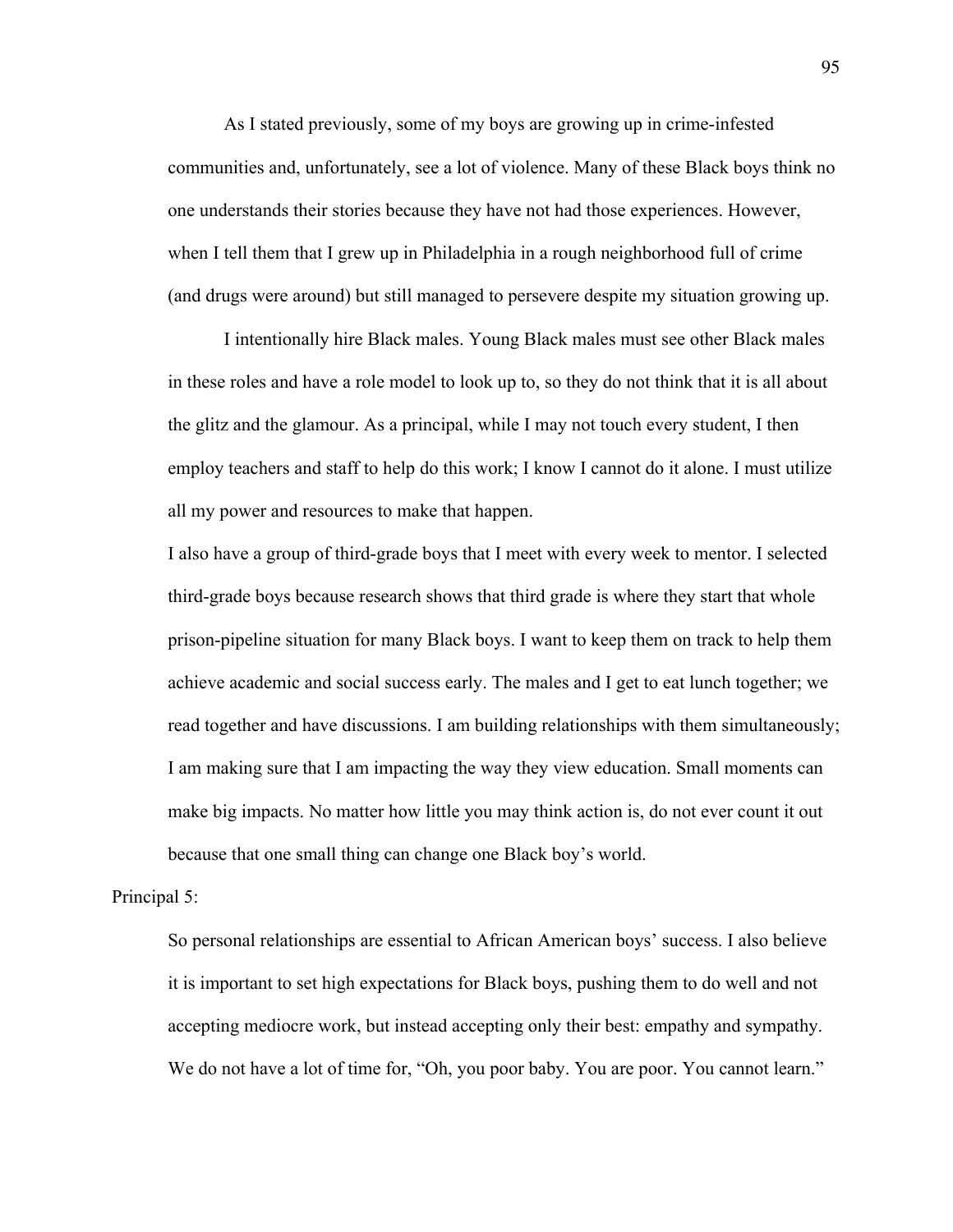As I stated previously, some of my boys are growing up in crime-infested communities and, unfortunately, see a lot of violence. Many of these Black boys think no one understands their stories because they have not had those experiences. However, when I tell them that I grew up in Philadelphia in a rough neighborhood full of crime (and drugs were around) but still managed to persevere despite my situation growing up.

I intentionally hire Black males. Young Black males must see other Black males in these roles and have a role model to look up to, so they do not think that it is all about the glitz and the glamour. As a principal, while I may not touch every student, I then employ teachers and staff to help do this work; I know I cannot do it alone. I must utilize all my power and resources to make that happen.

I also have a group of third-grade boys that I meet with every week to mentor. I selected third-grade boys because research shows that third grade is where they start that whole prison-pipeline situation for many Black boys. I want to keep them on track to help them achieve academic and social success early. The males and I get to eat lunch together; we read together and have discussions. I am building relationships with them simultaneously; I am making sure that I am impacting the way they view education. Small moments can make big impacts. No matter how little you may think action is, do not ever count it out because that one small thing can change one Black boy's world.

Principal 5:

So personal relationships are essential to African American boys' success. I also believe it is important to set high expectations for Black boys, pushing them to do well and not accepting mediocre work, but instead accepting only their best: empathy and sympathy. We do not have a lot of time for, "Oh, you poor baby. You are poor. You cannot learn."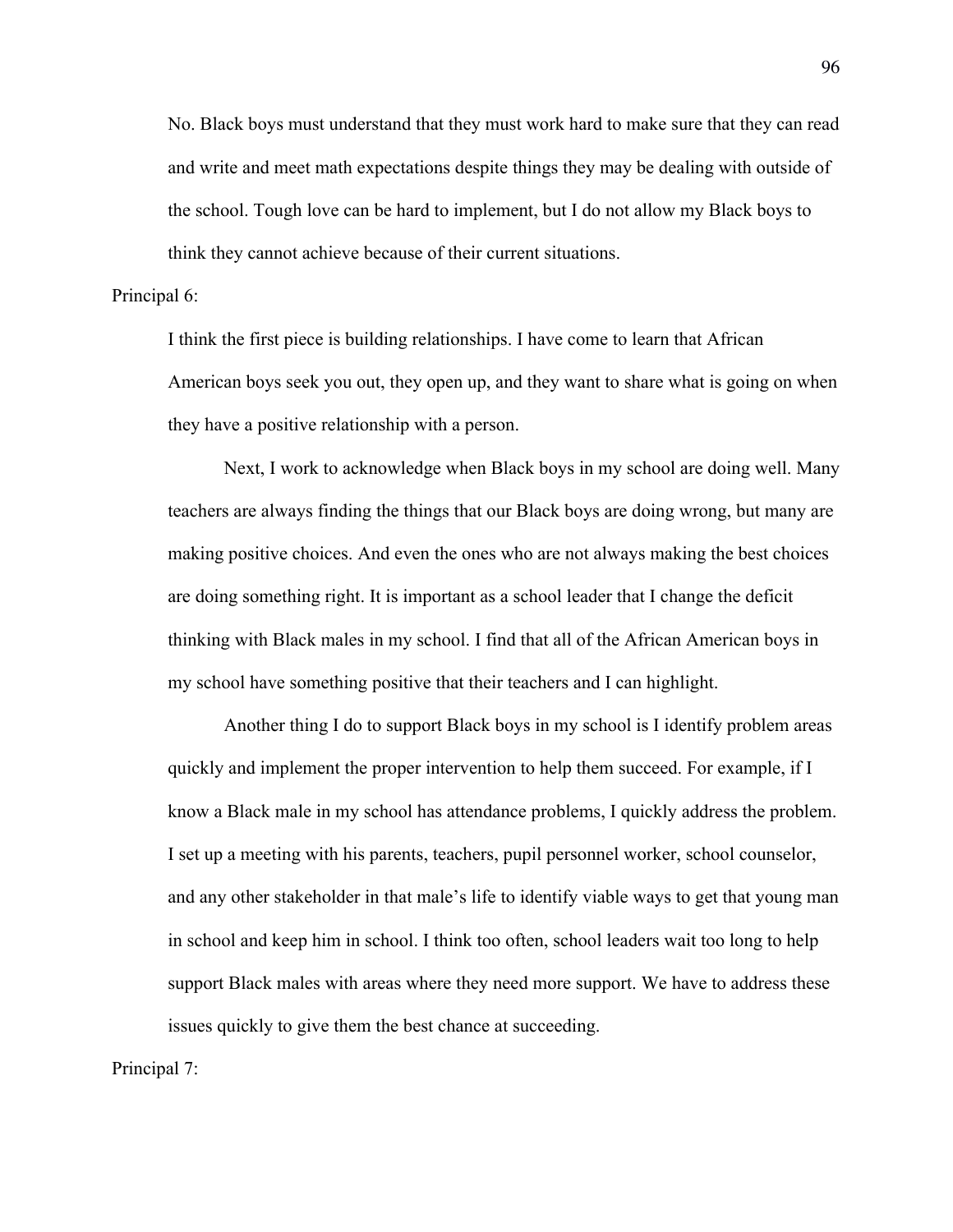No. Black boys must understand that they must work hard to make sure that they can read and write and meet math expectations despite things they may be dealing with outside of the school. Tough love can be hard to implement, but I do not allow my Black boys to think they cannot achieve because of their current situations.

Principal 6:

I think the first piece is building relationships. I have come to learn that African American boys seek you out, they open up, and they want to share what is going on when they have a positive relationship with a person.

Next, I work to acknowledge when Black boys in my school are doing well. Many teachers are always finding the things that our Black boys are doing wrong, but many are making positive choices. And even the ones who are not always making the best choices are doing something right. It is important as a school leader that I change the deficit thinking with Black males in my school. I find that all of the African American boys in my school have something positive that their teachers and I can highlight.

Another thing I do to support Black boys in my school is I identify problem areas quickly and implement the proper intervention to help them succeed. For example, if I know a Black male in my school has attendance problems, I quickly address the problem. I set up a meeting with his parents, teachers, pupil personnel worker, school counselor, and any other stakeholder in that male's life to identify viable ways to get that young man in school and keep him in school. I think too often, school leaders wait too long to help support Black males with areas where they need more support. We have to address these issues quickly to give them the best chance at succeeding.

Principal 7: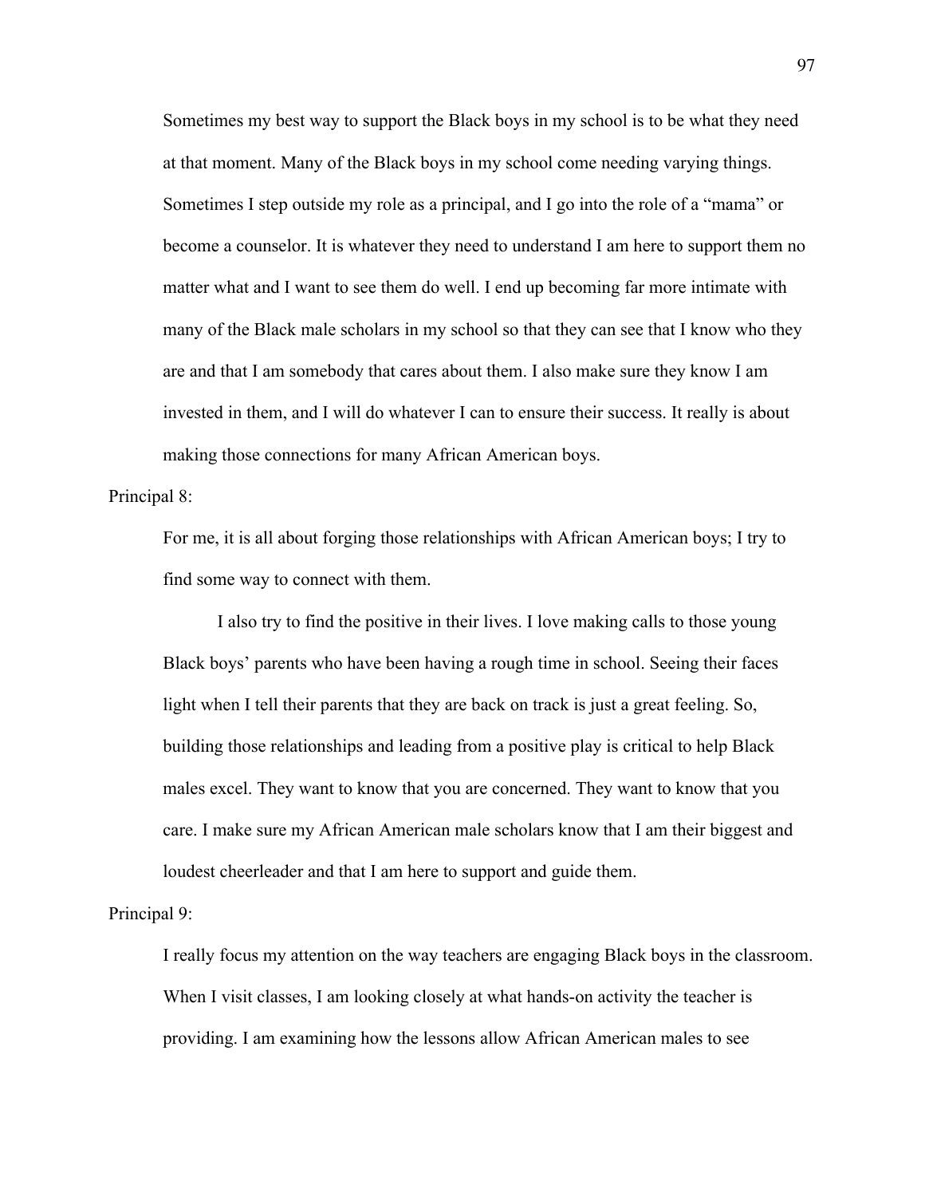Sometimes my best way to support the Black boys in my school is to be what they need at that moment. Many of the Black boys in my school come needing varying things. Sometimes I step outside my role as a principal, and I go into the role of a "mama" or become a counselor. It is whatever they need to understand I am here to support them no matter what and I want to see them do well. I end up becoming far more intimate with many of the Black male scholars in my school so that they can see that I know who they are and that I am somebody that cares about them. I also make sure they know I am invested in them, and I will do whatever I can to ensure their success. It really is about making those connections for many African American boys.

Principal 8:

For me, it is all about forging those relationships with African American boys; I try to find some way to connect with them.

I also try to find the positive in their lives. I love making calls to those young Black boys' parents who have been having a rough time in school. Seeing their faces light when I tell their parents that they are back on track is just a great feeling. So, building those relationships and leading from a positive play is critical to help Black males excel. They want to know that you are concerned. They want to know that you care. I make sure my African American male scholars know that I am their biggest and loudest cheerleader and that I am here to support and guide them.

Principal 9:

I really focus my attention on the way teachers are engaging Black boys in the classroom. When I visit classes, I am looking closely at what hands-on activity the teacher is providing. I am examining how the lessons allow African American males to see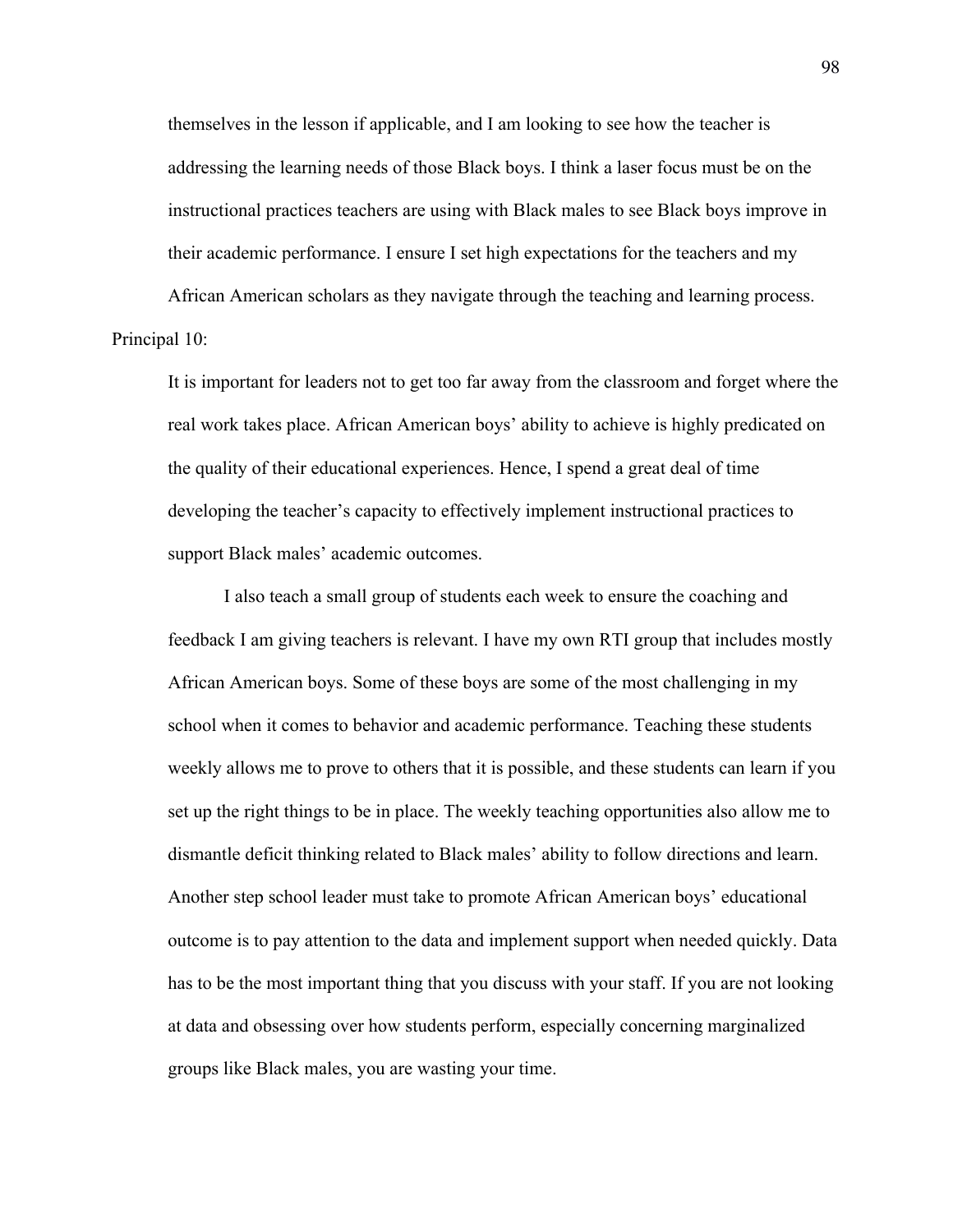themselves in the lesson if applicable, and I am looking to see how the teacher is addressing the learning needs of those Black boys. I think a laser focus must be on the instructional practices teachers are using with Black males to see Black boys improve in their academic performance. I ensure I set high expectations for the teachers and my African American scholars as they navigate through the teaching and learning process.

Principal 10:

> It is important for leaders not to get too far away from the classroom and forget where the real work takes place. African American boys' ability to achieve is highly predicated on the quality of their educational experiences. Hence, I spend a great deal of time developing the teacher's capacity to effectively implement instructional practices to support Black males' academic outcomes.
>
> I also teach a small group of students each week to ensure the coaching and feedback I am giving teachers is relevant. I have my own RTI group that includes mostly African American boys. Some of these boys are some of the most challenging in my school when it comes to behavior and academic performance. Teaching these students weekly allows me to prove to others that it is possible, and these students can learn if you set up the right things to be in place. The weekly teaching opportunities also allow me to dismantle deficit thinking related to Black males' ability to follow directions and learn. Another step school leader must take to promote African American boys' educational outcome is to pay attention to the data and implement support when needed quickly. Data has to be the most important thing that you discuss with your staff. If you are not looking at data and obsessing over how students perform, especially concerning marginalized groups like Black males, you are wasting your time.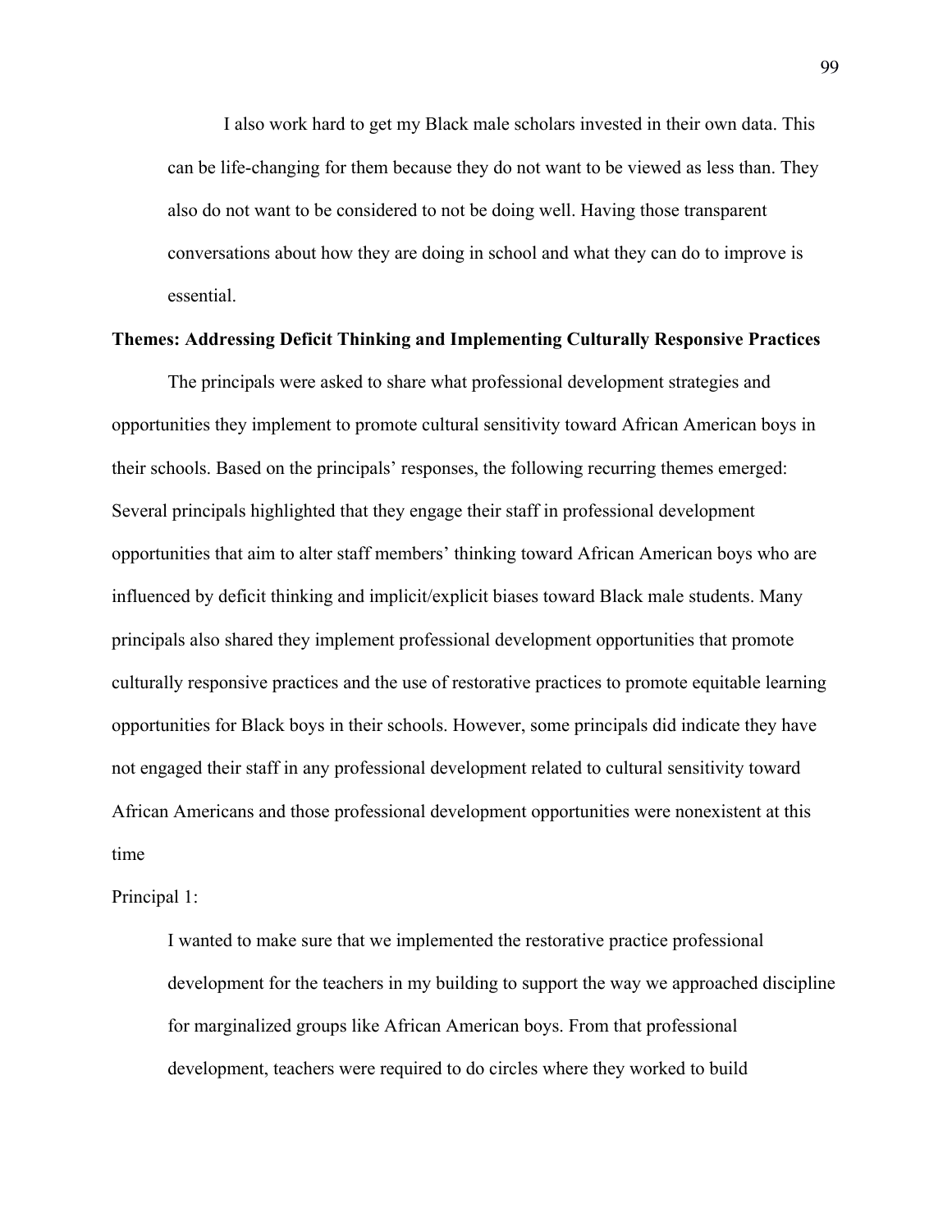> I also work hard to get my Black male scholars invested in their own data. This can be life-changing for them because they do not want to be viewed as less than. They also do not want to be considered to not be doing well. Having those transparent conversations about how they are doing in school and what they can do to improve is essential.

**Themes: Addressing Deficit Thinking and Implementing Culturally Responsive Practices**

The principals were asked to share what professional development strategies and opportunities they implement to promote cultural sensitivity toward African American boys in their schools. Based on the principals' responses, the following recurring themes emerged: Several principals highlighted that they engage their staff in professional development opportunities that aim to alter staff members' thinking toward African American boys who are influenced by deficit thinking and implicit/explicit biases toward Black male students. Many principals also shared they implement professional development opportunities that promote culturally responsive practices and the use of restorative practices to promote equitable learning opportunities for Black boys in their schools. However, some principals did indicate they have not engaged their staff in any professional development related to cultural sensitivity toward African Americans and those professional development opportunities were nonexistent at this time

Principal 1:

> I wanted to make sure that we implemented the restorative practice professional development for the teachers in my building to support the way we approached discipline for marginalized groups like African American boys. From that professional development, teachers were required to do circles where they worked to build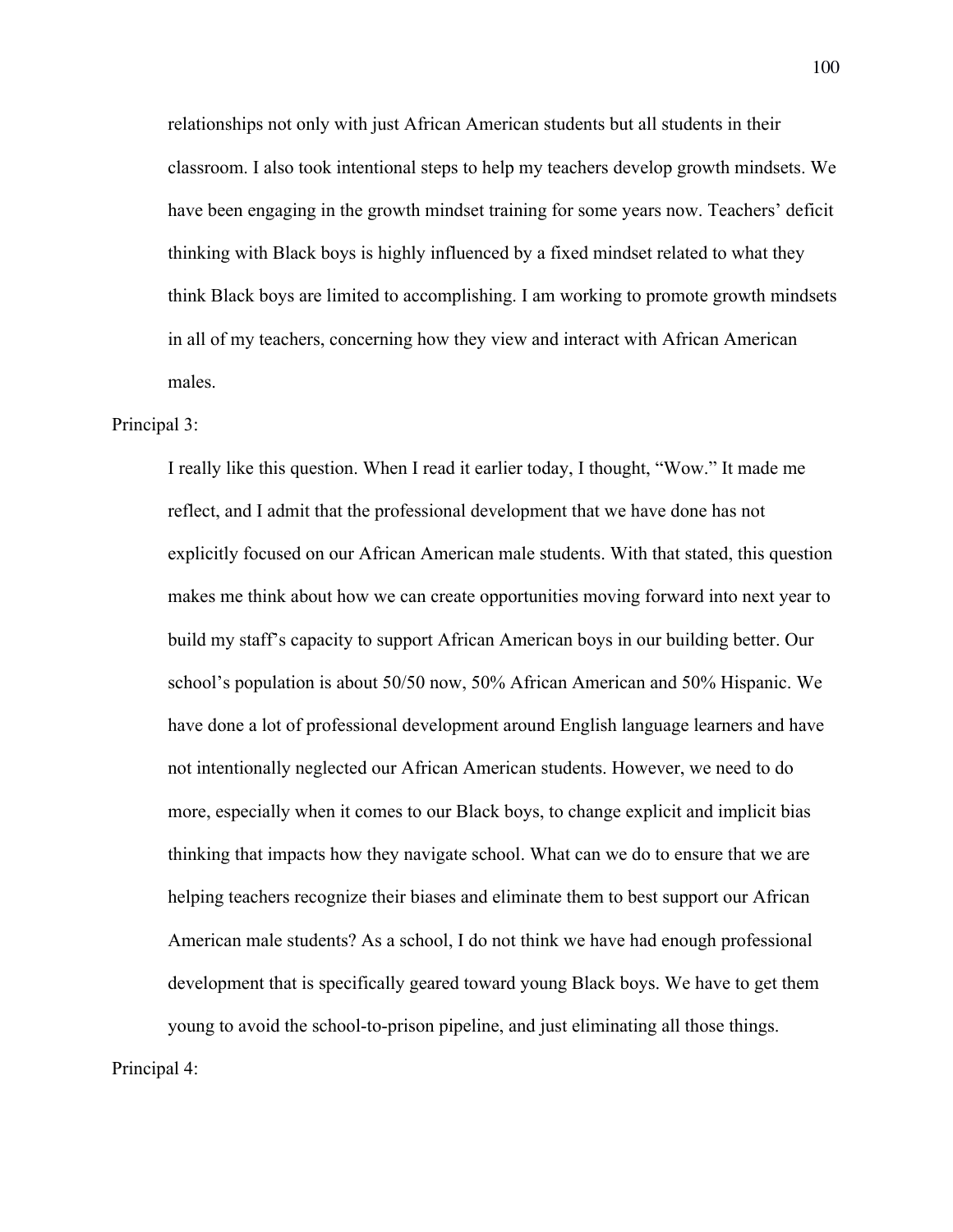relationships not only with just African American students but all students in their classroom. I also took intentional steps to help my teachers develop growth mindsets. We have been engaging in the growth mindset training for some years now. Teachers' deficit thinking with Black boys is highly influenced by a fixed mindset related to what they think Black boys are limited to accomplishing. I am working to promote growth mindsets in all of my teachers, concerning how they view and interact with African American males.

Principal 3:

I really like this question. When I read it earlier today, I thought, "Wow." It made me reflect, and I admit that the professional development that we have done has not explicitly focused on our African American male students. With that stated, this question makes me think about how we can create opportunities moving forward into next year to build my staff's capacity to support African American boys in our building better. Our school's population is about 50/50 now, 50% African American and 50% Hispanic. We have done a lot of professional development around English language learners and have not intentionally neglected our African American students. However, we need to do more, especially when it comes to our Black boys, to change explicit and implicit bias thinking that impacts how they navigate school. What can we do to ensure that we are helping teachers recognize their biases and eliminate them to best support our African American male students? As a school, I do not think we have had enough professional development that is specifically geared toward young Black boys. We have to get them young to avoid the school-to-prison pipeline, and just eliminating all those things.

Principal 4: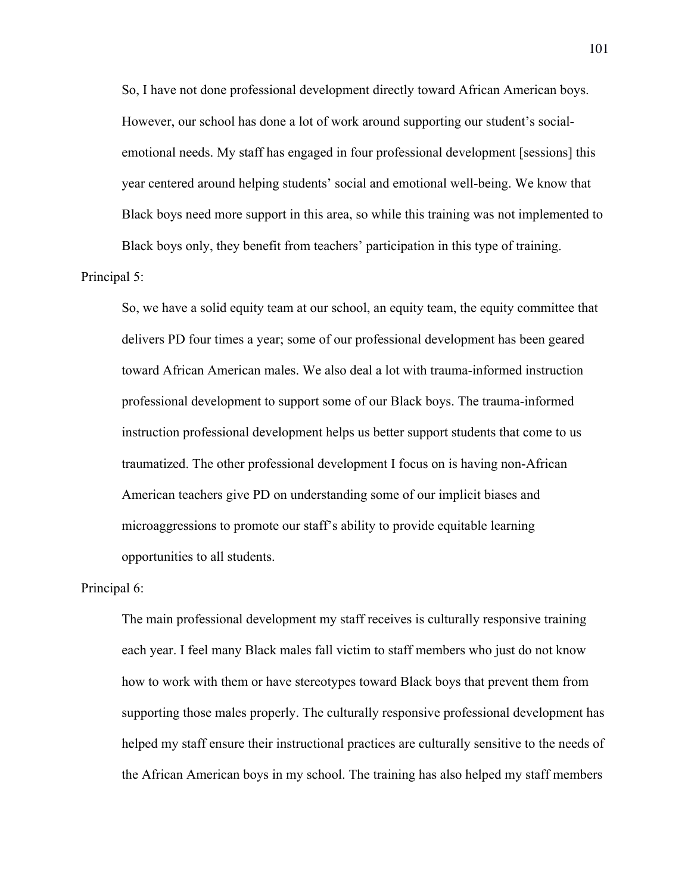So, I have not done professional development directly toward African American boys. However, our school has done a lot of work around supporting our student's social-emotional needs. My staff has engaged in four professional development [sessions] this year centered around helping students' social and emotional well-being. We know that Black boys need more support in this area, so while this training was not implemented to Black boys only, they benefit from teachers' participation in this type of training.

Principal 5:

So, we have a solid equity team at our school, an equity team, the equity committee that delivers PD four times a year; some of our professional development has been geared toward African American males. We also deal a lot with trauma-informed instruction professional development to support some of our Black boys. The trauma-informed instruction professional development helps us better support students that come to us traumatized. The other professional development I focus on is having non-African American teachers give PD on understanding some of our implicit biases and microaggressions to promote our staff's ability to provide equitable learning opportunities to all students.

Principal 6:

The main professional development my staff receives is culturally responsive training each year. I feel many Black males fall victim to staff members who just do not know how to work with them or have stereotypes toward Black boys that prevent them from supporting those males properly. The culturally responsive professional development has helped my staff ensure their instructional practices are culturally sensitive to the needs of the African American boys in my school. The training has also helped my staff members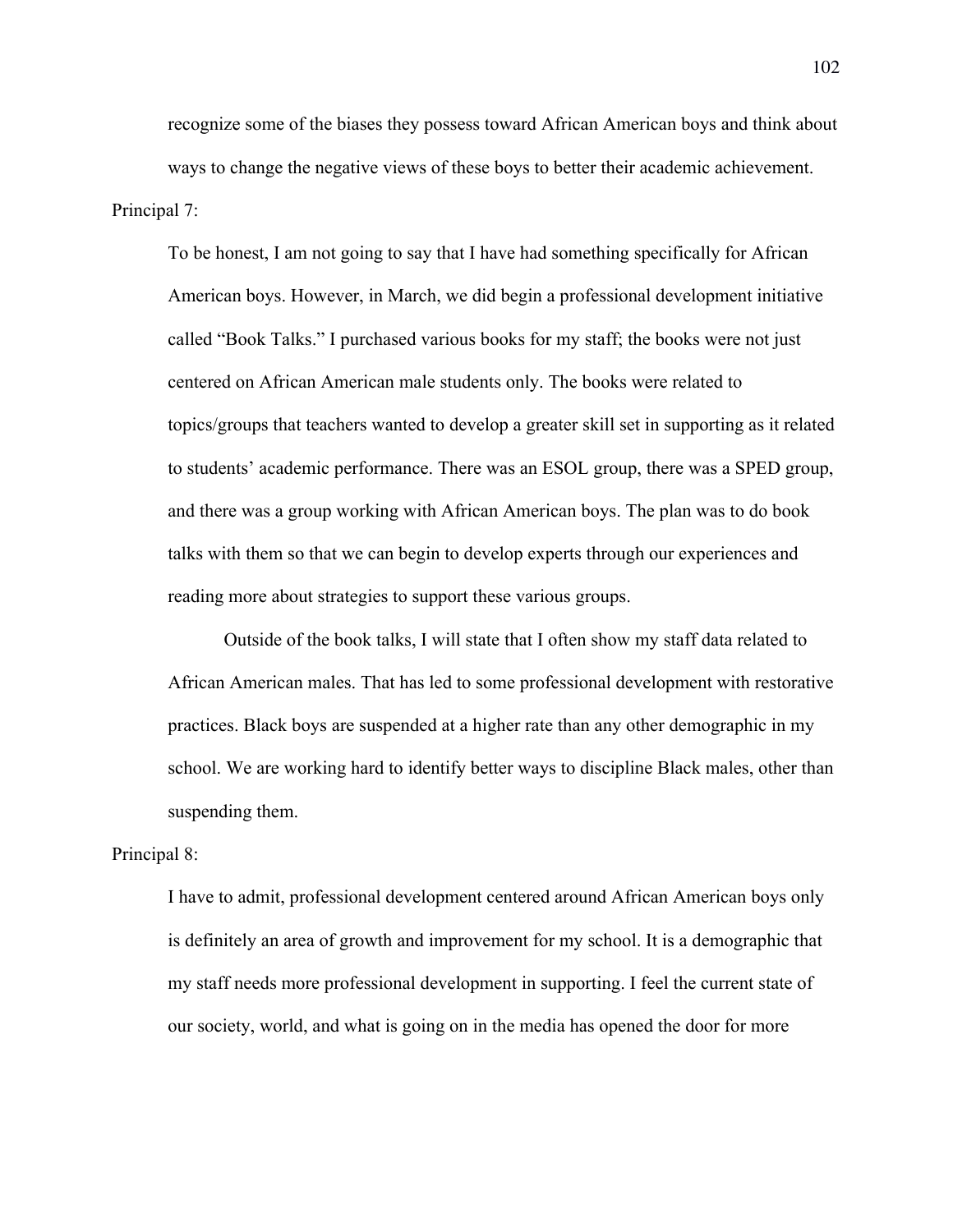recognize some of the biases they possess toward African American boys and think about ways to change the negative views of these boys to better their academic achievement.

Principal 7:

> To be honest, I am not going to say that I have had something specifically for African American boys. However, in March, we did begin a professional development initiative called "Book Talks." I purchased various books for my staff; the books were not just centered on African American male students only. The books were related to topics/groups that teachers wanted to develop a greater skill set in supporting as it related to students' academic performance. There was an ESOL group, there was a SPED group, and there was a group working with African American boys. The plan was to do book talks with them so that we can begin to develop experts through our experiences and reading more about strategies to support these various groups.
>
> Outside of the book talks, I will state that I often show my staff data related to African American males. That has led to some professional development with restorative practices. Black boys are suspended at a higher rate than any other demographic in my school. We are working hard to identify better ways to discipline Black males, other than suspending them.

Principal 8:

> I have to admit, professional development centered around African American boys only is definitely an area of growth and improvement for my school. It is a demographic that my staff needs more professional development in supporting. I feel the current state of our society, world, and what is going on in the media has opened the door for more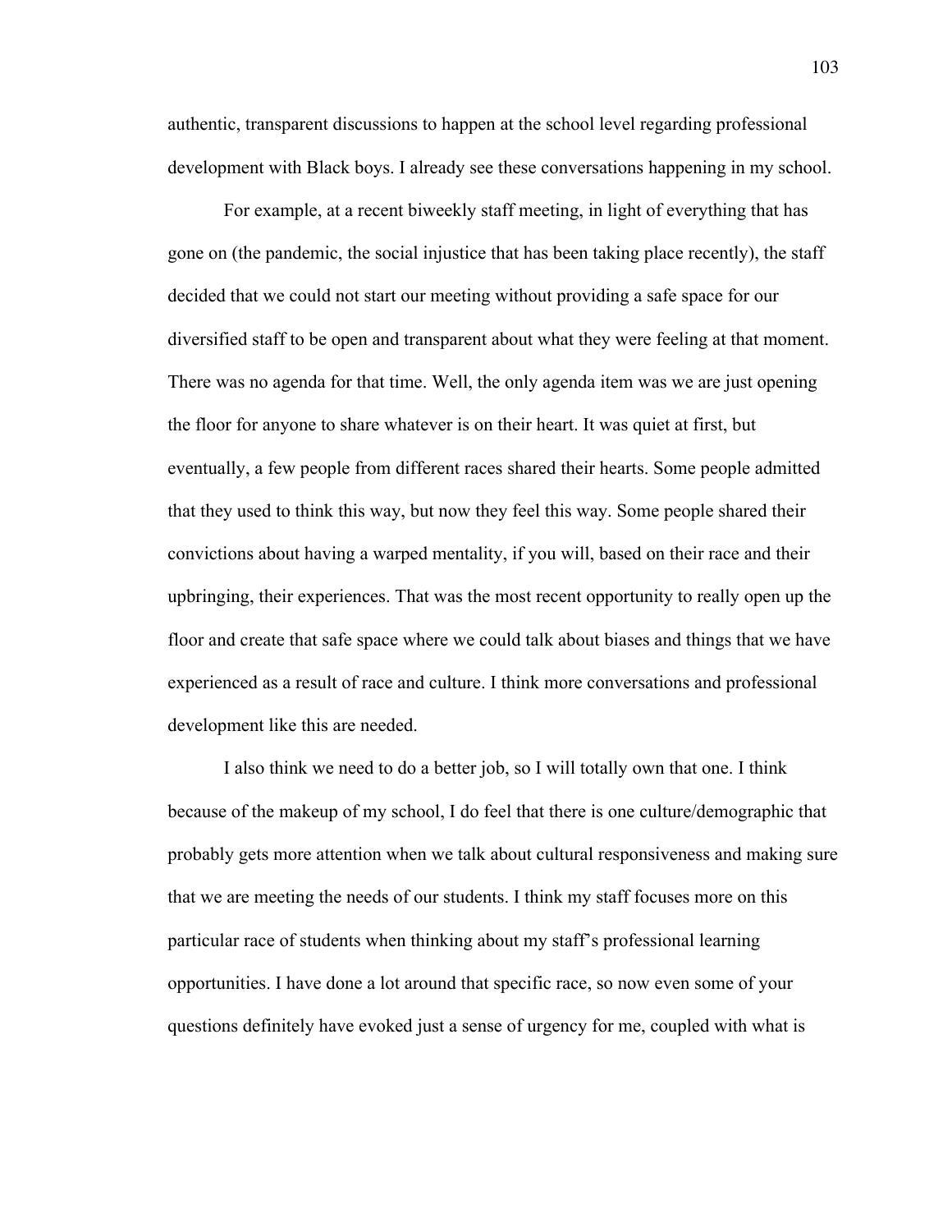authentic, transparent discussions to happen at the school level regarding professional development with Black boys. I already see these conversations happening in my school.

For example, at a recent biweekly staff meeting, in light of everything that has gone on (the pandemic, the social injustice that has been taking place recently), the staff decided that we could not start our meeting without providing a safe space for our diversified staff to be open and transparent about what they were feeling at that moment. There was no agenda for that time. Well, the only agenda item was we are just opening the floor for anyone to share whatever is on their heart. It was quiet at first, but eventually, a few people from different races shared their hearts. Some people admitted that they used to think this way, but now they feel this way. Some people shared their convictions about having a warped mentality, if you will, based on their race and their upbringing, their experiences. That was the most recent opportunity to really open up the floor and create that safe space where we could talk about biases and things that we have experienced as a result of race and culture. I think more conversations and professional development like this are needed.

I also think we need to do a better job, so I will totally own that one. I think because of the makeup of my school, I do feel that there is one culture/demographic that probably gets more attention when we talk about cultural responsiveness and making sure that we are meeting the needs of our students. I think my staff focuses more on this particular race of students when thinking about my staff's professional learning opportunities. I have done a lot around that specific race, so now even some of your questions definitely have evoked just a sense of urgency for me, coupled with what is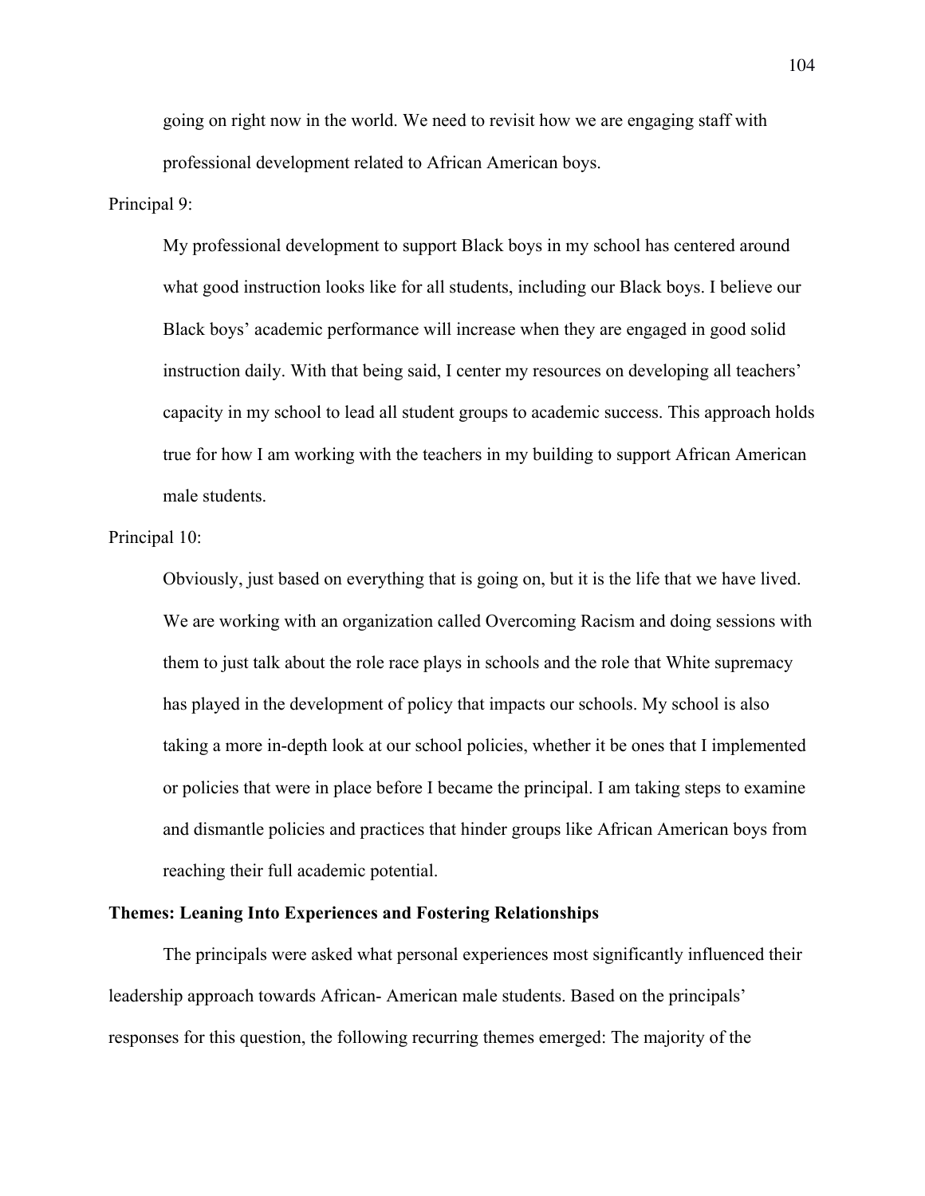going on right now in the world. We need to revisit how we are engaging staff with professional development related to African American boys.

Principal 9:

> My professional development to support Black boys in my school has centered around what good instruction looks like for all students, including our Black boys. I believe our Black boys' academic performance will increase when they are engaged in good solid instruction daily. With that being said, I center my resources on developing all teachers' capacity in my school to lead all student groups to academic success. This approach holds true for how I am working with the teachers in my building to support African American male students.

Principal 10:

> Obviously, just based on everything that is going on, but it is the life that we have lived. We are working with an organization called Overcoming Racism and doing sessions with them to just talk about the role race plays in schools and the role that White supremacy has played in the development of policy that impacts our schools. My school is also taking a more in-depth look at our school policies, whether it be ones that I implemented or policies that were in place before I became the principal. I am taking steps to examine and dismantle policies and practices that hinder groups like African American boys from reaching their full academic potential.

**Themes: Leaning Into Experiences and Fostering Relationships**

The principals were asked what personal experiences most significantly influenced their leadership approach towards African- American male students. Based on the principals' responses for this question, the following recurring themes emerged: The majority of the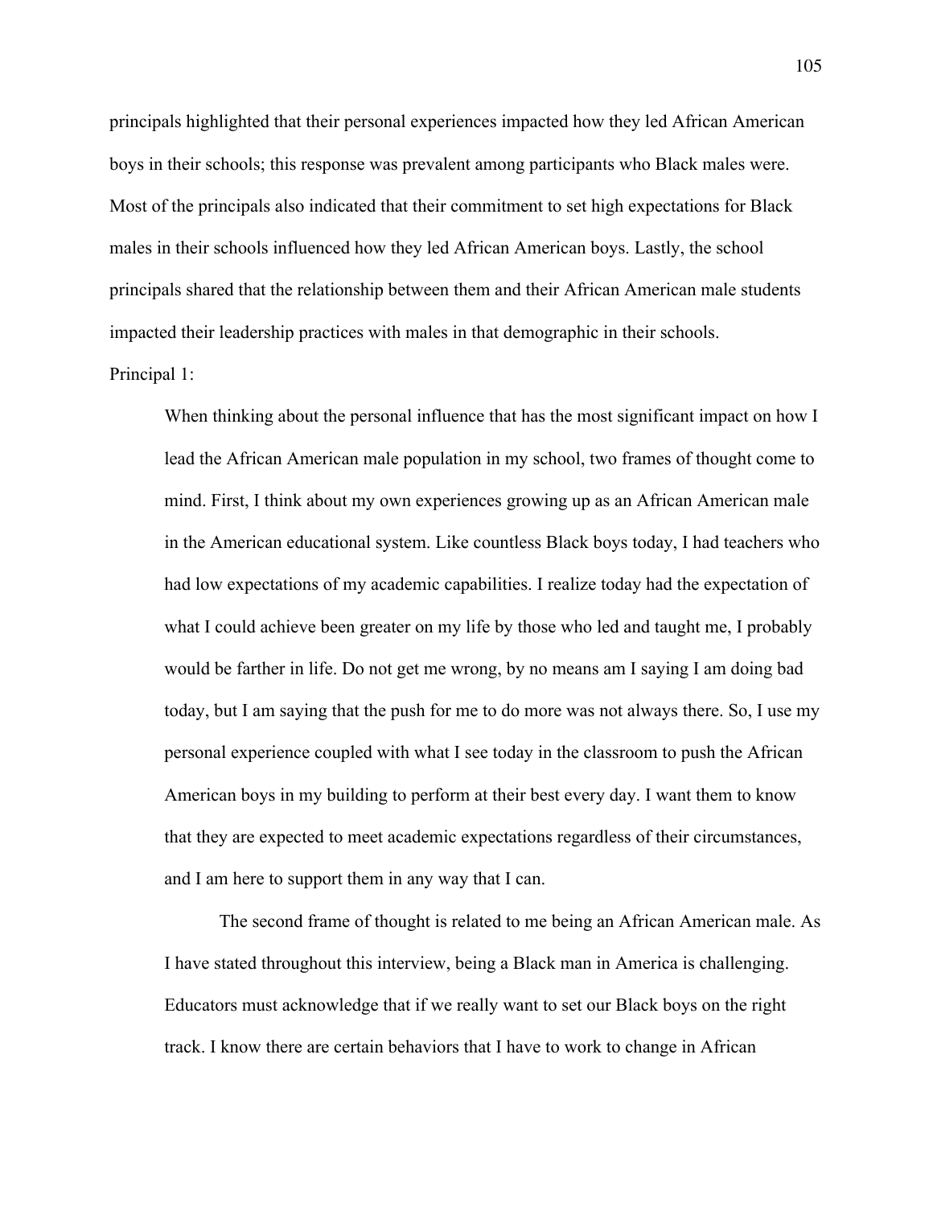principals highlighted that their personal experiences impacted how they led African American boys in their schools; this response was prevalent among participants who Black males were. Most of the principals also indicated that their commitment to set high expectations for Black males in their schools influenced how they led African American boys. Lastly, the school principals shared that the relationship between them and their African American male students impacted their leadership practices with males in that demographic in their schools.

Principal 1:

> When thinking about the personal influence that has the most significant impact on how I lead the African American male population in my school, two frames of thought come to mind. First, I think about my own experiences growing up as an African American male in the American educational system. Like countless Black boys today, I had teachers who had low expectations of my academic capabilities. I realize today had the expectation of what I could achieve been greater on my life by those who led and taught me, I probably would be farther in life. Do not get me wrong, by no means am I saying I am doing bad today, but I am saying that the push for me to do more was not always there. So, I use my personal experience coupled with what I see today in the classroom to push the African American boys in my building to perform at their best every day. I want them to know that they are expected to meet academic expectations regardless of their circumstances, and I am here to support them in any way that I can.
>
> The second frame of thought is related to me being an African American male. As I have stated throughout this interview, being a Black man in America is challenging. Educators must acknowledge that if we really want to set our Black boys on the right track. I know there are certain behaviors that I have to work to change in African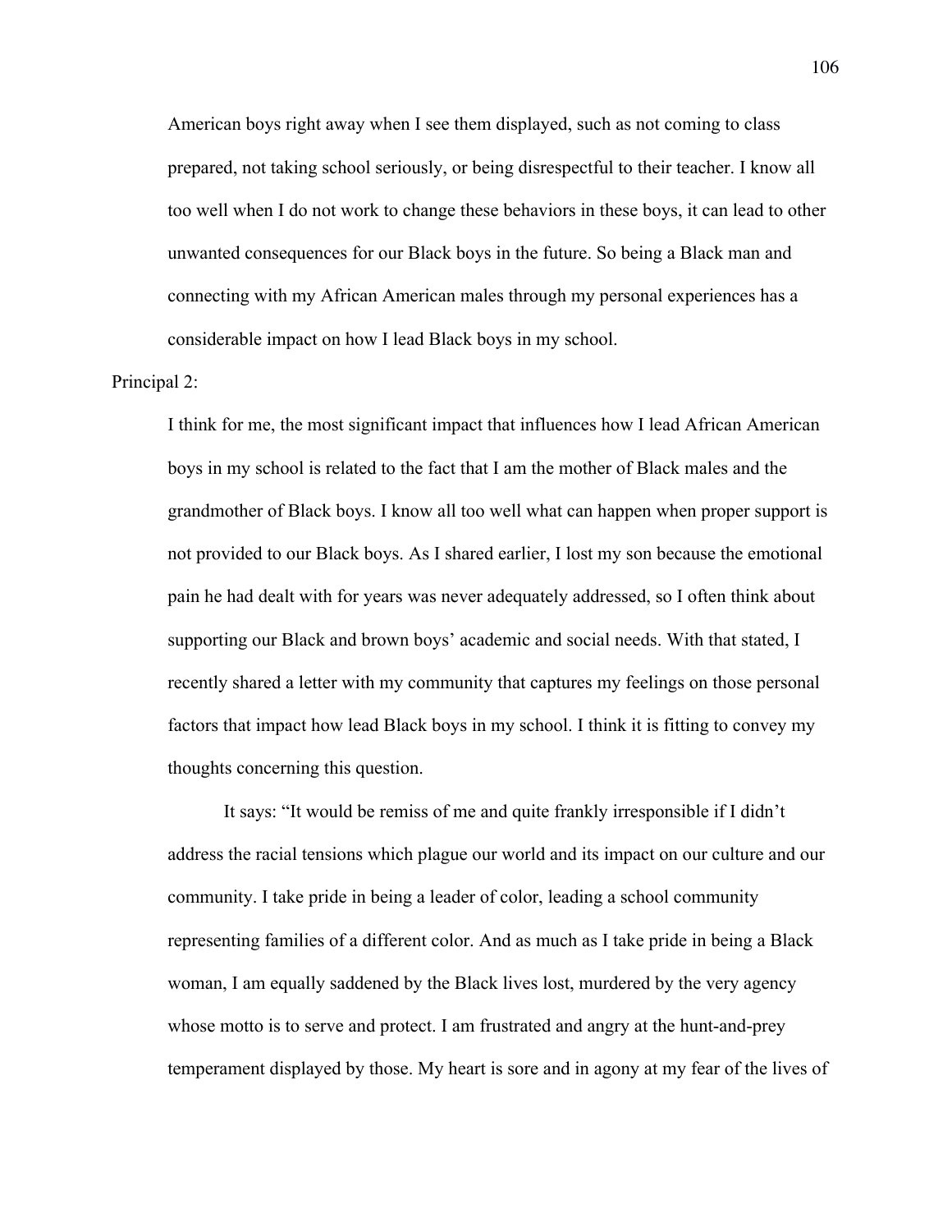American boys right away when I see them displayed, such as not coming to class prepared, not taking school seriously, or being disrespectful to their teacher. I know all too well when I do not work to change these behaviors in these boys, it can lead to other unwanted consequences for our Black boys in the future. So being a Black man and connecting with my African American males through my personal experiences has a considerable impact on how I lead Black boys in my school.

Principal 2:

I think for me, the most significant impact that influences how I lead African American boys in my school is related to the fact that I am the mother of Black males and the grandmother of Black boys. I know all too well what can happen when proper support is not provided to our Black boys. As I shared earlier, I lost my son because the emotional pain he had dealt with for years was never adequately addressed, so I often think about supporting our Black and brown boys' academic and social needs. With that stated, I recently shared a letter with my community that captures my feelings on those personal factors that impact how lead Black boys in my school. I think it is fitting to convey my thoughts concerning this question.

It says: "It would be remiss of me and quite frankly irresponsible if I didn't address the racial tensions which plague our world and its impact on our culture and our community. I take pride in being a leader of color, leading a school community representing families of a different color. And as much as I take pride in being a Black woman, I am equally saddened by the Black lives lost, murdered by the very agency whose motto is to serve and protect. I am frustrated and angry at the hunt-and-prey temperament displayed by those. My heart is sore and in agony at my fear of the lives of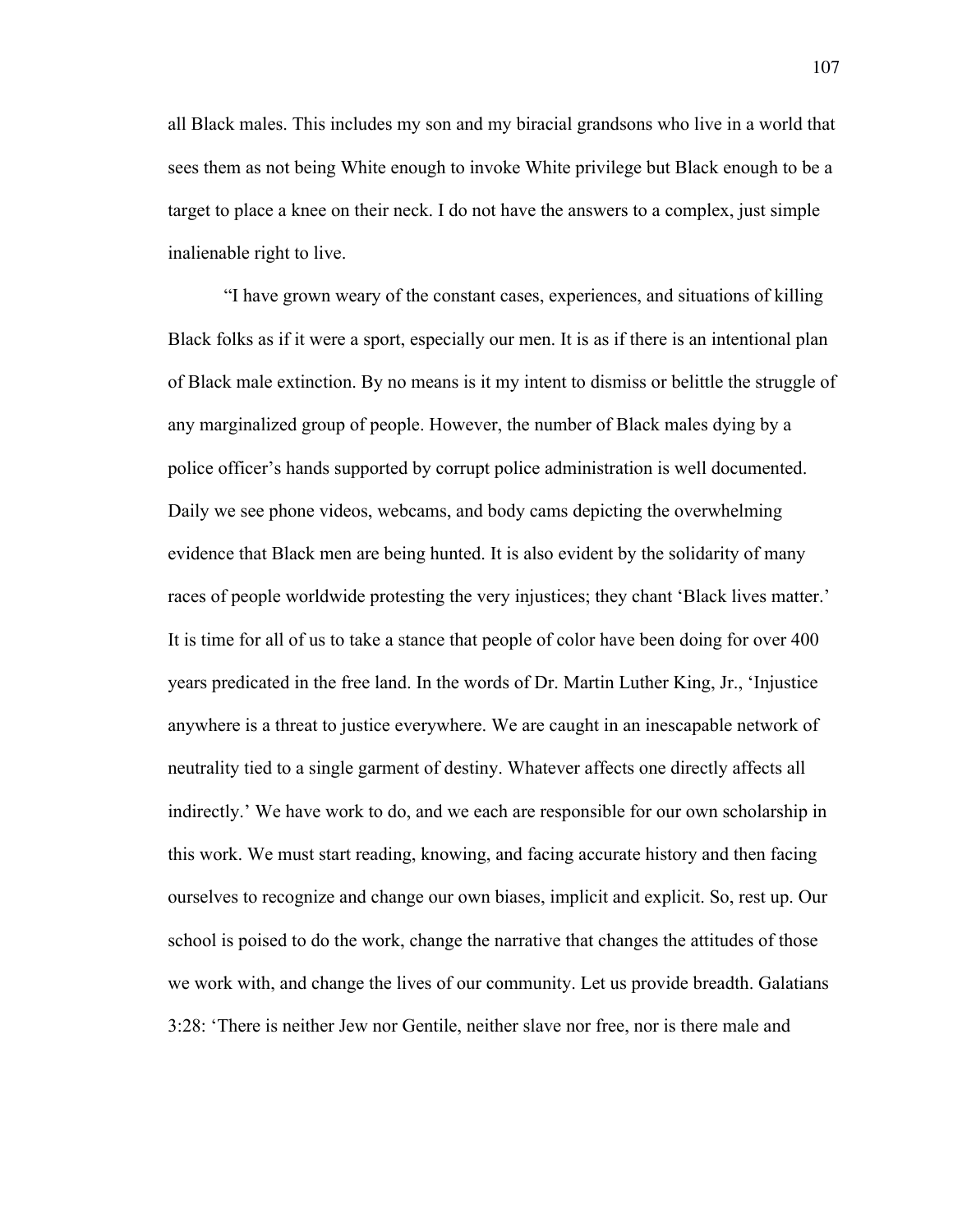all Black males. This includes my son and my biracial grandsons who live in a world that sees them as not being White enough to invoke White privilege but Black enough to be a target to place a knee on their neck. I do not have the answers to a complex, just simple inalienable right to live.

“I have grown weary of the constant cases, experiences, and situations of killing Black folks as if it were a sport, especially our men. It is as if there is an intentional plan of Black male extinction. By no means is it my intent to dismiss or belittle the struggle of any marginalized group of people. However, the number of Black males dying by a police officer’s hands supported by corrupt police administration is well documented. Daily we see phone videos, webcams, and body cams depicting the overwhelming evidence that Black men are being hunted. It is also evident by the solidarity of many races of people worldwide protesting the very injustices; they chant ‘Black lives matter.’ It is time for all of us to take a stance that people of color have been doing for over 400 years predicated in the free land. In the words of Dr. Martin Luther King, Jr., ‘Injustice anywhere is a threat to justice everywhere. We are caught in an inescapable network of neutrality tied to a single garment of destiny. Whatever affects one directly affects all indirectly.’ We have work to do, and we each are responsible for our own scholarship in this work. We must start reading, knowing, and facing accurate history and then facing ourselves to recognize and change our own biases, implicit and explicit. So, rest up. Our school is poised to do the work, change the narrative that changes the attitudes of those we work with, and change the lives of our community. Let us provide breadth. Galatians 3:28: ‘There is neither Jew nor Gentile, neither slave nor free, nor is there male and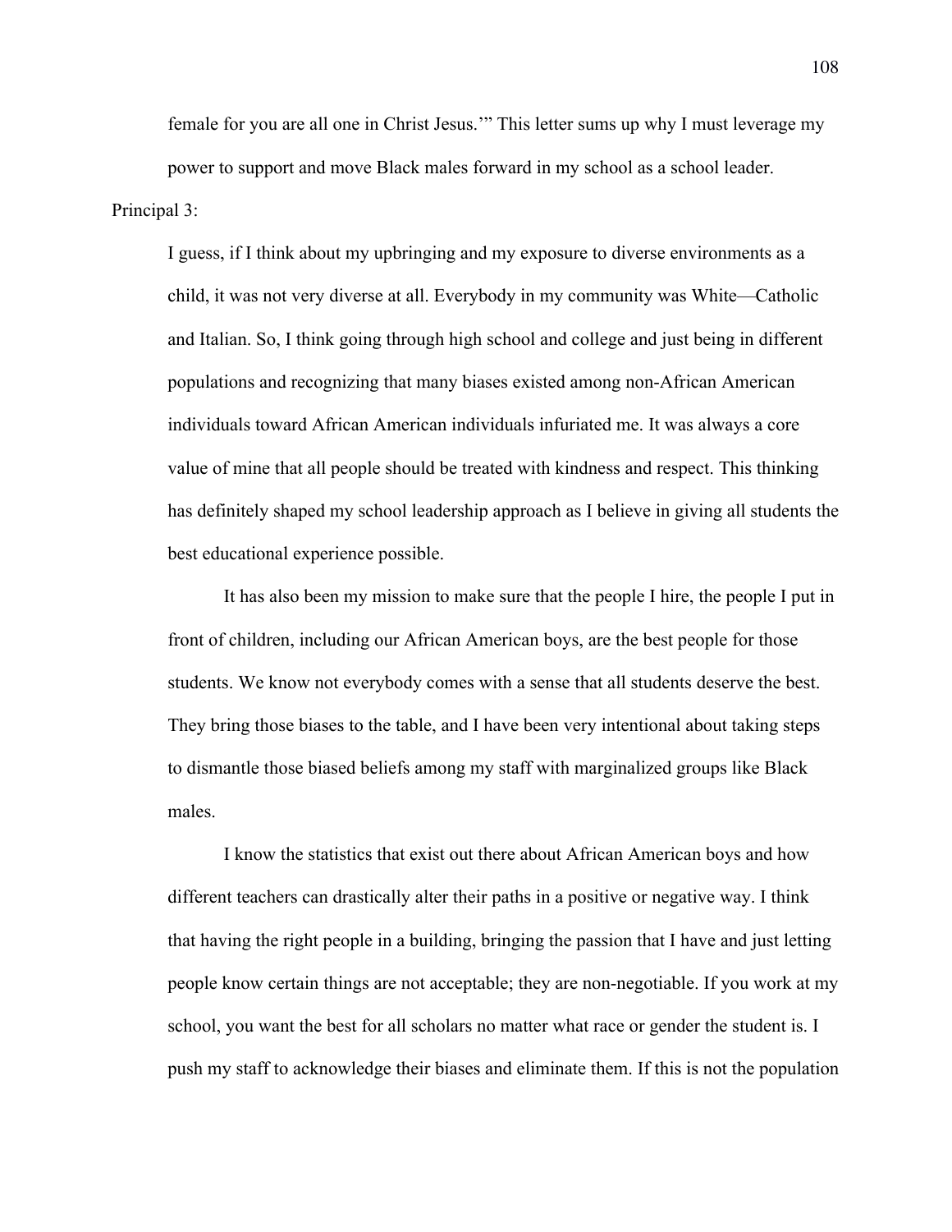female for you are all one in Christ Jesus.'" This letter sums up why I must leverage my power to support and move Black males forward in my school as a school leader.

Principal 3:

> I guess, if I think about my upbringing and my exposure to diverse environments as a child, it was not very diverse at all. Everybody in my community was White—Catholic and Italian. So, I think going through high school and college and just being in different populations and recognizing that many biases existed among non-African American individuals toward African American individuals infuriated me. It was always a core value of mine that all people should be treated with kindness and respect. This thinking has definitely shaped my school leadership approach as I believe in giving all students the best educational experience possible.
>
> It has also been my mission to make sure that the people I hire, the people I put in front of children, including our African American boys, are the best people for those students. We know not everybody comes with a sense that all students deserve the best. They bring those biases to the table, and I have been very intentional about taking steps to dismantle those biased beliefs among my staff with marginalized groups like Black males.
>
> I know the statistics that exist out there about African American boys and how different teachers can drastically alter their paths in a positive or negative way. I think that having the right people in a building, bringing the passion that I have and just letting people know certain things are not acceptable; they are non-negotiable. If you work at my school, you want the best for all scholars no matter what race or gender the student is. I push my staff to acknowledge their biases and eliminate them. If this is not the population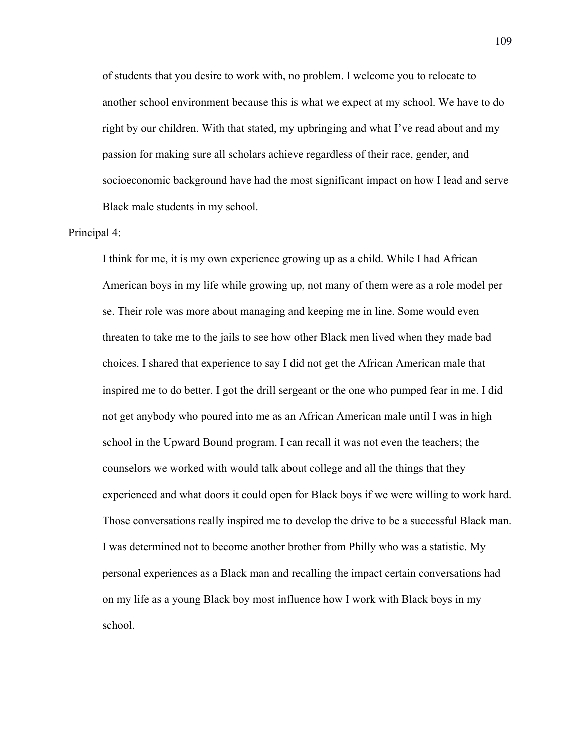of students that you desire to work with, no problem. I welcome you to relocate to another school environment because this is what we expect at my school. We have to do right by our children. With that stated, my upbringing and what I've read about and my passion for making sure all scholars achieve regardless of their race, gender, and socioeconomic background have had the most significant impact on how I lead and serve Black male students in my school.

Principal 4:

> I think for me, it is my own experience growing up as a child. While I had African American boys in my life while growing up, not many of them were as a role model per se. Their role was more about managing and keeping me in line. Some would even threaten to take me to the jails to see how other Black men lived when they made bad choices. I shared that experience to say I did not get the African American male that inspired me to do better. I got the drill sergeant or the one who pumped fear in me. I did not get anybody who poured into me as an African American male until I was in high school in the Upward Bound program. I can recall it was not even the teachers; the counselors we worked with would talk about college and all the things that they experienced and what doors it could open for Black boys if we were willing to work hard. Those conversations really inspired me to develop the drive to be a successful Black man. I was determined not to become another brother from Philly who was a statistic. My personal experiences as a Black man and recalling the impact certain conversations had on my life as a young Black boy most influence how I work with Black boys in my school.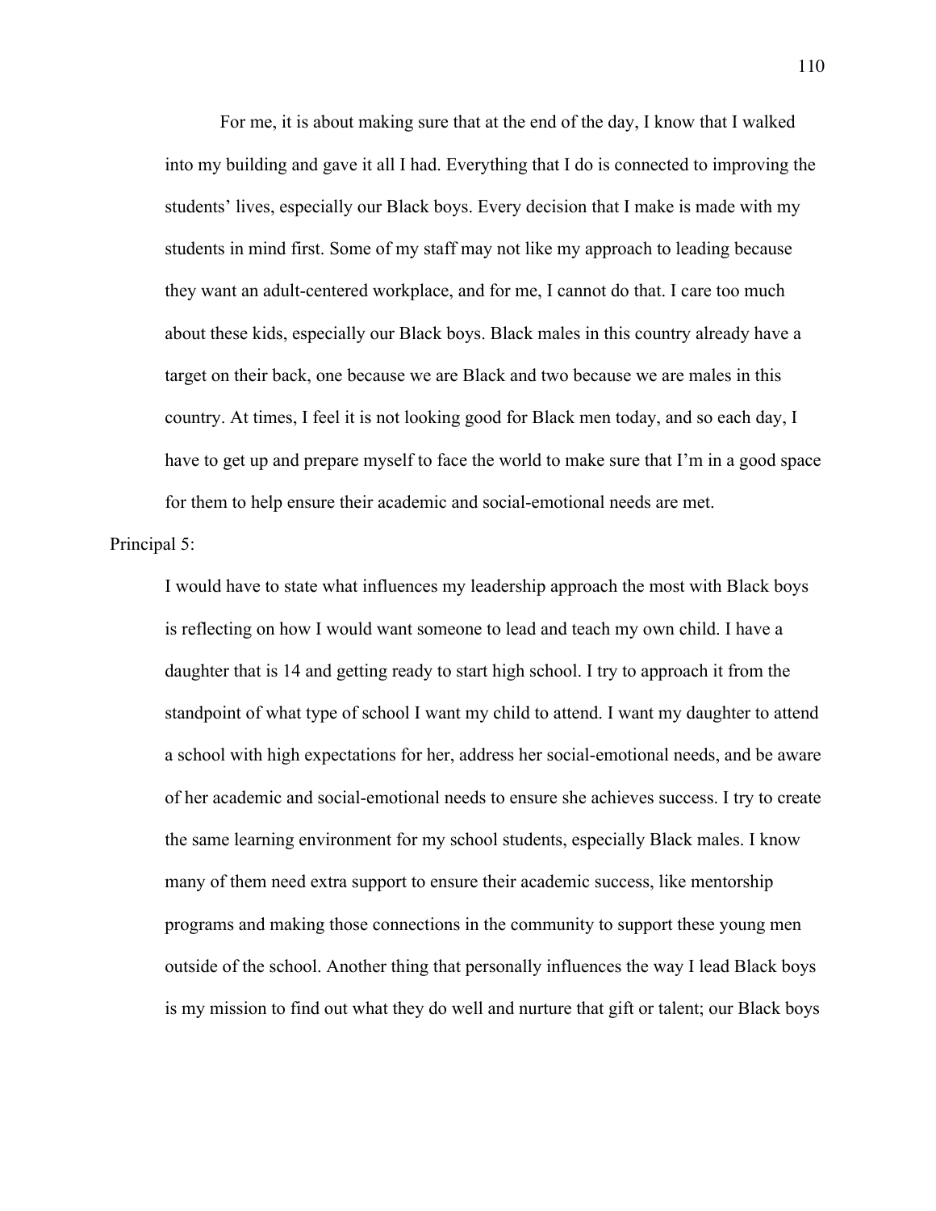For me, it is about making sure that at the end of the day, I know that I walked into my building and gave it all I had. Everything that I do is connected to improving the students' lives, especially our Black boys. Every decision that I make is made with my students in mind first. Some of my staff may not like my approach to leading because they want an adult-centered workplace, and for me, I cannot do that. I care too much about these kids, especially our Black boys. Black males in this country already have a target on their back, one because we are Black and two because we are males in this country. At times, I feel it is not looking good for Black men today, and so each day, I have to get up and prepare myself to face the world to make sure that I'm in a good space for them to help ensure their academic and social-emotional needs are met.

Principal 5:

> I would have to state what influences my leadership approach the most with Black boys is reflecting on how I would want someone to lead and teach my own child. I have a daughter that is 14 and getting ready to start high school. I try to approach it from the standpoint of what type of school I want my child to attend. I want my daughter to attend a school with high expectations for her, address her social-emotional needs, and be aware of her academic and social-emotional needs to ensure she achieves success. I try to create the same learning environment for my school students, especially Black males. I know many of them need extra support to ensure their academic success, like mentorship programs and making those connections in the community to support these young men outside of the school. Another thing that personally influences the way I lead Black boys is my mission to find out what they do well and nurture that gift or talent; our Black boys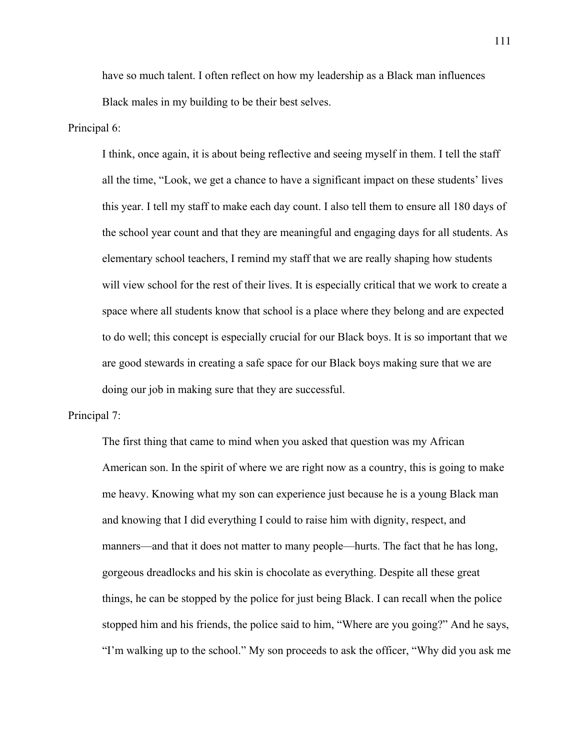have so much talent. I often reflect on how my leadership as a Black man influences Black males in my building to be their best selves.

Principal 6:

> I think, once again, it is about being reflective and seeing myself in them. I tell the staff all the time, "Look, we get a chance to have a significant impact on these students' lives this year. I tell my staff to make each day count. I also tell them to ensure all 180 days of the school year count and that they are meaningful and engaging days for all students. As elementary school teachers, I remind my staff that we are really shaping how students will view school for the rest of their lives. It is especially critical that we work to create a space where all students know that school is a place where they belong and are expected to do well; this concept is especially crucial for our Black boys. It is so important that we are good stewards in creating a safe space for our Black boys making sure that we are doing our job in making sure that they are successful.

Principal 7:

> The first thing that came to mind when you asked that question was my African American son. In the spirit of where we are right now as a country, this is going to make me heavy. Knowing what my son can experience just because he is a young Black man and knowing that I did everything I could to raise him with dignity, respect, and manners—and that it does not matter to many people—hurts. The fact that he has long, gorgeous dreadlocks and his skin is chocolate as everything. Despite all these great things, he can be stopped by the police for just being Black. I can recall when the police stopped him and his friends, the police said to him, "Where are you going?" And he says, "I'm walking up to the school." My son proceeds to ask the officer, "Why did you ask me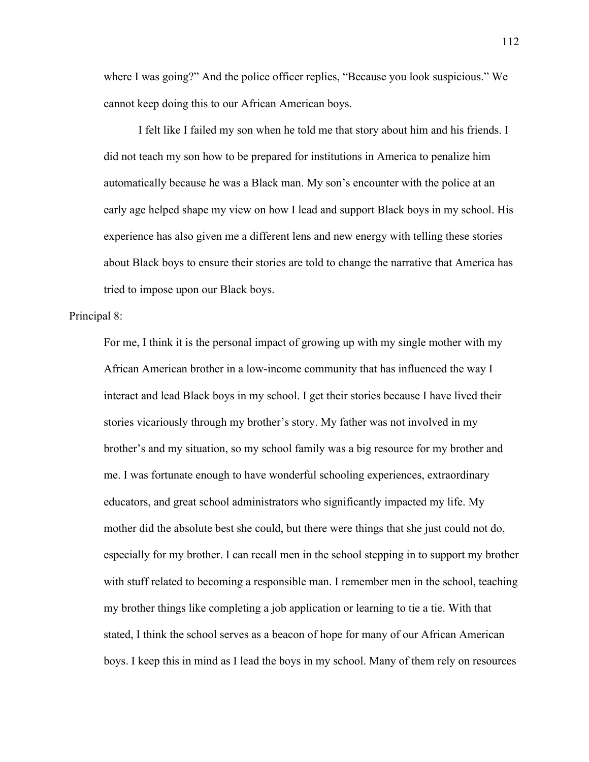where I was going?" And the police officer replies, "Because you look suspicious." We cannot keep doing this to our African American boys.

I felt like I failed my son when he told me that story about him and his friends. I did not teach my son how to be prepared for institutions in America to penalize him automatically because he was a Black man. My son's encounter with the police at an early age helped shape my view on how I lead and support Black boys in my school. His experience has also given me a different lens and new energy with telling these stories about Black boys to ensure their stories are told to change the narrative that America has tried to impose upon our Black boys.

Principal 8:

> For me, I think it is the personal impact of growing up with my single mother with my African American brother in a low-income community that has influenced the way I interact and lead Black boys in my school. I get their stories because I have lived their stories vicariously through my brother's story. My father was not involved in my brother's and my situation, so my school family was a big resource for my brother and me. I was fortunate enough to have wonderful schooling experiences, extraordinary educators, and great school administrators who significantly impacted my life. My mother did the absolute best she could, but there were things that she just could not do, especially for my brother. I can recall men in the school stepping in to support my brother with stuff related to becoming a responsible man. I remember men in the school, teaching my brother things like completing a job application or learning to tie a tie. With that stated, I think the school serves as a beacon of hope for many of our African American boys. I keep this in mind as I lead the boys in my school. Many of them rely on resources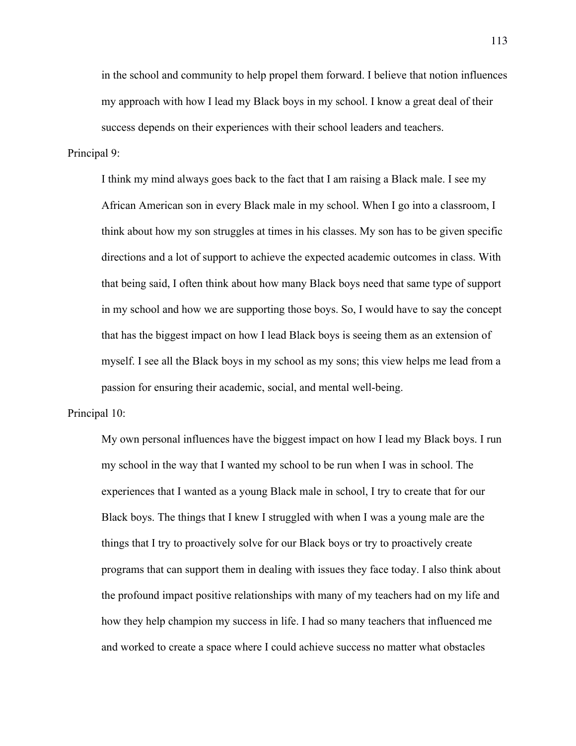in the school and community to help propel them forward. I believe that notion influences my approach with how I lead my Black boys in my school. I know a great deal of their success depends on their experiences with their school leaders and teachers.

Principal 9:

> I think my mind always goes back to the fact that I am raising a Black male. I see my African American son in every Black male in my school. When I go into a classroom, I think about how my son struggles at times in his classes. My son has to be given specific directions and a lot of support to achieve the expected academic outcomes in class. With that being said, I often think about how many Black boys need that same type of support in my school and how we are supporting those boys. So, I would have to say the concept that has the biggest impact on how I lead Black boys is seeing them as an extension of myself. I see all the Black boys in my school as my sons; this view helps me lead from a passion for ensuring their academic, social, and mental well-being.

Principal 10:

> My own personal influences have the biggest impact on how I lead my Black boys. I run my school in the way that I wanted my school to be run when I was in school. The experiences that I wanted as a young Black male in school, I try to create that for our Black boys. The things that I knew I struggled with when I was a young male are the things that I try to proactively solve for our Black boys or try to proactively create programs that can support them in dealing with issues they face today. I also think about the profound impact positive relationships with many of my teachers had on my life and how they help champion my success in life. I had so many teachers that influenced me and worked to create a space where I could achieve success no matter what obstacles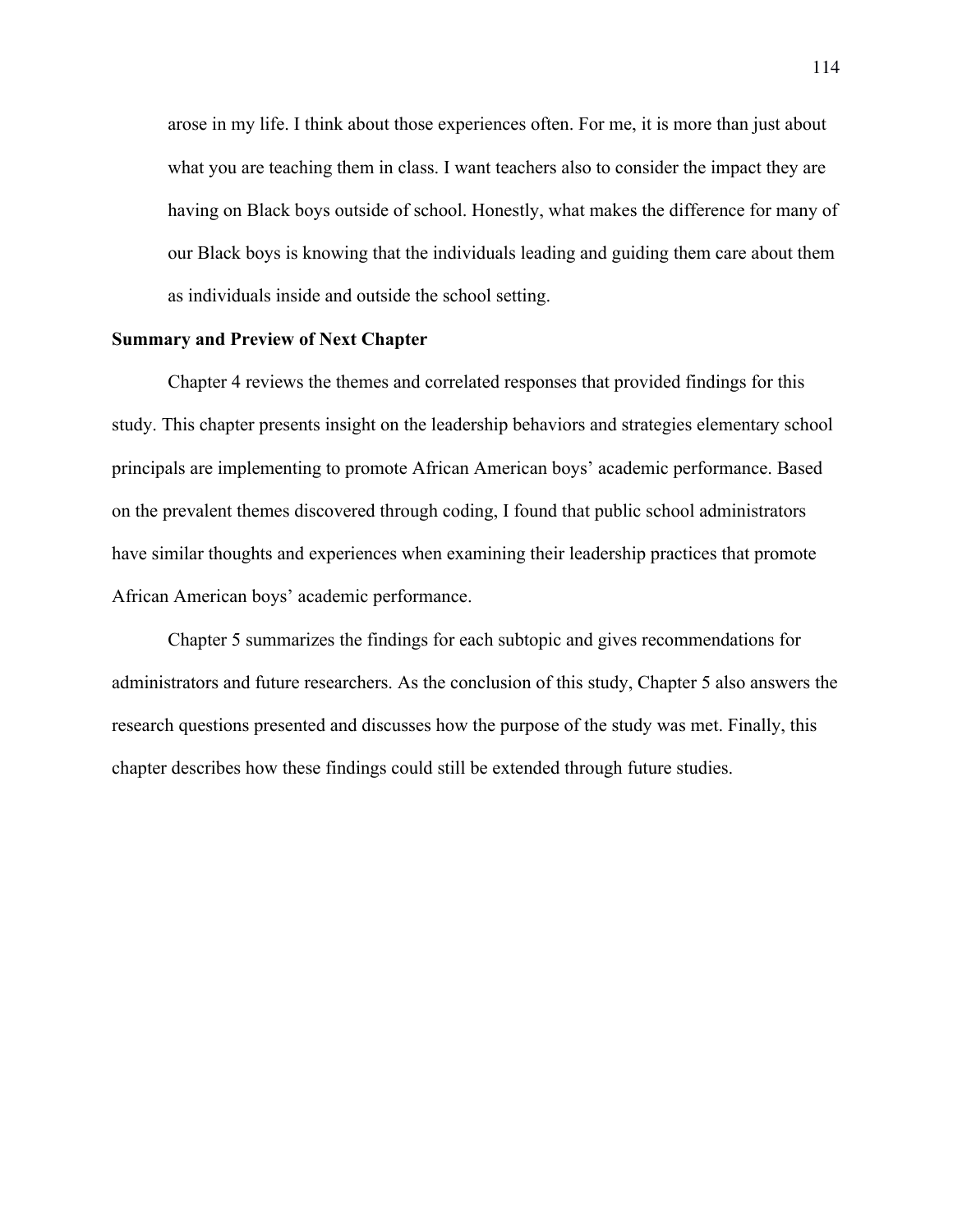> arose in my life. I think about those experiences often. For me, it is more than just about what you are teaching them in class. I want teachers also to consider the impact they are having on Black boys outside of school. Honestly, what makes the difference for many of our Black boys is knowing that the individuals leading and guiding them care about them as individuals inside and outside the school setting.

**Summary and Preview of Next Chapter**

Chapter 4 reviews the themes and correlated responses that provided findings for this study. This chapter presents insight on the leadership behaviors and strategies elementary school principals are implementing to promote African American boys' academic performance. Based on the prevalent themes discovered through coding, I found that public school administrators have similar thoughts and experiences when examining their leadership practices that promote African American boys' academic performance.

Chapter 5 summarizes the findings for each subtopic and gives recommendations for administrators and future researchers. As the conclusion of this study, Chapter 5 also answers the research questions presented and discusses how the purpose of the study was met. Finally, this chapter describes how these findings could still be extended through future studies.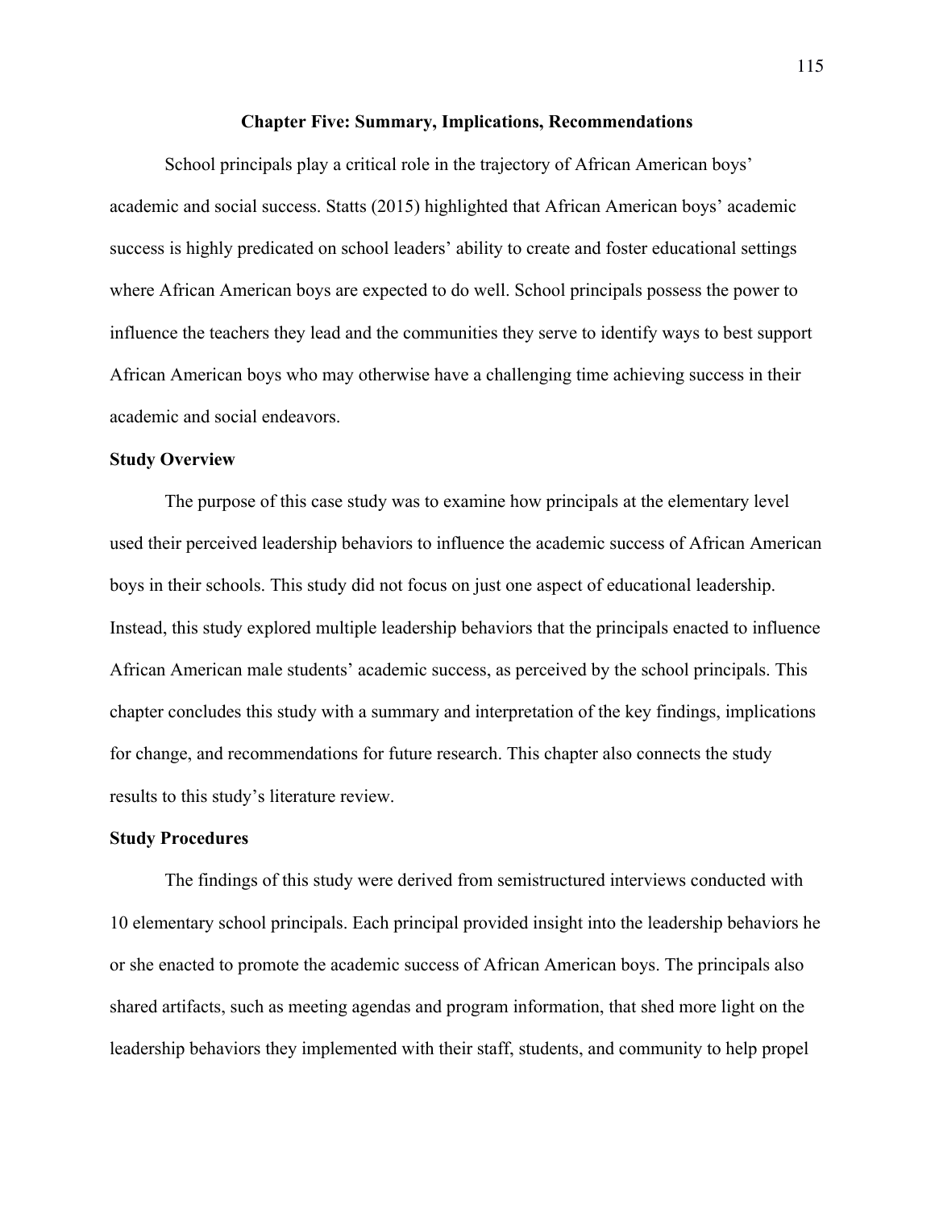# Chapter Five: Summary, Implications, Recommendations

School principals play a critical role in the trajectory of African American boys' academic and social success. Statts (2015) highlighted that African American boys' academic success is highly predicated on school leaders' ability to create and foster educational settings where African American boys are expected to do well. School principals possess the power to influence the teachers they lead and the communities they serve to identify ways to best support African American boys who may otherwise have a challenging time achieving success in their academic and social endeavors.

## Study Overview

The purpose of this case study was to examine how principals at the elementary level used their perceived leadership behaviors to influence the academic success of African American boys in their schools. This study did not focus on just one aspect of educational leadership. Instead, this study explored multiple leadership behaviors that the principals enacted to influence African American male students' academic success, as perceived by the school principals. This chapter concludes this study with a summary and interpretation of the key findings, implications for change, and recommendations for future research. This chapter also connects the study results to this study's literature review.

## Study Procedures

The findings of this study were derived from semistructured interviews conducted with 10 elementary school principals. Each principal provided insight into the leadership behaviors he or she enacted to promote the academic success of African American boys. The principals also shared artifacts, such as meeting agendas and program information, that shed more light on the leadership behaviors they implemented with their staff, students, and community to help propel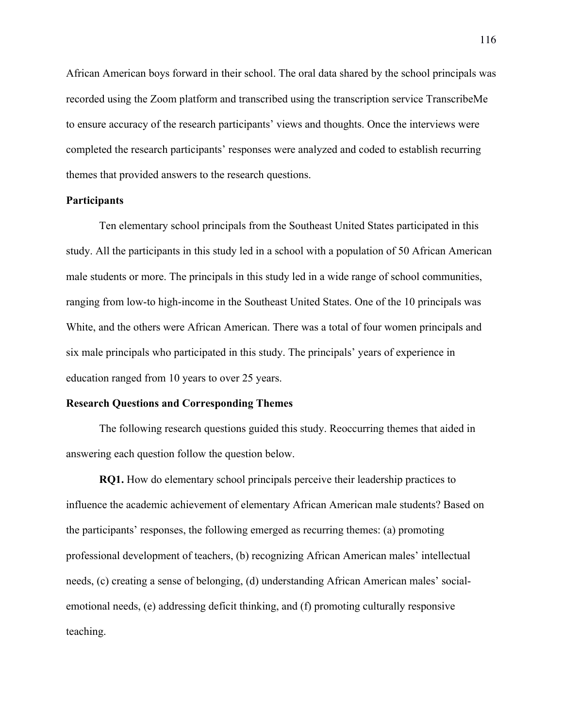African American boys forward in their school. The oral data shared by the school principals was recorded using the Zoom platform and transcribed using the transcription service TranscribeMe to ensure accuracy of the research participants' views and thoughts. Once the interviews were completed the research participants' responses were analyzed and coded to establish recurring themes that provided answers to the research questions.

### Participants

Ten elementary school principals from the Southeast United States participated in this study. All the participants in this study led in a school with a population of 50 African American male students or more. The principals in this study led in a wide range of school communities, ranging from low-to high-income in the Southeast United States. One of the 10 principals was White, and the others were African American. There was a total of four women principals and six male principals who participated in this study. The principals' years of experience in education ranged from 10 years to over 25 years.

### Research Questions and Corresponding Themes

The following research questions guided this study. Reoccurring themes that aided in answering each question follow the question below.

**RQ1.** How do elementary school principals perceive their leadership practices to influence the academic achievement of elementary African American male students? Based on the participants' responses, the following emerged as recurring themes: (a) promoting professional development of teachers, (b) recognizing African American males' intellectual needs, (c) creating a sense of belonging, (d) understanding African American males' social-emotional needs, (e) addressing deficit thinking, and (f) promoting culturally responsive teaching.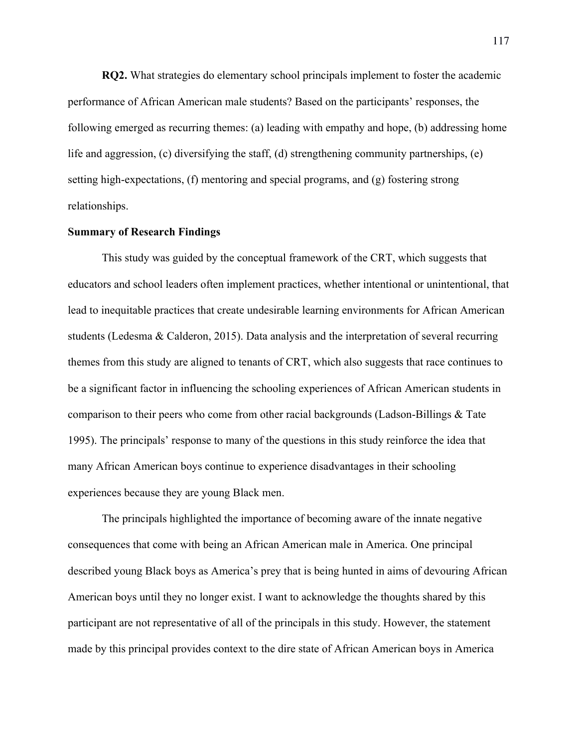**RQ2.** What strategies do elementary school principals implement to foster the academic performance of African American male students? Based on the participants' responses, the following emerged as recurring themes: (a) leading with empathy and hope, (b) addressing home life and aggression, (c) diversifying the staff, (d) strengthening community partnerships, (e) setting high-expectations, (f) mentoring and special programs, and (g) fostering strong relationships.

**Summary of Research Findings**

This study was guided by the conceptual framework of the CRT, which suggests that educators and school leaders often implement practices, whether intentional or unintentional, that lead to inequitable practices that create undesirable learning environments for African American students (Ledesma & Calderon, 2015). Data analysis and the interpretation of several recurring themes from this study are aligned to tenants of CRT, which also suggests that race continues to be a significant factor in influencing the schooling experiences of African American students in comparison to their peers who come from other racial backgrounds (Ladson-Billings & Tate 1995). The principals' response to many of the questions in this study reinforce the idea that many African American boys continue to experience disadvantages in their schooling experiences because they are young Black men.

The principals highlighted the importance of becoming aware of the innate negative consequences that come with being an African American male in America. One principal described young Black boys as America's prey that is being hunted in aims of devouring African American boys until they no longer exist. I want to acknowledge the thoughts shared by this participant are not representative of all of the principals in this study. However, the statement made by this principal provides context to the dire state of African American boys in America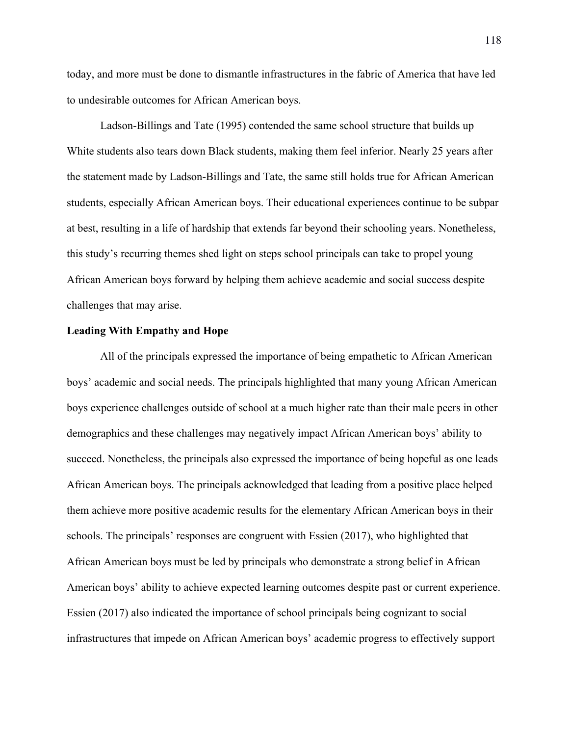today, and more must be done to dismantle infrastructures in the fabric of America that have led to undesirable outcomes for African American boys.

Ladson-Billings and Tate (1995) contended the same school structure that builds up White students also tears down Black students, making them feel inferior. Nearly 25 years after the statement made by Ladson-Billings and Tate, the same still holds true for African American students, especially African American boys. Their educational experiences continue to be subpar at best, resulting in a life of hardship that extends far beyond their schooling years. Nonetheless, this study's recurring themes shed light on steps school principals can take to propel young African American boys forward by helping them achieve academic and social success despite challenges that may arise.

## Leading With Empathy and Hope

All of the principals expressed the importance of being empathetic to African American boys' academic and social needs. The principals highlighted that many young African American boys experience challenges outside of school at a much higher rate than their male peers in other demographics and these challenges may negatively impact African American boys' ability to succeed. Nonetheless, the principals also expressed the importance of being hopeful as one leads African American boys. The principals acknowledged that leading from a positive place helped them achieve more positive academic results for the elementary African American boys in their schools. The principals' responses are congruent with Essien (2017), who highlighted that African American boys must be led by principals who demonstrate a strong belief in African American boys' ability to achieve expected learning outcomes despite past or current experience. Essien (2017) also indicated the importance of school principals being cognizant to social infrastructures that impede on African American boys' academic progress to effectively support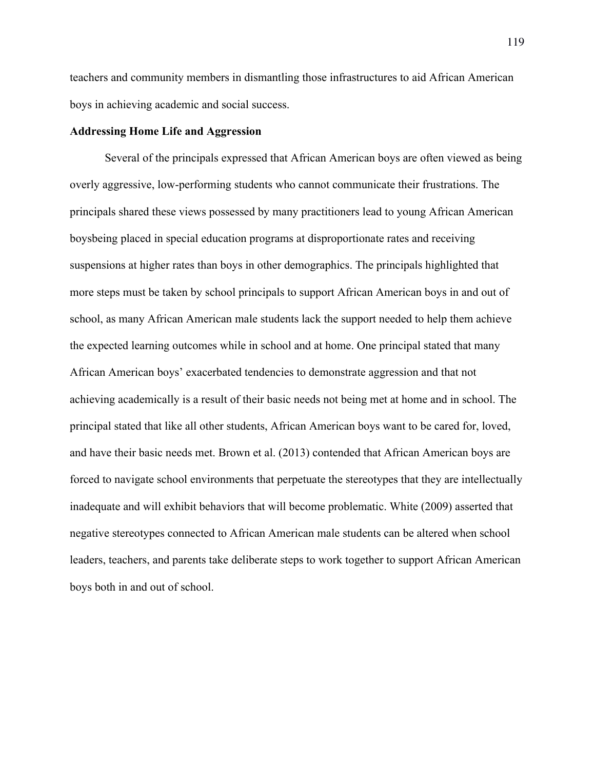teachers and community members in dismantling those infrastructures to aid African American boys in achieving academic and social success.

**Addressing Home Life and Aggression**

Several of the principals expressed that African American boys are often viewed as being overly aggressive, low-performing students who cannot communicate their frustrations. The principals shared these views possessed by many practitioners lead to young African American boysbeing placed in special education programs at disproportionate rates and receiving suspensions at higher rates than boys in other demographics. The principals highlighted that more steps must be taken by school principals to support African American boys in and out of school, as many African American male students lack the support needed to help them achieve the expected learning outcomes while in school and at home. One principal stated that many African American boys' exacerbated tendencies to demonstrate aggression and that not achieving academically is a result of their basic needs not being met at home and in school. The principal stated that like all other students, African American boys want to be cared for, loved, and have their basic needs met. Brown et al. (2013) contended that African American boys are forced to navigate school environments that perpetuate the stereotypes that they are intellectually inadequate and will exhibit behaviors that will become problematic. White (2009) asserted that negative stereotypes connected to African American male students can be altered when school leaders, teachers, and parents take deliberate steps to work together to support African American boys both in and out of school.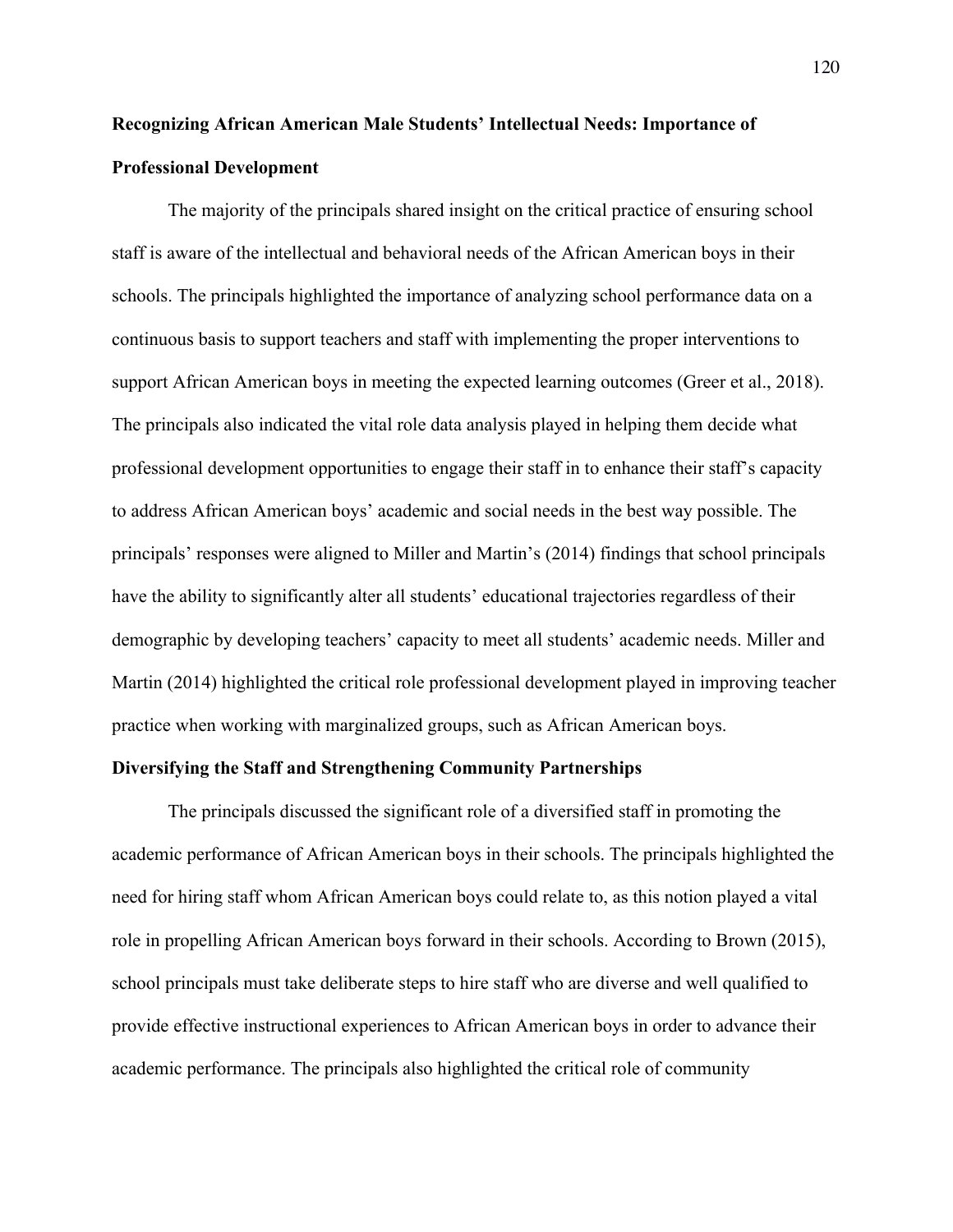**Recognizing African American Male Students' Intellectual Needs: Importance of Professional Development**

The majority of the principals shared insight on the critical practice of ensuring school staff is aware of the intellectual and behavioral needs of the African American boys in their schools. The principals highlighted the importance of analyzing school performance data on a continuous basis to support teachers and staff with implementing the proper interventions to support African American boys in meeting the expected learning outcomes (Greer et al., 2018). The principals also indicated the vital role data analysis played in helping them decide what professional development opportunities to engage their staff in to enhance their staff's capacity to address African American boys' academic and social needs in the best way possible. The principals' responses were aligned to Miller and Martin's (2014) findings that school principals have the ability to significantly alter all students' educational trajectories regardless of their demographic by developing teachers' capacity to meet all students' academic needs. Miller and Martin (2014) highlighted the critical role professional development played in improving teacher practice when working with marginalized groups, such as African American boys.

**Diversifying the Staff and Strengthening Community Partnerships**

The principals discussed the significant role of a diversified staff in promoting the academic performance of African American boys in their schools. The principals highlighted the need for hiring staff whom African American boys could relate to, as this notion played a vital role in propelling African American boys forward in their schools. According to Brown (2015), school principals must take deliberate steps to hire staff who are diverse and well qualified to provide effective instructional experiences to African American boys in order to advance their academic performance. The principals also highlighted the critical role of community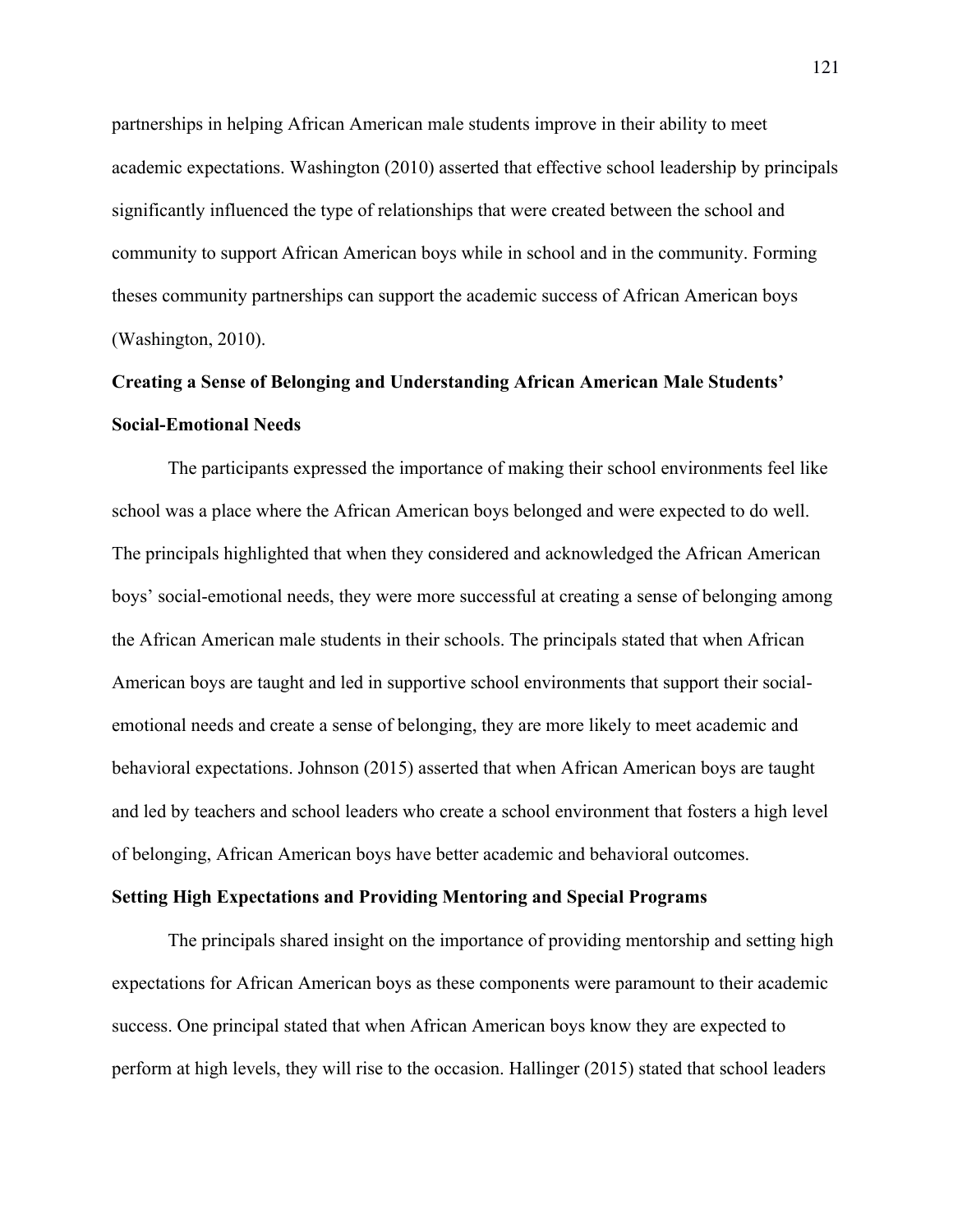partnerships in helping African American male students improve in their ability to meet academic expectations. Washington (2010) asserted that effective school leadership by principals significantly influenced the type of relationships that were created between the school and community to support African American boys while in school and in the community. Forming theses community partnerships can support the academic success of African American boys (Washington, 2010).

## Creating a Sense of Belonging and Understanding African American Male Students' Social-Emotional Needs

The participants expressed the importance of making their school environments feel like school was a place where the African American boys belonged and were expected to do well. The principals highlighted that when they considered and acknowledged the African American boys' social-emotional needs, they were more successful at creating a sense of belonging among the African American male students in their schools. The principals stated that when African American boys are taught and led in supportive school environments that support their social-emotional needs and create a sense of belonging, they are more likely to meet academic and behavioral expectations. Johnson (2015) asserted that when African American boys are taught and led by teachers and school leaders who create a school environment that fosters a high level of belonging, African American boys have better academic and behavioral outcomes.

## Setting High Expectations and Providing Mentoring and Special Programs

The principals shared insight on the importance of providing mentorship and setting high expectations for African American boys as these components were paramount to their academic success. One principal stated that when African American boys know they are expected to perform at high levels, they will rise to the occasion. Hallinger (2015) stated that school leaders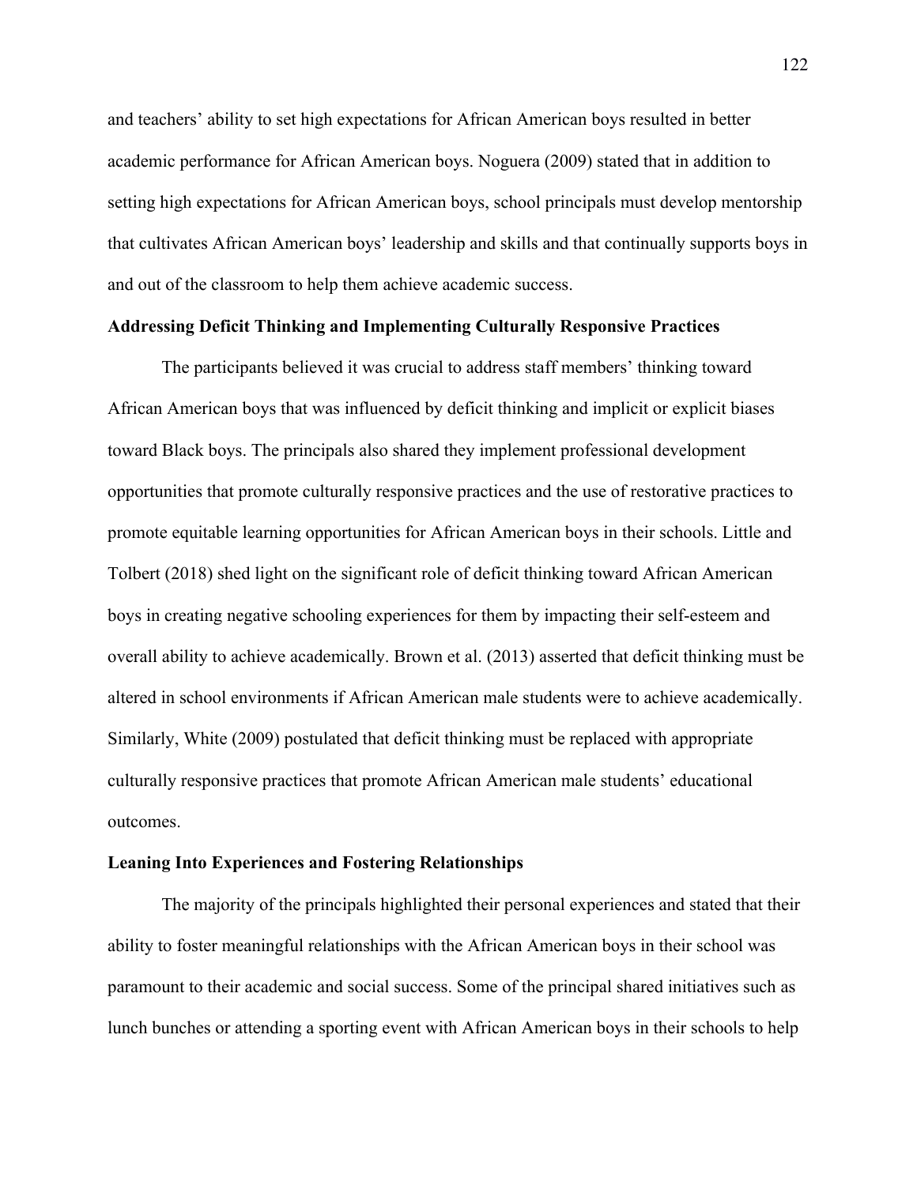and teachers' ability to set high expectations for African American boys resulted in better academic performance for African American boys. Noguera (2009) stated that in addition to setting high expectations for African American boys, school principals must develop mentorship that cultivates African American boys' leadership and skills and that continually supports boys in and out of the classroom to help them achieve academic success.

**Addressing Deficit Thinking and Implementing Culturally Responsive Practices**

The participants believed it was crucial to address staff members' thinking toward African American boys that was influenced by deficit thinking and implicit or explicit biases toward Black boys. The principals also shared they implement professional development opportunities that promote culturally responsive practices and the use of restorative practices to promote equitable learning opportunities for African American boys in their schools. Little and Tolbert (2018) shed light on the significant role of deficit thinking toward African American boys in creating negative schooling experiences for them by impacting their self-esteem and overall ability to achieve academically. Brown et al. (2013) asserted that deficit thinking must be altered in school environments if African American male students were to achieve academically. Similarly, White (2009) postulated that deficit thinking must be replaced with appropriate culturally responsive practices that promote African American male students' educational outcomes.

**Leaning Into Experiences and Fostering Relationships**

The majority of the principals highlighted their personal experiences and stated that their ability to foster meaningful relationships with the African American boys in their school was paramount to their academic and social success. Some of the principal shared initiatives such as lunch bunches or attending a sporting event with African American boys in their schools to help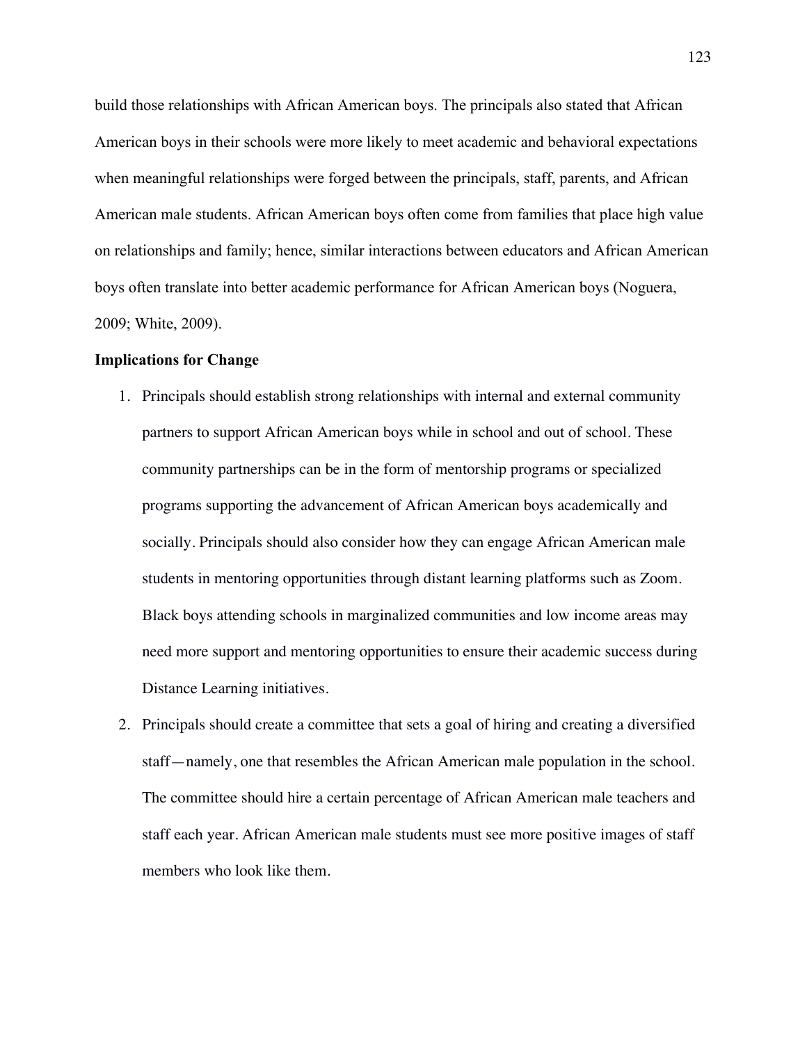build those relationships with African American boys. The principals also stated that African American boys in their schools were more likely to meet academic and behavioral expectations when meaningful relationships were forged between the principals, staff, parents, and African American male students. African American boys often come from families that place high value on relationships and family; hence, similar interactions between educators and African American boys often translate into better academic performance for African American boys (Noguera, 2009; White, 2009).

**Implications for Change**

1. Principals should establish strong relationships with internal and external community partners to support African American boys while in school and out of school. These community partnerships can be in the form of mentorship programs or specialized programs supporting the advancement of African American boys academically and socially. Principals should also consider how they can engage African American male students in mentoring opportunities through distant learning platforms such as Zoom. Black boys attending schools in marginalized communities and low income areas may need more support and mentoring opportunities to ensure their academic success during Distance Learning initiatives.
2. Principals should create a committee that sets a goal of hiring and creating a diversified staff—namely, one that resembles the African American male population in the school. The committee should hire a certain percentage of African American male teachers and staff each year. African American male students must see more positive images of staff members who look like them.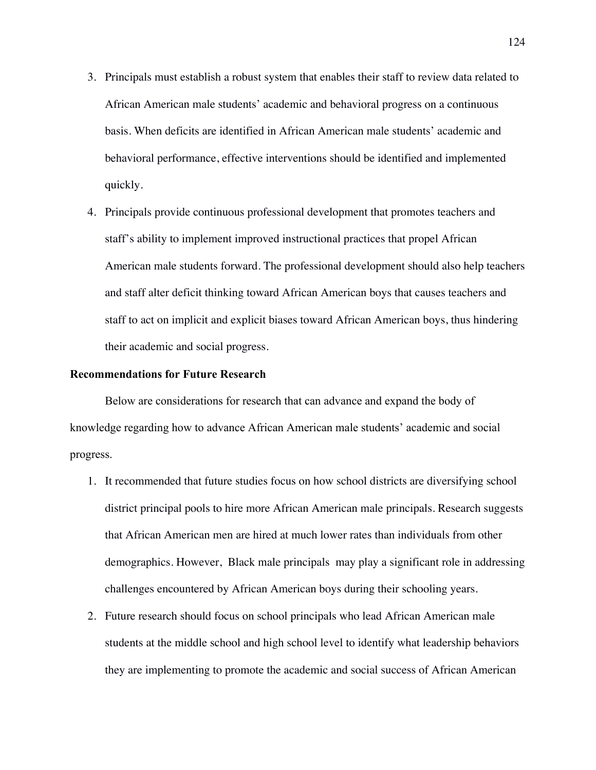3. Principals must establish a robust system that enables their staff to review data related to African American male students' academic and behavioral progress on a continuous basis. When deficits are identified in African American male students' academic and behavioral performance, effective interventions should be identified and implemented quickly.
4. Principals provide continuous professional development that promotes teachers and staff's ability to implement improved instructional practices that propel African American male students forward. The professional development should also help teachers and staff alter deficit thinking toward African American boys that causes teachers and staff to act on implicit and explicit biases toward African American boys, thus hindering their academic and social progress.

**Recommendations for Future Research**

Below are considerations for research that can advance and expand the body of knowledge regarding how to advance African American male students' academic and social progress.

1. It recommended that future studies focus on how school districts are diversifying school district principal pools to hire more African American male principals. Research suggests that African American men are hired at much lower rates than individuals from other demographics. However, Black male principals may play a significant role in addressing challenges encountered by African American boys during their schooling years.
2. Future research should focus on school principals who lead African American male students at the middle school and high school level to identify what leadership behaviors they are implementing to promote the academic and social success of African American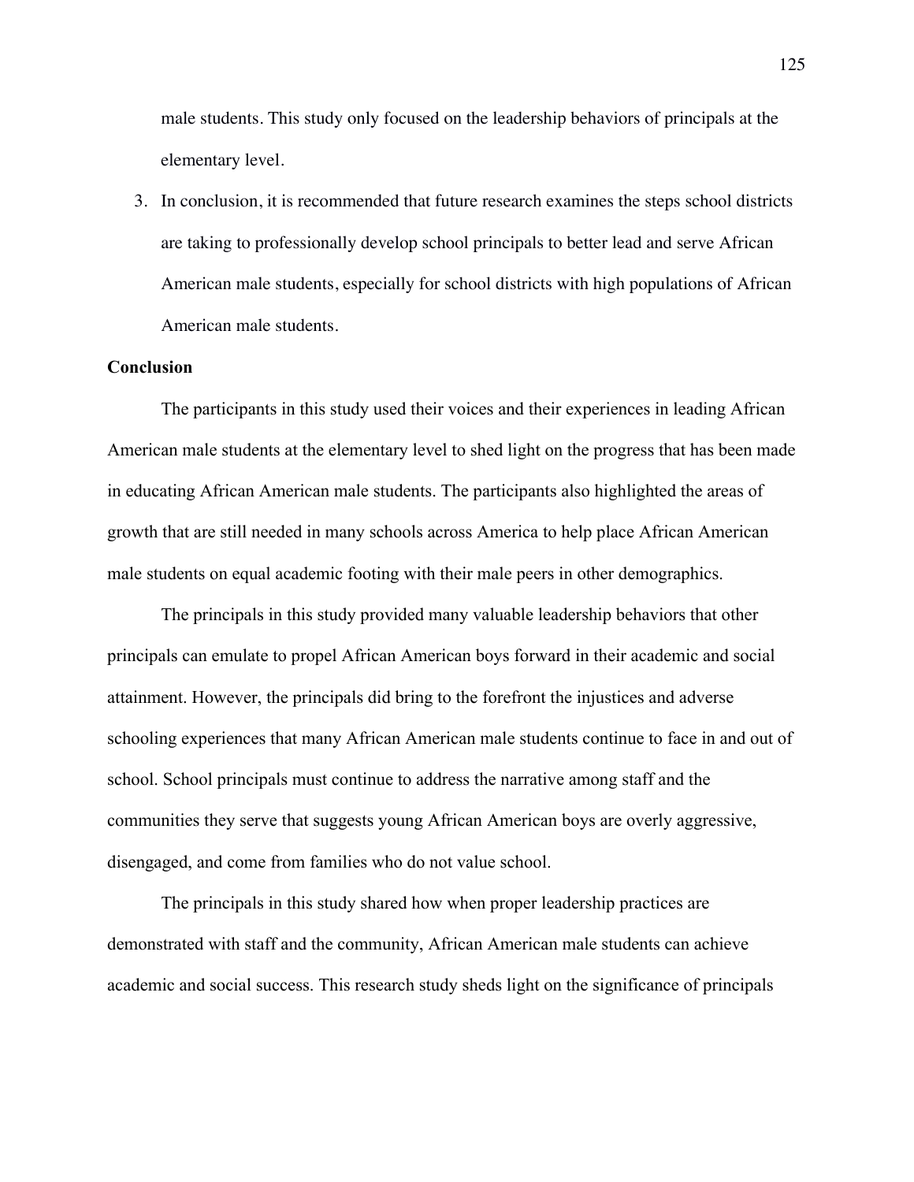male students. This study only focused on the leadership behaviors of principals at the elementary level.

3. In conclusion, it is recommended that future research examines the steps school districts are taking to professionally develop school principals to better lead and serve African American male students, especially for school districts with high populations of African American male students.

## Conclusion

The participants in this study used their voices and their experiences in leading African American male students at the elementary level to shed light on the progress that has been made in educating African American male students. The participants also highlighted the areas of growth that are still needed in many schools across America to help place African American male students on equal academic footing with their male peers in other demographics.

The principals in this study provided many valuable leadership behaviors that other principals can emulate to propel African American boys forward in their academic and social attainment. However, the principals did bring to the forefront the injustices and adverse schooling experiences that many African American male students continue to face in and out of school. School principals must continue to address the narrative among staff and the communities they serve that suggests young African American boys are overly aggressive, disengaged, and come from families who do not value school.

The principals in this study shared how when proper leadership practices are demonstrated with staff and the community, African American male students can achieve academic and social success. This research study sheds light on the significance of principals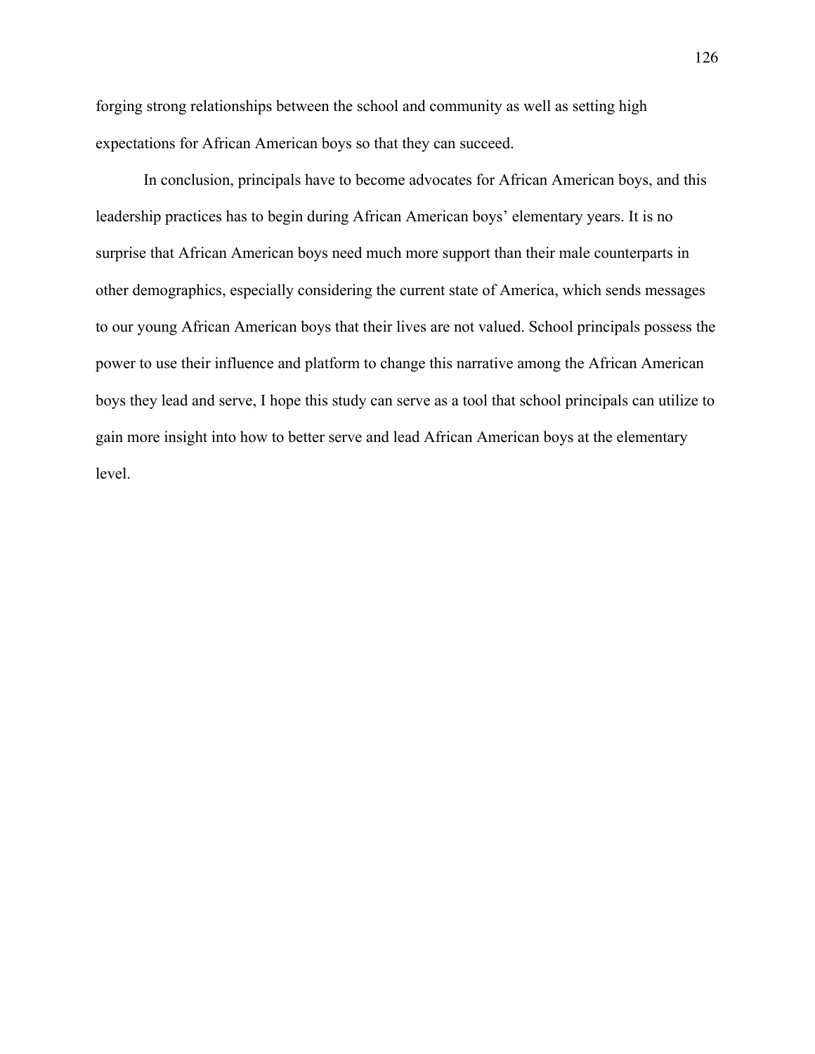forging strong relationships between the school and community as well as setting high expectations for African American boys so that they can succeed.

In conclusion, principals have to become advocates for African American boys, and this leadership practices has to begin during African American boys' elementary years. It is no surprise that African American boys need much more support than their male counterparts in other demographics, especially considering the current state of America, which sends messages to our young African American boys that their lives are not valued. School principals possess the power to use their influence and platform to change this narrative among the African American boys they lead and serve, I hope this study can serve as a tool that school principals can utilize to gain more insight into how to better serve and lead African American boys at the elementary level.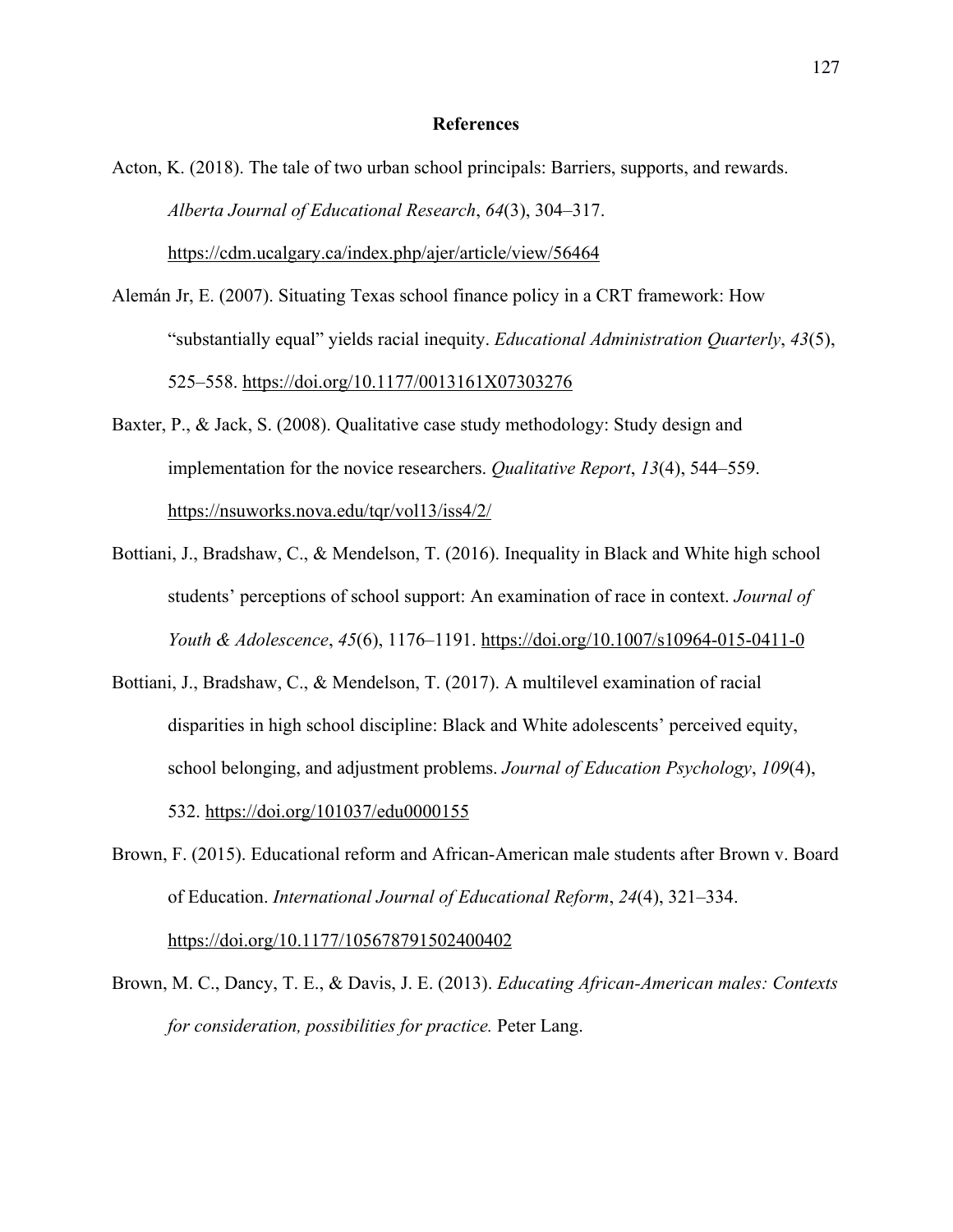# References

Acton, K. (2018). The tale of two urban school principals: Barriers, supports, and rewards. *Alberta Journal of Educational Research*, *64*(3), 304–317. https://cdm.ucalgary.ca/index.php/ajer/article/view/56464

Alemán Jr, E. (2007). Situating Texas school finance policy in a CRT framework: How "substantially equal" yields racial inequity. *Educational Administration Quarterly*, *43*(5), 525–558. https://doi.org/10.1177/0013161X07303276

Baxter, P., & Jack, S. (2008). Qualitative case study methodology: Study design and implementation for the novice researchers. *Qualitative Report*, *13*(4), 544–559. https://nsuworks.nova.edu/tqr/vol13/iss4/2/

Bottiani, J., Bradshaw, C., & Mendelson, T. (2016). Inequality in Black and White high school students' perceptions of school support: An examination of race in context. *Journal of Youth & Adolescence*, *45*(6), 1176–1191. https://doi.org/10.1007/s10964-015-0411-0

Bottiani, J., Bradshaw, C., & Mendelson, T. (2017). A multilevel examination of racial disparities in high school discipline: Black and White adolescents' perceived equity, school belonging, and adjustment problems. *Journal of Education Psychology*, *109*(4), 532. https://doi.org/101037/edu0000155

Brown, F. (2015). Educational reform and African-American male students after Brown v. Board of Education. *International Journal of Educational Reform*, *24*(4), 321–334. https://doi.org/10.1177/105678791502400402

Brown, M. C., Dancy, T. E., & Davis, J. E. (2013). *Educating African-American males: Contexts for consideration, possibilities for practice.* Peter Lang.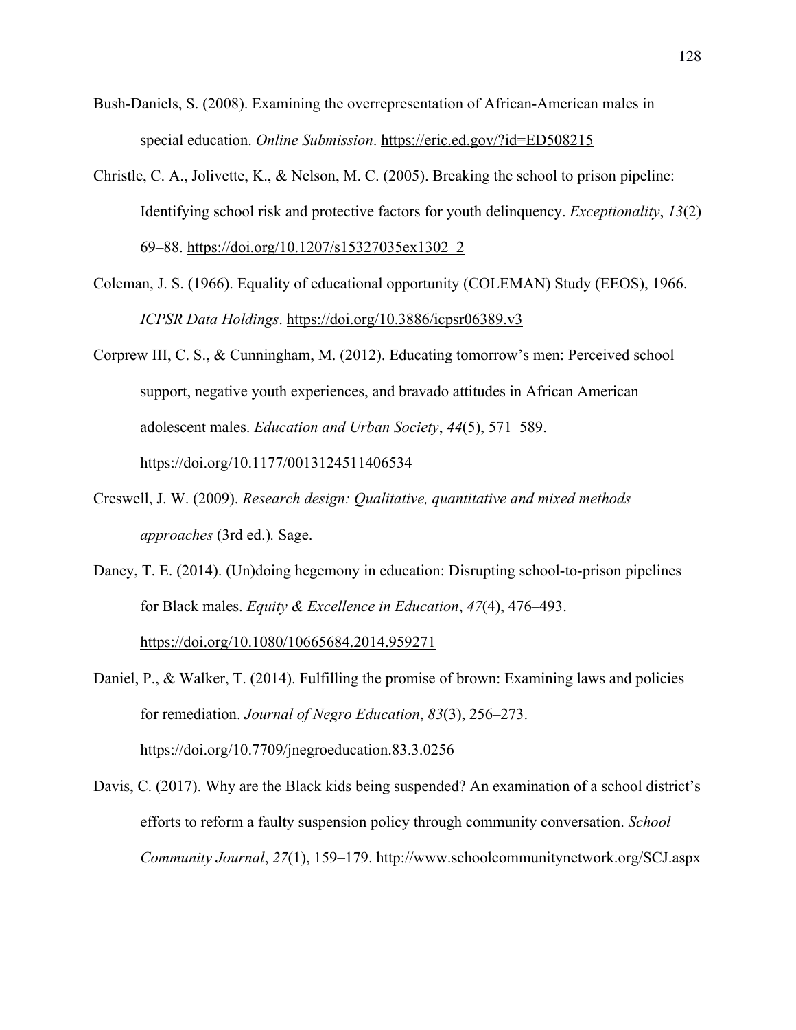Bush-Daniels, S. (2008). Examining the overrepresentation of African-American males in special education. *Online Submission*. https://eric.ed.gov/?id=ED508215

Christle, C. A., Jolivette, K., & Nelson, M. C. (2005). Breaking the school to prison pipeline: Identifying school risk and protective factors for youth delinquency. *Exceptionality*, *13*(2) 69–88. https://doi.org/10.1207/s15327035ex1302_2

Coleman, J. S. (1966). Equality of educational opportunity (COLEMAN) Study (EEOS), 1966. *ICPSR Data Holdings*. https://doi.org/10.3886/icpsr06389.v3

Corprew III, C. S., & Cunningham, M. (2012). Educating tomorrow's men: Perceived school support, negative youth experiences, and bravado attitudes in African American adolescent males. *Education and Urban Society*, *44*(5), 571–589. https://doi.org/10.1177/0013124511406534

Creswell, J. W. (2009). *Research design: Qualitative, quantitative and mixed methods approaches* (3rd ed.)*.* Sage.

Dancy, T. E. (2014). (Un)doing hegemony in education: Disrupting school-to-prison pipelines for Black males. *Equity & Excellence in Education*, *47*(4), 476–493. https://doi.org/10.1080/10665684.2014.959271

Daniel, P., & Walker, T. (2014). Fulfilling the promise of brown: Examining laws and policies for remediation. *Journal of Negro Education*, *83*(3), 256–273. https://doi.org/10.7709/jnegroeducation.83.3.0256

Davis, C. (2017). Why are the Black kids being suspended? An examination of a school district's efforts to reform a faulty suspension policy through community conversation. *School Community Journal*, *27*(1), 159–179. http://www.schoolcommunitynetwork.org/SCJ.aspx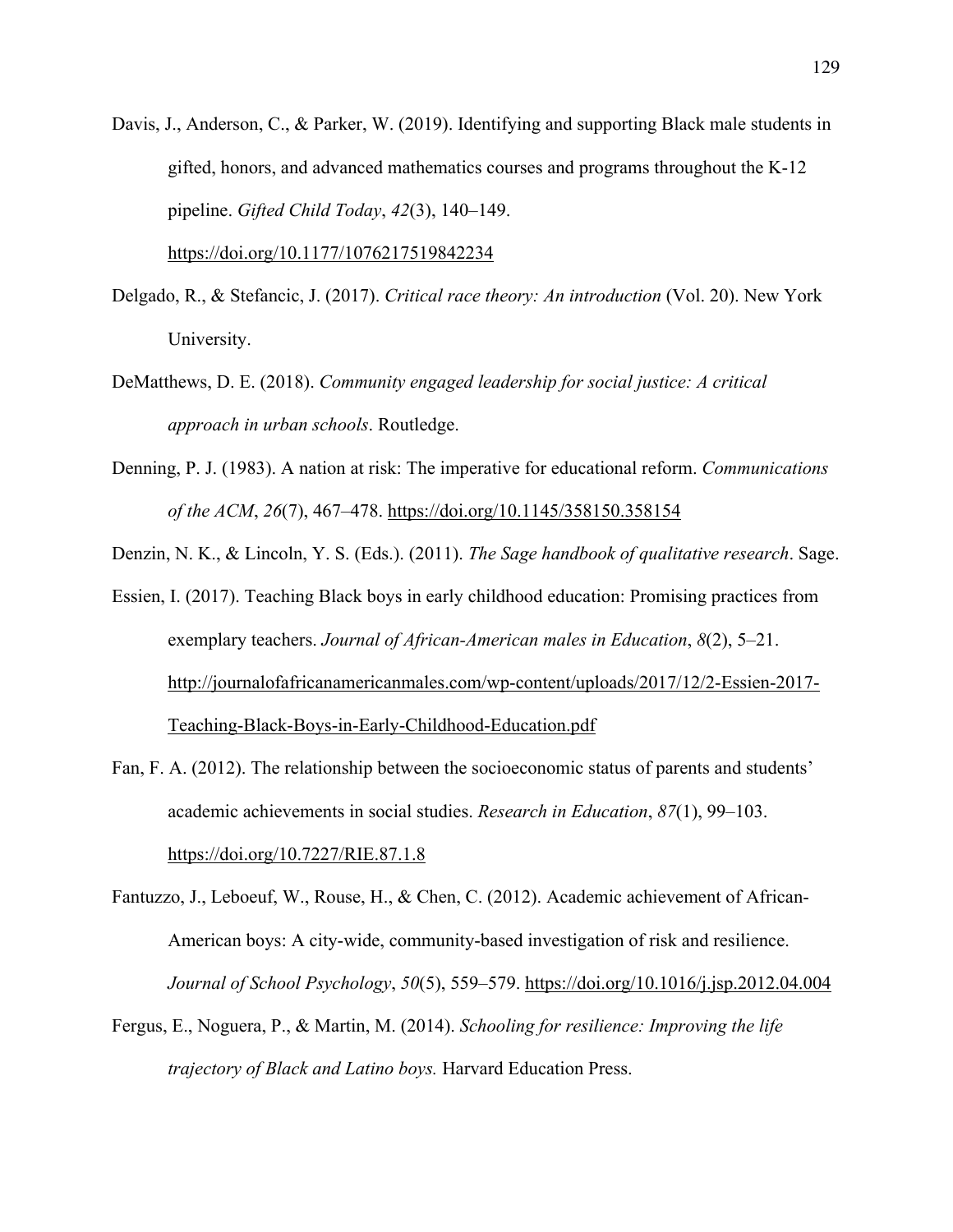Davis, J., Anderson, C., & Parker, W. (2019). Identifying and supporting Black male students in gifted, honors, and advanced mathematics courses and programs throughout the K-12 pipeline. *Gifted Child Today*, *42*(3), 140–149. https://doi.org/10.1177/1076217519842234

Delgado, R., & Stefancic, J. (2017). *Critical race theory: An introduction* (Vol. 20). New York University.

DeMatthews, D. E. (2018). *Community engaged leadership for social justice: A critical approach in urban schools*. Routledge.

Denning, P. J. (1983). A nation at risk: The imperative for educational reform. *Communications of the ACM*, *26*(7), 467–478. https://doi.org/10.1145/358150.358154

Denzin, N. K., & Lincoln, Y. S. (Eds.). (2011). *The Sage handbook of qualitative research*. Sage.

Essien, I. (2017). Teaching Black boys in early childhood education: Promising practices from exemplary teachers. *Journal of African-American males in Education*, *8*(2), 5–21. http://journalofafricanamericanmales.com/wp-content/uploads/2017/12/2-Essien-2017-Teaching-Black-Boys-in-Early-Childhood-Education.pdf

Fan, F. A. (2012). The relationship between the socioeconomic status of parents and students' academic achievements in social studies. *Research in Education*, *87*(1), 99–103. https://doi.org/10.7227/RIE.87.1.8

Fantuzzo, J., Leboeuf, W., Rouse, H., & Chen, C. (2012). Academic achievement of African-American boys: A city-wide, community-based investigation of risk and resilience. *Journal of School Psychology*, *50*(5), 559–579. https://doi.org/10.1016/j.jsp.2012.04.004

Fergus, E., Noguera, P., & Martin, M. (2014). *Schooling for resilience: Improving the life trajectory of Black and Latino boys.* Harvard Education Press.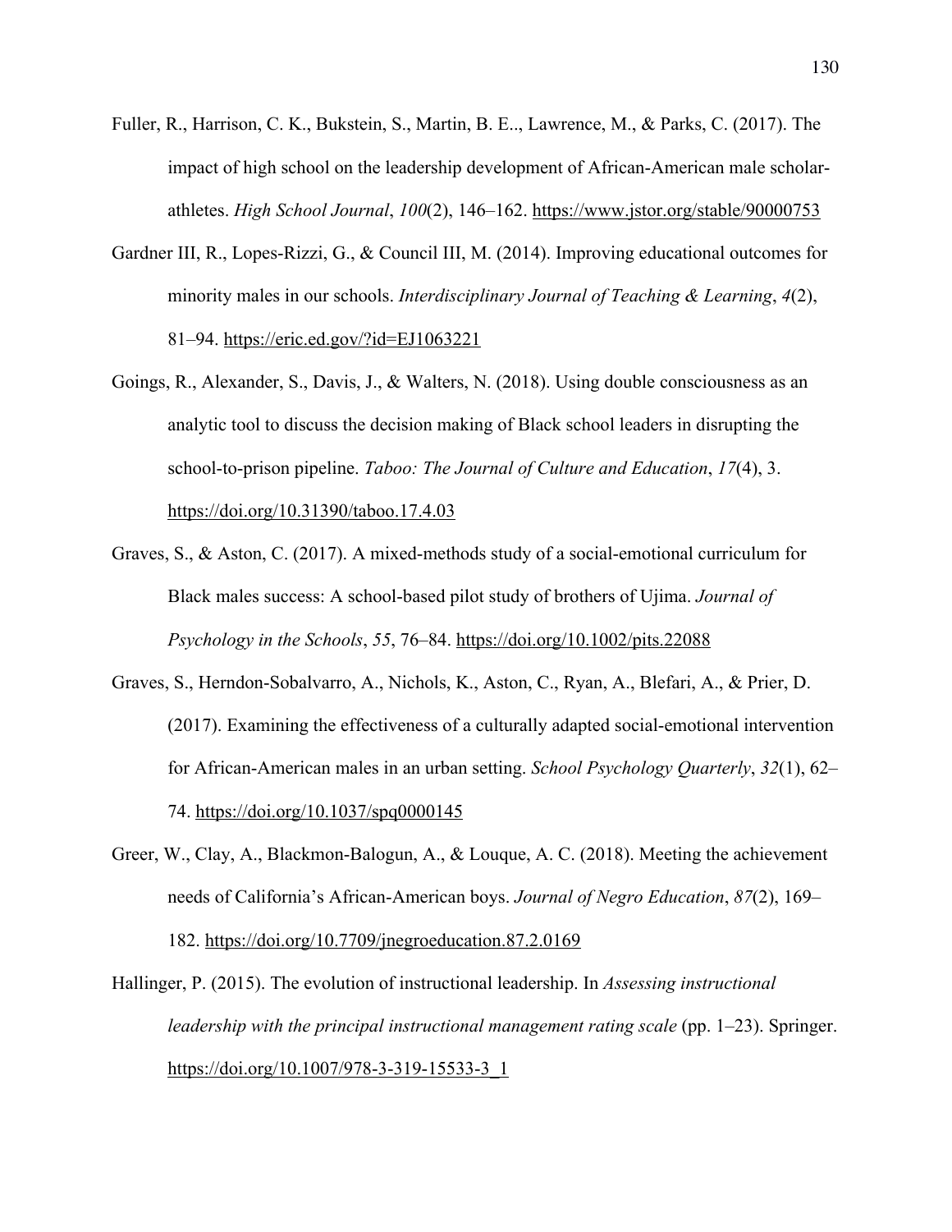Fuller, R., Harrison, C. K., Bukstein, S., Martin, B. E.., Lawrence, M., & Parks, C. (2017). The impact of high school on the leadership development of African-American male scholar-athletes. *High School Journal*, *100*(2), 146–162. https://www.jstor.org/stable/90000753

Gardner III, R., Lopes-Rizzi, G., & Council III, M. (2014). Improving educational outcomes for minority males in our schools. *Interdisciplinary Journal of Teaching & Learning*, *4*(2), 81–94. https://eric.ed.gov/?id=EJ1063221

Goings, R., Alexander, S., Davis, J., & Walters, N. (2018). Using double consciousness as an analytic tool to discuss the decision making of Black school leaders in disrupting the school-to-prison pipeline. *Taboo: The Journal of Culture and Education*, *17*(4), 3. https://doi.org/10.31390/taboo.17.4.03

Graves, S., & Aston, C. (2017). A mixed-methods study of a social-emotional curriculum for Black males success: A school-based pilot study of brothers of Ujima. *Journal of Psychology in the Schools*, *55*, 76–84. https://doi.org/10.1002/pits.22088

Graves, S., Herndon-Sobalvarro, A., Nichols, K., Aston, C., Ryan, A., Blefari, A., & Prier, D. (2017). Examining the effectiveness of a culturally adapted social-emotional intervention for African-American males in an urban setting. *School Psychology Quarterly*, *32*(1), 62–74. https://doi.org/10.1037/spq0000145

Greer, W., Clay, A., Blackmon-Balogun, A., & Louque, A. C. (2018). Meeting the achievement needs of California's African-American boys. *Journal of Negro Education*, *87*(2), 169–182. https://doi.org/10.7709/jnegroeducation.87.2.0169

Hallinger, P. (2015). The evolution of instructional leadership. In *Assessing instructional leadership with the principal instructional management rating scale* (pp. 1–23). Springer. https://doi.org/10.1007/978-3-319-15533-3_1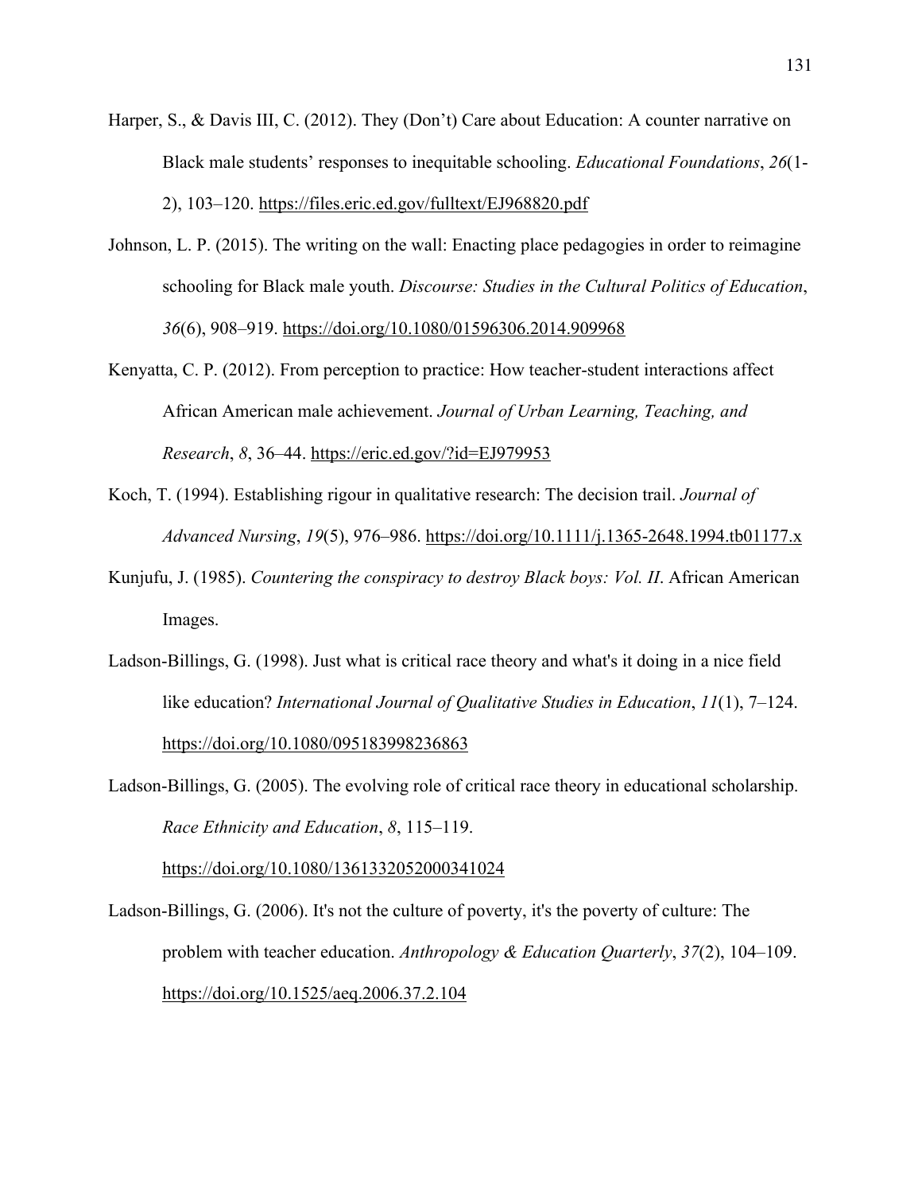Harper, S., & Davis III, C. (2012). They (Don't) Care about Education: A counter narrative on Black male students' responses to inequitable schooling. *Educational Foundations*, *26*(1-2), 103–120. https://files.eric.ed.gov/fulltext/EJ968820.pdf

Johnson, L. P. (2015). The writing on the wall: Enacting place pedagogies in order to reimagine schooling for Black male youth. *Discourse: Studies in the Cultural Politics of Education*, *36*(6), 908–919. https://doi.org/10.1080/01596306.2014.909968

Kenyatta, C. P. (2012). From perception to practice: How teacher-student interactions affect African American male achievement. *Journal of Urban Learning, Teaching, and Research*, *8*, 36–44. https://eric.ed.gov/?id=EJ979953

Koch, T. (1994). Establishing rigour in qualitative research: The decision trail. *Journal of Advanced Nursing*, *19*(5), 976–986. https://doi.org/10.1111/j.1365-2648.1994.tb01177.x

Kunjufu, J. (1985). *Countering the conspiracy to destroy Black boys: Vol. II*. African American Images.

Ladson-Billings, G. (1998). Just what is critical race theory and what's it doing in a nice field like education? *International Journal of Qualitative Studies in Education*, *11*(1), 7–124. https://doi.org/10.1080/095183998236863

Ladson-Billings, G. (2005). The evolving role of critical race theory in educational scholarship. *Race Ethnicity and Education*, *8*, 115–119. https://doi.org/10.1080/1361332052000341024

Ladson-Billings, G. (2006). It's not the culture of poverty, it's the poverty of culture: The problem with teacher education. *Anthropology & Education Quarterly*, *37*(2), 104–109. https://doi.org/10.1525/aeq.2006.37.2.104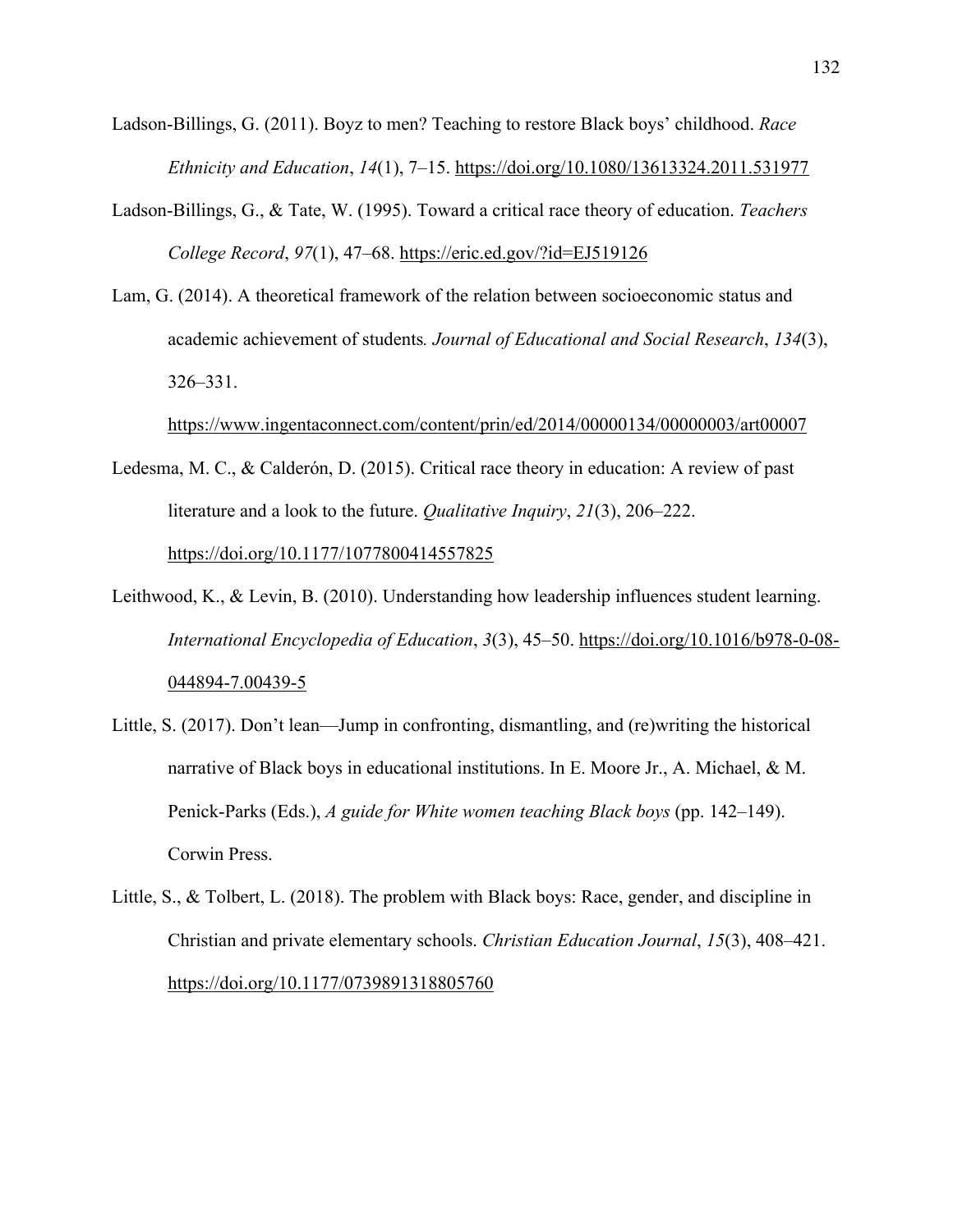Ladson-Billings, G. (2011). Boyz to men? Teaching to restore Black boys' childhood. *Race Ethnicity and Education*, *14*(1), 7–15. https://doi.org/10.1080/13613324.2011.531977

Ladson-Billings, G., & Tate, W. (1995). Toward a critical race theory of education. *Teachers College Record*, *97*(1), 47–68. https://eric.ed.gov/?id=EJ519126

Lam, G. (2014). A theoretical framework of the relation between socioeconomic status and academic achievement of students*. Journal of Educational and Social Research*, *134*(3), 326–331. https://www.ingentaconnect.com/content/prin/ed/2014/00000134/00000003/art00007

Ledesma, M. C., & Calderón, D. (2015). Critical race theory in education: A review of past literature and a look to the future. *Qualitative Inquiry*, *21*(3), 206–222. https://doi.org/10.1177/1077800414557825

Leithwood, K., & Levin, B. (2010). Understanding how leadership influences student learning. *International Encyclopedia of Education*, *3*(3), 45–50. https://doi.org/10.1016/b978-0-08-044894-7.00439-5

Little, S. (2017). Don't lean—Jump in confronting, dismantling, and (re)writing the historical narrative of Black boys in educational institutions. In E. Moore Jr., A. Michael, & M. Penick-Parks (Eds.), *A guide for White women teaching Black boys* (pp. 142–149). Corwin Press.

Little, S., & Tolbert, L. (2018). The problem with Black boys: Race, gender, and discipline in Christian and private elementary schools. *Christian Education Journal*, *15*(3), 408–421. https://doi.org/10.1177/0739891318805760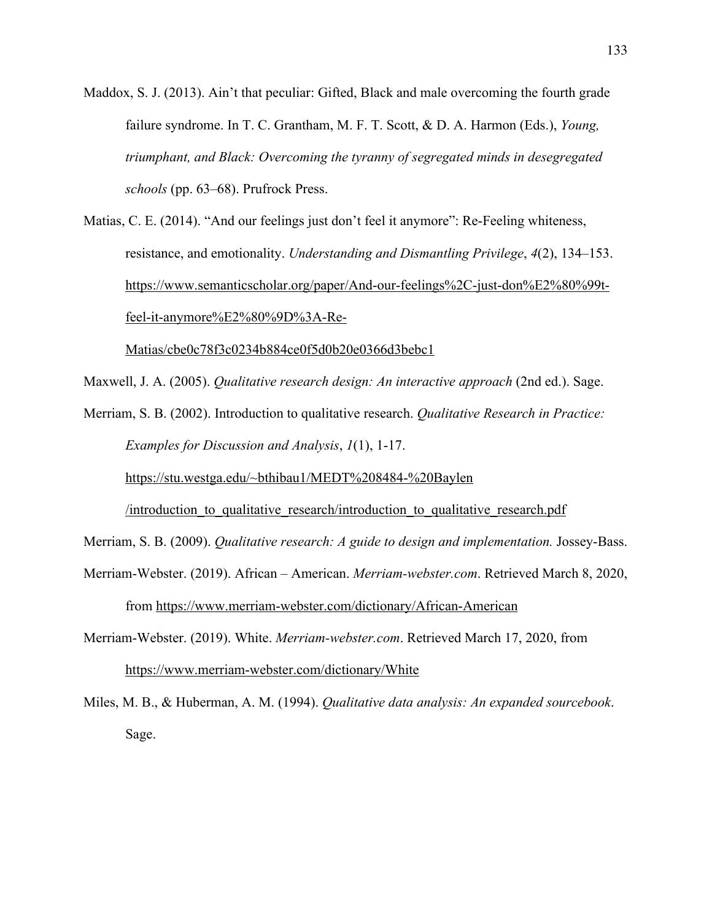Maddox, S. J. (2013). Ain't that peculiar: Gifted, Black and male overcoming the fourth grade failure syndrome. In T. C. Grantham, M. F. T. Scott, & D. A. Harmon (Eds.), *Young, triumphant, and Black: Overcoming the tyranny of segregated minds in desegregated schools* (pp. 63–68). Prufrock Press.

Matias, C. E. (2014). "And our feelings just don't feel it anymore": Re-Feeling whiteness, resistance, and emotionality. *Understanding and Dismantling Privilege*, *4*(2), 134–153. https://www.semanticscholar.org/paper/And-our-feelings%2C-just-don%E2%80%99t-feel-it-anymore%E2%80%9D%3A-Re-Matias/cbe0c78f3c0234b884ce0f5d0b20e0366d3bebc1

Maxwell, J. A. (2005). *Qualitative research design: An interactive approach* (2nd ed.). Sage.

Merriam, S. B. (2002). Introduction to qualitative research. *Qualitative Research in Practice: Examples for Discussion and Analysis*, *1*(1), 1-17. https://stu.westga.edu/~bthibau1/MEDT%208484-%20Baylen/introduction_to_qualitative_research/introduction_to_qualitative_research.pdf

Merriam, S. B. (2009). *Qualitative research: A guide to design and implementation.* Jossey-Bass.

Merriam-Webster. (2019). African – American. *Merriam-webster.com*. Retrieved March 8, 2020, from https://www.merriam-webster.com/dictionary/African-American

Merriam-Webster. (2019). White. *Merriam-webster.com*. Retrieved March 17, 2020, from https://www.merriam-webster.com/dictionary/White

Miles, M. B., & Huberman, A. M. (1994). *Qualitative data analysis: An expanded sourcebook*. Sage.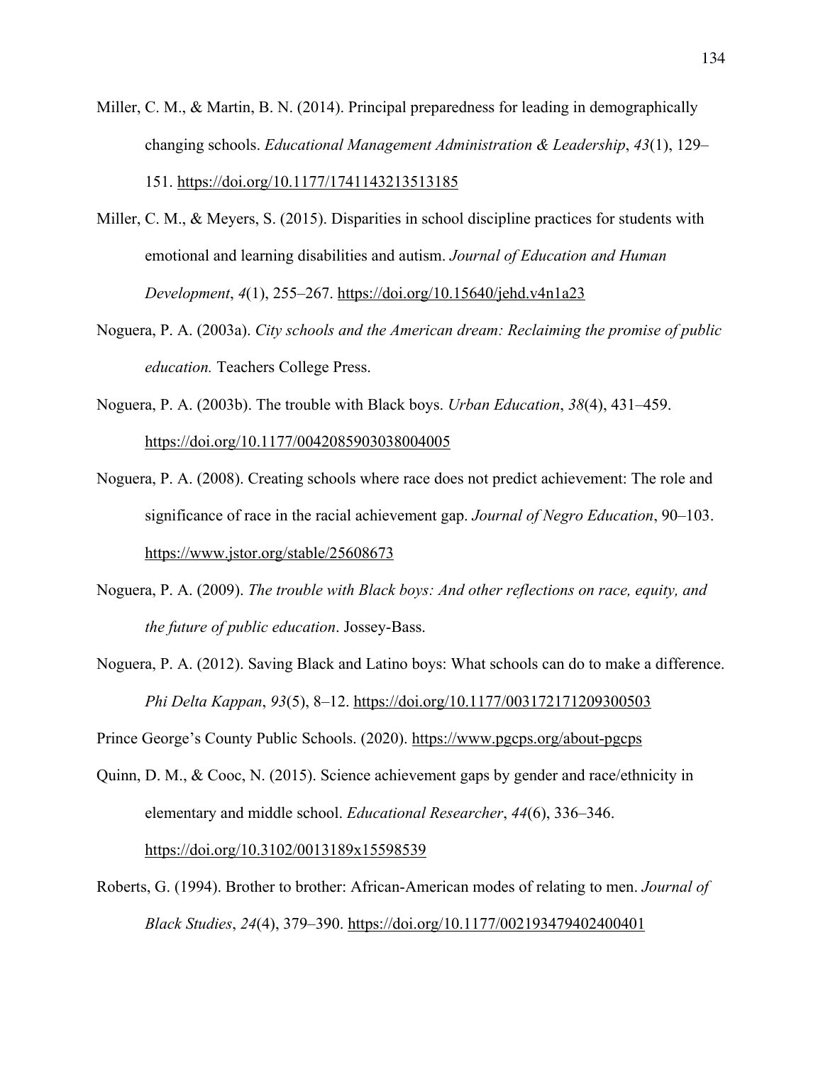Miller, C. M., & Martin, B. N. (2014). Principal preparedness for leading in demographically changing schools. *Educational Management Administration & Leadership*, *43*(1), 129–151. https://doi.org/10.1177/1741143213513185

Miller, C. M., & Meyers, S. (2015). Disparities in school discipline practices for students with emotional and learning disabilities and autism. *Journal of Education and Human Development*, *4*(1), 255–267. https://doi.org/10.15640/jehd.v4n1a23

Noguera, P. A. (2003a). *City schools and the American dream: Reclaiming the promise of public education.* Teachers College Press.

Noguera, P. A. (2003b). The trouble with Black boys. *Urban Education*, *38*(4), 431–459. https://doi.org/10.1177/0042085903038004005

Noguera, P. A. (2008). Creating schools where race does not predict achievement: The role and significance of race in the racial achievement gap. *Journal of Negro Education*, 90–103. https://www.jstor.org/stable/25608673

Noguera, P. A. (2009). *The trouble with Black boys: And other reflections on race, equity, and the future of public education*. Jossey-Bass.

Noguera, P. A. (2012). Saving Black and Latino boys: What schools can do to make a difference. *Phi Delta Kappan*, *93*(5), 8–12. https://doi.org/10.1177/003172171209300503

Prince George's County Public Schools. (2020). https://www.pgcps.org/about-pgcps

Quinn, D. M., & Cooc, N. (2015). Science achievement gaps by gender and race/ethnicity in elementary and middle school. *Educational Researcher*, *44*(6), 336–346. https://doi.org/10.3102/0013189x15598539

Roberts, G. (1994). Brother to brother: African-American modes of relating to men. *Journal of Black Studies*, *24*(4), 379–390. https://doi.org/10.1177/002193479402400401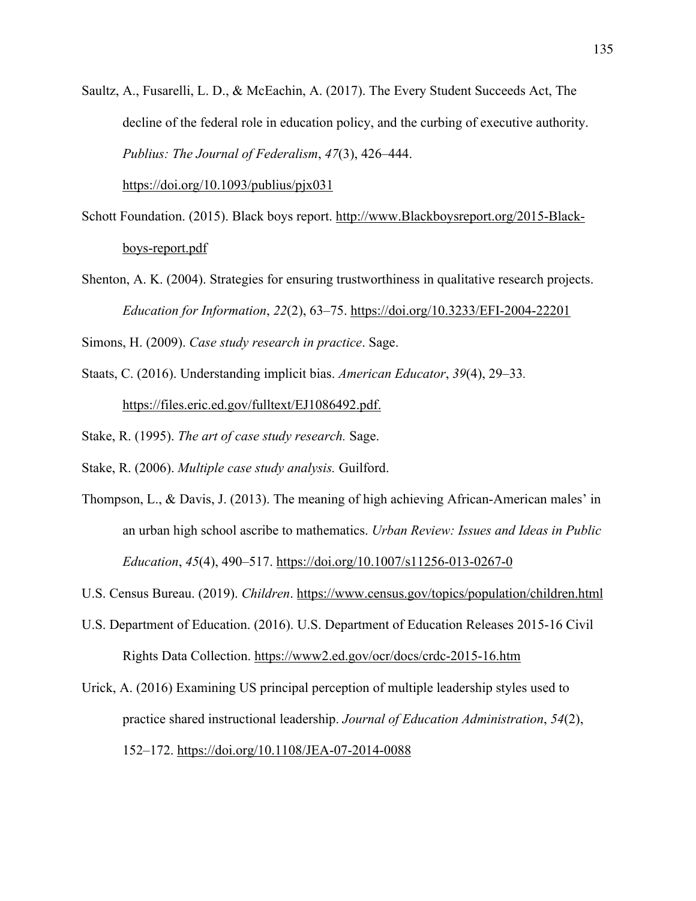Saultz, A., Fusarelli, L. D., & McEachin, A. (2017). The Every Student Succeeds Act, The decline of the federal role in education policy, and the curbing of executive authority. *Publius: The Journal of Federalism*, *47*(3), 426–444. https://doi.org/10.1093/publius/pjx031

Schott Foundation. (2015). Black boys report. http://www.Blackboysreport.org/2015-Black-boys-report.pdf

Shenton, A. K. (2004). Strategies for ensuring trustworthiness in qualitative research projects. *Education for Information*, *22*(2), 63–75. https://doi.org/10.3233/EFI-2004-22201

Simons, H. (2009). *Case study research in practice*. Sage.

Staats, C. (2016). Understanding implicit bias. *American Educator*, *39*(4), 29–33. https://files.eric.ed.gov/fulltext/EJ1086492.pdf.

Stake, R. (1995). *The art of case study research.* Sage.

Stake, R. (2006). *Multiple case study analysis.* Guilford.

Thompson, L., & Davis, J. (2013). The meaning of high achieving African-American males' in an urban high school ascribe to mathematics. *Urban Review: Issues and Ideas in Public Education*, *45*(4), 490–517. https://doi.org/10.1007/s11256-013-0267-0

U.S. Census Bureau. (2019). *Children*. https://www.census.gov/topics/population/children.html

U.S. Department of Education. (2016). U.S. Department of Education Releases 2015-16 Civil Rights Data Collection. https://www2.ed.gov/ocr/docs/crdc-2015-16.htm

Urick, A. (2016) Examining US principal perception of multiple leadership styles used to practice shared instructional leadership. *Journal of Education Administration*, *54*(2), 152–172. https://doi.org/10.1108/JEA-07-2014-0088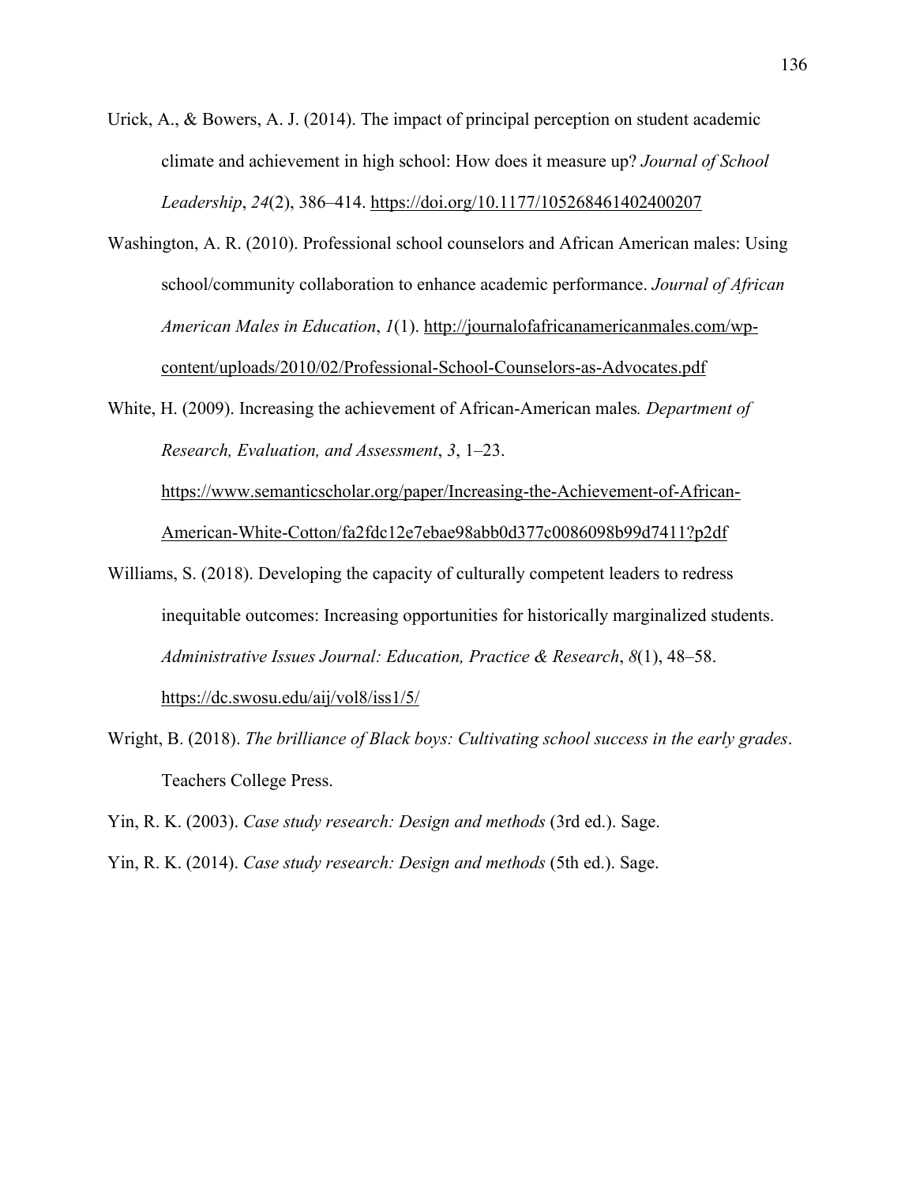Urick, A., & Bowers, A. J. (2014). The impact of principal perception on student academic climate and achievement in high school: How does it measure up? *Journal of School Leadership*, *24*(2), 386–414. https://doi.org/10.1177/105268461402400207

Washington, A. R. (2010). Professional school counselors and African American males: Using school/community collaboration to enhance academic performance. *Journal of African American Males in Education*, *1*(1). http://journalofafricanamericanmales.com/wp-content/uploads/2010/02/Professional-School-Counselors-as-Advocates.pdf

White, H. (2009). Increasing the achievement of African-American males*. Department of Research, Evaluation, and Assessment*, *3*, 1–23. https://www.semanticscholar.org/paper/Increasing-the-Achievement-of-African-American-White-Cotton/fa2fdc12e7ebae98abb0d377c0086098b99d7411?p2df

Williams, S. (2018). Developing the capacity of culturally competent leaders to redress inequitable outcomes: Increasing opportunities for historically marginalized students. *Administrative Issues Journal: Education, Practice & Research*, *8*(1), 48–58. https://dc.swosu.edu/aij/vol8/iss1/5/

Wright, B. (2018). *The brilliance of Black boys: Cultivating school success in the early grades*. Teachers College Press.

Yin, R. K. (2003). *Case study research: Design and methods* (3rd ed.). Sage.

Yin, R. K. (2014). *Case study research: Design and methods* (5th ed.). Sage.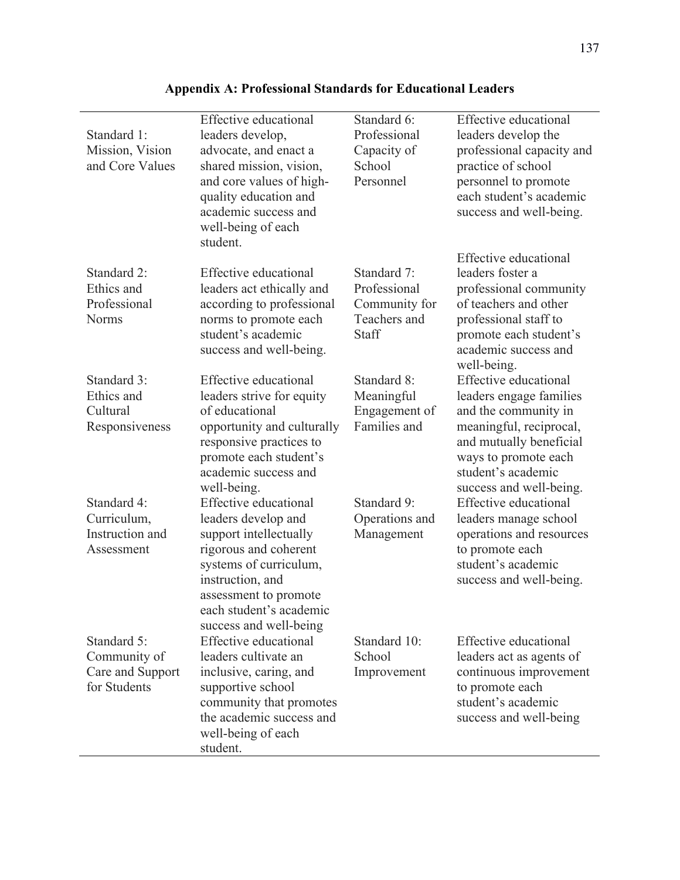**Appendix A: Professional Standards for Educational Leaders**

| | | | |
|---|---|---|---|
| Standard 1: Mission, Vision and Core Values | Effective educational leaders develop, advocate, and enact a shared mission, vision, and core values of high-quality education and academic success and well-being of each student. | Standard 6: Professional Capacity of School Personnel | Effective educational leaders develop the professional capacity and practice of school personnel to promote each student's academic success and well-being. |
| Standard 2: Ethics and Professional Norms | Effective educational leaders act ethically and according to professional norms to promote each student's academic success and well-being. | Standard 7: Professional Community for Teachers and Staff | Effective educational leaders foster a professional community of teachers and other professional staff to promote each student's academic success and well-being. |
| Standard 3: Ethics and Cultural Responsiveness | Effective educational leaders strive for equity of educational opportunity and culturally responsive practices to promote each student's academic success and well-being. | Standard 8: Meaningful Engagement of Families and | Effective educational leaders engage families and the community in meaningful, reciprocal, and mutually beneficial ways to promote each student's academic success and well-being. |
| Standard 4: Curriculum, Instruction and Assessment | Effective educational leaders develop and support intellectually rigorous and coherent systems of curriculum, instruction, and assessment to promote each student's academic success and well-being | Standard 9: Operations and Management | Effective educational leaders manage school operations and resources to promote each student's academic success and well-being. |
| Standard 5: Community of Care and Support for Students | Effective educational leaders cultivate an inclusive, caring, and supportive school community that promotes the academic success and well-being of each student. | Standard 10: School Improvement | Effective educational leaders act as agents of continuous improvement to promote each student's academic success and well-being |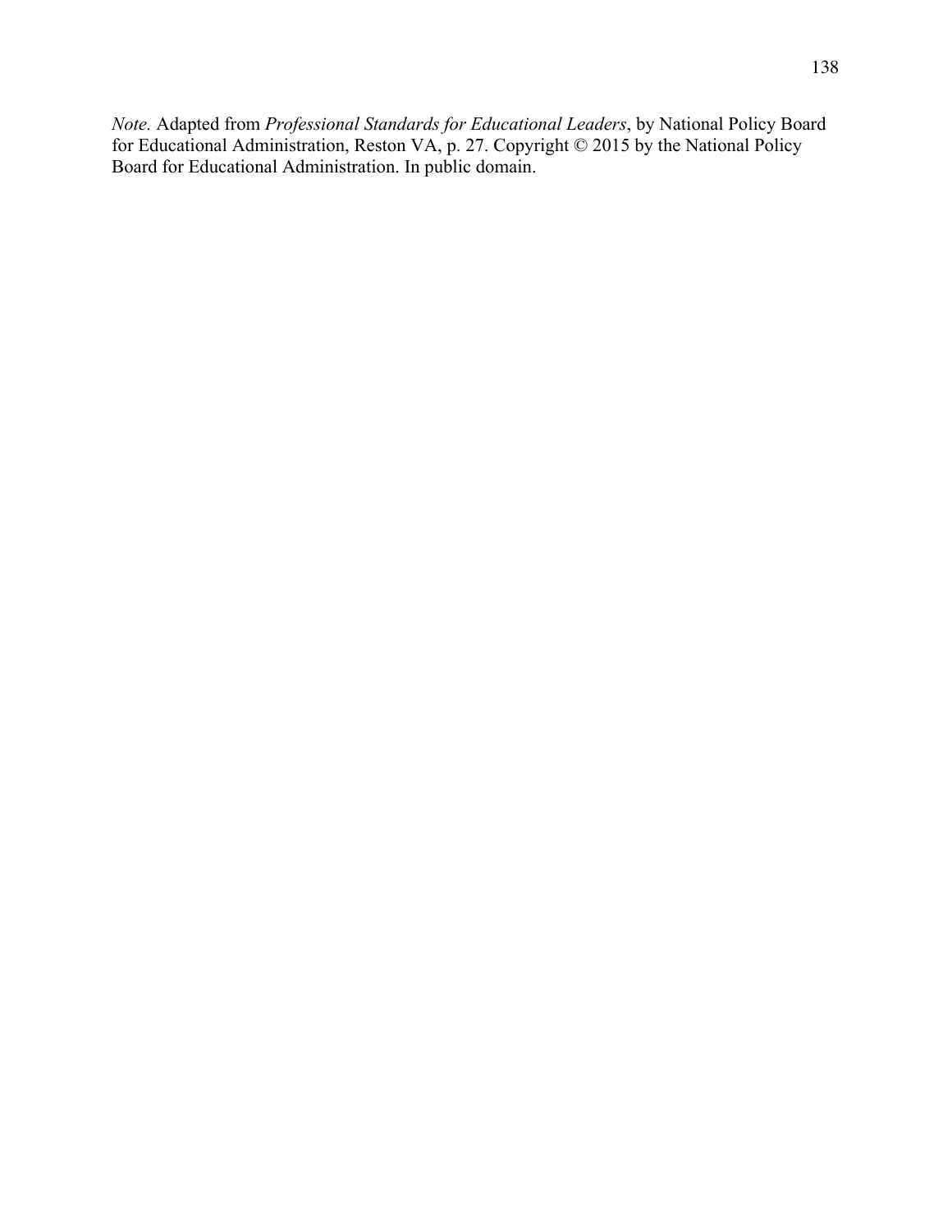*Note.* Adapted from *Professional Standards for Educational Leaders*, by National Policy Board for Educational Administration, Reston VA, p. 27. Copyright © 2015 by the National Policy Board for Educational Administration. In public domain.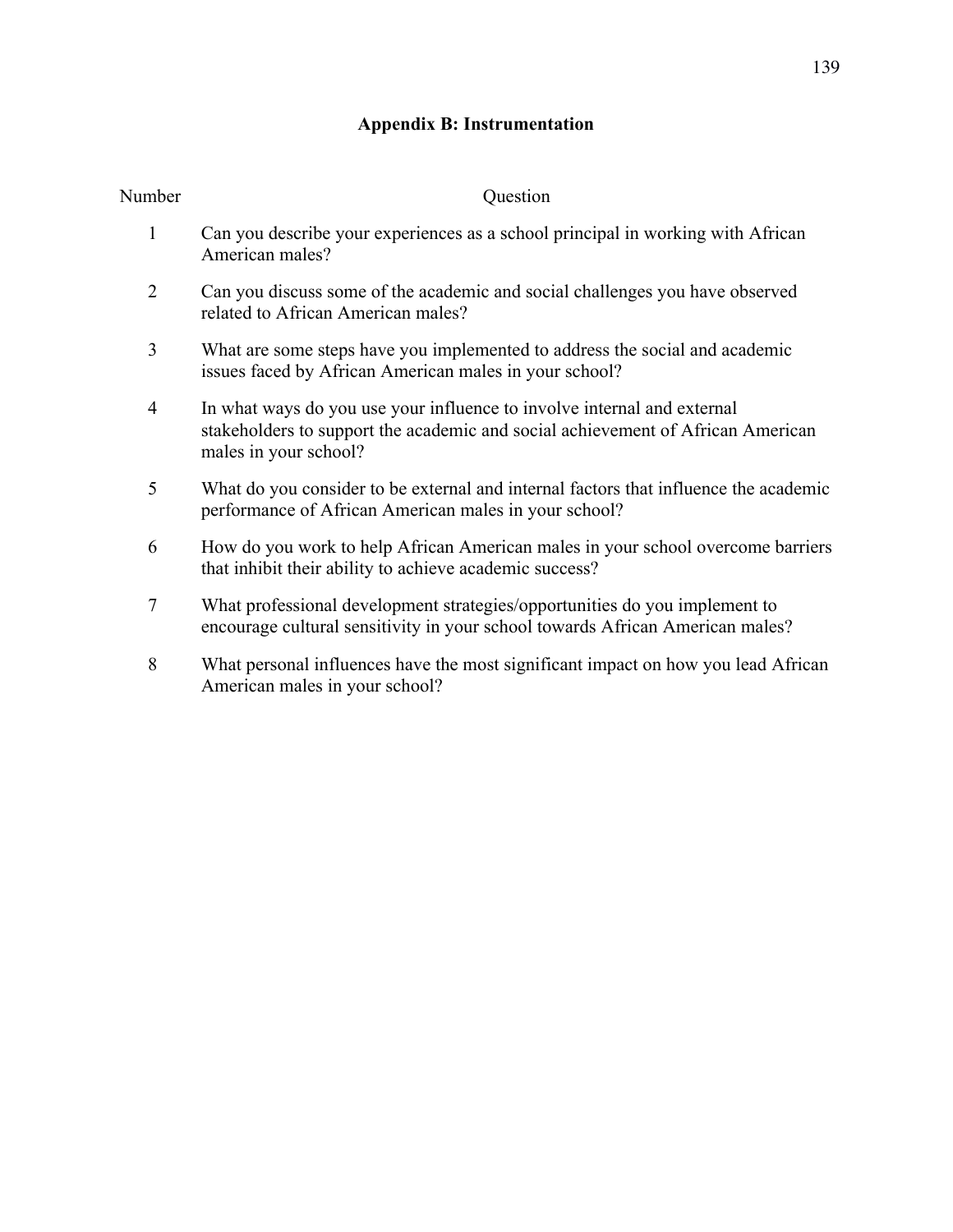## Appendix B: Instrumentation

| Number | Question |
| --- | --- |
| 1 | Can you describe your experiences as a school principal in working with African American males? |
| 2 | Can you discuss some of the academic and social challenges you have observed related to African American males? |
| 3 | What are some steps have you implemented to address the social and academic issues faced by African American males in your school? |
| 4 | In what ways do you use your influence to involve internal and external stakeholders to support the academic and social achievement of African American males in your school? |
| 5 | What do you consider to be external and internal factors that influence the academic performance of African American males in your school? |
| 6 | How do you work to help African American males in your school overcome barriers that inhibit their ability to achieve academic success? |
| 7 | What professional development strategies/opportunities do you implement to encourage cultural sensitivity in your school towards African American males? |
| 8 | What personal influences have the most significant impact on how you lead African American males in your school? |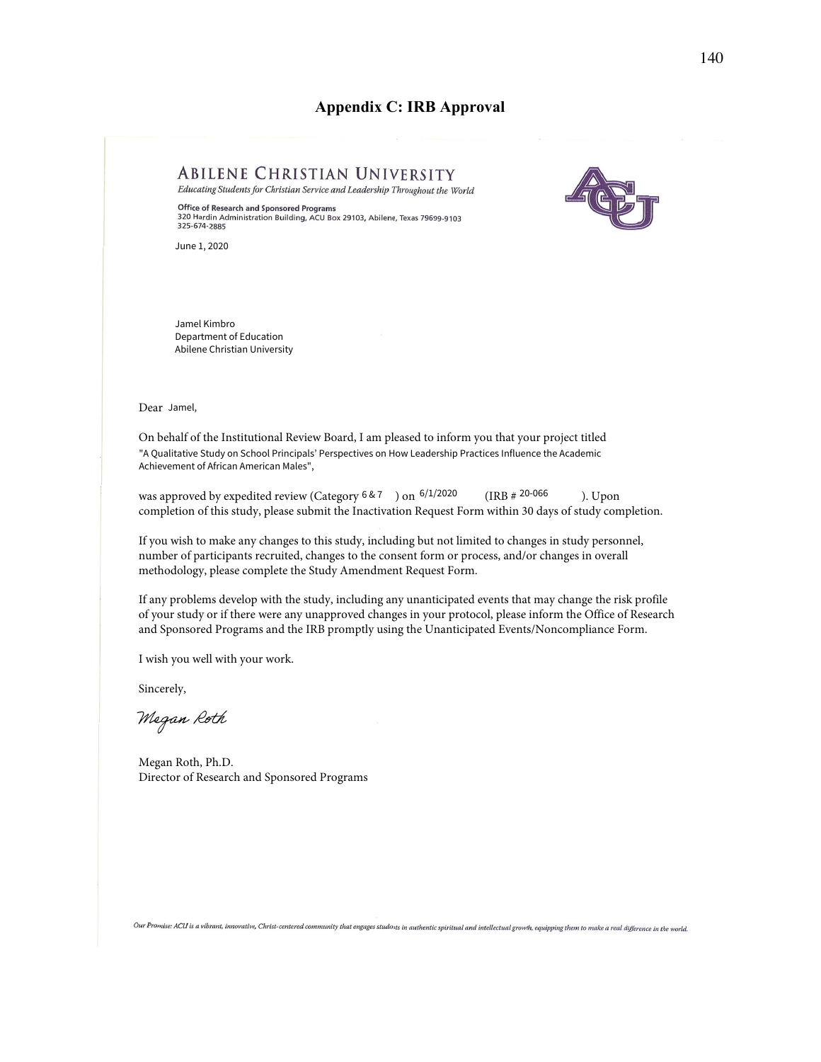## Appendix C: IRB Approval

ABILENE CHRISTIAN UNIVERSITY

*Educating Students for Christian Service and Leadership Throughout the World*

**Office of Research and Sponsored Programs**
320 Hardin Administration Building, ACU Box 29103, Abilene, Texas 79699-9103
325-674-2885

June 1, 2020

Jamel Kimbro
Department of Education
Abilene Christian University

Dear Jamel,

On behalf of the Institutional Review Board, I am pleased to inform you that your project titled "A Qualitative Study on School Principals' Perspectives on How Leadership Practices Influence the Academic Achievement of African American Males",

was approved by expedited review (Category 6 & 7) on 6/1/2020 (IRB # 20-066). Upon completion of this study, please submit the Inactivation Request Form within 30 days of study completion.

If you wish to make any changes to this study, including but not limited to changes in study personnel, number of participants recruited, changes to the consent form or process, and/or changes in overall methodology, please complete the Study Amendment Request Form.

If any problems develop with the study, including any unanticipated events that may change the risk profile of your study or if there were any unapproved changes in your protocol, please inform the Office of Research and Sponsored Programs and the IRB promptly using the Unanticipated Events/Noncompliance Form.

I wish you well with your work.

Sincerely,

*Megan Roth*

Megan Roth, Ph.D.
Director of Research and Sponsored Programs

*Our Promise: ACU is a vibrant, innovative, Christ-centered community that engages students in authentic spiritual and intellectual growth, equipping them to make a real difference in the world.*